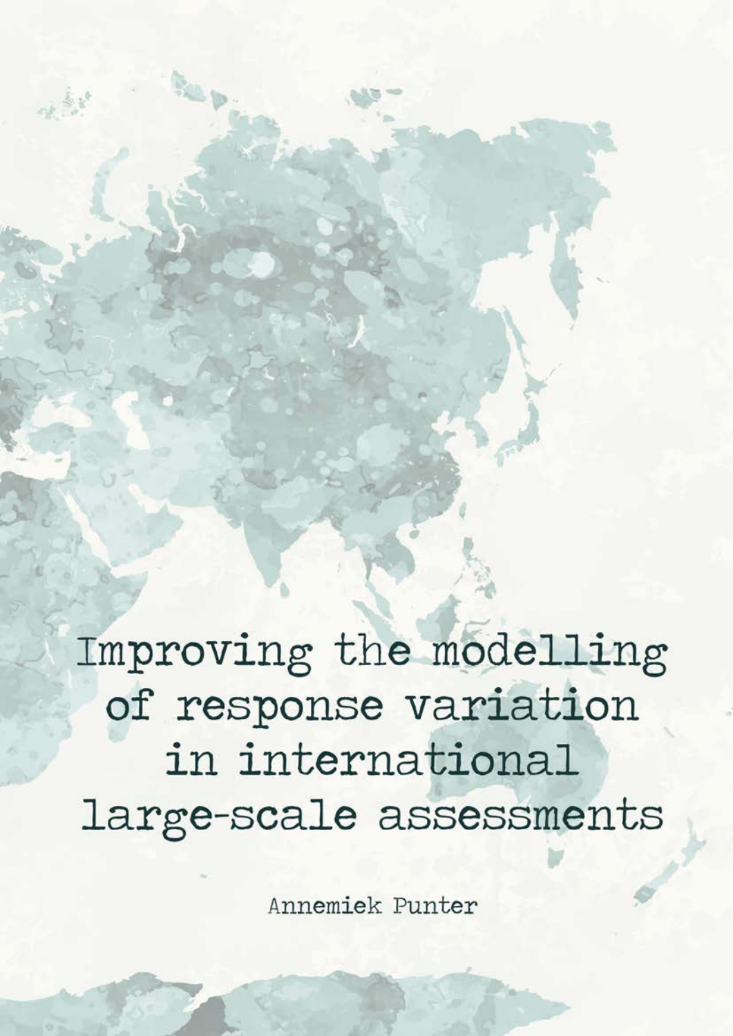# Improving the modelling of response variation in international large-scale assessments

Annemiek Punter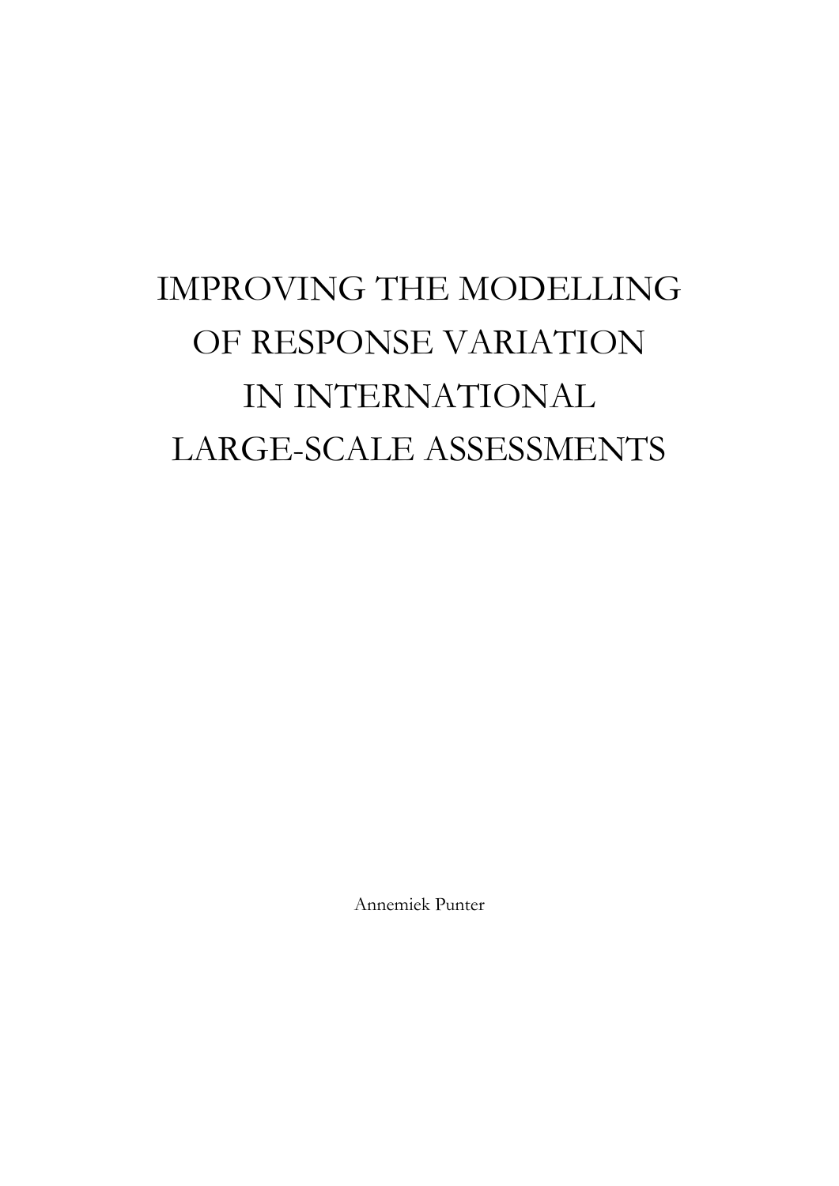# IMPROVING THE MODELLING OF RESPONSE VARIATION IN INTERNATIONAL LARGE-SCALE ASSESSMENTS

Annemiek Punter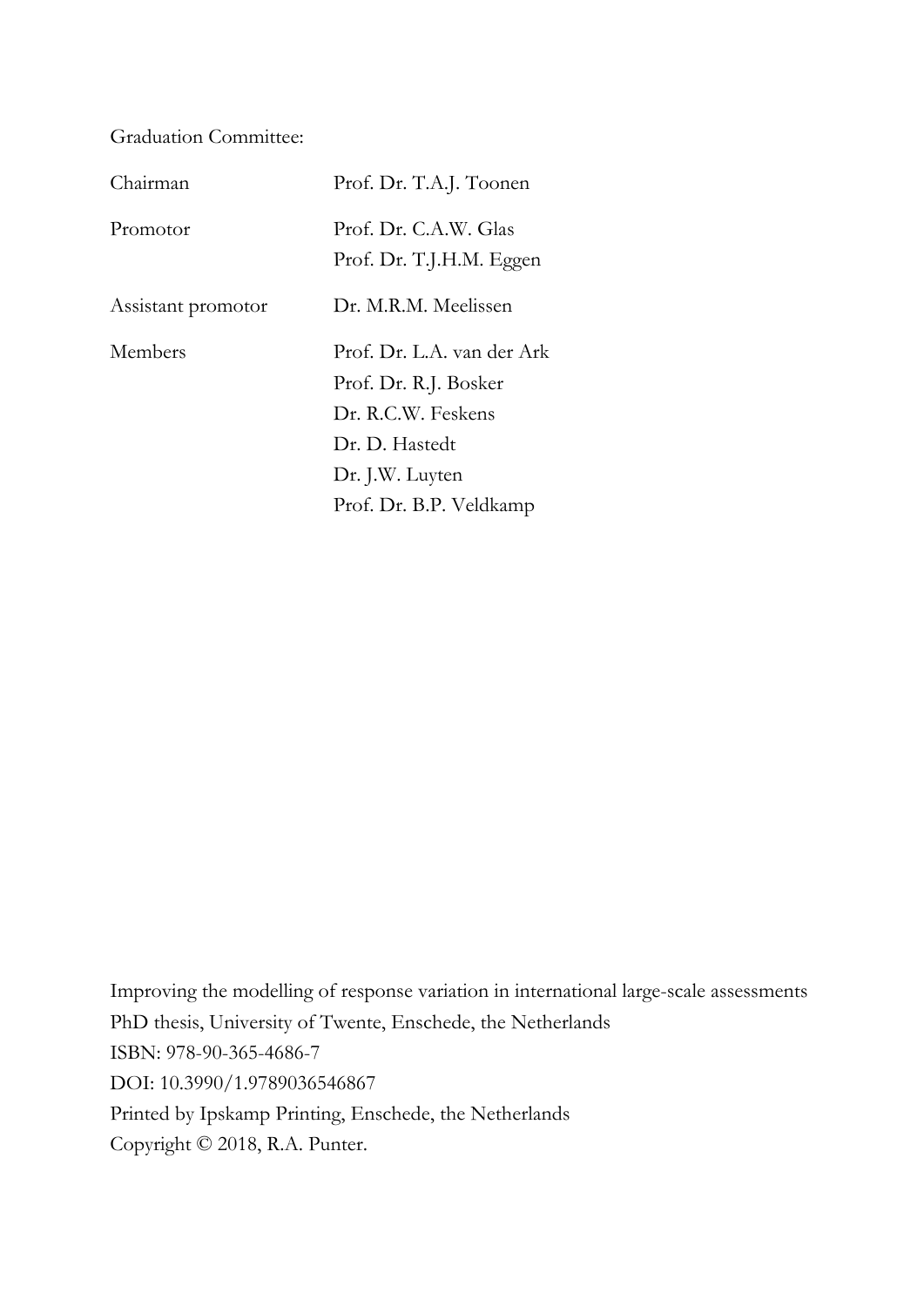Graduation Committee:

| | |
|---|---|
| Chairman | Prof. Dr. T.A.J. Toonen |
| Promotor | Prof. Dr. C.A.W. Glas |
| | Prof. Dr. T.J.H.M. Eggen |
| Assistant promotor | Dr. M.R.M. Meelissen |
| Members | Prof. Dr. L.A. van der Ark |
| | Prof. Dr. R.J. Bosker |
| | Dr. R.C.W. Feskens |
| | Dr. D. Hastedt |
| | Dr. J.W. Luyten |
| | Prof. Dr. B.P. Veldkamp |

Improving the modelling of response variation in international large-scale assessments
PhD thesis, University of Twente, Enschede, the Netherlands
ISBN: 978-90-365-4686-7
DOI: 10.3990/1.9789036546867
Printed by Ipskamp Printing, Enschede, the Netherlands
Copyright © 2018, R.A. Punter.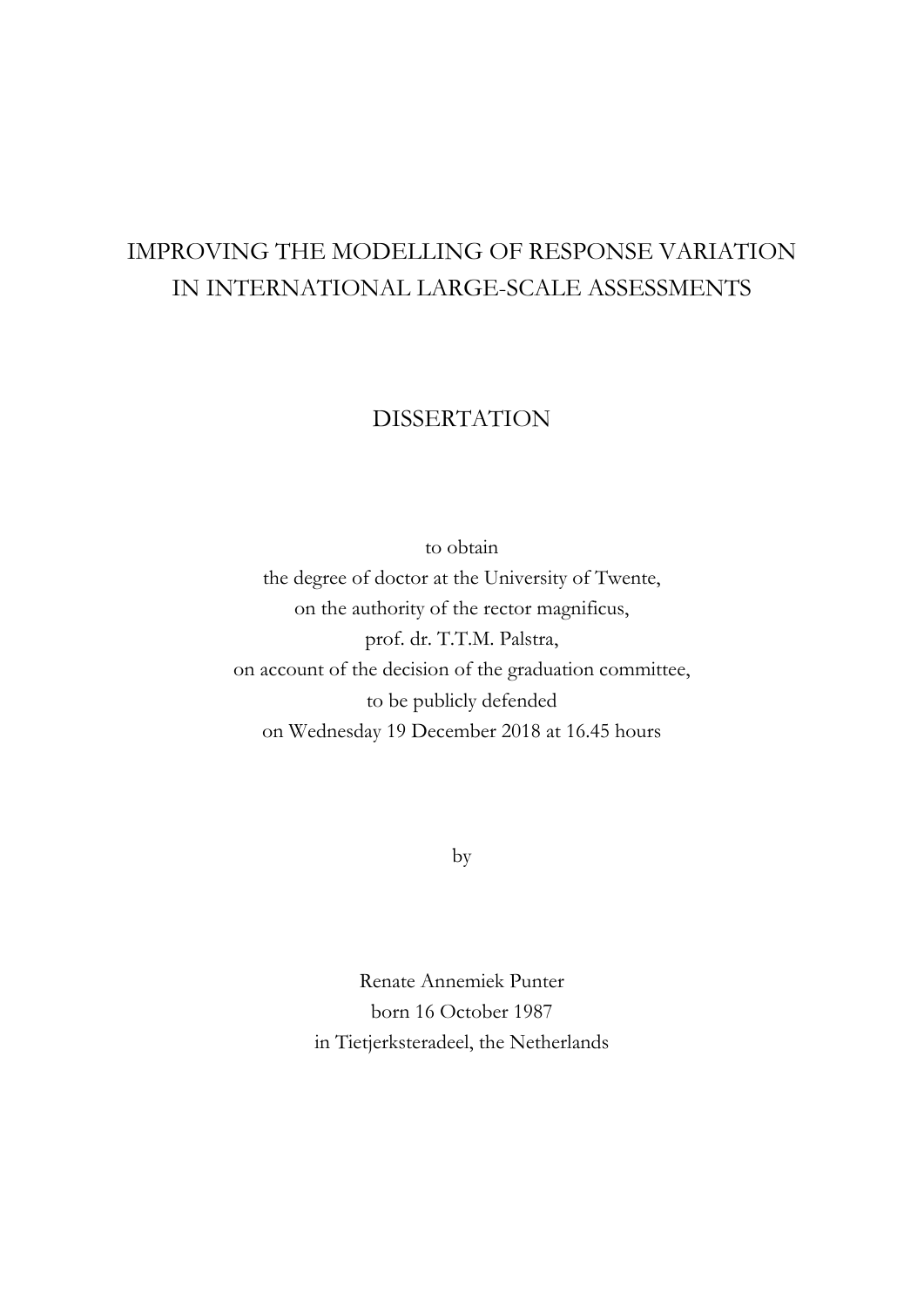# IMPROVING THE MODELLING OF RESPONSE VARIATION IN INTERNATIONAL LARGE-SCALE ASSESSMENTS

## DISSERTATION

to obtain
the degree of doctor at the University of Twente,
on the authority of the rector magnificus,
prof. dr. T.T.M. Palstra,
on account of the decision of the graduation committee,
to be publicly defended
on Wednesday 19 December 2018 at 16.45 hours

by

Renate Annemiek Punter
born 16 October 1987
in Tietjerksteradeel, the Netherlands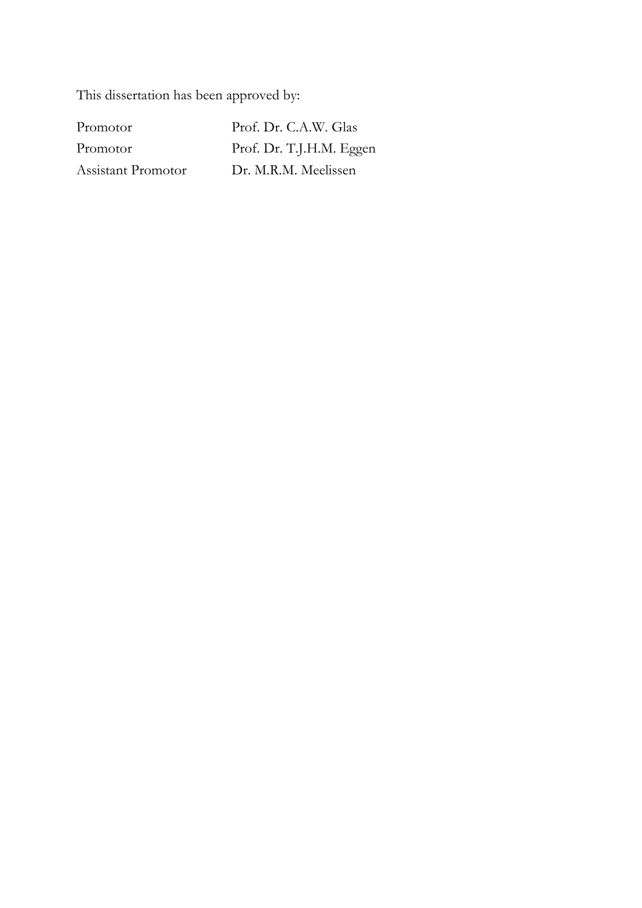This dissertation has been approved by:

| | |
|---|---|
| Promotor | Prof. Dr. C.A.W. Glas |
| Promotor | Prof. Dr. T.J.H.M. Eggen |
| Assistant Promotor | Dr. M.R.M. Meelissen |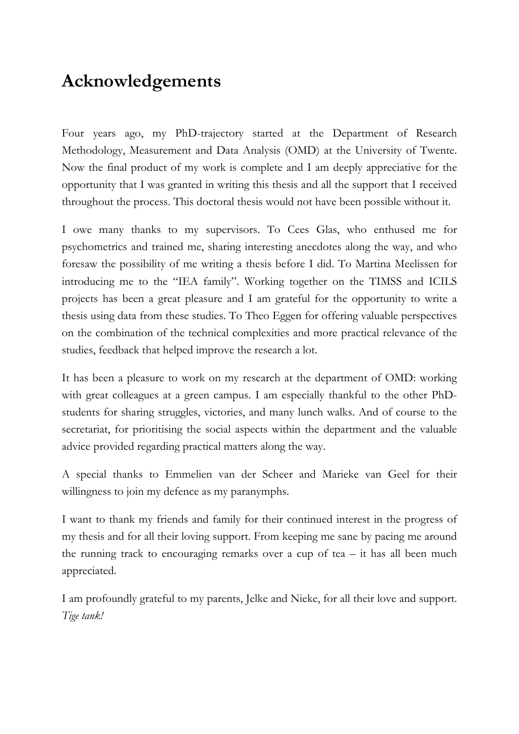# Acknowledgements

Four years ago, my PhD-trajectory started at the Department of Research Methodology, Measurement and Data Analysis (OMD) at the University of Twente. Now the final product of my work is complete and I am deeply appreciative for the opportunity that I was granted in writing this thesis and all the support that I received throughout the process. This doctoral thesis would not have been possible without it.

I owe many thanks to my supervisors. To Cees Glas, who enthused me for psychometrics and trained me, sharing interesting anecdotes along the way, and who foresaw the possibility of me writing a thesis before I did. To Martina Meelissen for introducing me to the "IEA family". Working together on the TIMSS and ICILS projects has been a great pleasure and I am grateful for the opportunity to write a thesis using data from these studies. To Theo Eggen for offering valuable perspectives on the combination of the technical complexities and more practical relevance of the studies, feedback that helped improve the research a lot.

It has been a pleasure to work on my research at the department of OMD: working with great colleagues at a green campus. I am especially thankful to the other PhD-students for sharing struggles, victories, and many lunch walks. And of course to the secretariat, for prioritising the social aspects within the department and the valuable advice provided regarding practical matters along the way.

A special thanks to Emmelien van der Scheer and Marieke van Geel for their willingness to join my defence as my paranymphs.

I want to thank my friends and family for their continued interest in the progress of my thesis and for all their loving support. From keeping me sane by pacing me around the running track to encouraging remarks over a cup of tea – it has all been much appreciated.

I am profoundly grateful to my parents, Jelke and Nieke, for all their love and support. *Tige tank!*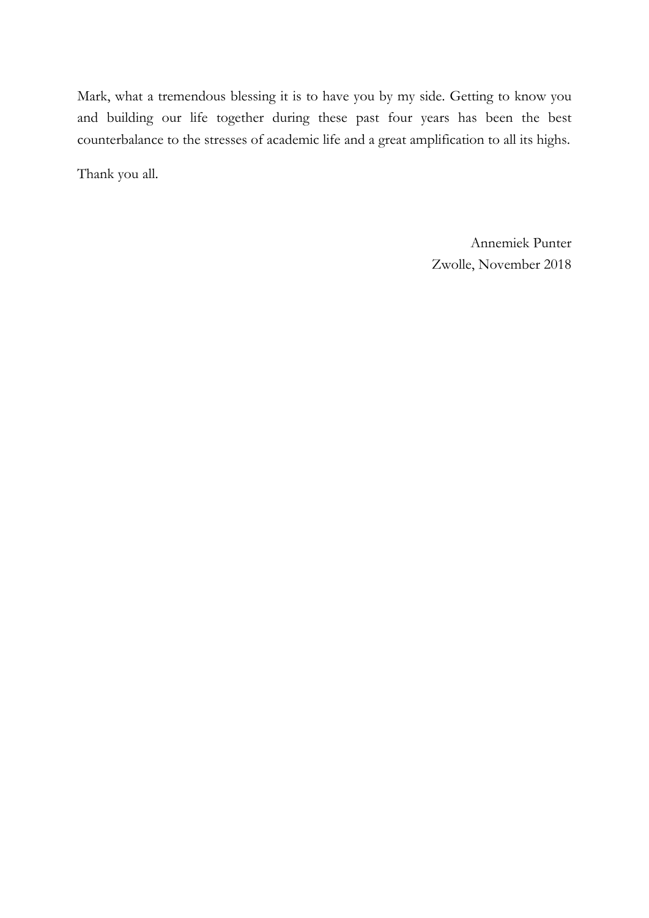Mark, what a tremendous blessing it is to have you by my side. Getting to know you and building our life together during these past four years has been the best counterbalance to the stresses of academic life and a great amplification to all its highs.

Thank you all.

Annemiek Punter
Zwolle, November 2018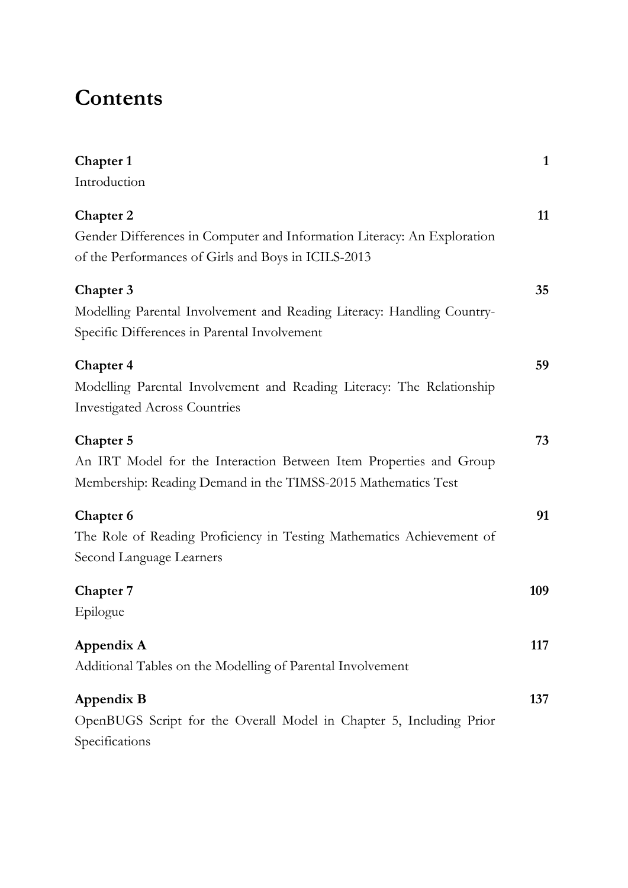# Contents

| | |
|---|---|
| **Chapter 1**<br>Introduction | **1** |
| **Chapter 2**<br>Gender Differences in Computer and Information Literacy: An Exploration of the Performances of Girls and Boys in ICILS-2013 | **11** |
| **Chapter 3**<br>Modelling Parental Involvement and Reading Literacy: Handling Country-Specific Differences in Parental Involvement | **35** |
| **Chapter 4**<br>Modelling Parental Involvement and Reading Literacy: The Relationship Investigated Across Countries | **59** |
| **Chapter 5**<br>An IRT Model for the Interaction Between Item Properties and Group Membership: Reading Demand in the TIMSS-2015 Mathematics Test | **73** |
| **Chapter 6**<br>The Role of Reading Proficiency in Testing Mathematics Achievement of Second Language Learners | **91** |
| **Chapter 7**<br>Epilogue | **109** |
| **Appendix A**<br>Additional Tables on the Modelling of Parental Involvement | **117** |
| **Appendix B**<br>OpenBUGS Script for the Overall Model in Chapter 5, Including Prior Specifications | **137** |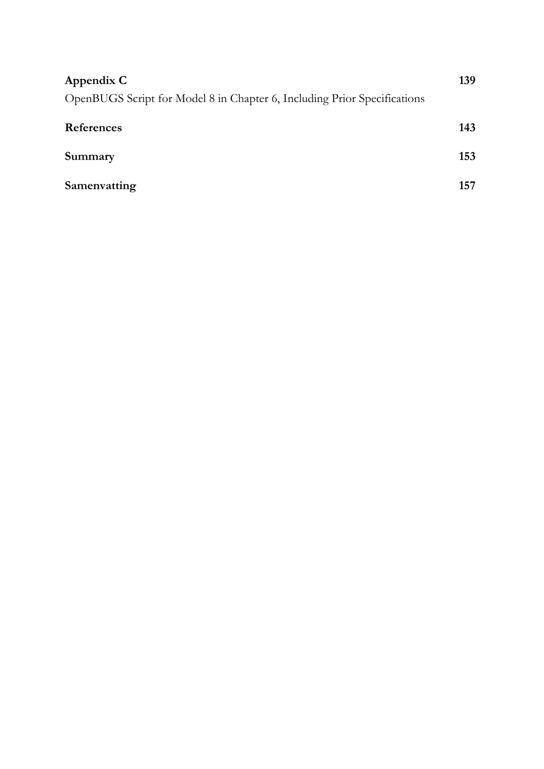**Appendix C** **139**

OpenBUGS Script for Model 8 in Chapter 6, Including Prior Specifications

**References** **143**

**Summary** **153**

**Samenvatting** **157**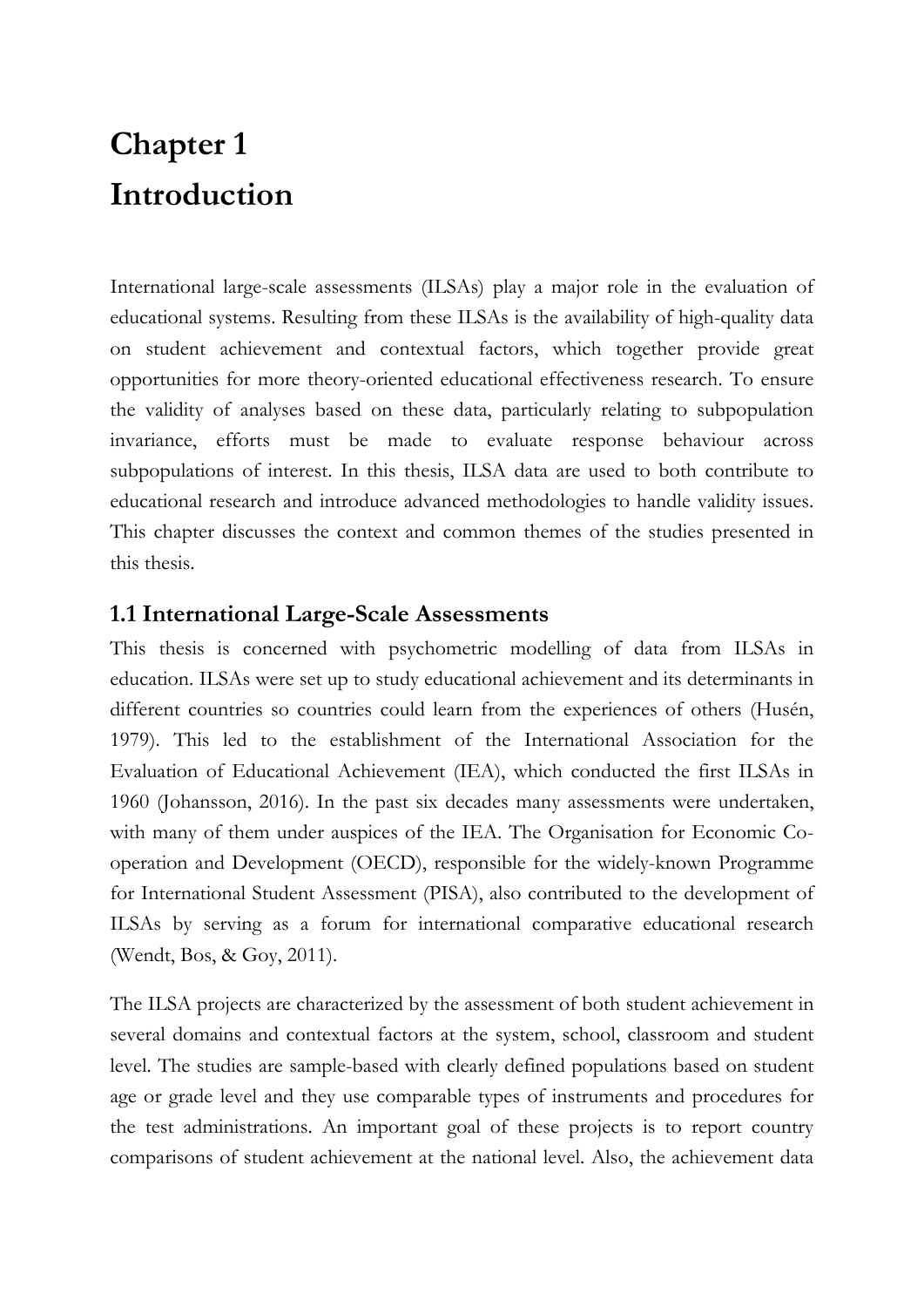# Chapter 1
# Introduction

International large-scale assessments (ILSAs) play a major role in the evaluation of educational systems. Resulting from these ILSAs is the availability of high-quality data on student achievement and contextual factors, which together provide great opportunities for more theory-oriented educational effectiveness research. To ensure the validity of analyses based on these data, particularly relating to subpopulation invariance, efforts must be made to evaluate response behaviour across subpopulations of interest. In this thesis, ILSA data are used to both contribute to educational research and introduce advanced methodologies to handle validity issues. This chapter discusses the context and common themes of the studies presented in this thesis.

## 1.1 International Large-Scale Assessments

This thesis is concerned with psychometric modelling of data from ILSAs in education. ILSAs were set up to study educational achievement and its determinants in different countries so countries could learn from the experiences of others (Husén, 1979). This led to the establishment of the International Association for the Evaluation of Educational Achievement (IEA), which conducted the first ILSAs in 1960 (Johansson, 2016). In the past six decades many assessments were undertaken, with many of them under auspices of the IEA. The Organisation for Economic Co-operation and Development (OECD), responsible for the widely-known Programme for International Student Assessment (PISA), also contributed to the development of ILSAs by serving as a forum for international comparative educational research (Wendt, Bos, & Goy, 2011).

The ILSA projects are characterized by the assessment of both student achievement in several domains and contextual factors at the system, school, classroom and student level. The studies are sample-based with clearly defined populations based on student age or grade level and they use comparable types of instruments and procedures for the test administrations. An important goal of these projects is to report country comparisons of student achievement at the national level. Also, the achievement data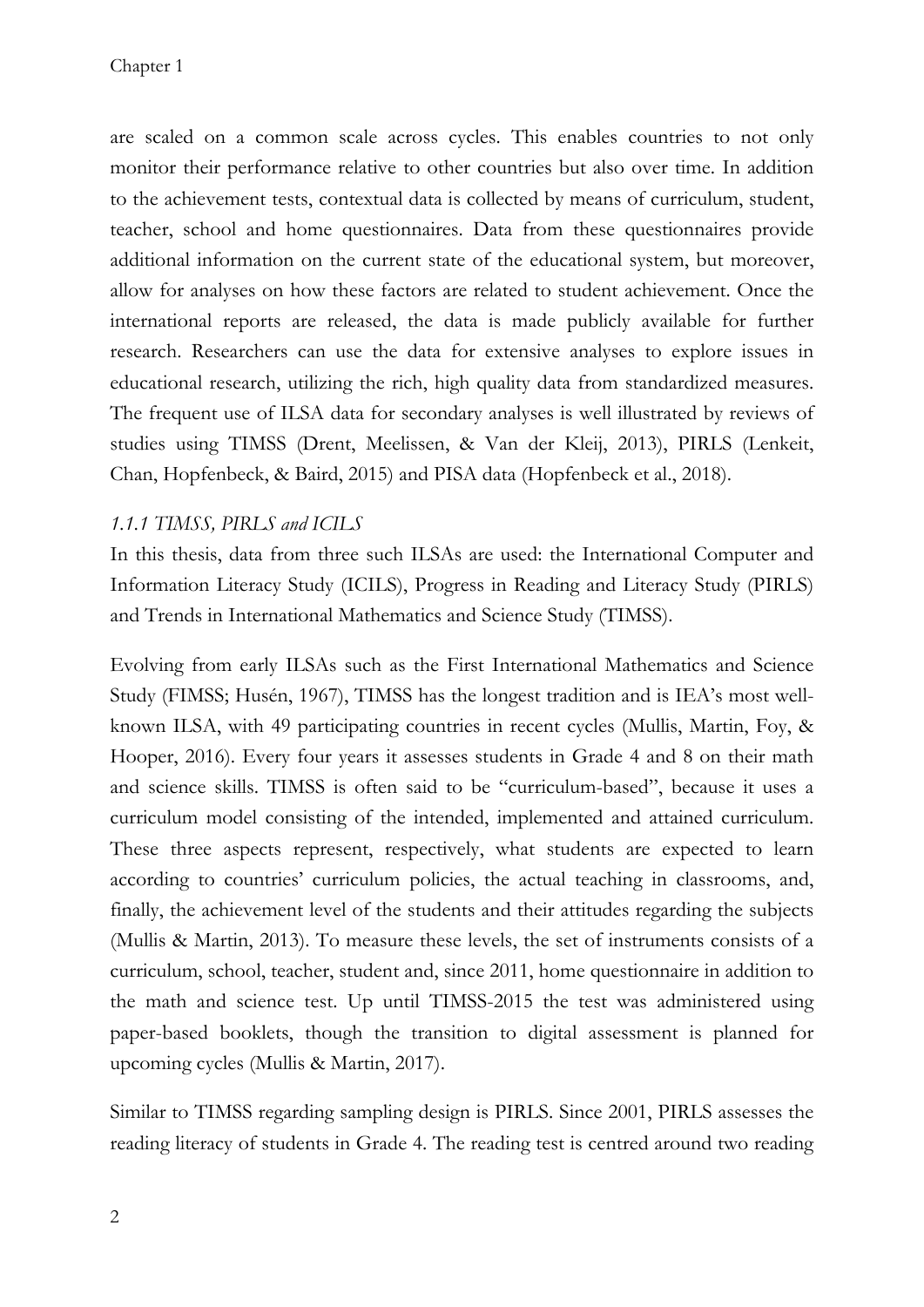are scaled on a common scale across cycles. This enables countries to not only monitor their performance relative to other countries but also over time. In addition to the achievement tests, contextual data is collected by means of curriculum, student, teacher, school and home questionnaires. Data from these questionnaires provide additional information on the current state of the educational system, but moreover, allow for analyses on how these factors are related to student achievement. Once the international reports are released, the data is made publicly available for further research. Researchers can use the data for extensive analyses to explore issues in educational research, utilizing the rich, high quality data from standardized measures. The frequent use of ILSA data for secondary analyses is well illustrated by reviews of studies using TIMSS (Drent, Meelissen, & Van der Kleij, 2013), PIRLS (Lenkeit, Chan, Hopfenbeck, & Baird, 2015) and PISA data (Hopfenbeck et al., 2018).

### *1.1.1 TIMSS, PIRLS and ICILS*

In this thesis, data from three such ILSAs are used: the International Computer and Information Literacy Study (ICILS), Progress in Reading and Literacy Study (PIRLS) and Trends in International Mathematics and Science Study (TIMSS).

Evolving from early ILSAs such as the First International Mathematics and Science Study (FIMSS; Husén, 1967), TIMSS has the longest tradition and is IEA's most well-known ILSA, with 49 participating countries in recent cycles (Mullis, Martin, Foy, & Hooper, 2016). Every four years it assesses students in Grade 4 and 8 on their math and science skills. TIMSS is often said to be "curriculum-based", because it uses a curriculum model consisting of the intended, implemented and attained curriculum. These three aspects represent, respectively, what students are expected to learn according to countries' curriculum policies, the actual teaching in classrooms, and, finally, the achievement level of the students and their attitudes regarding the subjects (Mullis & Martin, 2013). To measure these levels, the set of instruments consists of a curriculum, school, teacher, student and, since 2011, home questionnaire in addition to the math and science test. Up until TIMSS-2015 the test was administered using paper-based booklets, though the transition to digital assessment is planned for upcoming cycles (Mullis & Martin, 2017).

Similar to TIMSS regarding sampling design is PIRLS. Since 2001, PIRLS assesses the reading literacy of students in Grade 4. The reading test is centred around two reading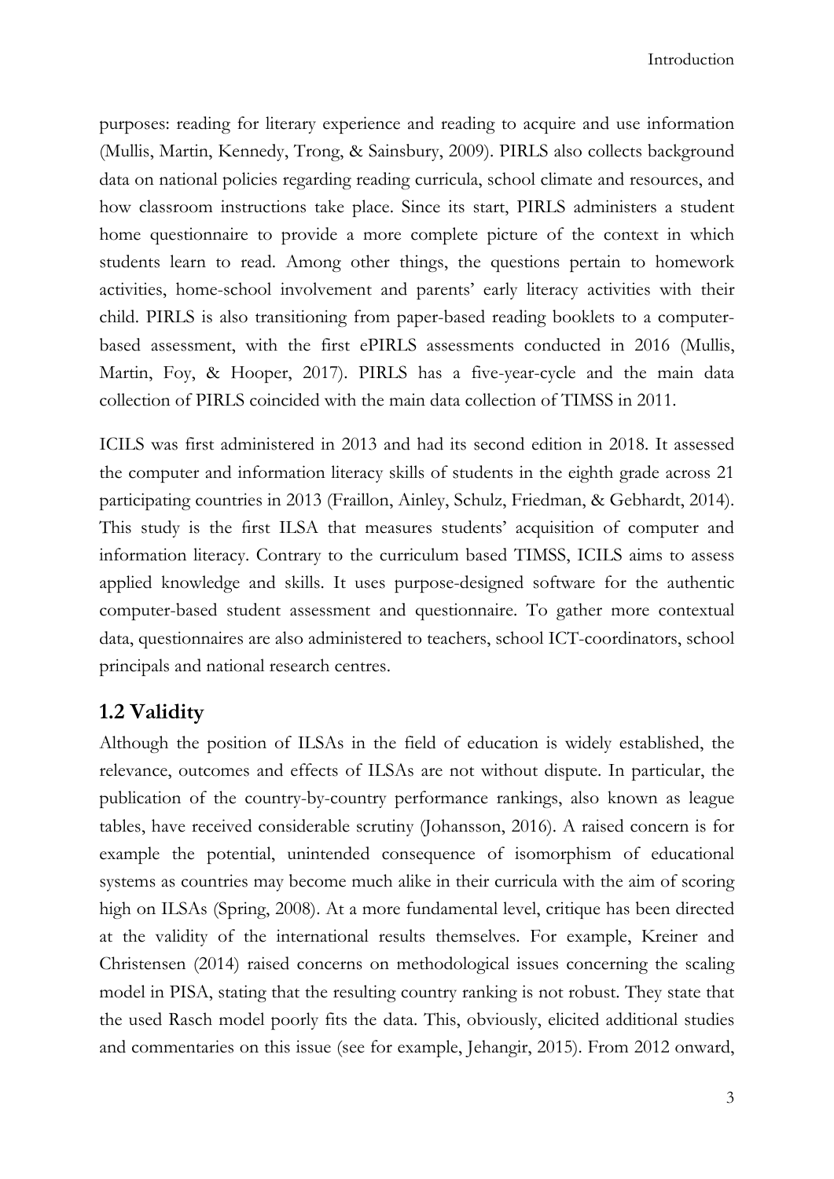purposes: reading for literary experience and reading to acquire and use information (Mullis, Martin, Kennedy, Trong, & Sainsbury, 2009). PIRLS also collects background data on national policies regarding reading curricula, school climate and resources, and how classroom instructions take place. Since its start, PIRLS administers a student home questionnaire to provide a more complete picture of the context in which students learn to read. Among other things, the questions pertain to homework activities, home-school involvement and parents' early literacy activities with their child. PIRLS is also transitioning from paper-based reading booklets to a computer-based assessment, with the first ePIRLS assessments conducted in 2016 (Mullis, Martin, Foy, & Hooper, 2017). PIRLS has a five-year-cycle and the main data collection of PIRLS coincided with the main data collection of TIMSS in 2011.

ICILS was first administered in 2013 and had its second edition in 2018. It assessed the computer and information literacy skills of students in the eighth grade across 21 participating countries in 2013 (Fraillon, Ainley, Schulz, Friedman, & Gebhardt, 2014). This study is the first ILSA that measures students' acquisition of computer and information literacy. Contrary to the curriculum based TIMSS, ICILS aims to assess applied knowledge and skills. It uses purpose-designed software for the authentic computer-based student assessment and questionnaire. To gather more contextual data, questionnaires are also administered to teachers, school ICT-coordinators, school principals and national research centres.

## 1.2 Validity

Although the position of ILSAs in the field of education is widely established, the relevance, outcomes and effects of ILSAs are not without dispute. In particular, the publication of the country-by-country performance rankings, also known as league tables, have received considerable scrutiny (Johansson, 2016). A raised concern is for example the potential, unintended consequence of isomorphism of educational systems as countries may become much alike in their curricula with the aim of scoring high on ILSAs (Spring, 2008). At a more fundamental level, critique has been directed at the validity of the international results themselves. For example, Kreiner and Christensen (2014) raised concerns on methodological issues concerning the scaling model in PISA, stating that the resulting country ranking is not robust. They state that the used Rasch model poorly fits the data. This, obviously, elicited additional studies and commentaries on this issue (see for example, Jehangir, 2015). From 2012 onward,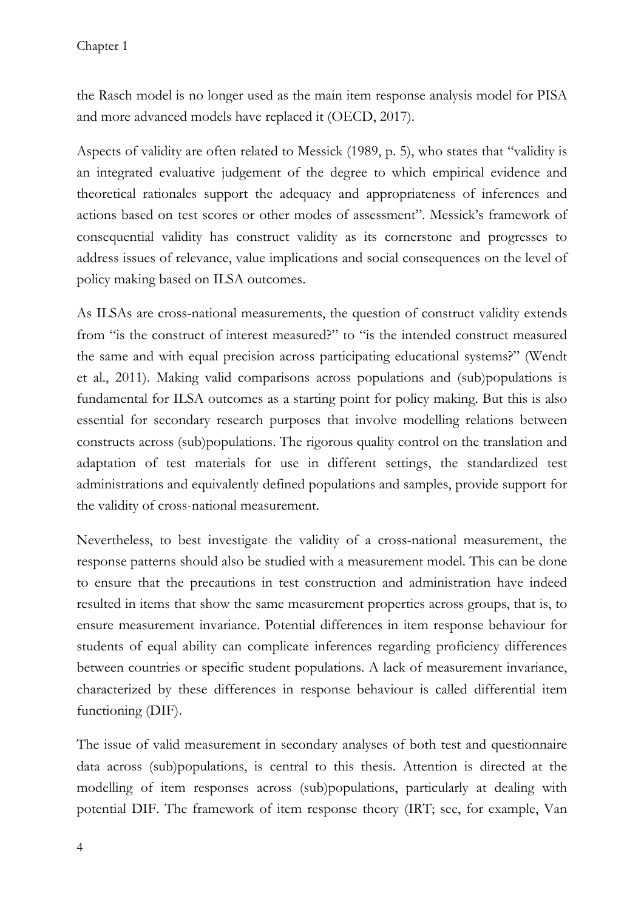the Rasch model is no longer used as the main item response analysis model for PISA and more advanced models have replaced it (OECD, 2017).

Aspects of validity are often related to Messick (1989, p. 5), who states that "validity is an integrated evaluative judgement of the degree to which empirical evidence and theoretical rationales support the adequacy and appropriateness of inferences and actions based on test scores or other modes of assessment". Messick's framework of consequential validity has construct validity as its cornerstone and progresses to address issues of relevance, value implications and social consequences on the level of policy making based on ILSA outcomes.

As ILSAs are cross-national measurements, the question of construct validity extends from "is the construct of interest measured?" to "is the intended construct measured the same and with equal precision across participating educational systems?" (Wendt et al., 2011). Making valid comparisons across populations and (sub)populations is fundamental for ILSA outcomes as a starting point for policy making. But this is also essential for secondary research purposes that involve modelling relations between constructs across (sub)populations. The rigorous quality control on the translation and adaptation of test materials for use in different settings, the standardized test administrations and equivalently defined populations and samples, provide support for the validity of cross-national measurement.

Nevertheless, to best investigate the validity of a cross-national measurement, the response patterns should also be studied with a measurement model. This can be done to ensure that the precautions in test construction and administration have indeed resulted in items that show the same measurement properties across groups, that is, to ensure measurement invariance. Potential differences in item response behaviour for students of equal ability can complicate inferences regarding proficiency differences between countries or specific student populations. A lack of measurement invariance, characterized by these differences in response behaviour is called differential item functioning (DIF).

The issue of valid measurement in secondary analyses of both test and questionnaire data across (sub)populations, is central to this thesis. Attention is directed at the modelling of item responses across (sub)populations, particularly at dealing with potential DIF. The framework of item response theory (IRT; see, for example, Van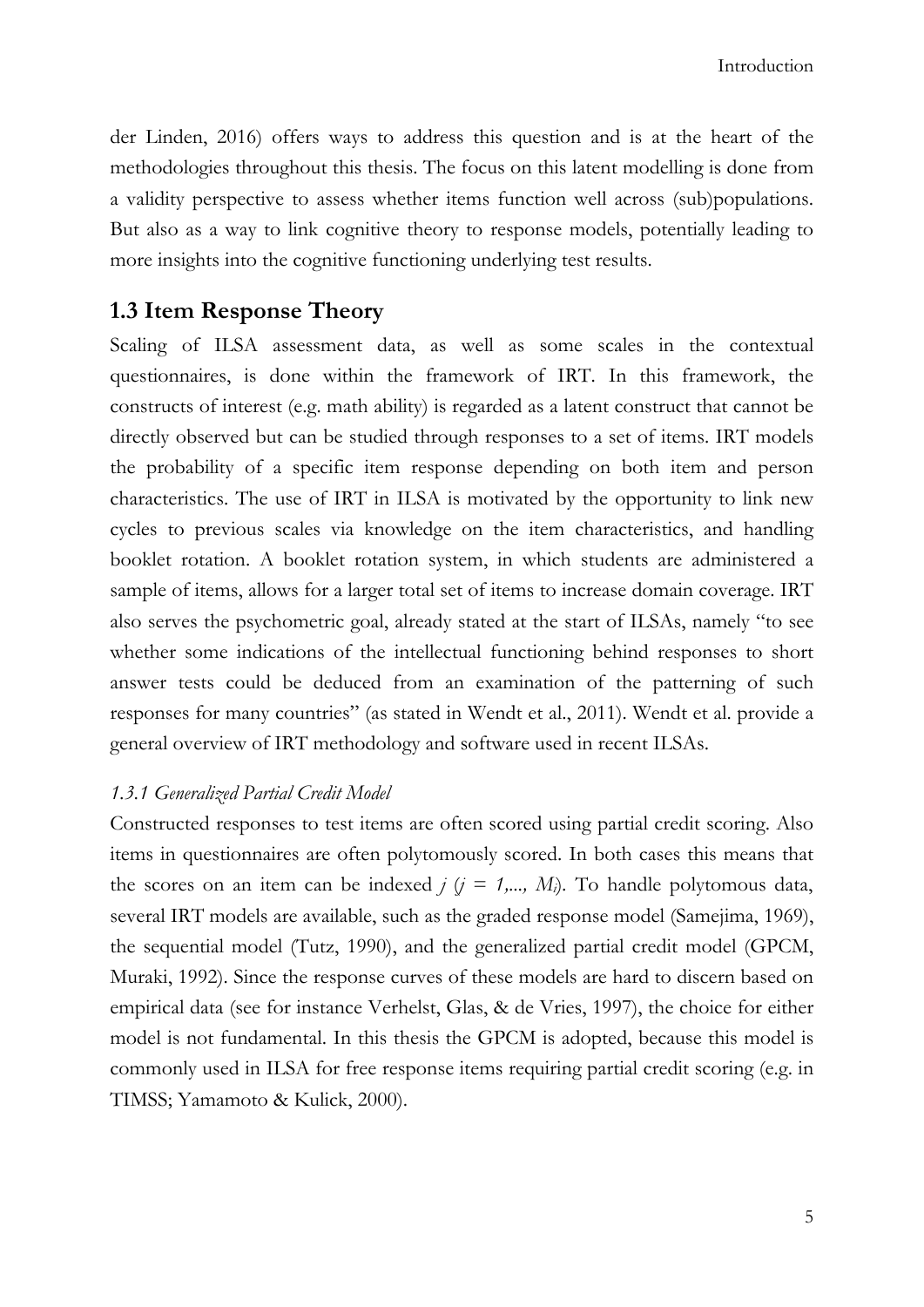der Linden, 2016) offers ways to address this question and is at the heart of the methodologies throughout this thesis. The focus on this latent modelling is done from a validity perspective to assess whether items function well across (sub)populations. But also as a way to link cognitive theory to response models, potentially leading to more insights into the cognitive functioning underlying test results.

## 1.3 Item Response Theory

Scaling of ILSA assessment data, as well as some scales in the contextual questionnaires, is done within the framework of IRT. In this framework, the constructs of interest (e.g. math ability) is regarded as a latent construct that cannot be directly observed but can be studied through responses to a set of items. IRT models the probability of a specific item response depending on both item and person characteristics. The use of IRT in ILSA is motivated by the opportunity to link new cycles to previous scales via knowledge on the item characteristics, and handling booklet rotation. A booklet rotation system, in which students are administered a sample of items, allows for a larger total set of items to increase domain coverage. IRT also serves the psychometric goal, already stated at the start of ILSAs, namely "to see whether some indications of the intellectual functioning behind responses to short answer tests could be deduced from an examination of the patterning of such responses for many countries" (as stated in Wendt et al., 2011). Wendt et al. provide a general overview of IRT methodology and software used in recent ILSAs.

### *1.3.1 Generalized Partial Credit Model*

Constructed responses to test items are often scored using partial credit scoring. Also items in questionnaires are often polytomously scored. In both cases this means that the scores on an item can be indexed $j$ ($j = 1, \ldots, M_i$). To handle polytomous data, several IRT models are available, such as the graded response model (Samejima, 1969), the sequential model (Tutz, 1990), and the generalized partial credit model (GPCM, Muraki, 1992). Since the response curves of these models are hard to discern based on empirical data (see for instance Verhelst, Glas, & de Vries, 1997), the choice for either model is not fundamental. In this thesis the GPCM is adopted, because this model is commonly used in ILSA for free response items requiring partial credit scoring (e.g. in TIMSS; Yamamoto & Kulick, 2000).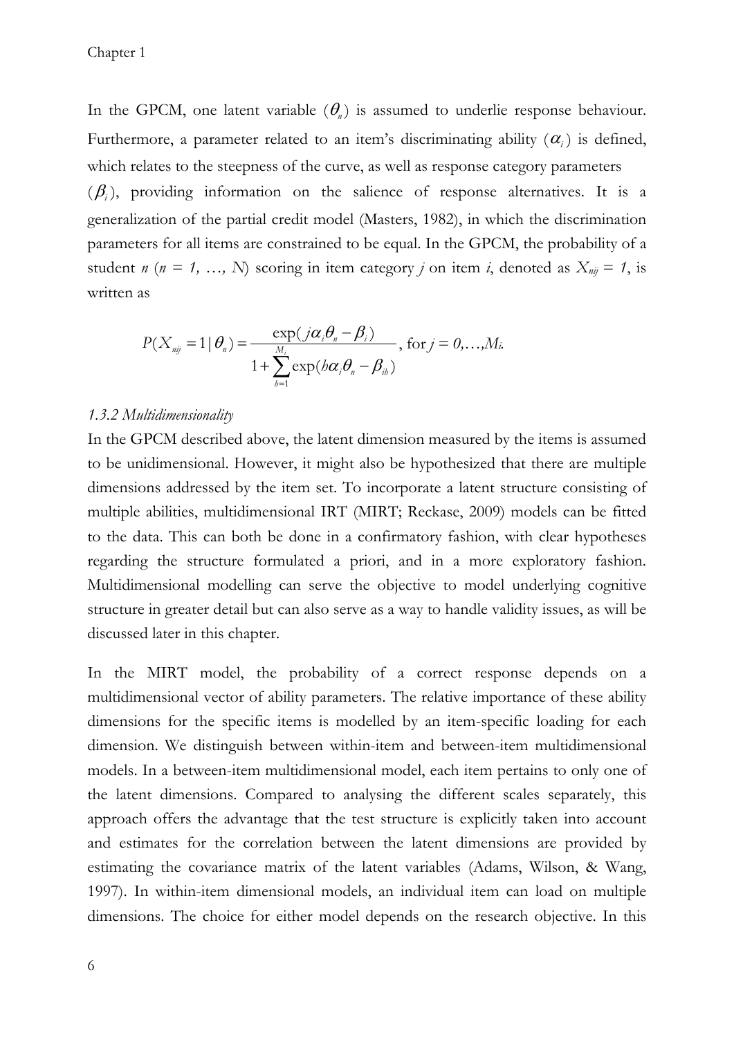In the GPCM, one latent variable ($\theta_n$) is assumed to underlie response behaviour. Furthermore, a parameter related to an item's discriminating ability ($\alpha_i$) is defined, which relates to the steepness of the curve, as well as response category parameters ($\beta_i$), providing information on the salience of response alternatives. It is a generalization of the partial credit model (Masters, 1982), in which the discrimination parameters for all items are constrained to be equal. In the GPCM, the probability of a student *n* (*n = 1, …, N*) scoring in item category *j* on item *i*, denoted as $X_{nij} = 1$, is written as

$$P(X_{nij} = 1 \mid \theta_n) = \frac{\exp(j\alpha_i\theta_n - \beta_i)}{1 + \sum_{h=1}^{M_i} \exp(h\alpha_i\theta_n - \beta_{ih})}, \text{ for } j = 0,\ldots,M_i.$$

### *1.3.2 Multidimensionality*

In the GPCM described above, the latent dimension measured by the items is assumed to be unidimensional. However, it might also be hypothesized that there are multiple dimensions addressed by the item set. To incorporate a latent structure consisting of multiple abilities, multidimensional IRT (MIRT; Reckase, 2009) models can be fitted to the data. This can both be done in a confirmatory fashion, with clear hypotheses regarding the structure formulated a priori, and in a more exploratory fashion. Multidimensional modelling can serve the objective to model underlying cognitive structure in greater detail but can also serve as a way to handle validity issues, as will be discussed later in this chapter.

In the MIRT model, the probability of a correct response depends on a multidimensional vector of ability parameters. The relative importance of these ability dimensions for the specific items is modelled by an item-specific loading for each dimension. We distinguish between within-item and between-item multidimensional models. In a between-item multidimensional model, each item pertains to only one of the latent dimensions. Compared to analysing the different scales separately, this approach offers the advantage that the test structure is explicitly taken into account and estimates for the correlation between the latent dimensions are provided by estimating the covariance matrix of the latent variables (Adams, Wilson, & Wang, 1997). In within-item dimensional models, an individual item can load on multiple dimensions. The choice for either model depends on the research objective. In this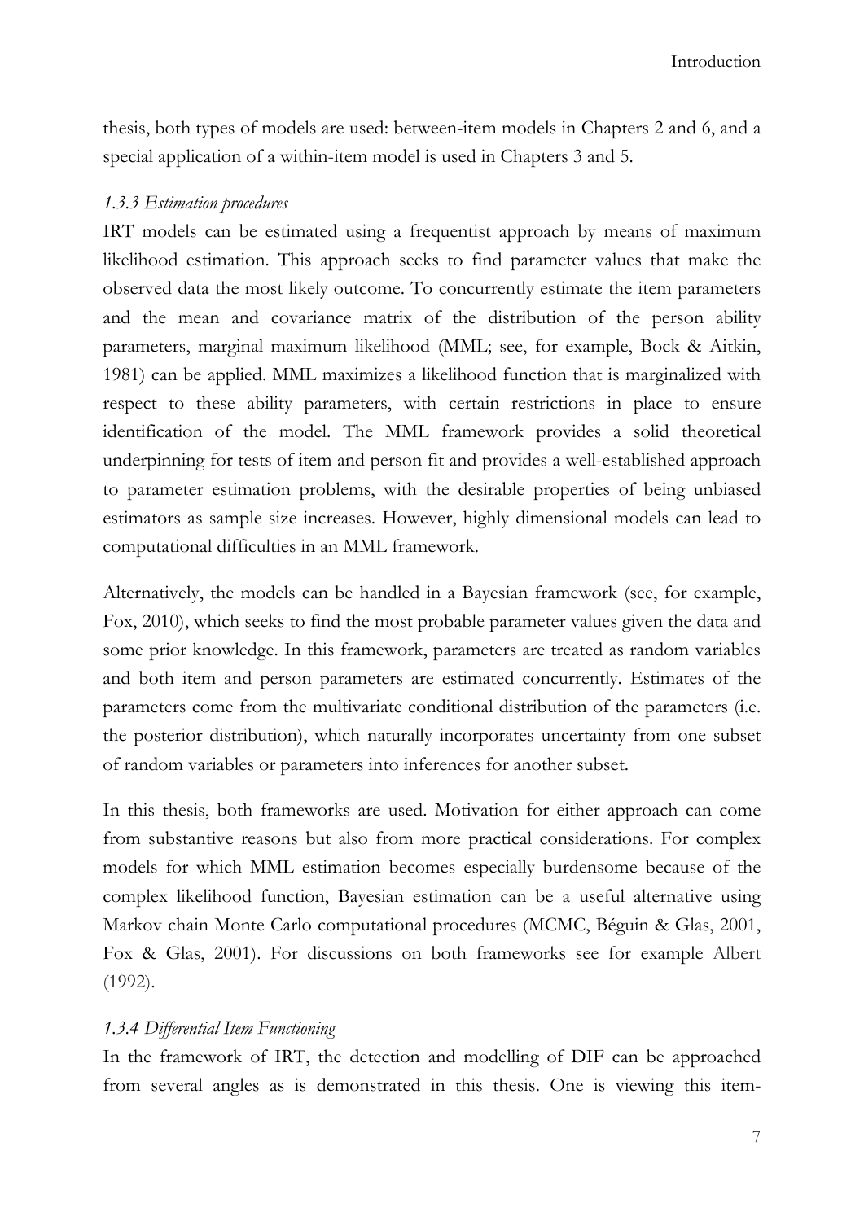thesis, both types of models are used: between-item models in Chapters 2 and 6, and a special application of a within-item model is used in Chapters 3 and 5.

### *1.3.3 Estimation procedures*

IRT models can be estimated using a frequentist approach by means of maximum likelihood estimation. This approach seeks to find parameter values that make the observed data the most likely outcome. To concurrently estimate the item parameters and the mean and covariance matrix of the distribution of the person ability parameters, marginal maximum likelihood (MML; see, for example, Bock & Aitkin, 1981) can be applied. MML maximizes a likelihood function that is marginalized with respect to these ability parameters, with certain restrictions in place to ensure identification of the model. The MML framework provides a solid theoretical underpinning for tests of item and person fit and provides a well-established approach to parameter estimation problems, with the desirable properties of being unbiased estimators as sample size increases. However, highly dimensional models can lead to computational difficulties in an MML framework.

Alternatively, the models can be handled in a Bayesian framework (see, for example, Fox, 2010), which seeks to find the most probable parameter values given the data and some prior knowledge. In this framework, parameters are treated as random variables and both item and person parameters are estimated concurrently. Estimates of the parameters come from the multivariate conditional distribution of the parameters (i.e. the posterior distribution), which naturally incorporates uncertainty from one subset of random variables or parameters into inferences for another subset.

In this thesis, both frameworks are used. Motivation for either approach can come from substantive reasons but also from more practical considerations. For complex models for which MML estimation becomes especially burdensome because of the complex likelihood function, Bayesian estimation can be a useful alternative using Markov chain Monte Carlo computational procedures (MCMC, Béguin & Glas, 2001, Fox & Glas, 2001). For discussions on both frameworks see for example Albert (1992).

### *1.3.4 Differential Item Functioning*

In the framework of IRT, the detection and modelling of DIF can be approached from several angles as is demonstrated in this thesis. One is viewing this item-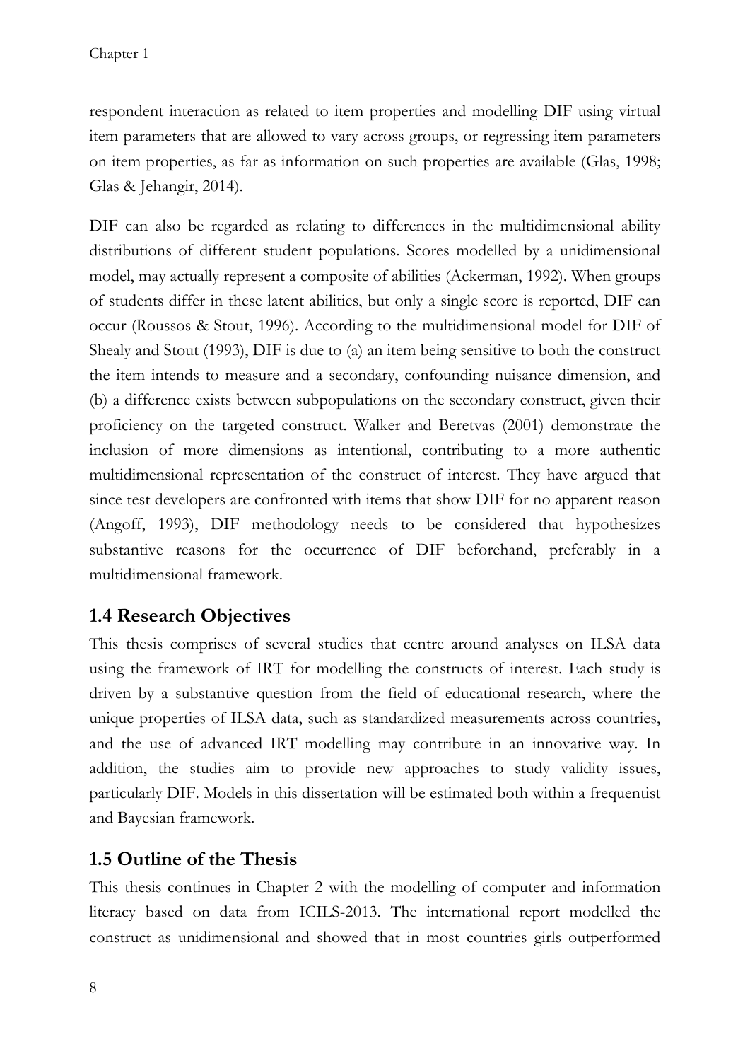respondent interaction as related to item properties and modelling DIF using virtual item parameters that are allowed to vary across groups, or regressing item parameters on item properties, as far as information on such properties are available (Glas, 1998; Glas & Jehangir, 2014).

DIF can also be regarded as relating to differences in the multidimensional ability distributions of different student populations. Scores modelled by a unidimensional model, may actually represent a composite of abilities (Ackerman, 1992). When groups of students differ in these latent abilities, but only a single score is reported, DIF can occur (Roussos & Stout, 1996). According to the multidimensional model for DIF of Shealy and Stout (1993), DIF is due to (a) an item being sensitive to both the construct the item intends to measure and a secondary, confounding nuisance dimension, and (b) a difference exists between subpopulations on the secondary construct, given their proficiency on the targeted construct. Walker and Beretvas (2001) demonstrate the inclusion of more dimensions as intentional, contributing to a more authentic multidimensional representation of the construct of interest. They have argued that since test developers are confronted with items that show DIF for no apparent reason (Angoff, 1993), DIF methodology needs to be considered that hypothesizes substantive reasons for the occurrence of DIF beforehand, preferably in a multidimensional framework.

## 1.4 Research Objectives

This thesis comprises of several studies that centre around analyses on ILSA data using the framework of IRT for modelling the constructs of interest. Each study is driven by a substantive question from the field of educational research, where the unique properties of ILSA data, such as standardized measurements across countries, and the use of advanced IRT modelling may contribute in an innovative way. In addition, the studies aim to provide new approaches to study validity issues, particularly DIF. Models in this dissertation will be estimated both within a frequentist and Bayesian framework.

## 1.5 Outline of the Thesis

This thesis continues in Chapter 2 with the modelling of computer and information literacy based on data from ICILS-2013. The international report modelled the construct as unidimensional and showed that in most countries girls outperformed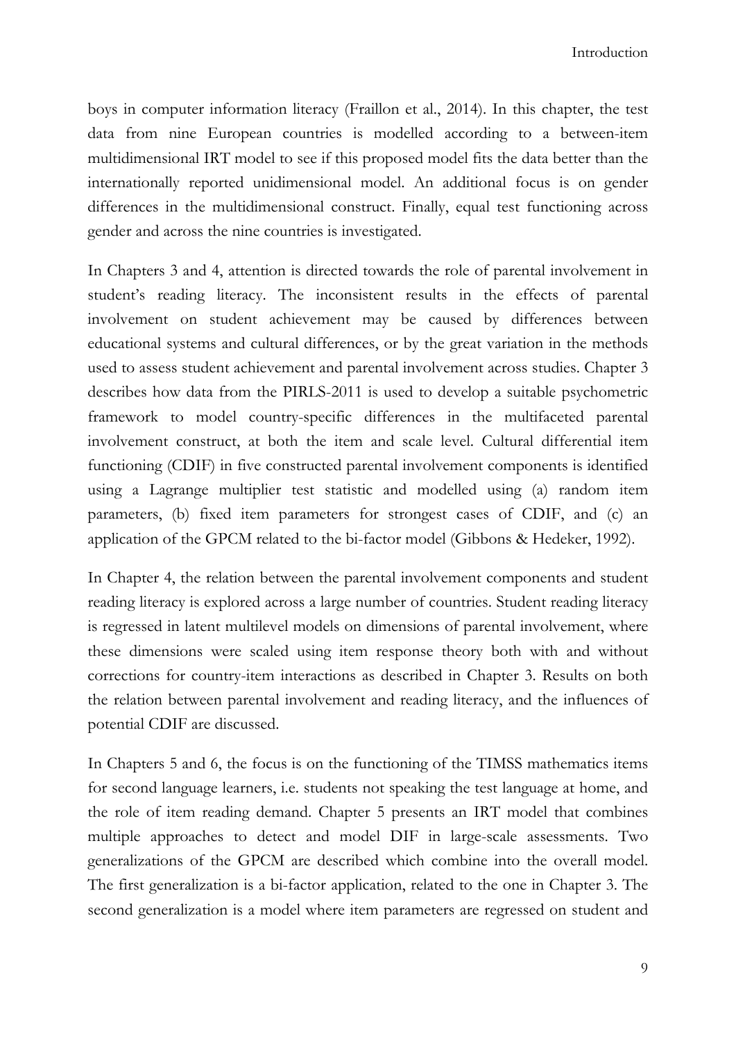boys in computer information literacy (Fraillon et al., 2014). In this chapter, the test data from nine European countries is modelled according to a between-item multidimensional IRT model to see if this proposed model fits the data better than the internationally reported unidimensional model. An additional focus is on gender differences in the multidimensional construct. Finally, equal test functioning across gender and across the nine countries is investigated.

In Chapters 3 and 4, attention is directed towards the role of parental involvement in student's reading literacy. The inconsistent results in the effects of parental involvement on student achievement may be caused by differences between educational systems and cultural differences, or by the great variation in the methods used to assess student achievement and parental involvement across studies. Chapter 3 describes how data from the PIRLS-2011 is used to develop a suitable psychometric framework to model country-specific differences in the multifaceted parental involvement construct, at both the item and scale level. Cultural differential item functioning (CDIF) in five constructed parental involvement components is identified using a Lagrange multiplier test statistic and modelled using (a) random item parameters, (b) fixed item parameters for strongest cases of CDIF, and (c) an application of the GPCM related to the bi-factor model (Gibbons & Hedeker, 1992).

In Chapter 4, the relation between the parental involvement components and student reading literacy is explored across a large number of countries. Student reading literacy is regressed in latent multilevel models on dimensions of parental involvement, where these dimensions were scaled using item response theory both with and without corrections for country-item interactions as described in Chapter 3. Results on both the relation between parental involvement and reading literacy, and the influences of potential CDIF are discussed.

In Chapters 5 and 6, the focus is on the functioning of the TIMSS mathematics items for second language learners, i.e. students not speaking the test language at home, and the role of item reading demand. Chapter 5 presents an IRT model that combines multiple approaches to detect and model DIF in large-scale assessments. Two generalizations of the GPCM are described which combine into the overall model. The first generalization is a bi-factor application, related to the one in Chapter 3. The second generalization is a model where item parameters are regressed on student and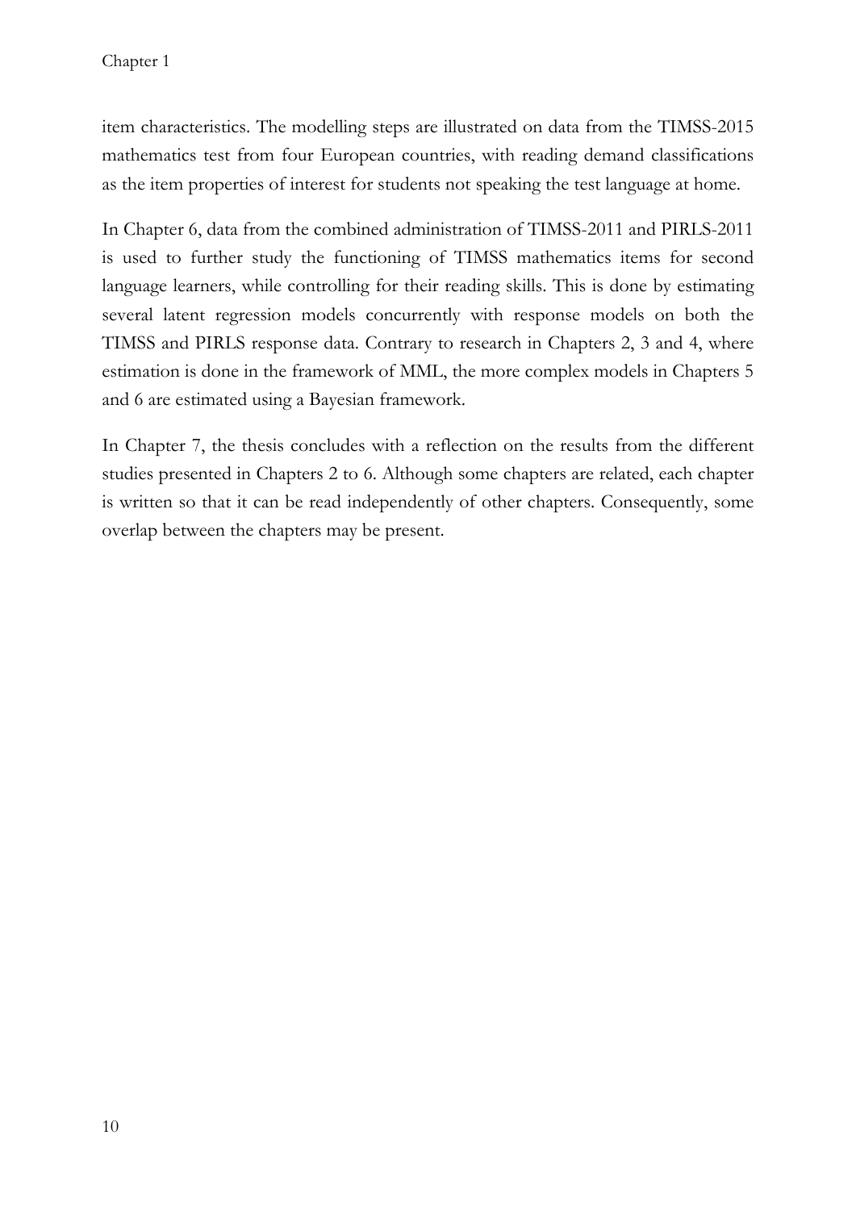item characteristics. The modelling steps are illustrated on data from the TIMSS-2015 mathematics test from four European countries, with reading demand classifications as the item properties of interest for students not speaking the test language at home.

In Chapter 6, data from the combined administration of TIMSS-2011 and PIRLS-2011 is used to further study the functioning of TIMSS mathematics items for second language learners, while controlling for their reading skills. This is done by estimating several latent regression models concurrently with response models on both the TIMSS and PIRLS response data. Contrary to research in Chapters 2, 3 and 4, where estimation is done in the framework of MML, the more complex models in Chapters 5 and 6 are estimated using a Bayesian framework.

In Chapter 7, the thesis concludes with a reflection on the results from the different studies presented in Chapters 2 to 6. Although some chapters are related, each chapter is written so that it can be read independently of other chapters. Consequently, some overlap between the chapters may be present.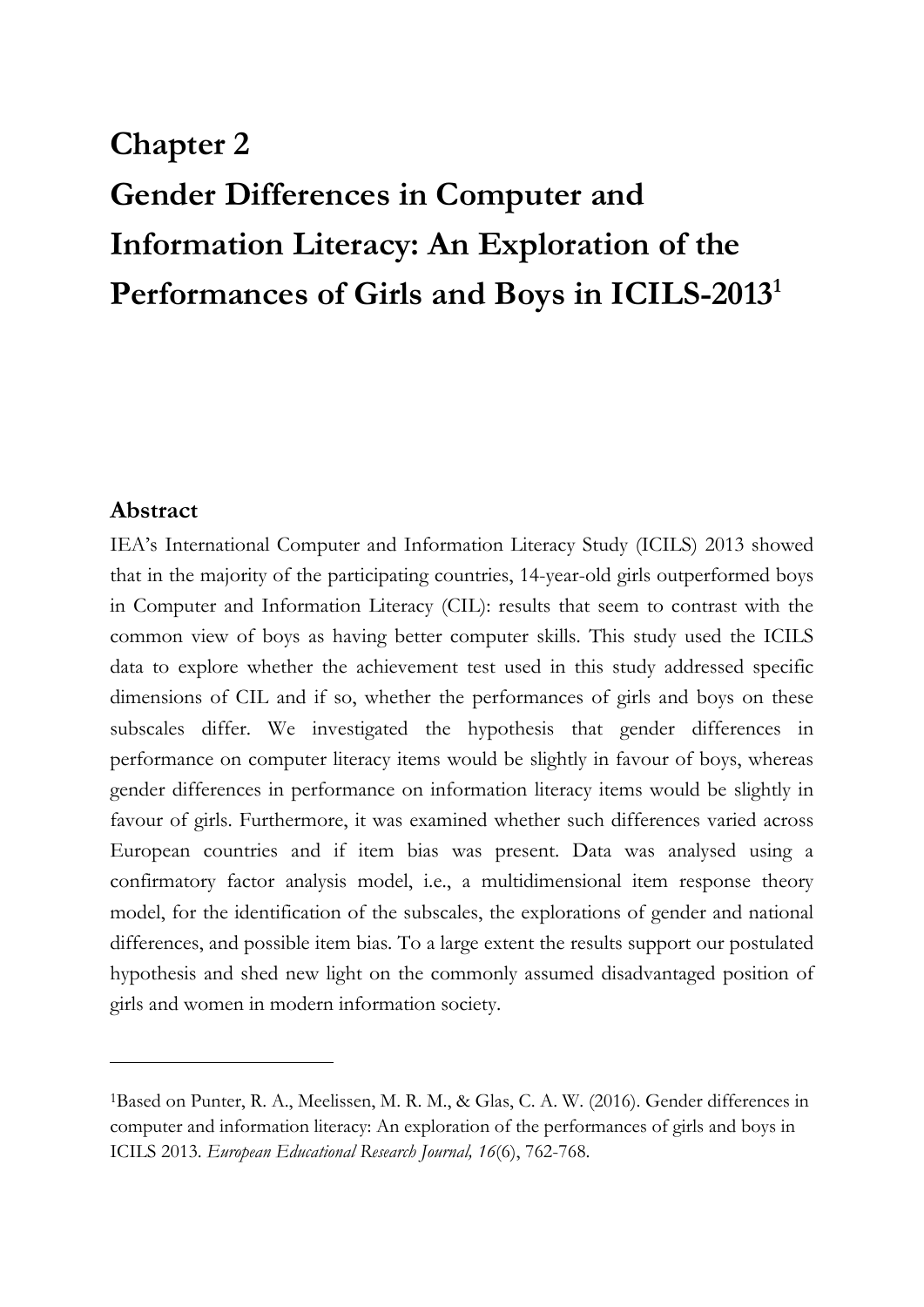# Chapter 2
# Gender Differences in Computer and Information Literacy: An Exploration of the Performances of Girls and Boys in ICILS-2013[1]

## Abstract

IEA's International Computer and Information Literacy Study (ICILS) 2013 showed that in the majority of the participating countries, 14-year-old girls outperformed boys in Computer and Information Literacy (CIL): results that seem to contrast with the common view of boys as having better computer skills. This study used the ICILS data to explore whether the achievement test used in this study addressed specific dimensions of CIL and if so, whether the performances of girls and boys on these subscales differ. We investigated the hypothesis that gender differences in performance on computer literacy items would be slightly in favour of boys, whereas gender differences in performance on information literacy items would be slightly in favour of girls. Furthermore, it was examined whether such differences varied across European countries and if item bias was present. Data was analysed using a confirmatory factor analysis model, i.e., a multidimensional item response theory model, for the identification of the subscales, the explorations of gender and national differences, and possible item bias. To a large extent the results support our postulated hypothesis and shed new light on the commonly assumed disadvantaged position of girls and women in modern information society.

---

[1] Based on Punter, R. A., Meelissen, M. R. M., & Glas, C. A. W. (2016). Gender differences in computer and information literacy: An exploration of the performances of girls and boys in ICILS 2013. *European Educational Research Journal, 16*(6), 762-768.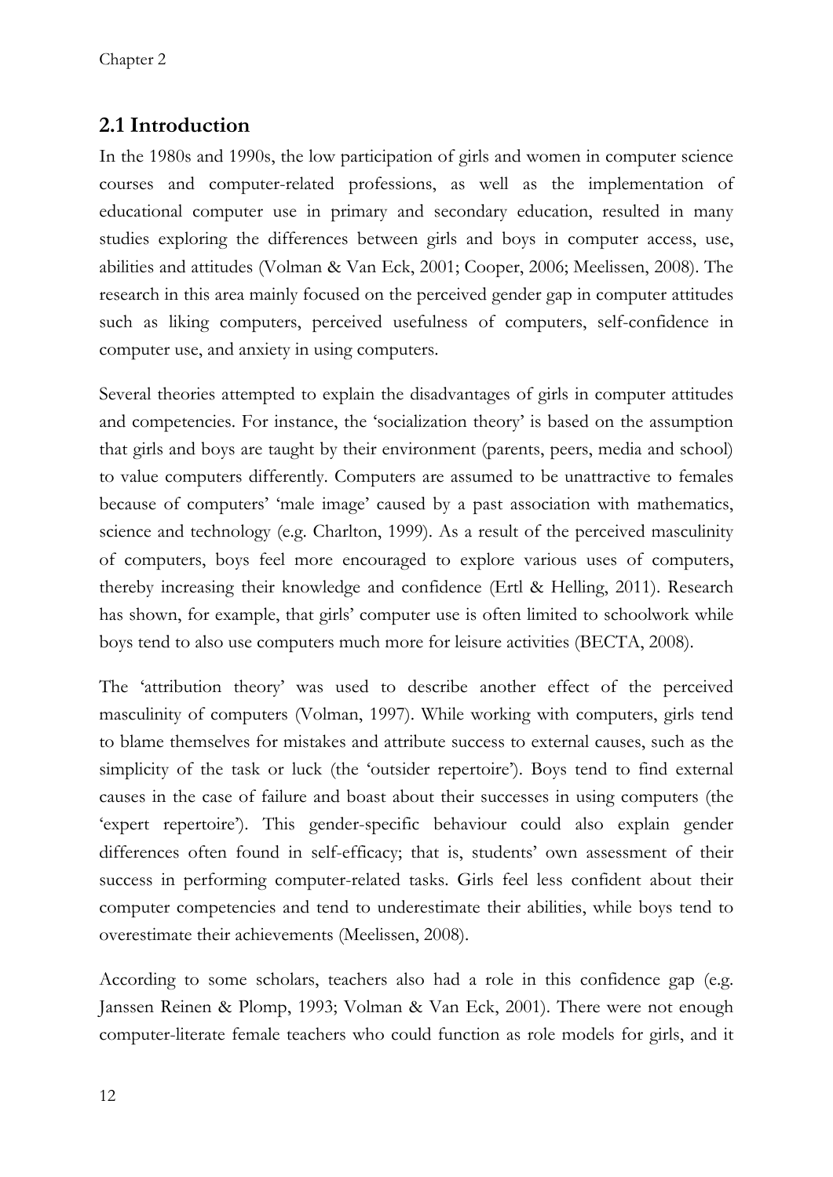## 2.1 Introduction

In the 1980s and 1990s, the low participation of girls and women in computer science courses and computer-related professions, as well as the implementation of educational computer use in primary and secondary education, resulted in many studies exploring the differences between girls and boys in computer access, use, abilities and attitudes (Volman & Van Eck, 2001; Cooper, 2006; Meelissen, 2008). The research in this area mainly focused on the perceived gender gap in computer attitudes such as liking computers, perceived usefulness of computers, self-confidence in computer use, and anxiety in using computers.

Several theories attempted to explain the disadvantages of girls in computer attitudes and competencies. For instance, the 'socialization theory' is based on the assumption that girls and boys are taught by their environment (parents, peers, media and school) to value computers differently. Computers are assumed to be unattractive to females because of computers' 'male image' caused by a past association with mathematics, science and technology (e.g. Charlton, 1999). As a result of the perceived masculinity of computers, boys feel more encouraged to explore various uses of computers, thereby increasing their knowledge and confidence (Ertl & Helling, 2011). Research has shown, for example, that girls' computer use is often limited to schoolwork while boys tend to also use computers much more for leisure activities (BECTA, 2008).

The 'attribution theory' was used to describe another effect of the perceived masculinity of computers (Volman, 1997). While working with computers, girls tend to blame themselves for mistakes and attribute success to external causes, such as the simplicity of the task or luck (the 'outsider repertoire'). Boys tend to find external causes in the case of failure and boast about their successes in using computers (the 'expert repertoire'). This gender-specific behaviour could also explain gender differences often found in self-efficacy; that is, students' own assessment of their success in performing computer-related tasks. Girls feel less confident about their computer competencies and tend to underestimate their abilities, while boys tend to overestimate their achievements (Meelissen, 2008).

According to some scholars, teachers also had a role in this confidence gap (e.g. Janssen Reinen & Plomp, 1993; Volman & Van Eck, 2001). There were not enough computer-literate female teachers who could function as role models for girls, and it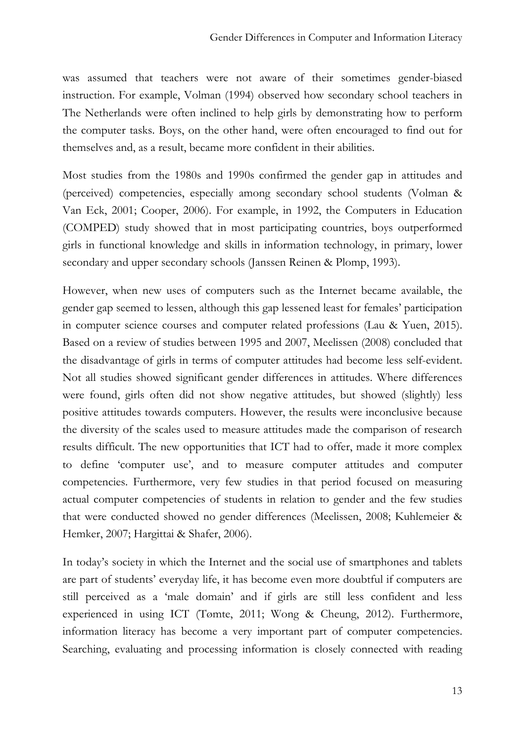was assumed that teachers were not aware of their sometimes gender-biased instruction. For example, Volman (1994) observed how secondary school teachers in The Netherlands were often inclined to help girls by demonstrating how to perform the computer tasks. Boys, on the other hand, were often encouraged to find out for themselves and, as a result, became more confident in their abilities.

Most studies from the 1980s and 1990s confirmed the gender gap in attitudes and (perceived) competencies, especially among secondary school students (Volman & Van Eck, 2001; Cooper, 2006). For example, in 1992, the Computers in Education (COMPED) study showed that in most participating countries, boys outperformed girls in functional knowledge and skills in information technology, in primary, lower secondary and upper secondary schools (Janssen Reinen & Plomp, 1993).

However, when new uses of computers such as the Internet became available, the gender gap seemed to lessen, although this gap lessened least for females' participation in computer science courses and computer related professions (Lau & Yuen, 2015). Based on a review of studies between 1995 and 2007, Meelissen (2008) concluded that the disadvantage of girls in terms of computer attitudes had become less self-evident. Not all studies showed significant gender differences in attitudes. Where differences were found, girls often did not show negative attitudes, but showed (slightly) less positive attitudes towards computers. However, the results were inconclusive because the diversity of the scales used to measure attitudes made the comparison of research results difficult. The new opportunities that ICT had to offer, made it more complex to define 'computer use', and to measure computer attitudes and computer competencies. Furthermore, very few studies in that period focused on measuring actual computer competencies of students in relation to gender and the few studies that were conducted showed no gender differences (Meelissen, 2008; Kuhlemeier & Hemker, 2007; Hargittai & Shafer, 2006).

In today's society in which the Internet and the social use of smartphones and tablets are part of students' everyday life, it has become even more doubtful if computers are still perceived as a 'male domain' and if girls are still less confident and less experienced in using ICT (Tømte, 2011; Wong & Cheung, 2012). Furthermore, information literacy has become a very important part of computer competencies. Searching, evaluating and processing information is closely connected with reading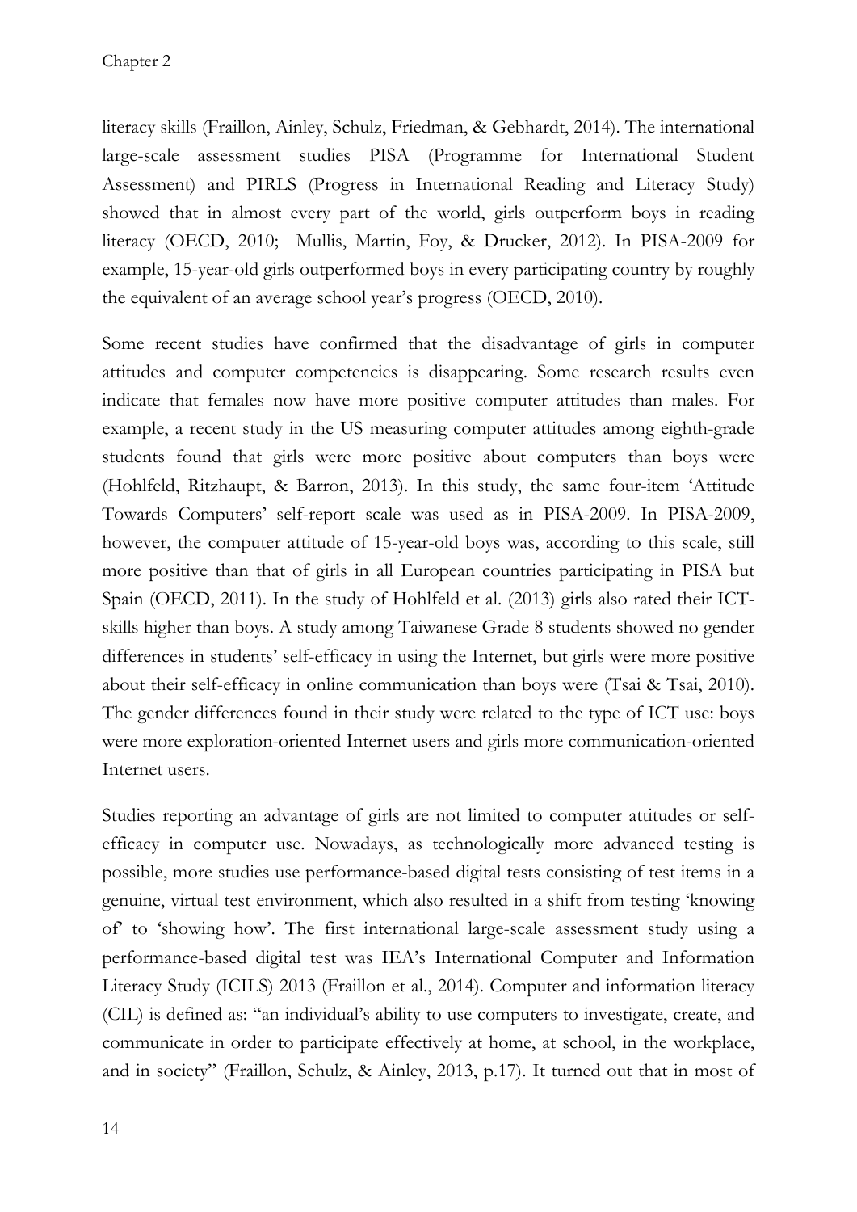literacy skills (Fraillon, Ainley, Schulz, Friedman, & Gebhardt, 2014). The international large-scale assessment studies PISA (Programme for International Student Assessment) and PIRLS (Progress in International Reading and Literacy Study) showed that in almost every part of the world, girls outperform boys in reading literacy (OECD, 2010;  Mullis, Martin, Foy, & Drucker, 2012). In PISA-2009 for example, 15-year-old girls outperformed boys in every participating country by roughly the equivalent of an average school year's progress (OECD, 2010).

Some recent studies have confirmed that the disadvantage of girls in computer attitudes and computer competencies is disappearing. Some research results even indicate that females now have more positive computer attitudes than males. For example, a recent study in the US measuring computer attitudes among eighth-grade students found that girls were more positive about computers than boys were (Hohlfeld, Ritzhaupt, & Barron, 2013). In this study, the same four-item 'Attitude Towards Computers' self-report scale was used as in PISA-2009. In PISA-2009, however, the computer attitude of 15-year-old boys was, according to this scale, still more positive than that of girls in all European countries participating in PISA but Spain (OECD, 2011). In the study of Hohlfeld et al. (2013) girls also rated their ICT-skills higher than boys. A study among Taiwanese Grade 8 students showed no gender differences in students' self-efficacy in using the Internet, but girls were more positive about their self-efficacy in online communication than boys were (Tsai & Tsai, 2010). The gender differences found in their study were related to the type of ICT use: boys were more exploration-oriented Internet users and girls more communication-oriented Internet users.

Studies reporting an advantage of girls are not limited to computer attitudes or self-efficacy in computer use. Nowadays, as technologically more advanced testing is possible, more studies use performance-based digital tests consisting of test items in a genuine, virtual test environment, which also resulted in a shift from testing 'knowing of' to 'showing how'. The first international large-scale assessment study using a performance-based digital test was IEA's International Computer and Information Literacy Study (ICILS) 2013 (Fraillon et al., 2014). Computer and information literacy (CIL) is defined as: "an individual's ability to use computers to investigate, create, and communicate in order to participate effectively at home, at school, in the workplace, and in society" (Fraillon, Schulz, & Ainley, 2013, p.17). It turned out that in most of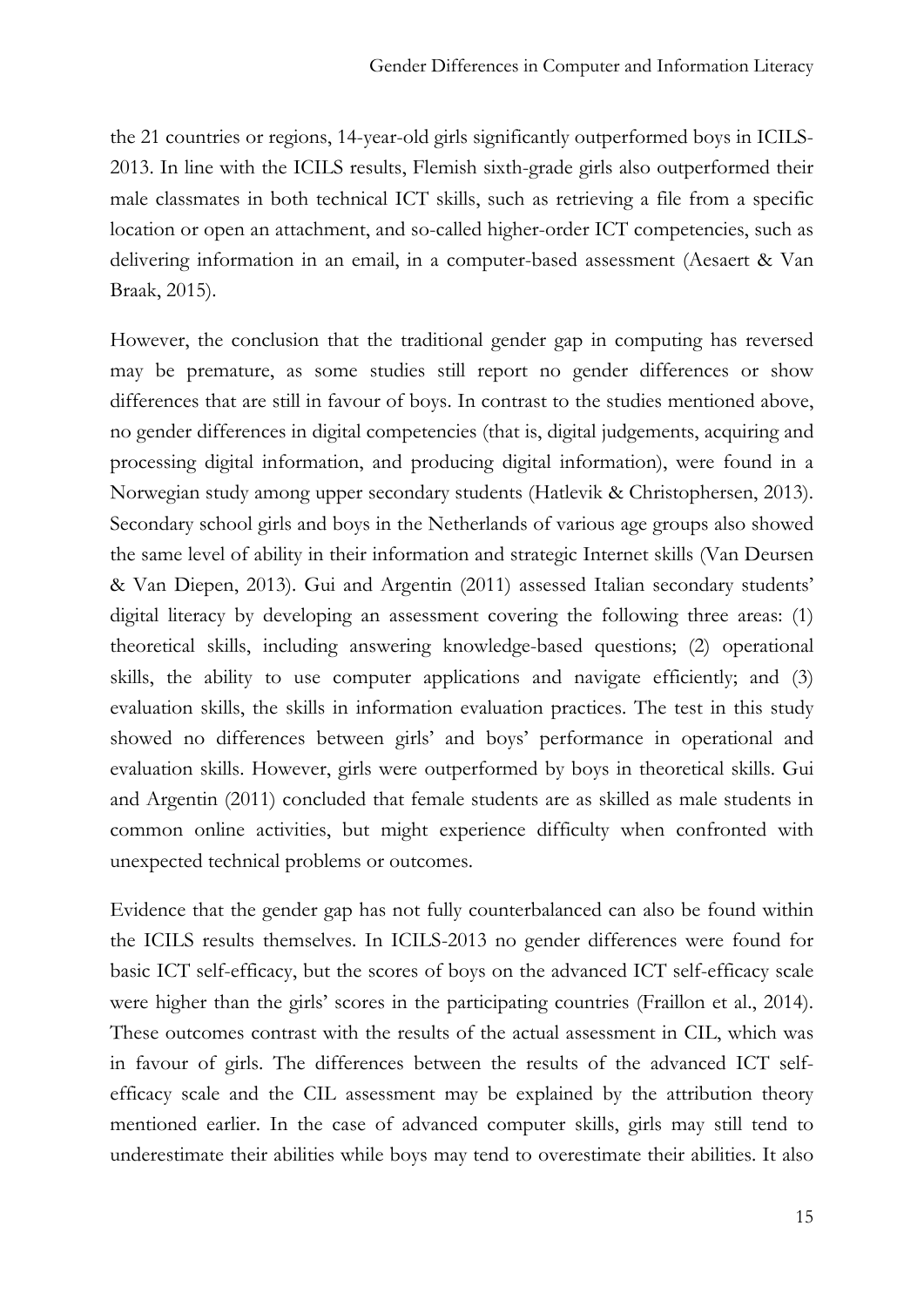the 21 countries or regions, 14-year-old girls significantly outperformed boys in ICILS-2013. In line with the ICILS results, Flemish sixth-grade girls also outperformed their male classmates in both technical ICT skills, such as retrieving a file from a specific location or open an attachment, and so-called higher-order ICT competencies, such as delivering information in an email, in a computer-based assessment (Aesaert & Van Braak, 2015).

However, the conclusion that the traditional gender gap in computing has reversed may be premature, as some studies still report no gender differences or show differences that are still in favour of boys. In contrast to the studies mentioned above, no gender differences in digital competencies (that is, digital judgements, acquiring and processing digital information, and producing digital information), were found in a Norwegian study among upper secondary students (Hatlevik & Christophersen, 2013). Secondary school girls and boys in the Netherlands of various age groups also showed the same level of ability in their information and strategic Internet skills (Van Deursen & Van Diepen, 2013). Gui and Argentin (2011) assessed Italian secondary students' digital literacy by developing an assessment covering the following three areas: (1) theoretical skills, including answering knowledge-based questions; (2) operational skills, the ability to use computer applications and navigate efficiently; and (3) evaluation skills, the skills in information evaluation practices. The test in this study showed no differences between girls' and boys' performance in operational and evaluation skills. However, girls were outperformed by boys in theoretical skills. Gui and Argentin (2011) concluded that female students are as skilled as male students in common online activities, but might experience difficulty when confronted with unexpected technical problems or outcomes.

Evidence that the gender gap has not fully counterbalanced can also be found within the ICILS results themselves. In ICILS-2013 no gender differences were found for basic ICT self-efficacy, but the scores of boys on the advanced ICT self-efficacy scale were higher than the girls' scores in the participating countries (Fraillon et al., 2014). These outcomes contrast with the results of the actual assessment in CIL, which was in favour of girls. The differences between the results of the advanced ICT self-efficacy scale and the CIL assessment may be explained by the attribution theory mentioned earlier. In the case of advanced computer skills, girls may still tend to underestimate their abilities while boys may tend to overestimate their abilities. It also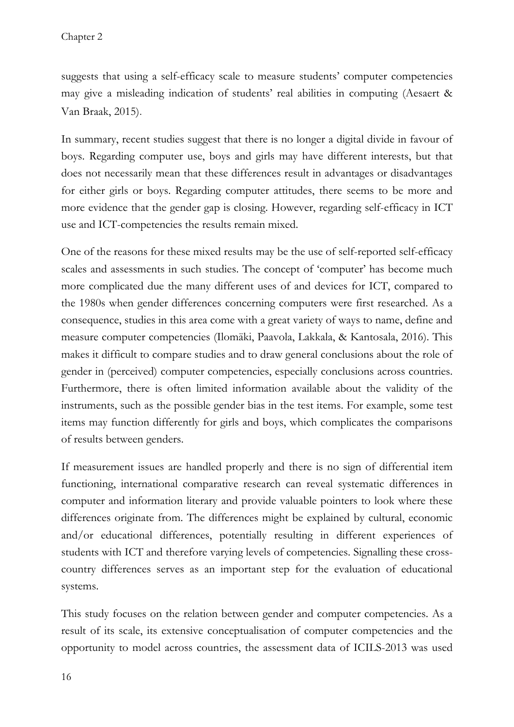suggests that using a self-efficacy scale to measure students' computer competencies may give a misleading indication of students' real abilities in computing (Aesaert & Van Braak, 2015).

In summary, recent studies suggest that there is no longer a digital divide in favour of boys. Regarding computer use, boys and girls may have different interests, but that does not necessarily mean that these differences result in advantages or disadvantages for either girls or boys. Regarding computer attitudes, there seems to be more and more evidence that the gender gap is closing. However, regarding self-efficacy in ICT use and ICT-competencies the results remain mixed.

One of the reasons for these mixed results may be the use of self-reported self-efficacy scales and assessments in such studies. The concept of 'computer' has become much more complicated due the many different uses of and devices for ICT, compared to the 1980s when gender differences concerning computers were first researched. As a consequence, studies in this area come with a great variety of ways to name, define and measure computer competencies (Ilomäki, Paavola, Lakkala, & Kantosala, 2016). This makes it difficult to compare studies and to draw general conclusions about the role of gender in (perceived) computer competencies, especially conclusions across countries. Furthermore, there is often limited information available about the validity of the instruments, such as the possible gender bias in the test items. For example, some test items may function differently for girls and boys, which complicates the comparisons of results between genders.

If measurement issues are handled properly and there is no sign of differential item functioning, international comparative research can reveal systematic differences in computer and information literary and provide valuable pointers to look where these differences originate from. The differences might be explained by cultural, economic and/or educational differences, potentially resulting in different experiences of students with ICT and therefore varying levels of competencies. Signalling these cross-country differences serves as an important step for the evaluation of educational systems.

This study focuses on the relation between gender and computer competencies. As a result of its scale, its extensive conceptualisation of computer competencies and the opportunity to model across countries, the assessment data of ICILS-2013 was used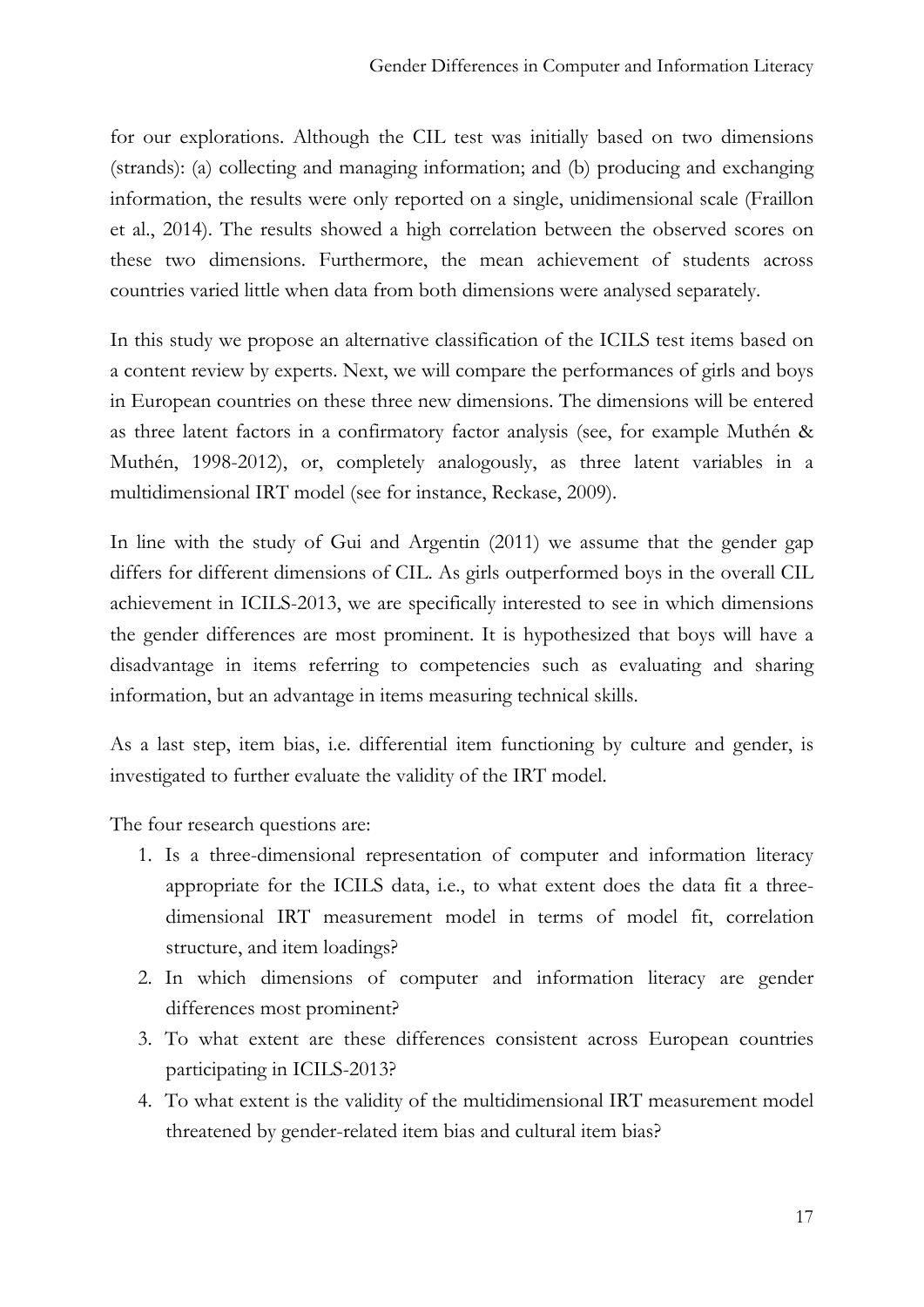for our explorations. Although the CIL test was initially based on two dimensions (strands): (a) collecting and managing information; and (b) producing and exchanging information, the results were only reported on a single, unidimensional scale (Fraillon et al., 2014). The results showed a high correlation between the observed scores on these two dimensions. Furthermore, the mean achievement of students across countries varied little when data from both dimensions were analysed separately.

In this study we propose an alternative classification of the ICILS test items based on a content review by experts. Next, we will compare the performances of girls and boys in European countries on these three new dimensions. The dimensions will be entered as three latent factors in a confirmatory factor analysis (see, for example Muthén & Muthén, 1998-2012), or, completely analogously, as three latent variables in a multidimensional IRT model (see for instance, Reckase, 2009).

In line with the study of Gui and Argentin (2011) we assume that the gender gap differs for different dimensions of CIL. As girls outperformed boys in the overall CIL achievement in ICILS-2013, we are specifically interested to see in which dimensions the gender differences are most prominent. It is hypothesized that boys will have a disadvantage in items referring to competencies such as evaluating and sharing information, but an advantage in items measuring technical skills.

As a last step, item bias, i.e. differential item functioning by culture and gender, is investigated to further evaluate the validity of the IRT model.

The four research questions are:

1. Is a three-dimensional representation of computer and information literacy appropriate for the ICILS data, i.e., to what extent does the data fit a three-dimensional IRT measurement model in terms of model fit, correlation structure, and item loadings?
2. In which dimensions of computer and information literacy are gender differences most prominent?
3. To what extent are these differences consistent across European countries participating in ICILS-2013?
4. To what extent is the validity of the multidimensional IRT measurement model threatened by gender-related item bias and cultural item bias?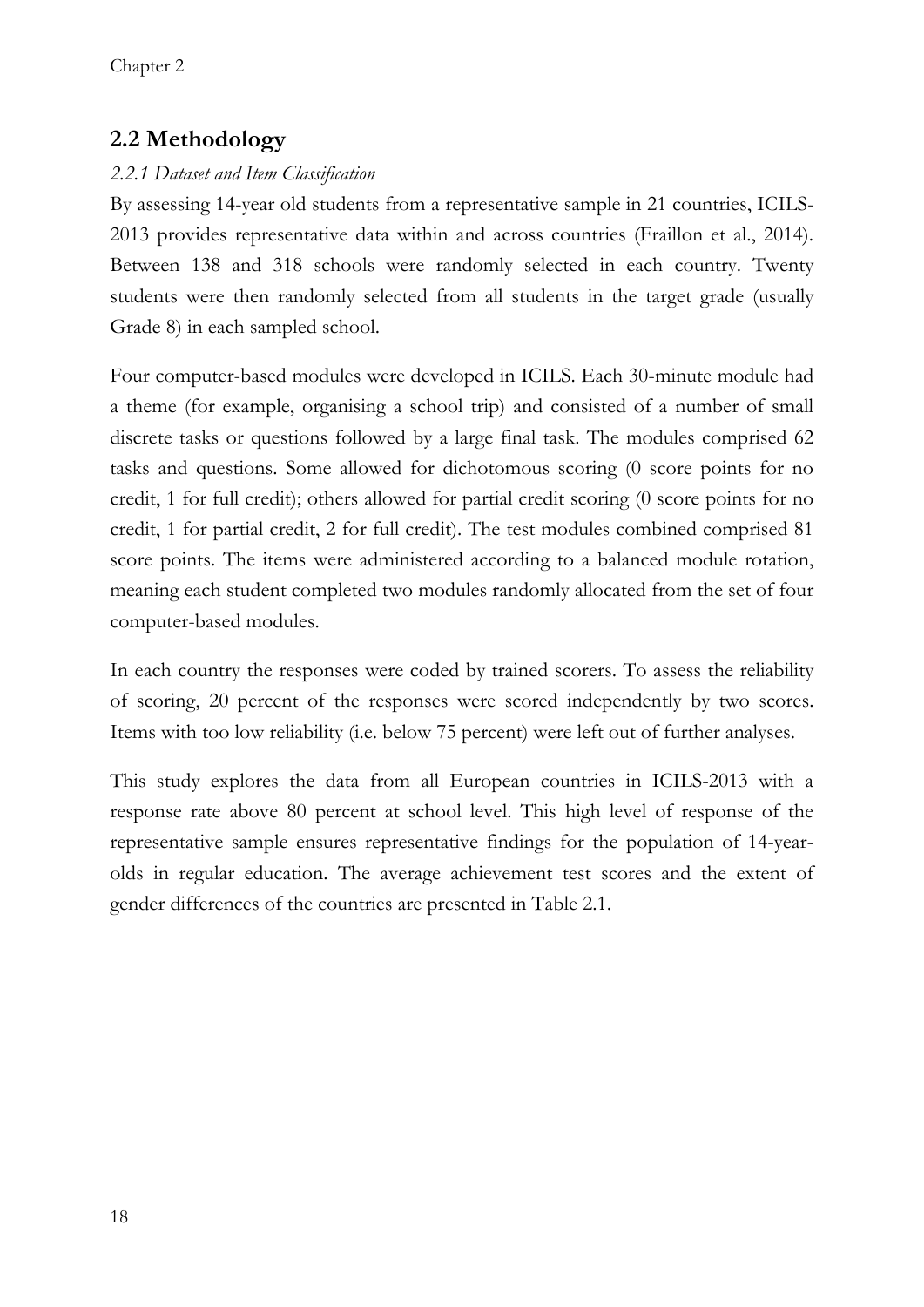## 2.2 Methodology

### *2.2.1 Dataset and Item Classification*

By assessing 14-year old students from a representative sample in 21 countries, ICILS-2013 provides representative data within and across countries (Fraillon et al., 2014). Between 138 and 318 schools were randomly selected in each country. Twenty students were then randomly selected from all students in the target grade (usually Grade 8) in each sampled school.

Four computer-based modules were developed in ICILS. Each 30-minute module had a theme (for example, organising a school trip) and consisted of a number of small discrete tasks or questions followed by a large final task. The modules comprised 62 tasks and questions. Some allowed for dichotomous scoring (0 score points for no credit, 1 for full credit); others allowed for partial credit scoring (0 score points for no credit, 1 for partial credit, 2 for full credit). The test modules combined comprised 81 score points. The items were administered according to a balanced module rotation, meaning each student completed two modules randomly allocated from the set of four computer-based modules.

In each country the responses were coded by trained scorers. To assess the reliability of scoring, 20 percent of the responses were scored independently by two scores. Items with too low reliability (i.e. below 75 percent) were left out of further analyses.

This study explores the data from all European countries in ICILS-2013 with a response rate above 80 percent at school level. This high level of response of the representative sample ensures representative findings for the population of 14-year-olds in regular education. The average achievement test scores and the extent of gender differences of the countries are presented in Table 2.1.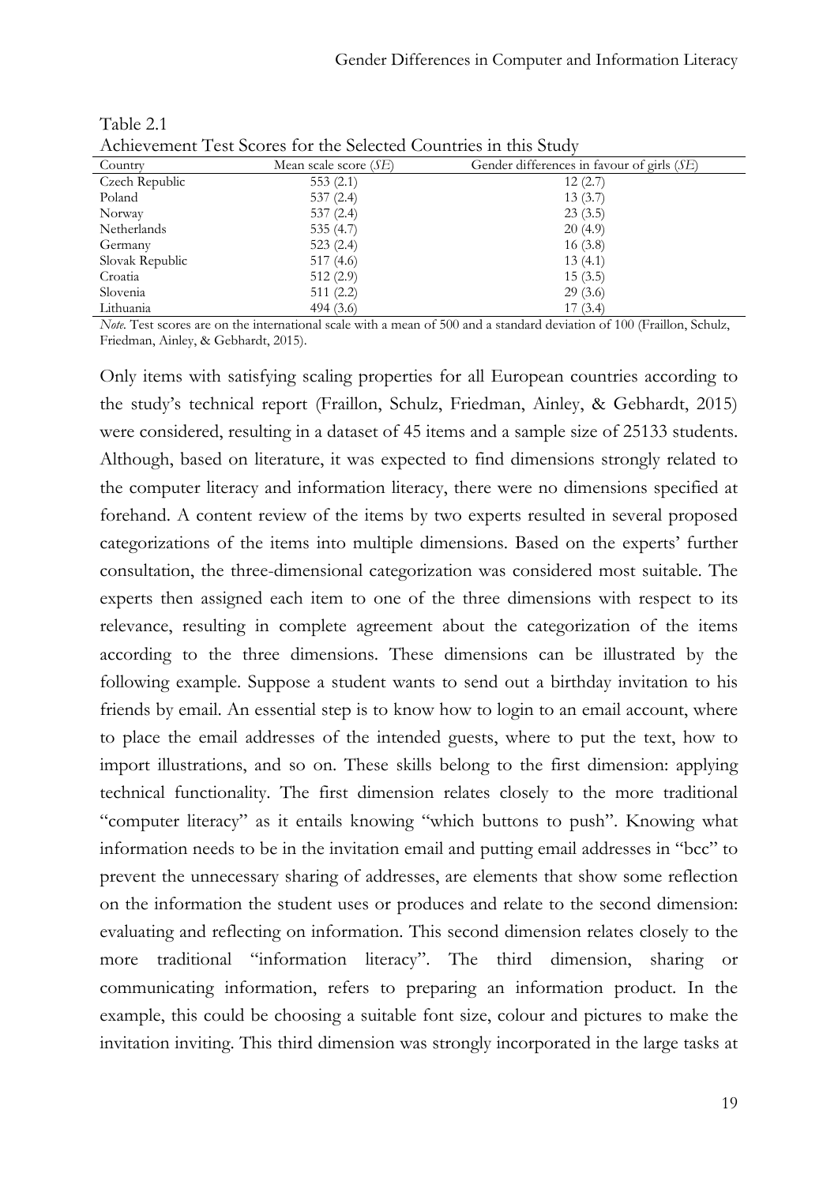Table 2.1
Achievement Test Scores for the Selected Countries in this Study

| Country | Mean scale score (*SE*) | Gender differences in favour of girls (*SE*) |
|---|---|---|
| Czech Republic | 553 (2.1) | 12 (2.7) |
| Poland | 537 (2.4) | 13 (3.7) |
| Norway | 537 (2.4) | 23 (3.5) |
| Netherlands | 535 (4.7) | 20 (4.9) |
| Germany | 523 (2.4) | 16 (3.8) |
| Slovak Republic | 517 (4.6) | 13 (4.1) |
| Croatia | 512 (2.9) | 15 (3.5) |
| Slovenia | 511 (2.2) | 29 (3.6) |
| Lithuania | 494 (3.6) | 17 (3.4) |

*Note.* Test scores are on the international scale with a mean of 500 and a standard deviation of 100 (Fraillon, Schulz, Friedman, Ainley, & Gebhardt, 2015).

Only items with satisfying scaling properties for all European countries according to the study's technical report (Fraillon, Schulz, Friedman, Ainley, & Gebhardt, 2015) were considered, resulting in a dataset of 45 items and a sample size of 25133 students. Although, based on literature, it was expected to find dimensions strongly related to the computer literacy and information literacy, there were no dimensions specified at forehand. A content review of the items by two experts resulted in several proposed categorizations of the items into multiple dimensions. Based on the experts' further consultation, the three-dimensional categorization was considered most suitable. The experts then assigned each item to one of the three dimensions with respect to its relevance, resulting in complete agreement about the categorization of the items according to the three dimensions. These dimensions can be illustrated by the following example. Suppose a student wants to send out a birthday invitation to his friends by email. An essential step is to know how to login to an email account, where to place the email addresses of the intended guests, where to put the text, how to import illustrations, and so on. These skills belong to the first dimension: applying technical functionality. The first dimension relates closely to the more traditional "computer literacy" as it entails knowing "which buttons to push". Knowing what information needs to be in the invitation email and putting email addresses in "bcc" to prevent the unnecessary sharing of addresses, are elements that show some reflection on the information the student uses or produces and relate to the second dimension: evaluating and reflecting on information. This second dimension relates closely to the more traditional "information literacy". The third dimension, sharing or communicating information, refers to preparing an information product. In the example, this could be choosing a suitable font size, colour and pictures to make the invitation inviting. This third dimension was strongly incorporated in the large tasks at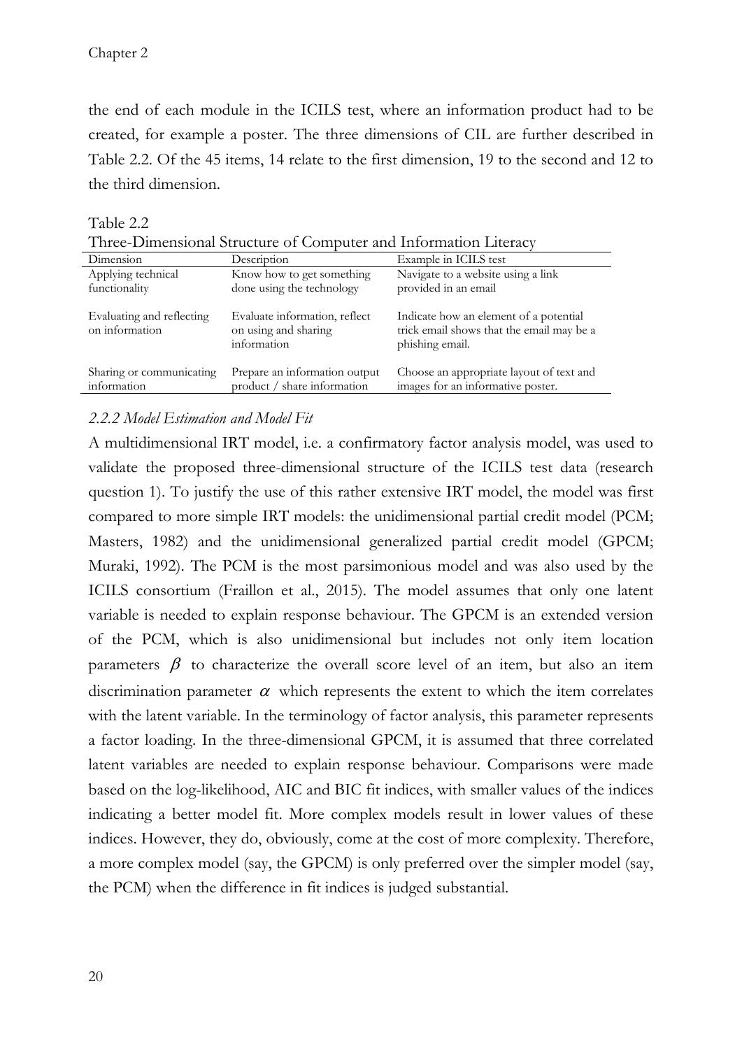the end of each module in the ICILS test, where an information product had to be created, for example a poster. The three dimensions of CIL are further described in Table 2.2. Of the 45 items, 14 relate to the first dimension, 19 to the second and 12 to the third dimension.

Table 2.2
Three-Dimensional Structure of Computer and Information Literacy

| Dimension | Description | Example in ICILS test |
|---|---|---|
| Applying technical functionality | Know how to get something done using the technology | Navigate to a website using a link provided in an email |
| Evaluating and reflecting on information | Evaluate information, reflect on using and sharing information | Indicate how an element of a potential trick email shows that the email may be a phishing email. |
| Sharing or communicating information | Prepare an information output product / share information | Choose an appropriate layout of text and images for an informative poster. |

### *2.2.2 Model Estimation and Model Fit*

A multidimensional IRT model, i.e. a confirmatory factor analysis model, was used to validate the proposed three-dimensional structure of the ICILS test data (research question 1). To justify the use of this rather extensive IRT model, the model was first compared to more simple IRT models: the unidimensional partial credit model (PCM; Masters, 1982) and the unidimensional generalized partial credit model (GPCM; Muraki, 1992). The PCM is the most parsimonious model and was also used by the ICILS consortium (Fraillon et al., 2015). The model assumes that only one latent variable is needed to explain response behaviour. The GPCM is an extended version of the PCM, which is also unidimensional but includes not only item location parameters $\beta$ to characterize the overall score level of an item, but also an item discrimination parameter $\alpha$ which represents the extent to which the item correlates with the latent variable. In the terminology of factor analysis, this parameter represents a factor loading. In the three-dimensional GPCM, it is assumed that three correlated latent variables are needed to explain response behaviour. Comparisons were made based on the log-likelihood, AIC and BIC fit indices, with smaller values of the indices indicating a better model fit. More complex models result in lower values of these indices. However, they do, obviously, come at the cost of more complexity. Therefore, a more complex model (say, the GPCM) is only preferred over the simpler model (say, the PCM) when the difference in fit indices is judged substantial.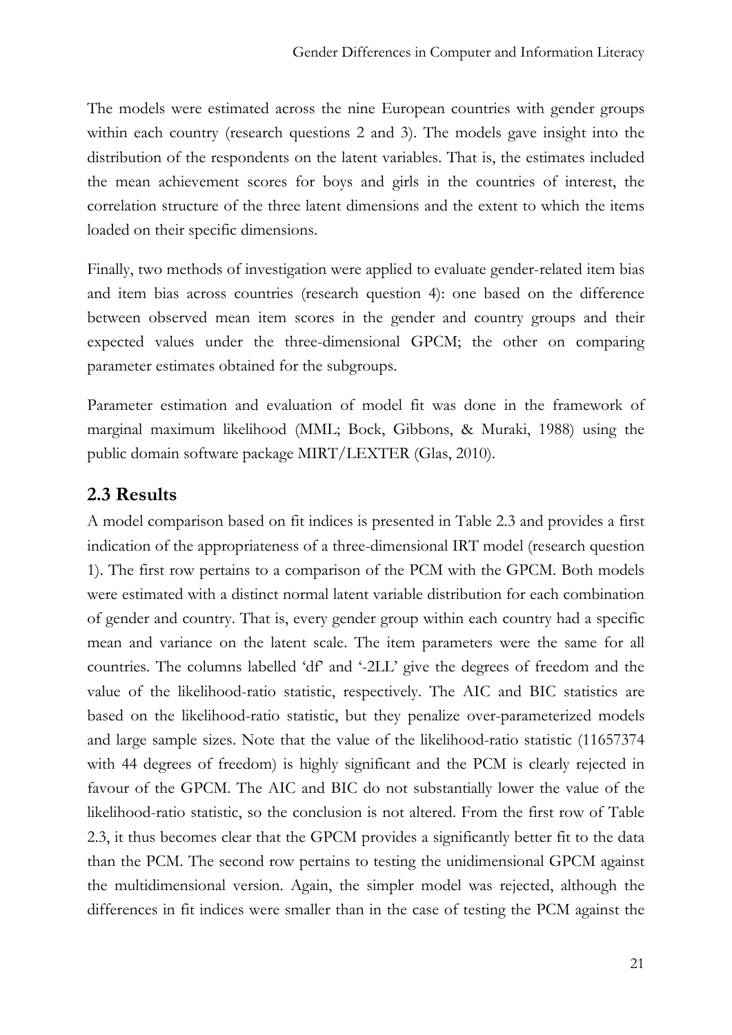The models were estimated across the nine European countries with gender groups within each country (research questions 2 and 3). The models gave insight into the distribution of the respondents on the latent variables. That is, the estimates included the mean achievement scores for boys and girls in the countries of interest, the correlation structure of the three latent dimensions and the extent to which the items loaded on their specific dimensions.

Finally, two methods of investigation were applied to evaluate gender-related item bias and item bias across countries (research question 4): one based on the difference between observed mean item scores in the gender and country groups and their expected values under the three-dimensional GPCM; the other on comparing parameter estimates obtained for the subgroups.

Parameter estimation and evaluation of model fit was done in the framework of marginal maximum likelihood (MML; Bock, Gibbons, & Muraki, 1988) using the public domain software package MIRT/LEXTER (Glas, 2010).

## 2.3 Results

A model comparison based on fit indices is presented in Table 2.3 and provides a first indication of the appropriateness of a three-dimensional IRT model (research question 1). The first row pertains to a comparison of the PCM with the GPCM. Both models were estimated with a distinct normal latent variable distribution for each combination of gender and country. That is, every gender group within each country had a specific mean and variance on the latent scale. The item parameters were the same for all countries. The columns labelled 'df' and '-2LL' give the degrees of freedom and the value of the likelihood-ratio statistic, respectively. The AIC and BIC statistics are based on the likelihood-ratio statistic, but they penalize over-parameterized models and large sample sizes. Note that the value of the likelihood-ratio statistic (11657374 with 44 degrees of freedom) is highly significant and the PCM is clearly rejected in favour of the GPCM. The AIC and BIC do not substantially lower the value of the likelihood-ratio statistic, so the conclusion is not altered. From the first row of Table 2.3, it thus becomes clear that the GPCM provides a significantly better fit to the data than the PCM. The second row pertains to testing the unidimensional GPCM against the multidimensional version. Again, the simpler model was rejected, although the differences in fit indices were smaller than in the case of testing the PCM against the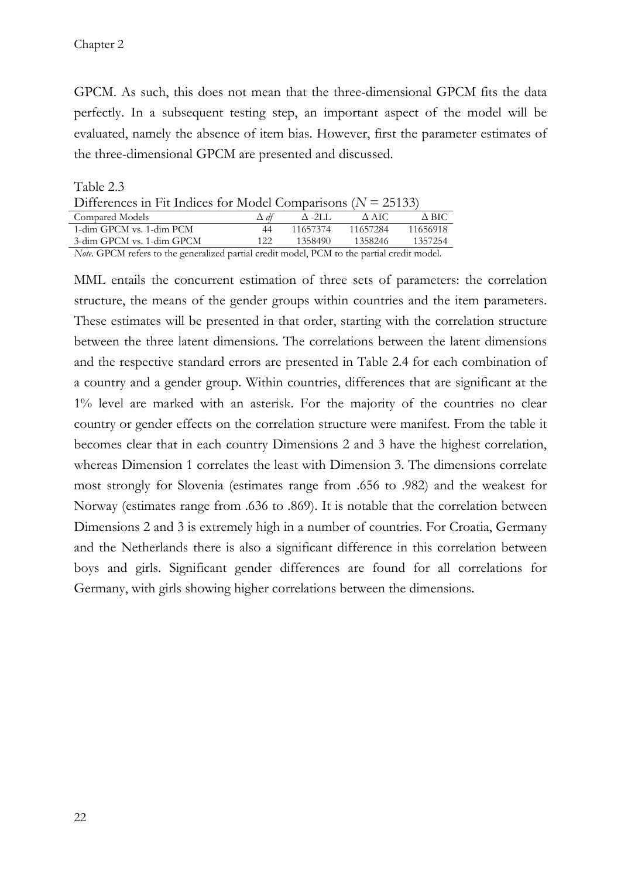GPCM. As such, this does not mean that the three-dimensional GPCM fits the data perfectly. In a subsequent testing step, an important aspect of the model will be evaluated, namely the absence of item bias. However, first the parameter estimates of the three-dimensional GPCM are presented and discussed.

Table 2.3
Differences in Fit Indices for Model Comparisons ($N$ = 25133)

| Compared Models | Δ *df* | Δ -2LL | Δ AIC | Δ BIC |
|---|---|---|---|---|
| 1-dim GPCM vs. 1-dim PCM | 44 | 11657374 | 11657284 | 11656918 |
| 3-dim GPCM vs. 1-dim GPCM | 122 | 1358490 | 1358246 | 1357254 |

*Note*. GPCM refers to the generalized partial credit model, PCM to the partial credit model.

MML entails the concurrent estimation of three sets of parameters: the correlation structure, the means of the gender groups within countries and the item parameters. These estimates will be presented in that order, starting with the correlation structure between the three latent dimensions. The correlations between the latent dimensions and the respective standard errors are presented in Table 2.4 for each combination of a country and a gender group. Within countries, differences that are significant at the 1% level are marked with an asterisk. For the majority of the countries no clear country or gender effects on the correlation structure were manifest. From the table it becomes clear that in each country Dimensions 2 and 3 have the highest correlation, whereas Dimension 1 correlates the least with Dimension 3. The dimensions correlate most strongly for Slovenia (estimates range from .656 to .982) and the weakest for Norway (estimates range from .636 to .869). It is notable that the correlation between Dimensions 2 and 3 is extremely high in a number of countries. For Croatia, Germany and the Netherlands there is also a significant difference in this correlation between boys and girls. Significant gender differences are found for all correlations for Germany, with girls showing higher correlations between the dimensions.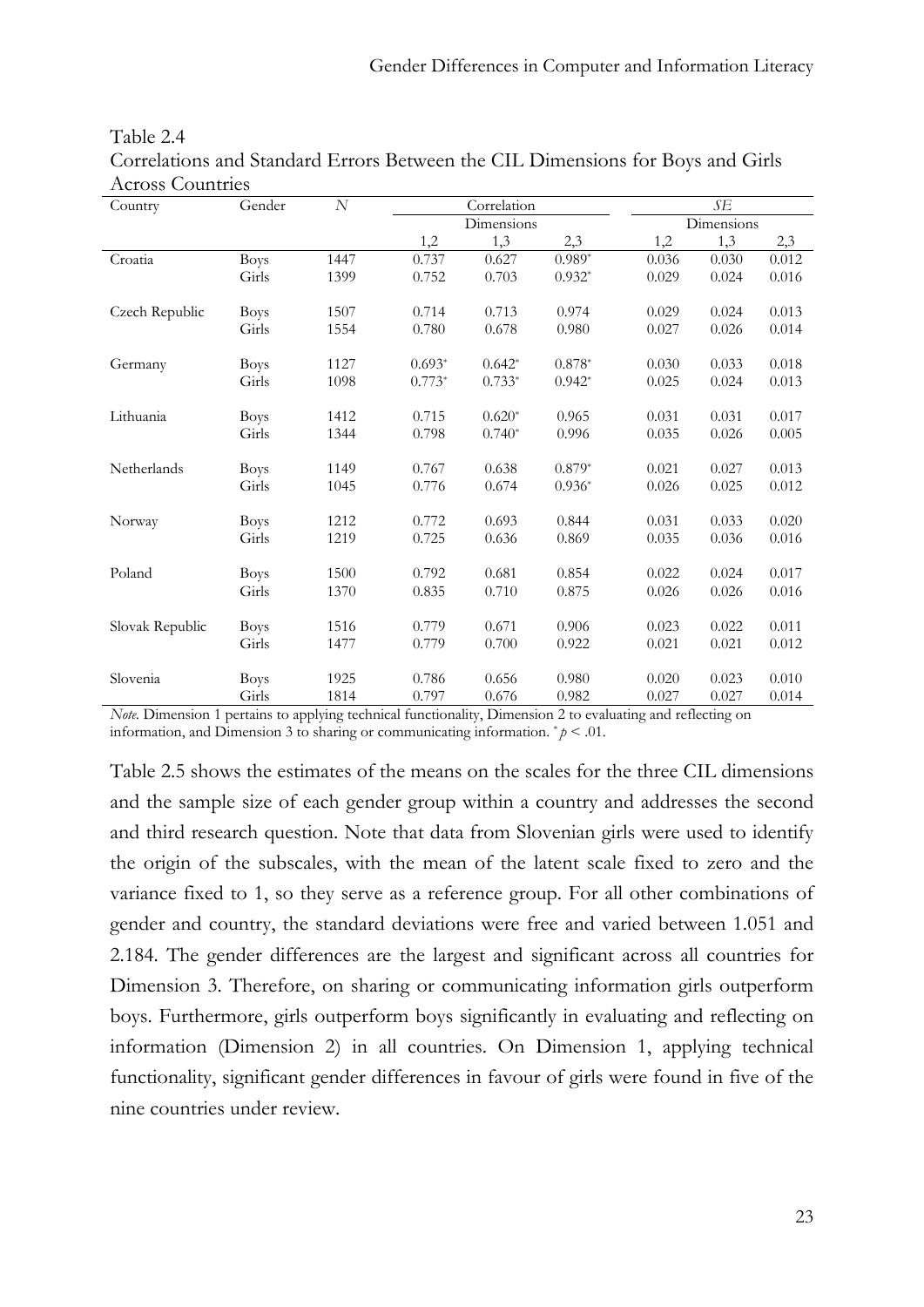Table 2.4
Correlations and Standard Errors Between the CIL Dimensions for Boys and Girls Across Countries

| Country | Gender | $N$ | Correlation | | | $SE$ | | |
|---|---|---|---|---|---|---|---|---|
| | | | Dimensions | | | Dimensions | | |
| | | | 1,2 | 1,3 | 2,3 | 1,2 | 1,3 | 2,3 |
| Croatia | Boys | 1447 | 0.737 | 0.627 | 0.989* | 0.036 | 0.030 | 0.012 |
| | Girls | 1399 | 0.752 | 0.703 | 0.932* | 0.029 | 0.024 | 0.016 |
| Czech Republic | Boys | 1507 | 0.714 | 0.713 | 0.974 | 0.029 | 0.024 | 0.013 |
| | Girls | 1554 | 0.780 | 0.678 | 0.980 | 0.027 | 0.026 | 0.014 |
| Germany | Boys | 1127 | 0.693* | 0.642* | 0.878* | 0.030 | 0.033 | 0.018 |
| | Girls | 1098 | 0.773* | 0.733* | 0.942* | 0.025 | 0.024 | 0.013 |
| Lithuania | Boys | 1412 | 0.715 | 0.620* | 0.965 | 0.031 | 0.031 | 0.017 |
| | Girls | 1344 | 0.798 | 0.740* | 0.996 | 0.035 | 0.026 | 0.005 |
| Netherlands | Boys | 1149 | 0.767 | 0.638 | 0.879* | 0.021 | 0.027 | 0.013 |
| | Girls | 1045 | 0.776 | 0.674 | 0.936* | 0.026 | 0.025 | 0.012 |
| Norway | Boys | 1212 | 0.772 | 0.693 | 0.844 | 0.031 | 0.033 | 0.020 |
| | Girls | 1219 | 0.725 | 0.636 | 0.869 | 0.035 | 0.036 | 0.016 |
| Poland | Boys | 1500 | 0.792 | 0.681 | 0.854 | 0.022 | 0.024 | 0.017 |
| | Girls | 1370 | 0.835 | 0.710 | 0.875 | 0.026 | 0.026 | 0.016 |
| Slovak Republic | Boys | 1516 | 0.779 | 0.671 | 0.906 | 0.023 | 0.022 | 0.011 |
| | Girls | 1477 | 0.779 | 0.700 | 0.922 | 0.021 | 0.021 | 0.012 |
| Slovenia | Boys | 1925 | 0.786 | 0.656 | 0.980 | 0.020 | 0.023 | 0.010 |
| | Girls | 1814 | 0.797 | 0.676 | 0.982 | 0.027 | 0.027 | 0.014 |

*Note.* Dimension 1 pertains to applying technical functionality, Dimension 2 to evaluating and reflecting on information, and Dimension 3 to sharing or communicating information. * $p < .01$.

Table 2.5 shows the estimates of the means on the scales for the three CIL dimensions and the sample size of each gender group within a country and addresses the second and third research question. Note that data from Slovenian girls were used to identify the origin of the subscales, with the mean of the latent scale fixed to zero and the variance fixed to 1, so they serve as a reference group. For all other combinations of gender and country, the standard deviations were free and varied between 1.051 and 2.184. The gender differences are the largest and significant across all countries for Dimension 3. Therefore, on sharing or communicating information girls outperform boys. Furthermore, girls outperform boys significantly in evaluating and reflecting on information (Dimension 2) in all countries. On Dimension 1, applying technical functionality, significant gender differences in favour of girls were found in five of the nine countries under review.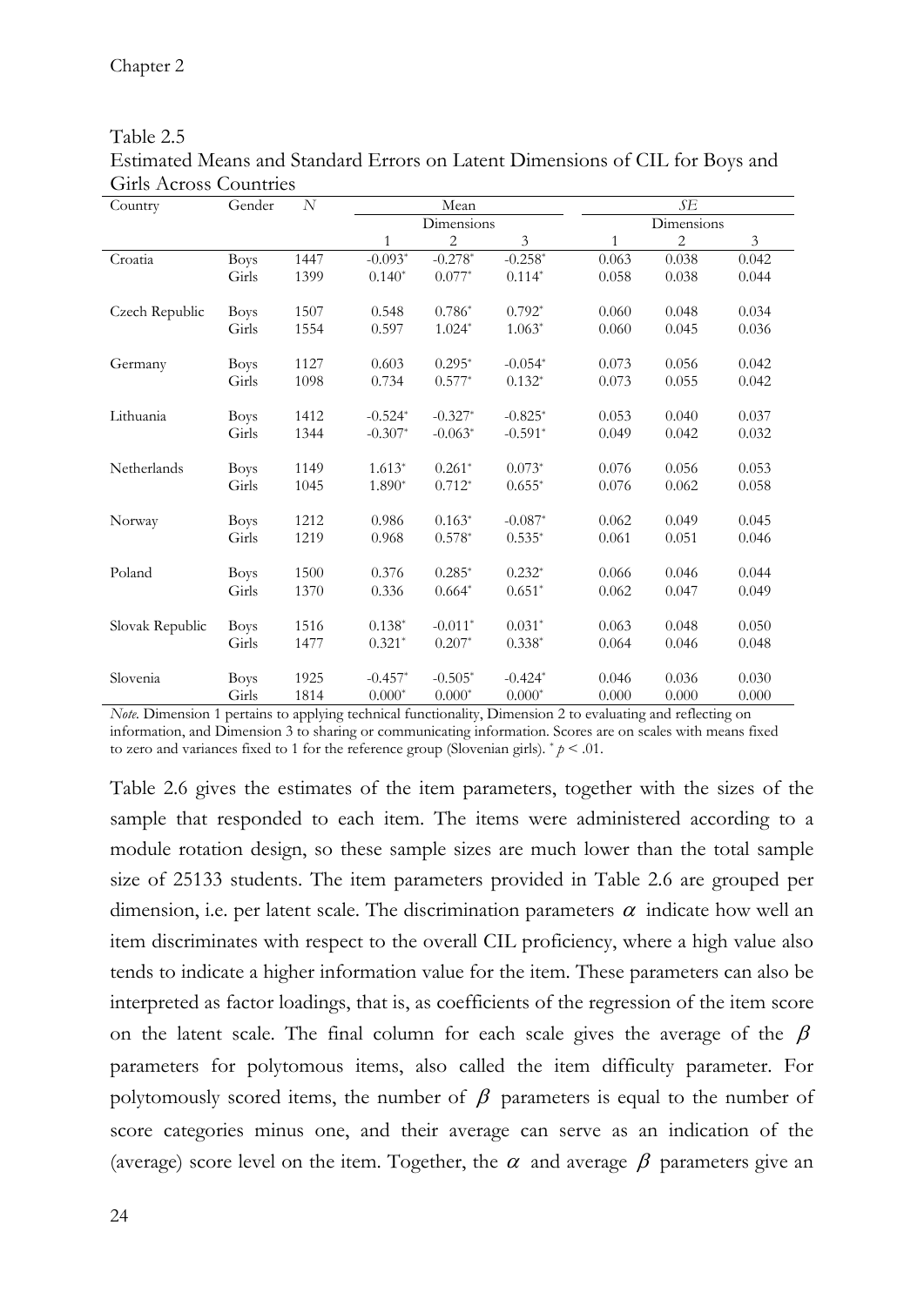Table 2.5
Estimated Means and Standard Errors on Latent Dimensions of CIL for Boys and Girls Across Countries

| Country | Gender | *N* | Mean | | | *SE* | | |
|---|---|---|---|---|---|---|---|---|
| | | | Dimensions | | | Dimensions | | |
| | | | 1 | 2 | 3 | 1 | 2 | 3 |
| Croatia | Boys | 1447 | -0.093* | -0.278* | -0.258* | 0.063 | 0.038 | 0.042 |
| | Girls | 1399 | 0.140* | 0.077* | 0.114* | 0.058 | 0.038 | 0.044 |
| Czech Republic | Boys | 1507 | 0.548 | 0.786* | 0.792* | 0.060 | 0.048 | 0.034 |
| | Girls | 1554 | 0.597 | 1.024* | 1.063* | 0.060 | 0.045 | 0.036 |
| Germany | Boys | 1127 | 0.603 | 0.295* | -0.054* | 0.073 | 0.056 | 0.042 |
| | Girls | 1098 | 0.734 | 0.577* | 0.132* | 0.073 | 0.055 | 0.042 |
| Lithuania | Boys | 1412 | -0.524* | -0.327* | -0.825* | 0.053 | 0.040 | 0.037 |
| | Girls | 1344 | -0.307* | -0.063* | -0.591* | 0.049 | 0.042 | 0.032 |
| Netherlands | Boys | 1149 | 1.613* | 0.261* | 0.073* | 0.076 | 0.056 | 0.053 |
| | Girls | 1045 | 1.890* | 0.712* | 0.655* | 0.076 | 0.062 | 0.058 |
| Norway | Boys | 1212 | 0.986 | 0.163* | -0.087* | 0.062 | 0.049 | 0.045 |
| | Girls | 1219 | 0.968 | 0.578* | 0.535* | 0.061 | 0.051 | 0.046 |
| Poland | Boys | 1500 | 0.376 | 0.285* | 0.232* | 0.066 | 0.046 | 0.044 |
| | Girls | 1370 | 0.336 | 0.664* | 0.651* | 0.062 | 0.047 | 0.049 |
| Slovak Republic | Boys | 1516 | 0.138* | -0.011* | 0.031* | 0.063 | 0.048 | 0.050 |
| | Girls | 1477 | 0.321* | 0.207* | 0.338* | 0.064 | 0.046 | 0.048 |
| Slovenia | Boys | 1925 | -0.457* | -0.505* | -0.424* | 0.046 | 0.036 | 0.030 |
| | Girls | 1814 | 0.000* | 0.000* | 0.000* | 0.000 | 0.000 | 0.000 |

*Note.* Dimension 1 pertains to applying technical functionality, Dimension 2 to evaluating and reflecting on information, and Dimension 3 to sharing or communicating information. Scores are on scales with means fixed to zero and variances fixed to 1 for the reference group (Slovenian girls). * $p < .01$.

Table 2.6 gives the estimates of the item parameters, together with the sizes of the sample that responded to each item. The items were administered according to a module rotation design, so these sample sizes are much lower than the total sample size of 25133 students. The item parameters provided in Table 2.6 are grouped per dimension, i.e. per latent scale. The discrimination parameters $\alpha$ indicate how well an item discriminates with respect to the overall CIL proficiency, where a high value also tends to indicate a higher information value for the item. These parameters can also be interpreted as factor loadings, that is, as coefficients of the regression of the item score on the latent scale. The final column for each scale gives the average of the $\beta$ parameters for polytomous items, also called the item difficulty parameter. For polytomously scored items, the number of $\beta$ parameters is equal to the number of score categories minus one, and their average can serve as an indication of the (average) score level on the item. Together, the $\alpha$ and average $\beta$ parameters give an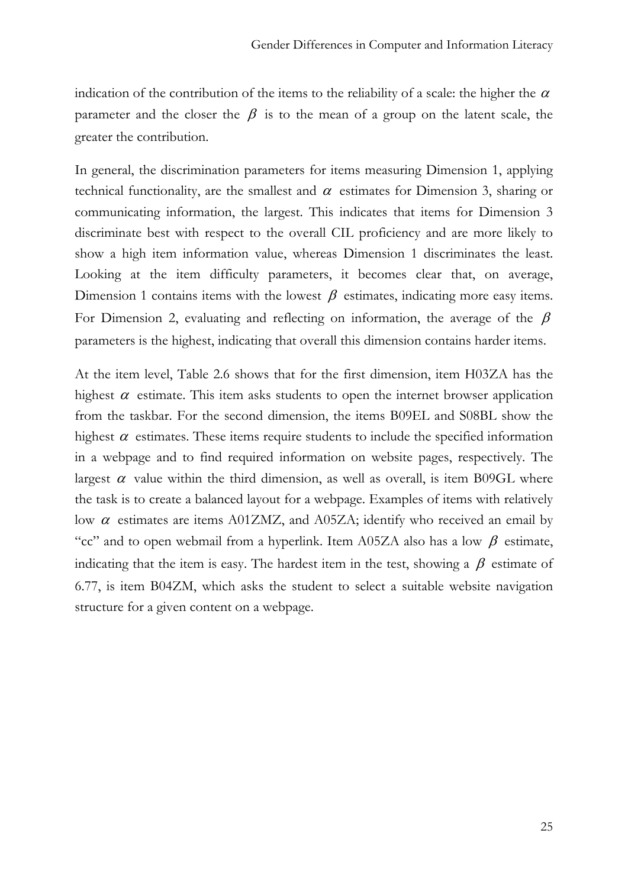indication of the contribution of the items to the reliability of a scale: the higher the $\alpha$ parameter and the closer the $\beta$ is to the mean of a group on the latent scale, the greater the contribution.

In general, the discrimination parameters for items measuring Dimension 1, applying technical functionality, are the smallest and $\alpha$ estimates for Dimension 3, sharing or communicating information, the largest. This indicates that items for Dimension 3 discriminate best with respect to the overall CIL proficiency and are more likely to show a high item information value, whereas Dimension 1 discriminates the least. Looking at the item difficulty parameters, it becomes clear that, on average, Dimension 1 contains items with the lowest $\beta$ estimates, indicating more easy items. For Dimension 2, evaluating and reflecting on information, the average of the $\beta$ parameters is the highest, indicating that overall this dimension contains harder items.

At the item level, Table 2.6 shows that for the first dimension, item H03ZA has the highest $\alpha$ estimate. This item asks students to open the internet browser application from the taskbar. For the second dimension, the items B09EL and S08BL show the highest $\alpha$ estimates. These items require students to include the specified information in a webpage and to find required information on website pages, respectively. The largest $\alpha$ value within the third dimension, as well as overall, is item B09GL where the task is to create a balanced layout for a webpage. Examples of items with relatively low $\alpha$ estimates are items A01ZMZ, and A05ZA; identify who received an email by "cc" and to open webmail from a hyperlink. Item A05ZA also has a low $\beta$ estimate, indicating that the item is easy. The hardest item in the test, showing a $\beta$ estimate of 6.77, is item B04ZM, which asks the student to select a suitable website navigation structure for a given content on a webpage.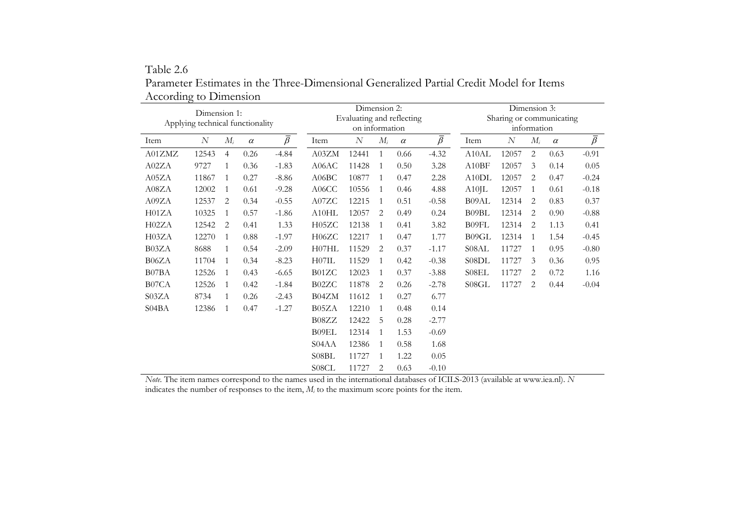Table 2.6

Parameter Estimates in the Three-Dimensional Generalized Partial Credit Model for Items According to Dimension

| Dimension 1: Applying technical functionality | | | | | Dimension 2: Evaluating and reflecting on information | | | | | Dimension 3: Sharing or communicating information | | | | |
|---|---|---|---|---|---|---|---|---|---|---|---|---|---|---|
| Item | $N$ | $M_i$ | $\alpha$ | $\bar{\beta}$ | Item | $N$ | $M_i$ | $\alpha$ | $\bar{\beta}$ | Item | $N$ | $M_i$ | $\alpha$ | $\bar{\beta}$ |
| A01ZMZ | 12543 | 4 | 0.26 | -4.84 | A03ZM | 12441 | 1 | 0.66 | -4.32 | A10AL | 12057 | 2 | 0.63 | -0.91 |
| A02ZA | 9727 | 1 | 0.36 | -1.83 | A06AC | 11428 | 1 | 0.50 | 3.28 | A10BF | 12057 | 3 | 0.14 | 0.05 |
| A05ZA | 11867 | 1 | 0.27 | -8.86 | A06BC | 10877 | 1 | 0.47 | 2.28 | A10DL | 12057 | 2 | 0.47 | -0.24 |
| A08ZA | 12002 | 1 | 0.61 | -9.28 | A06CC | 10556 | 1 | 0.46 | 4.88 | A10JL | 12057 | 1 | 0.61 | -0.18 |
| A09ZA | 12537 | 2 | 0.34 | -0.55 | A07ZC | 12215 | 1 | 0.51 | -0.58 | B09AL | 12314 | 2 | 0.83 | 0.37 |
| H01ZA | 10325 | 1 | 0.57 | -1.86 | A10HL | 12057 | 2 | 0.49 | 0.24 | B09BL | 12314 | 2 | 0.90 | -0.88 |
| H02ZA | 12542 | 2 | 0.41 | 1.33 | H05ZC | 12138 | 1 | 0.41 | 3.82 | B09FL | 12314 | 2 | 1.13 | 0.41 |
| H03ZA | 12270 | 1 | 0.88 | -1.97 | H06ZC | 12217 | 1 | 0.47 | 1.77 | B09GL | 12314 | 1 | 1.54 | -0.45 |
| B03ZA | 8688 | 1 | 0.54 | -2.09 | H07HL | 11529 | 2 | 0.37 | -1.17 | S08AL | 11727 | 1 | 0.95 | -0.80 |
| B06ZA | 11704 | 1 | 0.34 | -8.23 | H07IL | 11529 | 1 | 0.42 | -0.38 | S08DL | 11727 | 3 | 0.36 | 0.95 |
| B07BA | 12526 | 1 | 0.43 | -6.65 | B01ZC | 12023 | 1 | 0.37 | -3.88 | S08EL | 11727 | 2 | 0.72 | 1.16 |
| B07CA | 12526 | 1 | 0.42 | -1.84 | B02ZC | 11878 | 2 | 0.26 | -2.78 | S08GL | 11727 | 2 | 0.44 | -0.04 |
| S03ZA | 8734 | 1 | 0.26 | -2.43 | B04ZM | 11612 | 1 | 0.27 | 6.77 | | | | | |
| S04BA | 12386 | 1 | 0.47 | -1.27 | B05ZA | 12210 | 1 | 0.48 | 0.14 | | | | | |
| | | | | | B08ZZ | 12422 | 5 | 0.28 | -2.77 | | | | | |
| | | | | | B09EL | 12314 | 1 | 1.53 | -0.69 | | | | | |
| | | | | | S04AA | 12386 | 1 | 0.58 | 1.68 | | | | | |
| | | | | | S08BL | 11727 | 1 | 1.22 | 0.05 | | | | | |
| | | | | | S08CL | 11727 | 2 | 0.63 | -0.10 | | | | | |

*Note.* The item names correspond to the names used in the international databases of ICILS-2013 (available at www.iea.nl). $N$ indicates the number of responses to the item, $M_i$ to the maximum score points for the item.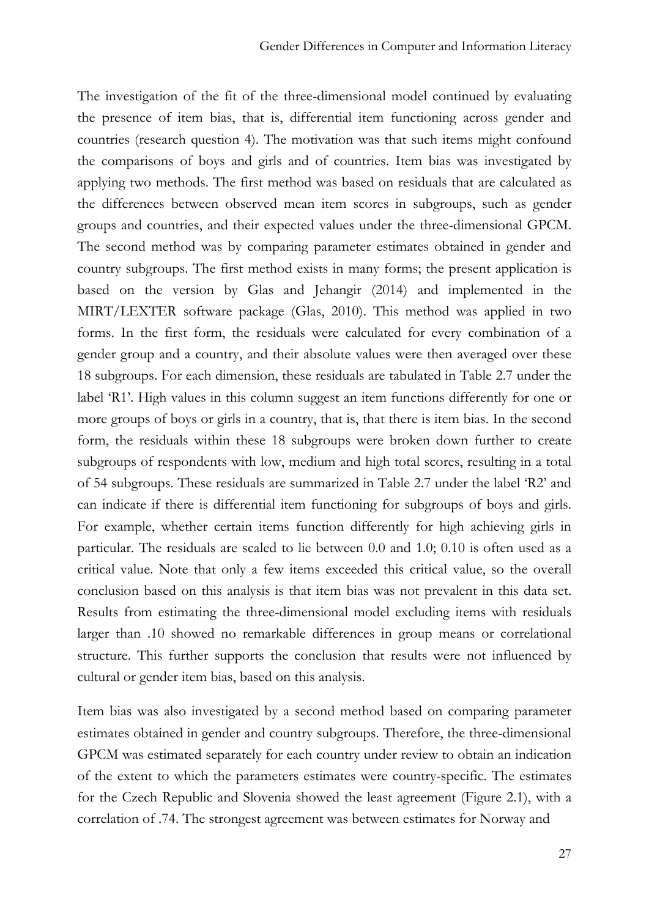The investigation of the fit of the three-dimensional model continued by evaluating the presence of item bias, that is, differential item functioning across gender and countries (research question 4). The motivation was that such items might confound the comparisons of boys and girls and of countries. Item bias was investigated by applying two methods. The first method was based on residuals that are calculated as the differences between observed mean item scores in subgroups, such as gender groups and countries, and their expected values under the three-dimensional GPCM. The second method was by comparing parameter estimates obtained in gender and country subgroups. The first method exists in many forms; the present application is based on the version by Glas and Jehangir (2014) and implemented in the MIRT/LEXTER software package (Glas, 2010). This method was applied in two forms. In the first form, the residuals were calculated for every combination of a gender group and a country, and their absolute values were then averaged over these 18 subgroups. For each dimension, these residuals are tabulated in Table 2.7 under the label 'R1'. High values in this column suggest an item functions differently for one or more groups of boys or girls in a country, that is, that there is item bias. In the second form, the residuals within these 18 subgroups were broken down further to create subgroups of respondents with low, medium and high total scores, resulting in a total of 54 subgroups. These residuals are summarized in Table 2.7 under the label 'R2' and can indicate if there is differential item functioning for subgroups of boys and girls. For example, whether certain items function differently for high achieving girls in particular. The residuals are scaled to lie between 0.0 and 1.0; 0.10 is often used as a critical value. Note that only a few items exceeded this critical value, so the overall conclusion based on this analysis is that item bias was not prevalent in this data set. Results from estimating the three-dimensional model excluding items with residuals larger than .10 showed no remarkable differences in group means or correlational structure. This further supports the conclusion that results were not influenced by cultural or gender item bias, based on this analysis.

Item bias was also investigated by a second method based on comparing parameter estimates obtained in gender and country subgroups. Therefore, the three-dimensional GPCM was estimated separately for each country under review to obtain an indication of the extent to which the parameters estimates were country-specific. The estimates for the Czech Republic and Slovenia showed the least agreement (Figure 2.1), with a correlation of .74. The strongest agreement was between estimates for Norway and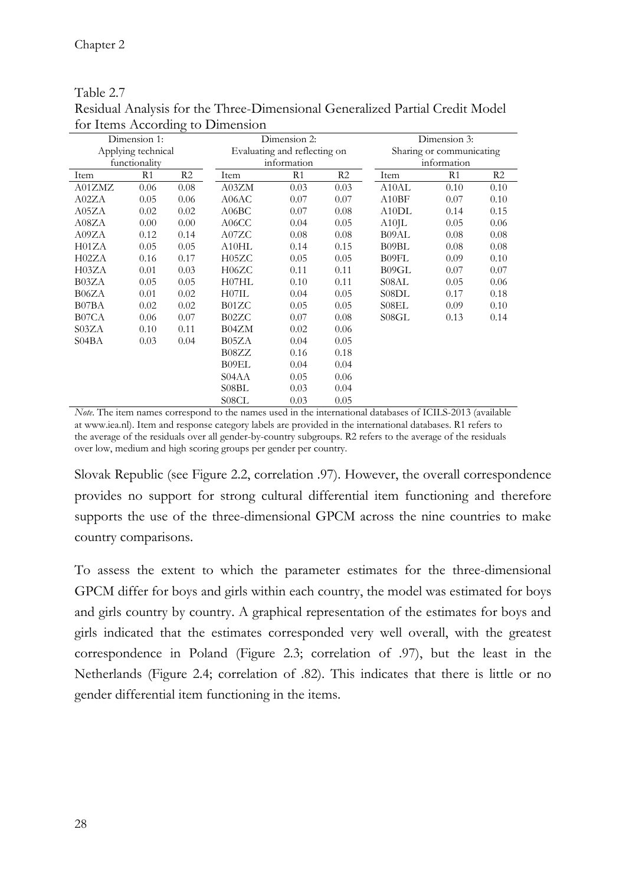Table 2.7
Residual Analysis for the Three-Dimensional Generalized Partial Credit Model for Items According to Dimension

| Dimension 1: Applying technical functionality | | | Dimension 2: Evaluating and reflecting on information | | | Dimension 3: Sharing or communicating information | | |
|---|---|---|---|---|---|---|---|---|
| Item | R1 | R2 | Item | R1 | R2 | Item | R1 | R2 |
| A01ZMZ | 0.06 | 0.08 | A03ZM | 0.03 | 0.03 | A10AL | 0.10 | 0.10 |
| A02ZA | 0.05 | 0.06 | A06AC | 0.07 | 0.07 | A10BF | 0.07 | 0.10 |
| A05ZA | 0.02 | 0.02 | A06BC | 0.07 | 0.08 | A10DL | 0.14 | 0.15 |
| A08ZA | 0.00 | 0.00 | A06CC | 0.04 | 0.05 | A10JL | 0.05 | 0.06 |
| A09ZA | 0.12 | 0.14 | A07ZC | 0.08 | 0.08 | B09AL | 0.08 | 0.08 |
| H01ZA | 0.05 | 0.05 | A10HL | 0.14 | 0.15 | B09BL | 0.08 | 0.08 |
| H02ZA | 0.16 | 0.17 | H05ZC | 0.05 | 0.05 | B09FL | 0.09 | 0.10 |
| H03ZA | 0.01 | 0.03 | H06ZC | 0.11 | 0.11 | B09GL | 0.07 | 0.07 |
| B03ZA | 0.05 | 0.05 | H07HL | 0.10 | 0.11 | S08AL | 0.05 | 0.06 |
| B06ZA | 0.01 | 0.02 | H07IL | 0.04 | 0.05 | S08DL | 0.17 | 0.18 |
| B07BA | 0.02 | 0.02 | B01ZC | 0.05 | 0.05 | S08EL | 0.09 | 0.10 |
| B07CA | 0.06 | 0.07 | B02ZC | 0.07 | 0.08 | S08GL | 0.13 | 0.14 |
| S03ZA | 0.10 | 0.11 | B04ZM | 0.02 | 0.06 | | | |
| S04BA | 0.03 | 0.04 | B05ZA | 0.04 | 0.05 | | | |
| | | | B08ZZ | 0.16 | 0.18 | | | |
| | | | B09EL | 0.04 | 0.04 | | | |
| | | | S04AA | 0.05 | 0.06 | | | |
| | | | S08BL | 0.03 | 0.04 | | | |
| | | | S08CL | 0.03 | 0.05 | | | |

*Note*. The item names correspond to the names used in the international databases of ICILS-2013 (available at www.iea.nl). Item and response category labels are provided in the international databases. R1 refers to the average of the residuals over all gender-by-country subgroups. R2 refers to the average of the residuals over low, medium and high scoring groups per gender per country.

Slovak Republic (see Figure 2.2, correlation .97). However, the overall correspondence provides no support for strong cultural differential item functioning and therefore supports the use of the three-dimensional GPCM across the nine countries to make country comparisons.

To assess the extent to which the parameter estimates for the three-dimensional GPCM differ for boys and girls within each country, the model was estimated for boys and girls country by country. A graphical representation of the estimates for boys and girls indicated that the estimates corresponded very well overall, with the greatest correspondence in Poland (Figure 2.3; correlation of .97), but the least in the Netherlands (Figure 2.4; correlation of .82). This indicates that there is little or no gender differential item functioning in the items.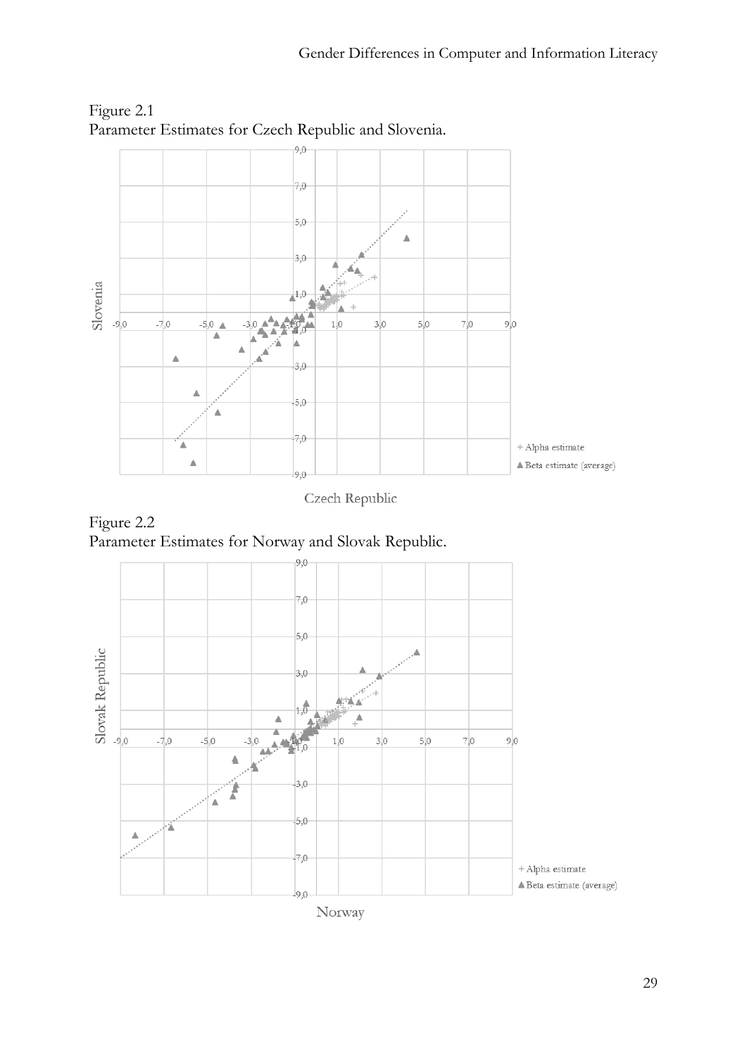Figure 2.1
Parameter Estimates for Czech Republic and Slovenia.

Figure 2.2
Parameter Estimates for Norway and Slovak Republic.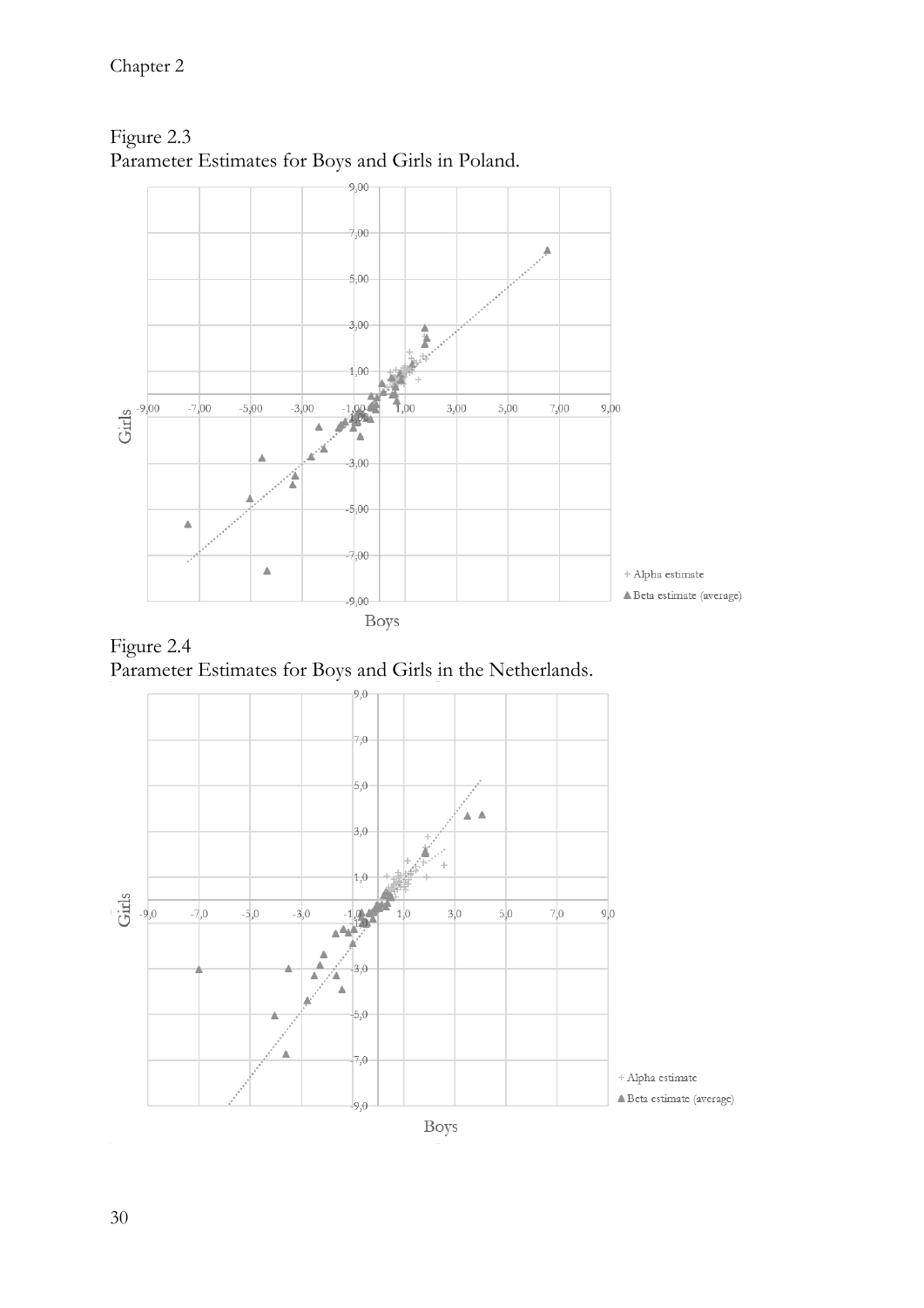Figure 2.3
Parameter Estimates for Boys and Girls in Poland.

Figure 2.4
Parameter Estimates for Boys and Girls in the Netherlands.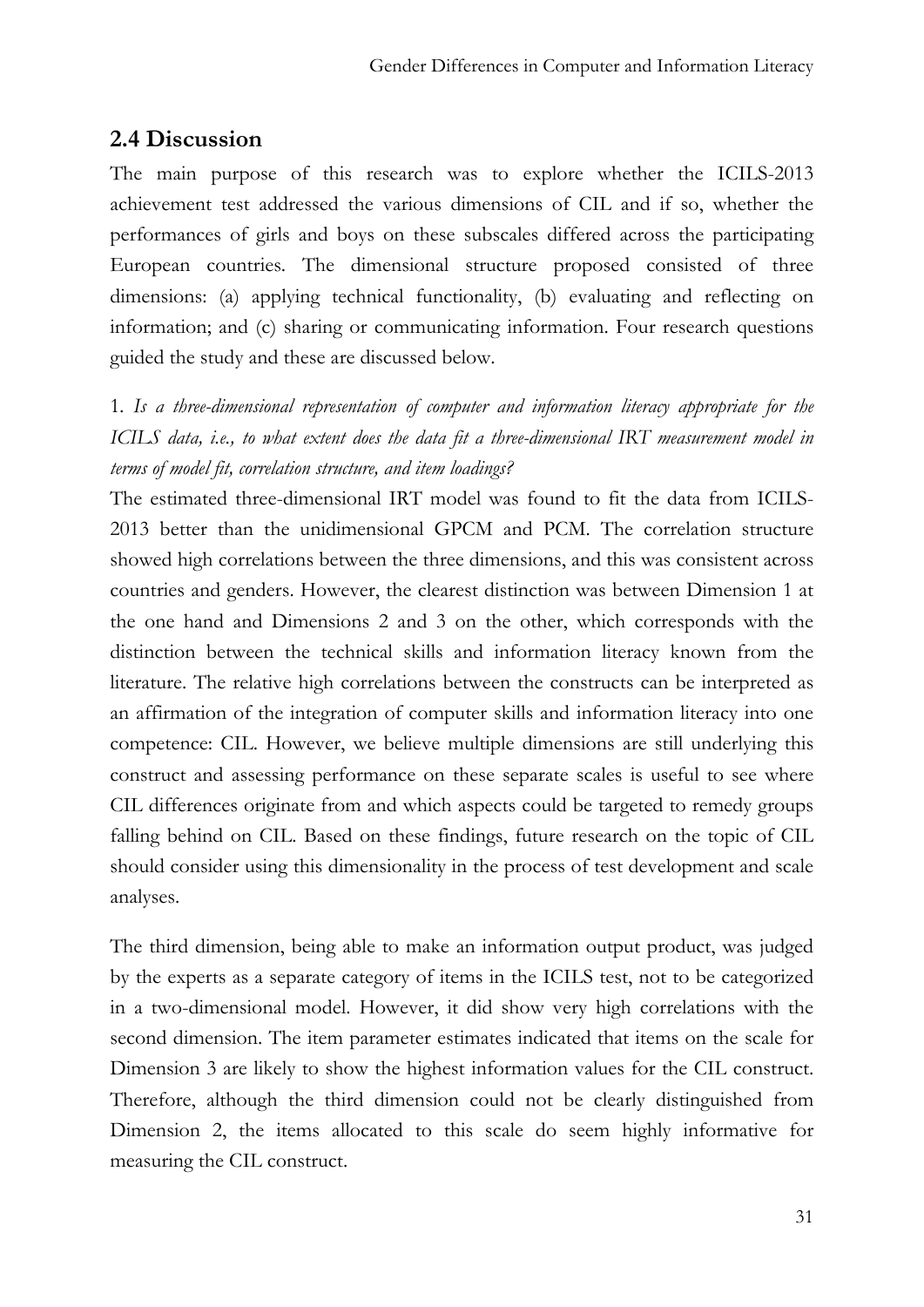## 2.4 Discussion

The main purpose of this research was to explore whether the ICILS-2013 achievement test addressed the various dimensions of CIL and if so, whether the performances of girls and boys on these subscales differed across the participating European countries. The dimensional structure proposed consisted of three dimensions: (a) applying technical functionality, (b) evaluating and reflecting on information; and (c) sharing or communicating information. Four research questions guided the study and these are discussed below.

1. *Is a three-dimensional representation of computer and information literacy appropriate for the ICILS data, i.e., to what extent does the data fit a three-dimensional IRT measurement model in terms of model fit, correlation structure, and item loadings?*

The estimated three-dimensional IRT model was found to fit the data from ICILS-2013 better than the unidimensional GPCM and PCM. The correlation structure showed high correlations between the three dimensions, and this was consistent across countries and genders. However, the clearest distinction was between Dimension 1 at the one hand and Dimensions 2 and 3 on the other, which corresponds with the distinction between the technical skills and information literacy known from the literature. The relative high correlations between the constructs can be interpreted as an affirmation of the integration of computer skills and information literacy into one competence: CIL. However, we believe multiple dimensions are still underlying this construct and assessing performance on these separate scales is useful to see where CIL differences originate from and which aspects could be targeted to remedy groups falling behind on CIL. Based on these findings, future research on the topic of CIL should consider using this dimensionality in the process of test development and scale analyses.

The third dimension, being able to make an information output product, was judged by the experts as a separate category of items in the ICILS test, not to be categorized in a two-dimensional model. However, it did show very high correlations with the second dimension. The item parameter estimates indicated that items on the scale for Dimension 3 are likely to show the highest information values for the CIL construct. Therefore, although the third dimension could not be clearly distinguished from Dimension 2, the items allocated to this scale do seem highly informative for measuring the CIL construct.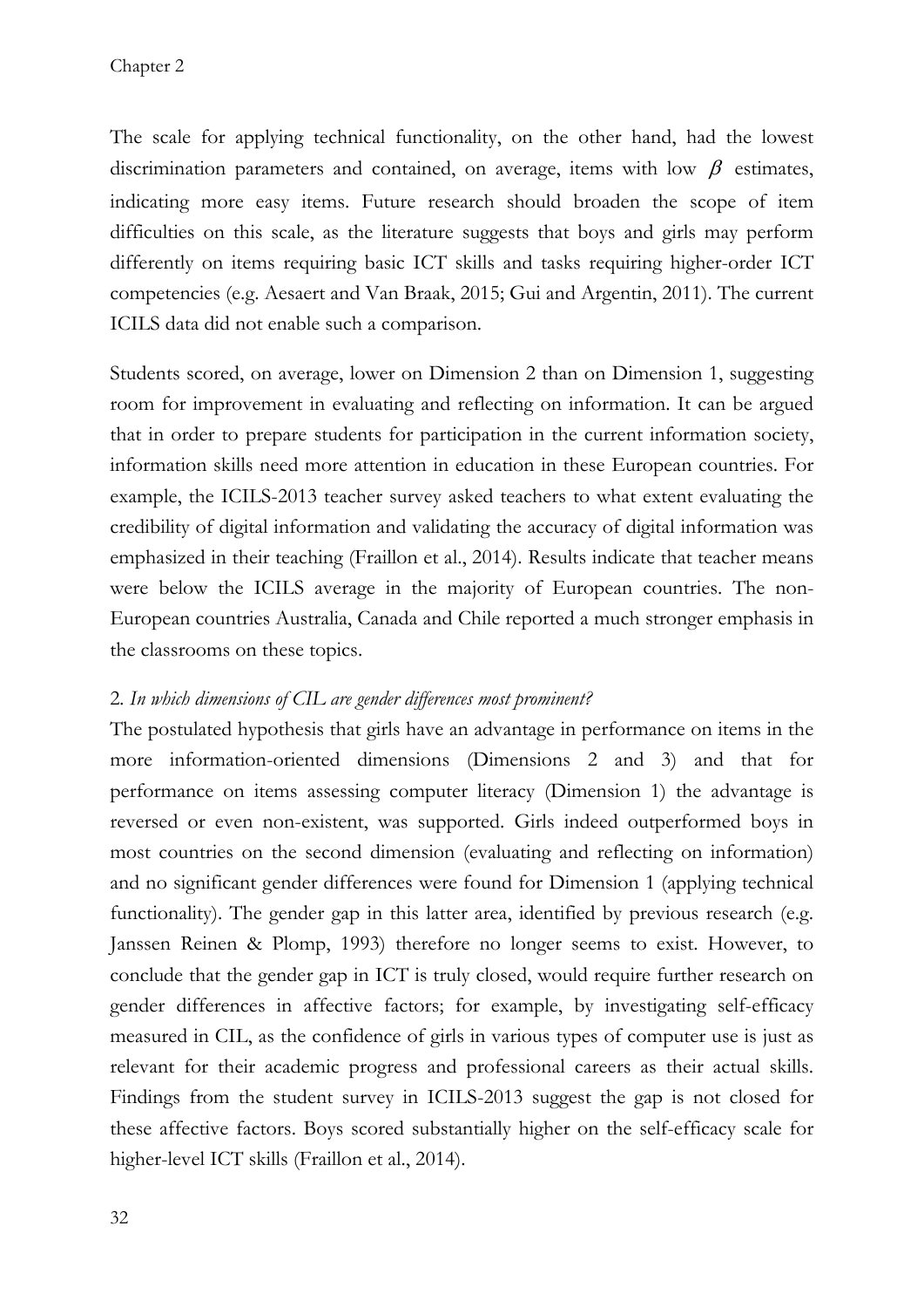The scale for applying technical functionality, on the other hand, had the lowest discrimination parameters and contained, on average, items with low $\beta$ estimates, indicating more easy items. Future research should broaden the scope of item difficulties on this scale, as the literature suggests that boys and girls may perform differently on items requiring basic ICT skills and tasks requiring higher-order ICT competencies (e.g. Aesaert and Van Braak, 2015; Gui and Argentin, 2011). The current ICILS data did not enable such a comparison.

Students scored, on average, lower on Dimension 2 than on Dimension 1, suggesting room for improvement in evaluating and reflecting on information. It can be argued that in order to prepare students for participation in the current information society, information skills need more attention in education in these European countries. For example, the ICILS-2013 teacher survey asked teachers to what extent evaluating the credibility of digital information and validating the accuracy of digital information was emphasized in their teaching (Fraillon et al., 2014). Results indicate that teacher means were below the ICILS average in the majority of European countries. The non-European countries Australia, Canada and Chile reported a much stronger emphasis in the classrooms on these topics.

2. *In which dimensions of CIL are gender differences most prominent?*

The postulated hypothesis that girls have an advantage in performance on items in the more information-oriented dimensions (Dimensions 2 and 3) and that for performance on items assessing computer literacy (Dimension 1) the advantage is reversed or even non-existent, was supported. Girls indeed outperformed boys in most countries on the second dimension (evaluating and reflecting on information) and no significant gender differences were found for Dimension 1 (applying technical functionality). The gender gap in this latter area, identified by previous research (e.g. Janssen Reinen & Plomp, 1993) therefore no longer seems to exist. However, to conclude that the gender gap in ICT is truly closed, would require further research on gender differences in affective factors; for example, by investigating self-efficacy measured in CIL, as the confidence of girls in various types of computer use is just as relevant for their academic progress and professional careers as their actual skills. Findings from the student survey in ICILS-2013 suggest the gap is not closed for these affective factors. Boys scored substantially higher on the self-efficacy scale for higher-level ICT skills (Fraillon et al., 2014).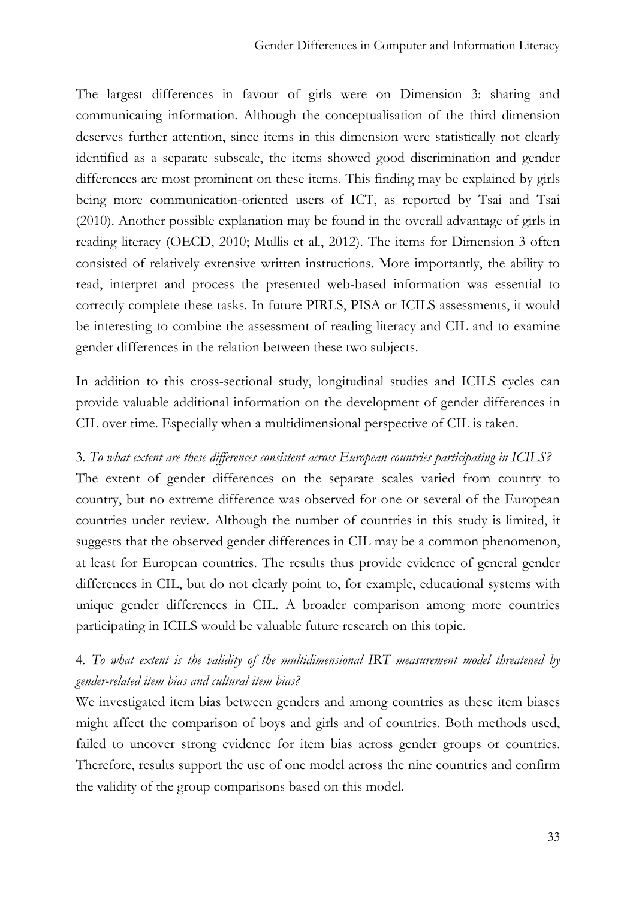The largest differences in favour of girls were on Dimension 3: sharing and communicating information. Although the conceptualisation of the third dimension deserves further attention, since items in this dimension were statistically not clearly identified as a separate subscale, the items showed good discrimination and gender differences are most prominent on these items. This finding may be explained by girls being more communication-oriented users of ICT, as reported by Tsai and Tsai (2010). Another possible explanation may be found in the overall advantage of girls in reading literacy (OECD, 2010; Mullis et al., 2012). The items for Dimension 3 often consisted of relatively extensive written instructions. More importantly, the ability to read, interpret and process the presented web-based information was essential to correctly complete these tasks. In future PIRLS, PISA or ICILS assessments, it would be interesting to combine the assessment of reading literacy and CIL and to examine gender differences in the relation between these two subjects.

In addition to this cross-sectional study, longitudinal studies and ICILS cycles can provide valuable additional information on the development of gender differences in CIL over time. Especially when a multidimensional perspective of CIL is taken.

3. *To what extent are these differences consistent across European countries participating in ICILS?*
The extent of gender differences on the separate scales varied from country to country, but no extreme difference was observed for one or several of the European countries under review. Although the number of countries in this study is limited, it suggests that the observed gender differences in CIL may be a common phenomenon, at least for European countries. The results thus provide evidence of general gender differences in CIL, but do not clearly point to, for example, educational systems with unique gender differences in CIL. A broader comparison among more countries participating in ICILS would be valuable future research on this topic.

4. *To what extent is the validity of the multidimensional IRT measurement model threatened by gender-related item bias and cultural item bias?*
We investigated item bias between genders and among countries as these item biases might affect the comparison of boys and girls and of countries. Both methods used, failed to uncover strong evidence for item bias across gender groups or countries. Therefore, results support the use of one model across the nine countries and confirm the validity of the group comparisons based on this model.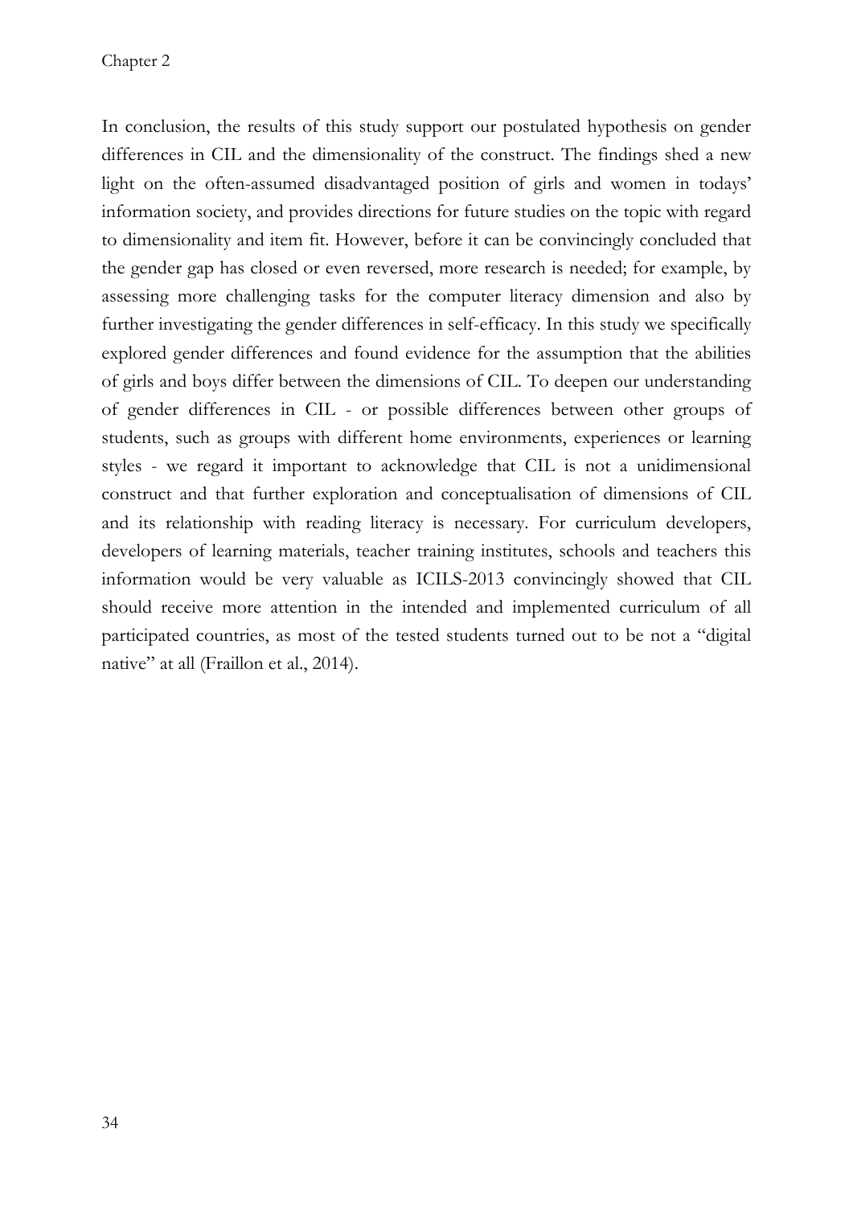In conclusion, the results of this study support our postulated hypothesis on gender differences in CIL and the dimensionality of the construct. The findings shed a new light on the often-assumed disadvantaged position of girls and women in todays' information society, and provides directions for future studies on the topic with regard to dimensionality and item fit. However, before it can be convincingly concluded that the gender gap has closed or even reversed, more research is needed; for example, by assessing more challenging tasks for the computer literacy dimension and also by further investigating the gender differences in self-efficacy. In this study we specifically explored gender differences and found evidence for the assumption that the abilities of girls and boys differ between the dimensions of CIL. To deepen our understanding of gender differences in CIL - or possible differences between other groups of students, such as groups with different home environments, experiences or learning styles - we regard it important to acknowledge that CIL is not a unidimensional construct and that further exploration and conceptualisation of dimensions of CIL and its relationship with reading literacy is necessary. For curriculum developers, developers of learning materials, teacher training institutes, schools and teachers this information would be very valuable as ICILS-2013 convincingly showed that CIL should receive more attention in the intended and implemented curriculum of all participated countries, as most of the tested students turned out to be not a "digital native" at all (Fraillon et al., 2014).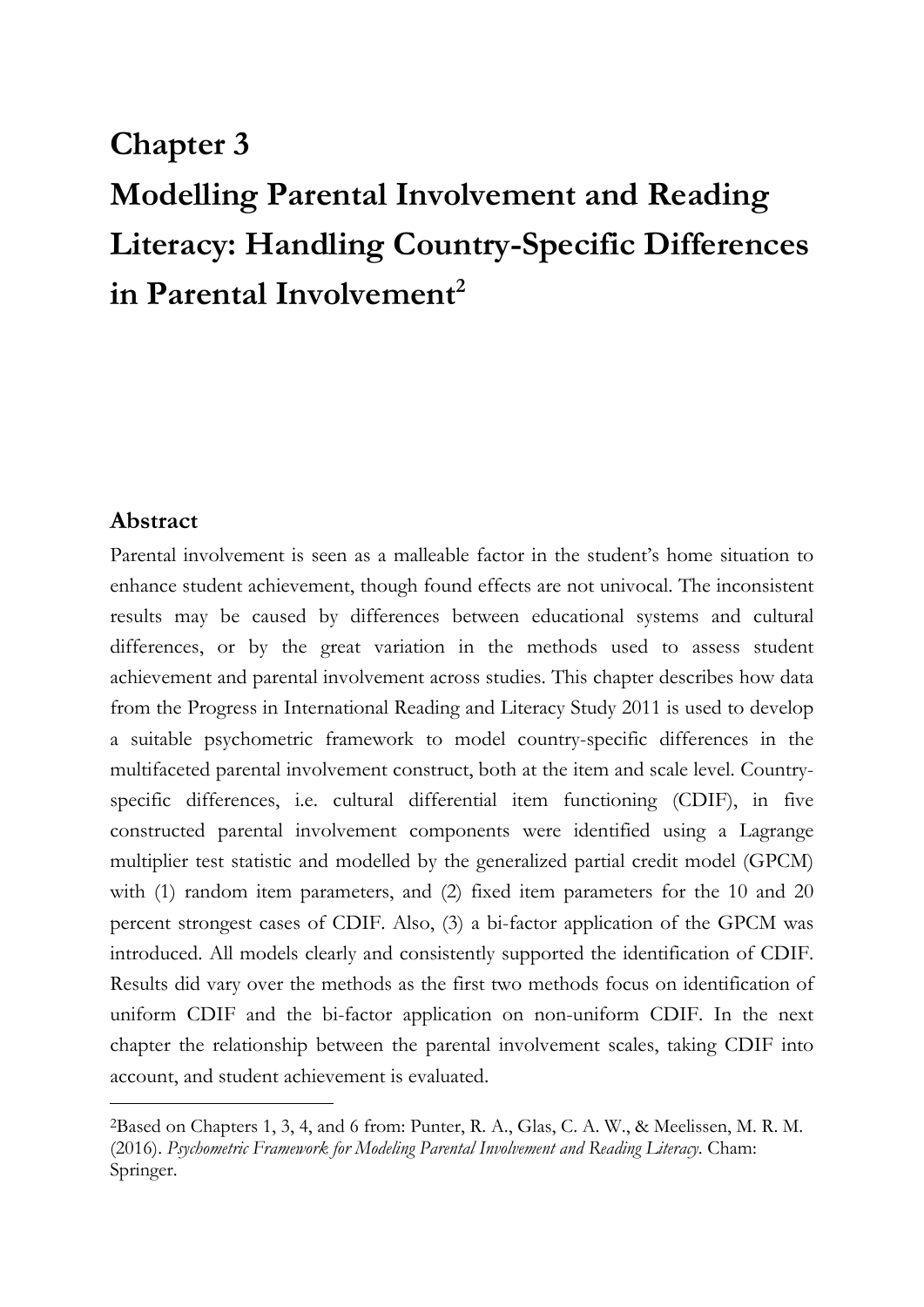# Chapter 3

# Modelling Parental Involvement and Reading Literacy: Handling Country-Specific Differences in Parental Involvement[2]

## Abstract

Parental involvement is seen as a malleable factor in the student's home situation to enhance student achievement, though found effects are not univocal. The inconsistent results may be caused by differences between educational systems and cultural differences, or by the great variation in the methods used to assess student achievement and parental involvement across studies. This chapter describes how data from the Progress in International Reading and Literacy Study 2011 is used to develop a suitable psychometric framework to model country-specific differences in the multifaceted parental involvement construct, both at the item and scale level. Country-specific differences, i.e. cultural differential item functioning (CDIF), in five constructed parental involvement components were identified using a Lagrange multiplier test statistic and modelled by the generalized partial credit model (GPCM) with (1) random item parameters, and (2) fixed item parameters for the 10 and 20 percent strongest cases of CDIF. Also, (3) a bi-factor application of the GPCM was introduced. All models clearly and consistently supported the identification of CDIF. Results did vary over the methods as the first two methods focus on identification of uniform CDIF and the bi-factor application on non-uniform CDIF. In the next chapter the relationship between the parental involvement scales, taking CDIF into account, and student achievement is evaluated.

---

[2]Based on Chapters 1, 3, 4, and 6 from: Punter, R. A., Glas, C. A. W., & Meelissen, M. R. M. (2016). *Psychometric Framework for Modeling Parental Involvement and Reading Literacy.* Cham: Springer.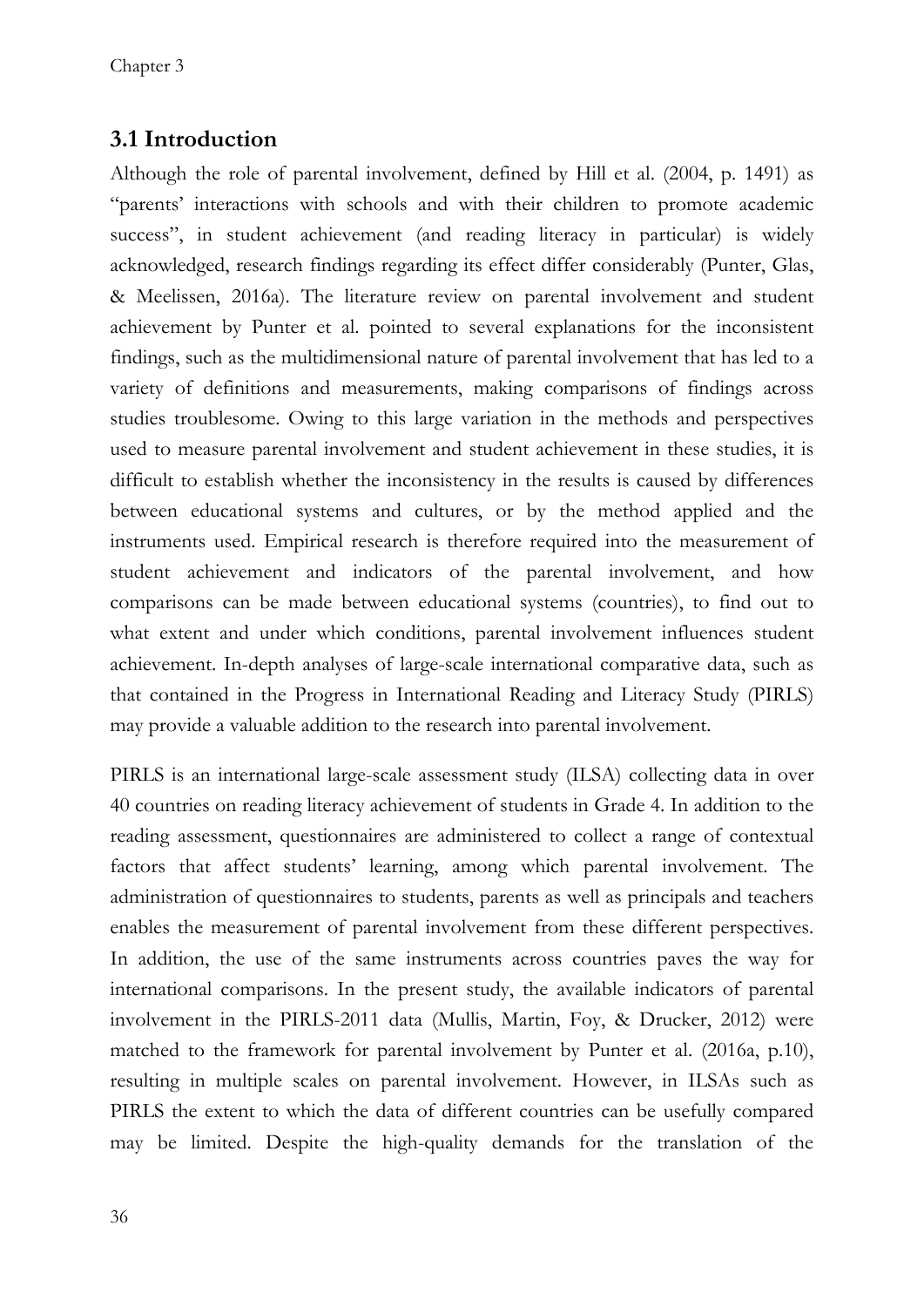## 3.1 Introduction

Although the role of parental involvement, defined by Hill et al. (2004, p. 1491) as "parents' interactions with schools and with their children to promote academic success", in student achievement (and reading literacy in particular) is widely acknowledged, research findings regarding its effect differ considerably (Punter, Glas, & Meelissen, 2016a). The literature review on parental involvement and student achievement by Punter et al. pointed to several explanations for the inconsistent findings, such as the multidimensional nature of parental involvement that has led to a variety of definitions and measurements, making comparisons of findings across studies troublesome. Owing to this large variation in the methods and perspectives used to measure parental involvement and student achievement in these studies, it is difficult to establish whether the inconsistency in the results is caused by differences between educational systems and cultures, or by the method applied and the instruments used. Empirical research is therefore required into the measurement of student achievement and indicators of the parental involvement, and how comparisons can be made between educational systems (countries), to find out to what extent and under which conditions, parental involvement influences student achievement. In-depth analyses of large-scale international comparative data, such as that contained in the Progress in International Reading and Literacy Study (PIRLS) may provide a valuable addition to the research into parental involvement.

PIRLS is an international large-scale assessment study (ILSA) collecting data in over 40 countries on reading literacy achievement of students in Grade 4. In addition to the reading assessment, questionnaires are administered to collect a range of contextual factors that affect students' learning, among which parental involvement. The administration of questionnaires to students, parents as well as principals and teachers enables the measurement of parental involvement from these different perspectives. In addition, the use of the same instruments across countries paves the way for international comparisons. In the present study, the available indicators of parental involvement in the PIRLS-2011 data (Mullis, Martin, Foy, & Drucker, 2012) were matched to the framework for parental involvement by Punter et al. (2016a, p.10), resulting in multiple scales on parental involvement. However, in ILSAs such as PIRLS the extent to which the data of different countries can be usefully compared may be limited. Despite the high-quality demands for the translation of the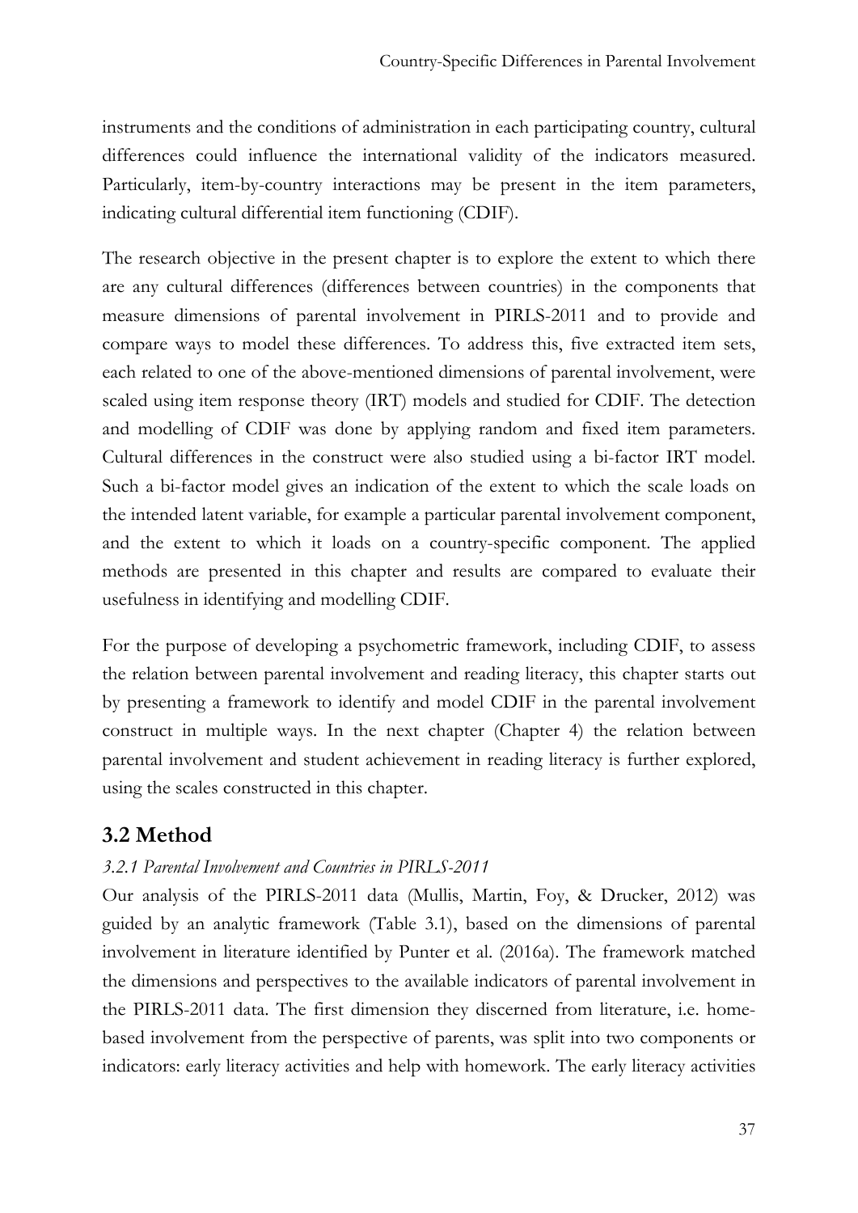instruments and the conditions of administration in each participating country, cultural differences could influence the international validity of the indicators measured. Particularly, item-by-country interactions may be present in the item parameters, indicating cultural differential item functioning (CDIF).

The research objective in the present chapter is to explore the extent to which there are any cultural differences (differences between countries) in the components that measure dimensions of parental involvement in PIRLS-2011 and to provide and compare ways to model these differences. To address this, five extracted item sets, each related to one of the above-mentioned dimensions of parental involvement, were scaled using item response theory (IRT) models and studied for CDIF. The detection and modelling of CDIF was done by applying random and fixed item parameters. Cultural differences in the construct were also studied using a bi-factor IRT model. Such a bi-factor model gives an indication of the extent to which the scale loads on the intended latent variable, for example a particular parental involvement component, and the extent to which it loads on a country-specific component. The applied methods are presented in this chapter and results are compared to evaluate their usefulness in identifying and modelling CDIF.

For the purpose of developing a psychometric framework, including CDIF, to assess the relation between parental involvement and reading literacy, this chapter starts out by presenting a framework to identify and model CDIF in the parental involvement construct in multiple ways. In the next chapter (Chapter 4) the relation between parental involvement and student achievement in reading literacy is further explored, using the scales constructed in this chapter.

## 3.2 Method

### *3.2.1 Parental Involvement and Countries in PIRLS-2011*

Our analysis of the PIRLS-2011 data (Mullis, Martin, Foy, & Drucker, 2012) was guided by an analytic framework (Table 3.1), based on the dimensions of parental involvement in literature identified by Punter et al. (2016a). The framework matched the dimensions and perspectives to the available indicators of parental involvement in the PIRLS-2011 data. The first dimension they discerned from literature, i.e. home-based involvement from the perspective of parents, was split into two components or indicators: early literacy activities and help with homework. The early literacy activities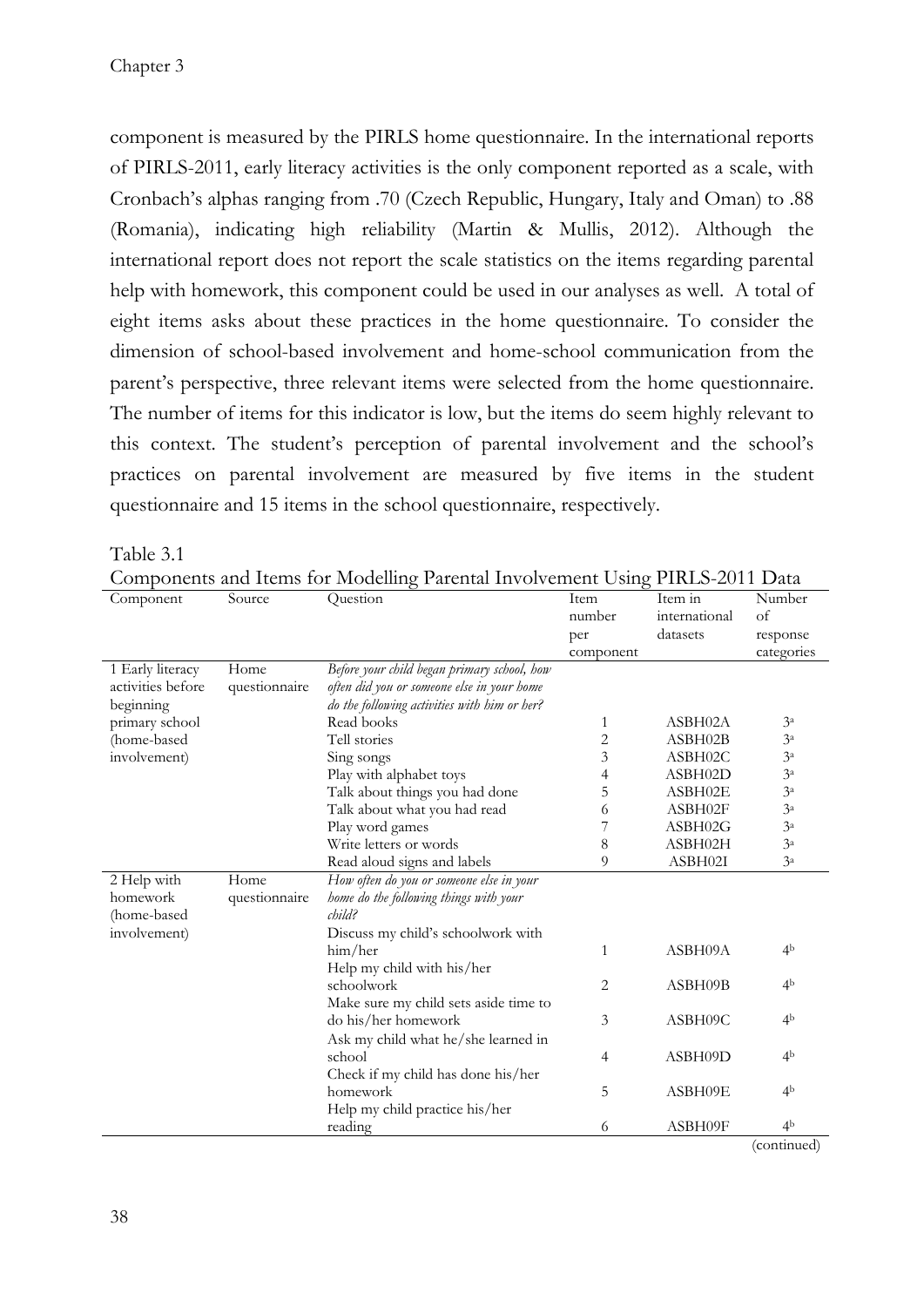component is measured by the PIRLS home questionnaire. In the international reports of PIRLS-2011, early literacy activities is the only component reported as a scale, with Cronbach's alphas ranging from .70 (Czech Republic, Hungary, Italy and Oman) to .88 (Romania), indicating high reliability (Martin & Mullis, 2012). Although the international report does not report the scale statistics on the items regarding parental help with homework, this component could be used in our analyses as well. A total of eight items asks about these practices in the home questionnaire. To consider the dimension of school-based involvement and home-school communication from the parent's perspective, three relevant items were selected from the home questionnaire. The number of items for this indicator is low, but the items do seem highly relevant to this context. The student's perception of parental involvement and the school's practices on parental involvement are measured by five items in the student questionnaire and 15 items in the school questionnaire, respectively.

Table 3.1

Components and Items for Modelling Parental Involvement Using PIRLS-2011 Data

| Component | Source | Question | Item number per component | Item in international datasets | Number of response categories |
|---|---|---|---|---|---|
| 1 Early literacy activities before beginning primary school (home-based involvement) | Home questionnaire | *Before your child began primary school, how often did you or someone else in your home do the following activities with him or her?* | | | |
| | | Read books | 1 | ASBH02A | 3[a] |
| | | Tell stories | 2 | ASBH02B | 3[a] |
| | | Sing songs | 3 | ASBH02C | 3[a] |
| | | Play with alphabet toys | 4 | ASBH02D | 3[a] |
| | | Talk about things you had done | 5 | ASBH02E | 3[a] |
| | | Talk about what you had read | 6 | ASBH02F | 3[a] |
| | | Play word games | 7 | ASBH02G | 3[a] |
| | | Write letters or words | 8 | ASBH02H | 3[a] |
| | | Read aloud signs and labels | 9 | ASBH02I | 3[a] |
| 2 Help with homework (home-based involvement) | Home questionnaire | *How often do you or someone else in your home do the following things with your child?* | | | |
| | | Discuss my child's schoolwork with him/her | 1 | ASBH09A | 4[b] |
| | | Help my child with his/her schoolwork | 2 | ASBH09B | 4[b] |
| | | Make sure my child sets aside time to do his/her homework | 3 | ASBH09C | 4[b] |
| | | Ask my child what he/she learned in school | 4 | ASBH09D | 4[b] |
| | | Check if my child has done his/her homework | 5 | ASBH09E | 4[b] |
| | | Help my child practice his/her reading | 6 | ASBH09F | 4[b] |

(continued)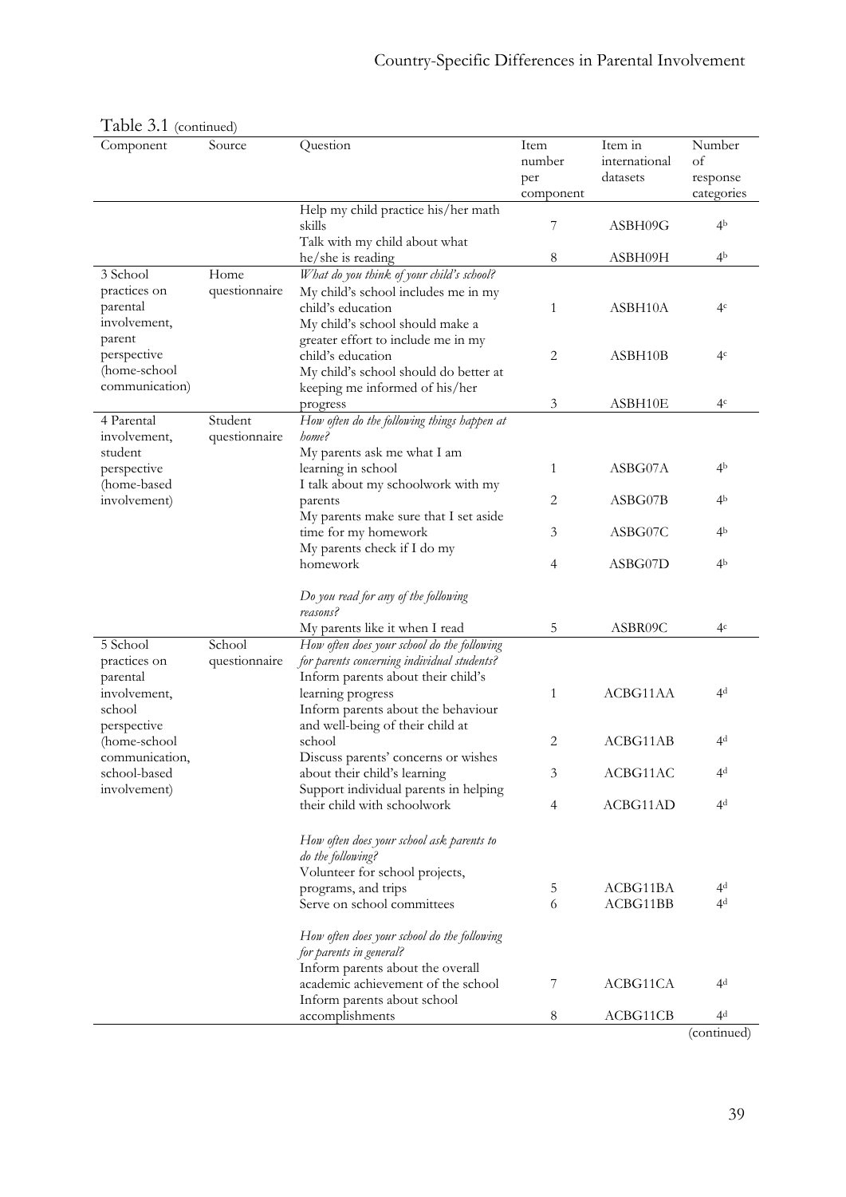Table 3.1 (continued)

| Component | Source | Question | Item number per component | Item in international datasets | Number of response categories |
|---|---|---|---|---|---|
| | | Help my child practice his/her math skills | 7 | ASBH09G | 4[b] |
| | | Talk with my child about what he/she is reading | 8 | ASBH09H | 4[b] |
| 3 School practices on parental involvement, parent perspective (home-school communication) | Home questionnaire | *What do you think of your child's school?* | | | |
| | | My child's school includes me in my child's education | 1 | ASBH10A | 4[c] |
| | | My child's school should make a greater effort to include me in my child's education | 2 | ASBH10B | 4[c] |
| | | My child's school should do better at keeping me informed of his/her progress | 3 | ASBH10E | 4[c] |
| 4 Parental involvement, student perspective (home-based involvement) | Student questionnaire | *How often do the following things happen at home?* | | | |
| | | My parents ask me what I am learning in school | 1 | ASBG07A | 4[b] |
| | | I talk about my schoolwork with my parents | 2 | ASBG07B | 4[b] |
| | | My parents make sure that I set aside time for my homework | 3 | ASBG07C | 4[b] |
| | | My parents check if I do my homework | 4 | ASBG07D | 4[b] |
| | | *Do you read for any of the following reasons?* | | | |
| | | My parents like it when I read | 5 | ASBR09C | 4[c] |
| 5 School practices on parental involvement, school perspective (home-school communication, school-based involvement) | School questionnaire | *How often does your school do the following for parents concerning individual students?* | | | |
| | | Inform parents about their child's learning progress | 1 | ACBG11AA | 4[d] |
| | | Inform parents about the behaviour and well-being of their child at school | 2 | ACBG11AB | 4[d] |
| | | Discuss parents' concerns or wishes about their child's learning | 3 | ACBG11AC | 4[d] |
| | | Support individual parents in helping their child with schoolwork | 4 | ACBG11AD | 4[d] |
| | | *How often does your school ask parents to do the following?* | | | |
| | | Volunteer for school projects, programs, and trips | 5 | ACBG11BA | 4[d] |
| | | Serve on school committees | 6 | ACBG11BB | 4[d] |
| | | *How often does your school do the following for parents in general?* | | | |
| | | Inform parents about the overall academic achievement of the school | 7 | ACBG11CA | 4[d] |
| | | Inform parents about school accomplishments | 8 | ACBG11CB | 4[d] |

(continued)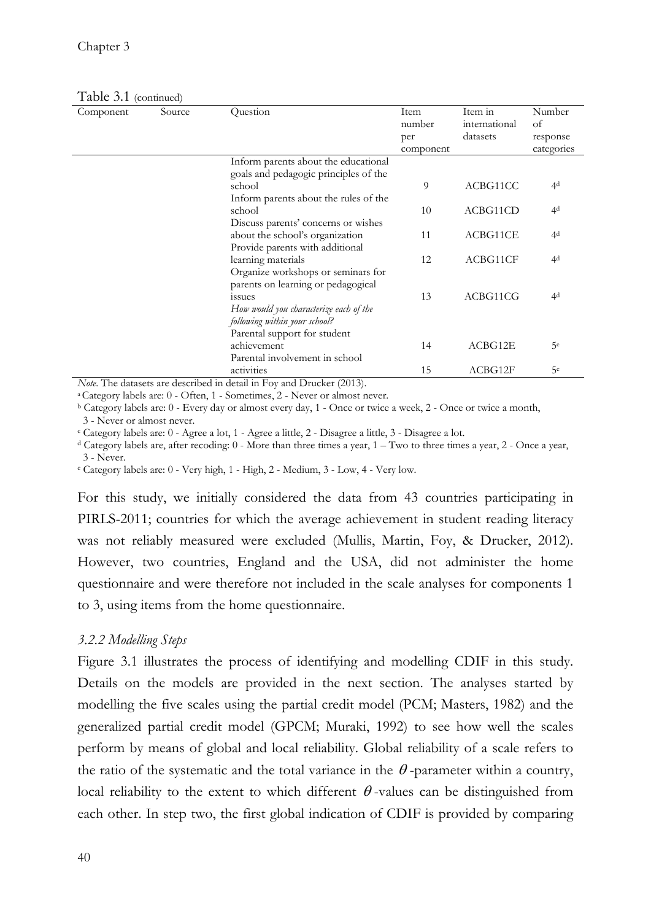Table 3.1 (continued)

| Component | Source | Question | Item number per component | Item in international datasets | Number of response categories |
|---|---|---|---|---|---|
| | | Inform parents about the educational goals and pedagogic principles of the school | 9 | ACBG11CC | 4[d] |
| | | Inform parents about the rules of the school | 10 | ACBG11CD | 4[d] |
| | | Discuss parents' concerns or wishes about the school's organization | 11 | ACBG11CE | 4[d] |
| | | Provide parents with additional learning materials | 12 | ACBG11CF | 4[d] |
| | | Organize workshops or seminars for parents on learning or pedagogical issues | 13 | ACBG11CG | 4[d] |
| | | *How would you characterize each of the following within your school?* | | | |
| | | Parental support for student achievement | 14 | ACBG12E | 5[e] |
| | | Parental involvement in school activities | 15 | ACBG12F | 5[e] |

*Note*. The datasets are described in detail in Foy and Drucker (2013).

[a] Category labels are: 0 - Often, 1 - Sometimes, 2 - Never or almost never.

[b] Category labels are: 0 - Every day or almost every day, 1 - Once or twice a week, 2 - Once or twice a month, 3 - Never or almost never.

[c] Category labels are: 0 - Agree a lot, 1 - Agree a little, 2 - Disagree a little, 3 - Disagree a lot.

[d] Category labels are, after recoding: 0 - More than three times a year, 1 – Two to three times a year, 2 - Once a year, 3 - Never.

[e] Category labels are: 0 - Very high, 1 - High, 2 - Medium, 3 - Low, 4 - Very low.

For this study, we initially considered the data from 43 countries participating in PIRLS-2011; countries for which the average achievement in student reading literacy was not reliably measured were excluded (Mullis, Martin, Foy, & Drucker, 2012). However, two countries, England and the USA, did not administer the home questionnaire and were therefore not included in the scale analyses for components 1 to 3, using items from the home questionnaire.

### *3.2.2 Modelling Steps*

Figure 3.1 illustrates the process of identifying and modelling CDIF in this study. Details on the models are provided in the next section. The analyses started by modelling the five scales using the partial credit model (PCM; Masters, 1982) and the generalized partial credit model (GPCM; Muraki, 1992) to see how well the scales perform by means of global and local reliability. Global reliability of a scale refers to the ratio of the systematic and the total variance in the $\theta$-parameter within a country, local reliability to the extent to which different $\theta$-values can be distinguished from each other. In step two, the first global indication of CDIF is provided by comparing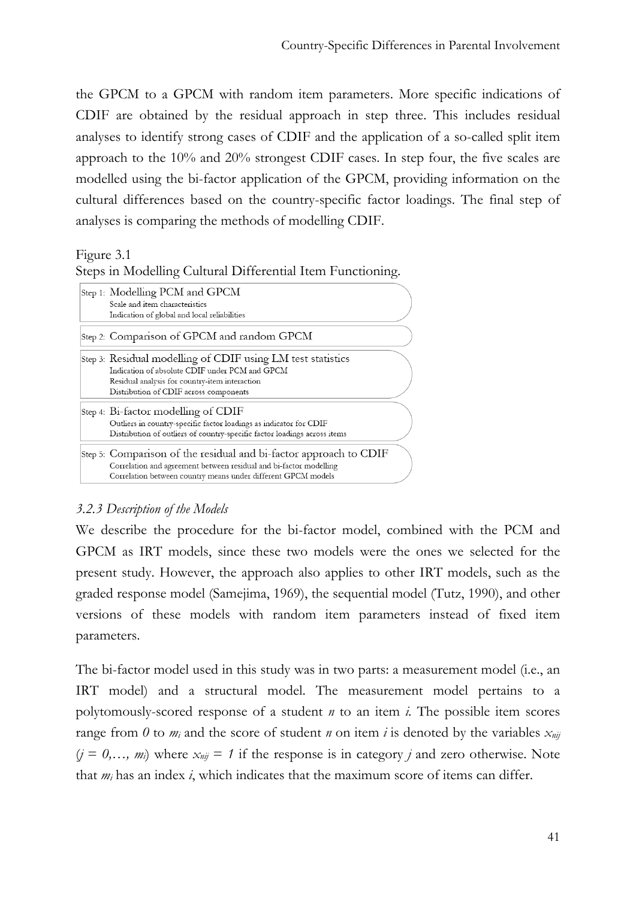the GPCM to a GPCM with random item parameters. More specific indications of CDIF are obtained by the residual approach in step three. This includes residual analyses to identify strong cases of CDIF and the application of a so-called split item approach to the 10% and 20% strongest CDIF cases. In step four, the five scales are modelled using the bi-factor application of the GPCM, providing information on the cultural differences based on the country-specific factor loadings. The final step of analyses is comparing the methods of modelling CDIF.

Figure 3.1
Steps in Modelling Cultural Differential Item Functioning.

Step 1: Modelling PCM and GPCM
- Scale and item characteristics
- Indication of global and local reliabilities

Step 2: Comparison of GPCM and random GPCM

Step 3: Residual modelling of CDIF using LM test statistics
- Indication of absolute CDIF under PCM and GPCM
- Residual analysis for country-item interaction
- Distribution of CDIF across components

Step 4: Bi-factor modelling of CDIF
- Outliers in country-specific factor loadings as indicator for CDIF
- Distribution of outliers of country-specific factor loadings across items

Step 5: Comparison of the residual and bi-factor approach to CDIF
- Correlation and agreement between residual and bi-factor modelling
- Correlation between country means under different GPCM models

### *3.2.3 Description of the Models*

We describe the procedure for the bi-factor model, combined with the PCM and GPCM as IRT models, since these two models were the ones we selected for the present study. However, the approach also applies to other IRT models, such as the graded response model (Samejima, 1969), the sequential model (Tutz, 1990), and other versions of these models with random item parameters instead of fixed item parameters.

The bi-factor model used in this study was in two parts: a measurement model (i.e., an IRT model) and a structural model. The measurement model pertains to a polytomously-scored response of a student $n$ to an item $i$. The possible item scores range from $0$ to $m_i$ and the score of student $n$ on item $i$ is denoted by the variables $x_{nij}$ ($j = 0,\dots, m_i$) where $x_{nij} = 1$ if the response is in category $j$ and zero otherwise. Note that $m_i$ has an index $i$, which indicates that the maximum score of items can differ.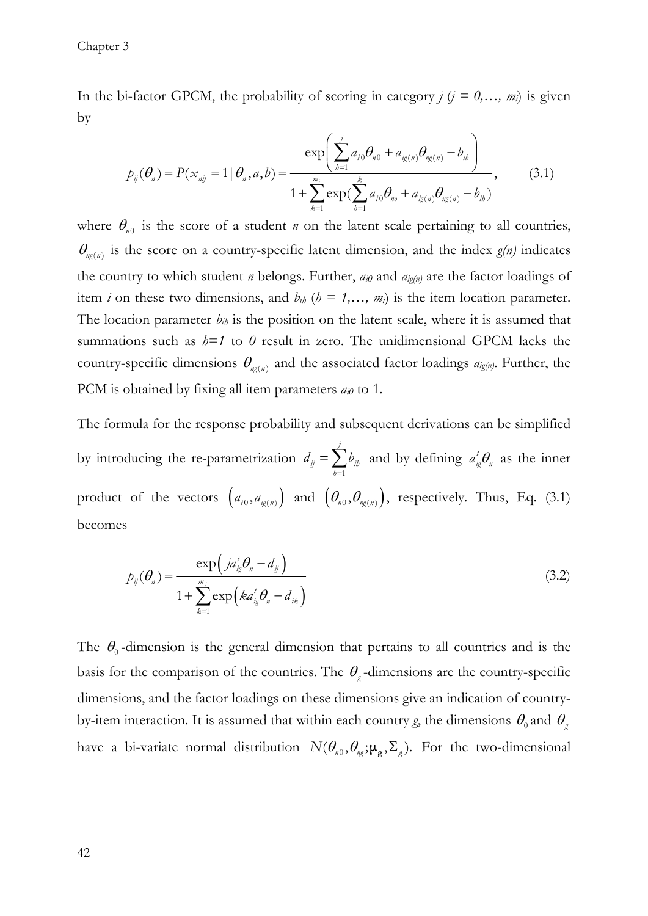In the bi-factor GPCM, the probability of scoring in category $j$ ($j = 0,\dots, m_i$) is given by

$$p_{ij}(\theta_n) = P(x_{nij} = 1 \mid \theta_n, a, b) = \frac{\exp\left(\sum_{h=1}^{j} a_{i0}\theta_{n0} + a_{ig(n)}\theta_{ng(n)} - b_{ih}\right)}{1 + \sum_{k=1}^{m_i} \exp\left(\sum_{h=1}^{k} a_{i0}\theta_{no} + a_{ig(n)}\theta_{ng(n)} - b_{ih}\right)}, \tag{3.1}$$

where $\theta_{n0}$ is the score of a student $n$ on the latent scale pertaining to all countries, $\theta_{ng(n)}$ is the score on a country-specific latent dimension, and the index $g(n)$ indicates the country to which student $n$ belongs. Further, $a_{i0}$ and $a_{ig(n)}$ are the factor loadings of item $i$ on these two dimensions, and $b_{ih}$ ($h = 1,\dots, m_i$) is the item location parameter. The location parameter $b_{ih}$ is the position on the latent scale, where it is assumed that summations such as $h=1$ to $0$ result in zero. The unidimensional GPCM lacks the country-specific dimensions $\theta_{ng(n)}$ and the associated factor loadings $a_{ig(n)}$. Further, the PCM is obtained by fixing all item parameters $a_{i0}$ to 1.

The formula for the response probability and subsequent derivations can be simplified by introducing the re-parametrization $d_{ij} = \sum_{h=1}^{j} b_{ih}$ and by defining $a_{ig}^{t}\theta_n$ as the inner product of the vectors $\left(a_{i0}, a_{ig(n)}\right)$ and $\left(\theta_{n0}, \theta_{ng(n)}\right)$, respectively. Thus, Eq. (3.1) becomes

$$p_{ij}(\theta_n) = \frac{\exp\left(j a_{ig}^{t}\theta_n - d_{ij}\right)}{1 + \sum_{k=1}^{m_i} \exp\left(k a_{ig}^{t}\theta_n - d_{ik}\right)} \tag{3.2}$$

The $\theta_0$-dimension is the general dimension that pertains to all countries and is the basis for the comparison of the countries. The $\theta_g$-dimensions are the country-specific dimensions, and the factor loadings on these dimensions give an indication of country-by-item interaction. It is assumed that within each country $g$, the dimensions $\theta_0$ and $\theta_g$ have a bi-variate normal distribution $N(\theta_{n0}, \theta_{ng}; \boldsymbol{\mu}_{\mathbf{g}}, \Sigma_g)$. For the two-dimensional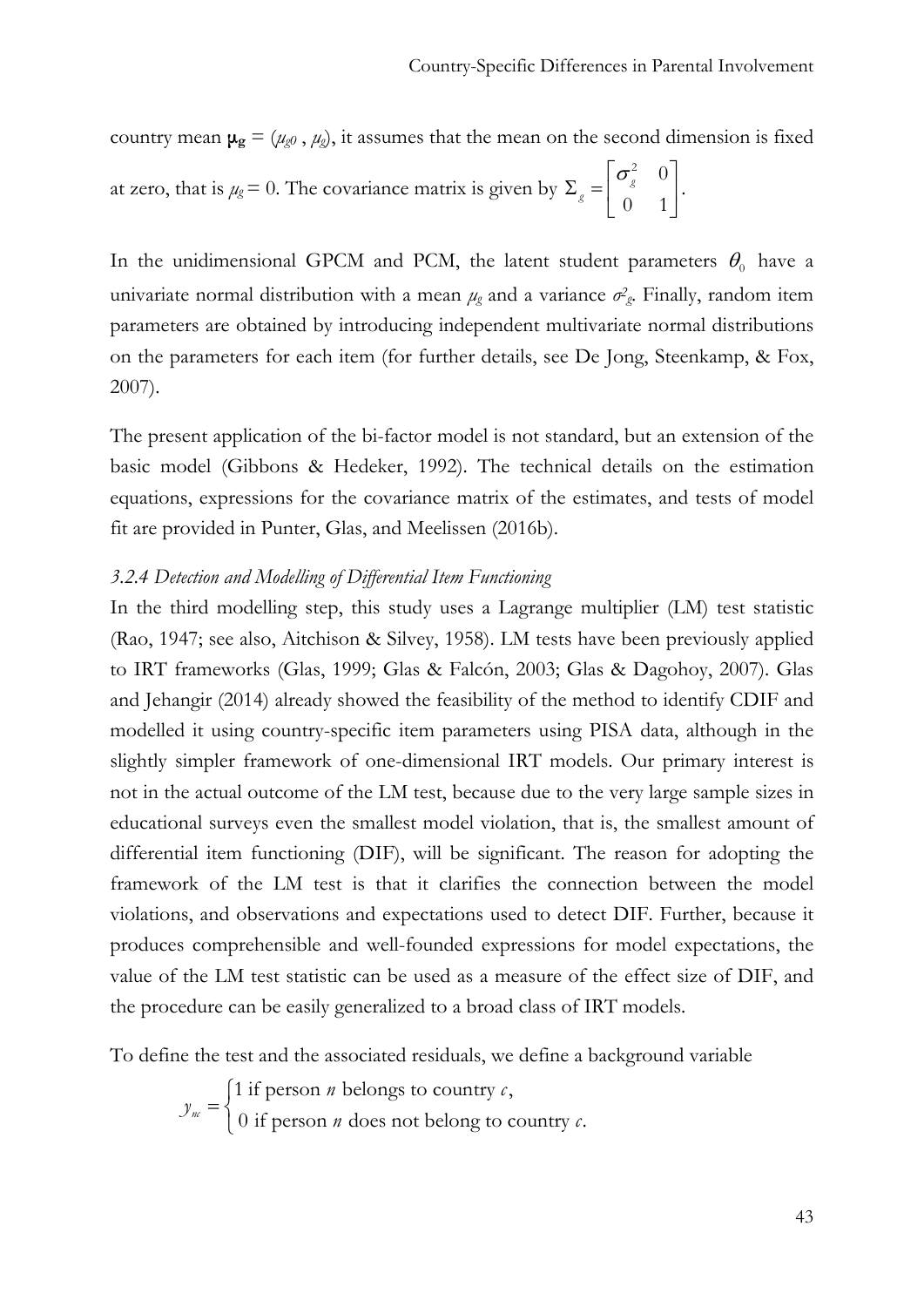country mean $\mathbf{\mu_g} = (\mu_{g0}, \mu_g)$, it assumes that the mean on the second dimension is fixed at zero, that is $\mu_g = 0$. The covariance matrix is given by $\Sigma_g = \begin{bmatrix} \sigma_g^2 & 0 \\ 0 & 1 \end{bmatrix}$.

In the unidimensional GPCM and PCM, the latent student parameters $\theta_0$ have a univariate normal distribution with a mean $\mu_g$ and a variance $\sigma^2_g$. Finally, random item parameters are obtained by introducing independent multivariate normal distributions on the parameters for each item (for further details, see De Jong, Steenkamp, & Fox, 2007).

The present application of the bi-factor model is not standard, but an extension of the basic model (Gibbons & Hedeker, 1992). The technical details on the estimation equations, expressions for the covariance matrix of the estimates, and tests of model fit are provided in Punter, Glas, and Meelissen (2016b).

### *3.2.4 Detection and Modelling of Differential Item Functioning*

In the third modelling step, this study uses a Lagrange multiplier (LM) test statistic (Rao, 1947; see also, Aitchison & Silvey, 1958). LM tests have been previously applied to IRT frameworks (Glas, 1999; Glas & Falcón, 2003; Glas & Dagohoy, 2007). Glas and Jehangir (2014) already showed the feasibility of the method to identify CDIF and modelled it using country-specific item parameters using PISA data, although in the slightly simpler framework of one-dimensional IRT models. Our primary interest is not in the actual outcome of the LM test, because due to the very large sample sizes in educational surveys even the smallest model violation, that is, the smallest amount of differential item functioning (DIF), will be significant. The reason for adopting the framework of the LM test is that it clarifies the connection between the model violations, and observations and expectations used to detect DIF. Further, because it produces comprehensible and well-founded expressions for model expectations, the value of the LM test statistic can be used as a measure of the effect size of DIF, and the procedure can be easily generalized to a broad class of IRT models.

To define the test and the associated residuals, we define a background variable

$$y_{nc} = \begin{cases} 1 \text{ if person } n \text{ belongs to country } c, \\ 0 \text{ if person } n \text{ does not belong to country } c. \end{cases}$$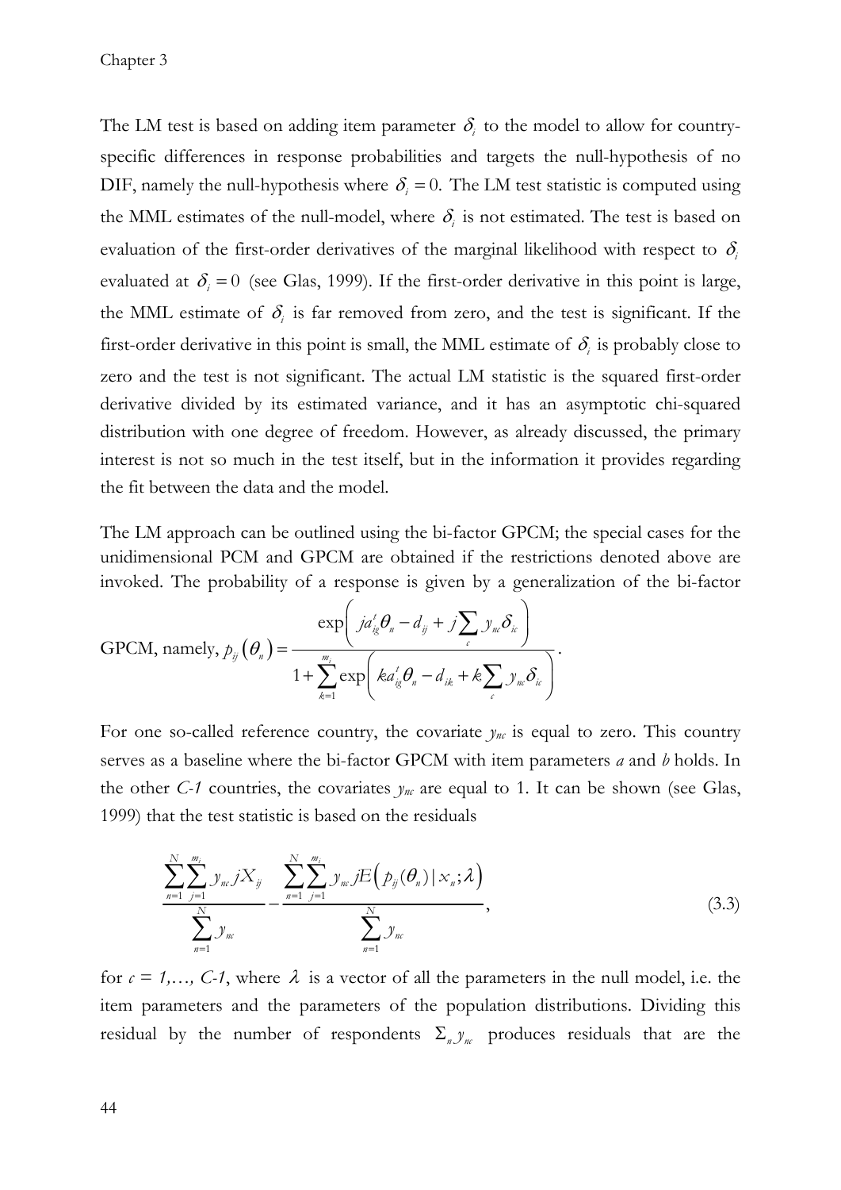The LM test is based on adding item parameter $\delta_i$ to the model to allow for country-specific differences in response probabilities and targets the null-hypothesis of no DIF, namely the null-hypothesis where $\delta_i = 0$. The LM test statistic is computed using the MML estimates of the null-model, where $\delta_i$ is not estimated. The test is based on evaluation of the first-order derivatives of the marginal likelihood with respect to $\delta_i$ evaluated at $\delta_i = 0$ (see Glas, 1999). If the first-order derivative in this point is large, the MML estimate of $\delta_i$ is far removed from zero, and the test is significant. If the first-order derivative in this point is small, the MML estimate of $\delta_i$ is probably close to zero and the test is not significant. The actual LM statistic is the squared first-order derivative divided by its estimated variance, and it has an asymptotic chi-squared distribution with one degree of freedom. However, as already discussed, the primary interest is not so much in the test itself, but in the information it provides regarding the fit between the data and the model.

The LM approach can be outlined using the bi-factor GPCM; the special cases for the unidimensional PCM and GPCM are obtained if the restrictions denoted above are invoked. The probability of a response is given by a generalization of the bi-factor GPCM, namely, $p_{ij}(\theta_n) = \dfrac{\exp\left(ja_{ig}^t\theta_n - d_{ij} + j\sum_c y_{nc}\delta_{ic}\right)}{1 + \sum_{k=1}^{m_i}\exp\left(ka_{ig}^t\theta_n - d_{ik} + k\sum_c y_{nc}\delta_{ic}\right)}$.

For one so-called reference country, the covariate $y_{nc}$ is equal to zero. This country serves as a baseline where the bi-factor GPCM with item parameters *a* and *b* holds. In the other *C-1* countries, the covariates $y_{nc}$ are equal to 1. It can be shown (see Glas, 1999) that the test statistic is based on the residuals

$$\frac{\sum_{n=1}^{N}\sum_{j=1}^{m_i} y_{nc} jX_{ij}}{\sum_{n=1}^{N} y_{nc}} - \frac{\sum_{n=1}^{N}\sum_{j=1}^{m_i} y_{nc} jE\left(p_{ij}(\theta_n) \mid x_n; \lambda\right)}{\sum_{n=1}^{N} y_{nc}}, \tag{3.3}$$

for $c = 1, \ldots, C-1$, where $\lambda$ is a vector of all the parameters in the null model, i.e. the item parameters and the parameters of the population distributions. Dividing this residual by the number of respondents $\Sigma_n y_{nc}$ produces residuals that are the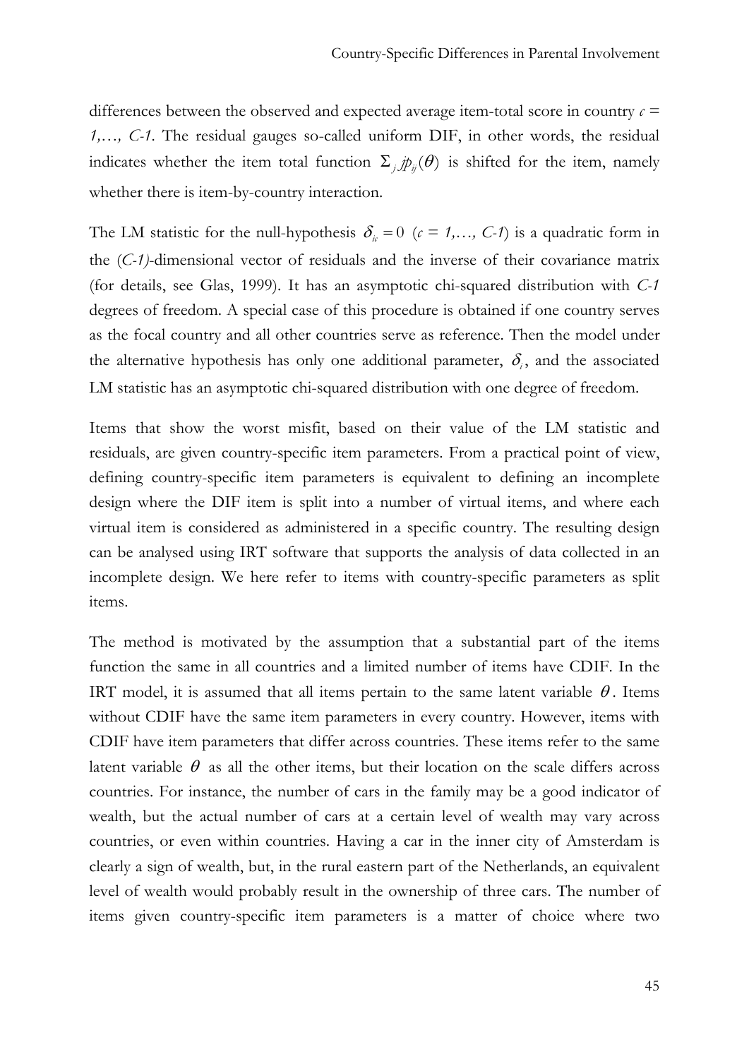differences between the observed and expected average item-total score in country $c = 1,\ldots, C\text{-}1$. The residual gauges so-called uniform DIF, in other words, the residual indicates whether the item total function $\Sigma_j jp_{ij}(\theta)$ is shifted for the item, namely whether there is item-by-country interaction.

The LM statistic for the null-hypothesis $\delta_{ic} = 0$ ($c = 1,\ldots, C\text{-}1$) is a quadratic form in the ($C\text{-}1$)-dimensional vector of residuals and the inverse of their covariance matrix (for details, see Glas, 1999). It has an asymptotic chi-squared distribution with $C\text{-}1$ degrees of freedom. A special case of this procedure is obtained if one country serves as the focal country and all other countries serve as reference. Then the model under the alternative hypothesis has only one additional parameter, $\delta_i$, and the associated LM statistic has an asymptotic chi-squared distribution with one degree of freedom.

Items that show the worst misfit, based on their value of the LM statistic and residuals, are given country-specific item parameters. From a practical point of view, defining country-specific item parameters is equivalent to defining an incomplete design where the DIF item is split into a number of virtual items, and where each virtual item is considered as administered in a specific country. The resulting design can be analysed using IRT software that supports the analysis of data collected in an incomplete design. We here refer to items with country-specific parameters as split items.

The method is motivated by the assumption that a substantial part of the items function the same in all countries and a limited number of items have CDIF. In the IRT model, it is assumed that all items pertain to the same latent variable $\theta$. Items without CDIF have the same item parameters in every country. However, items with CDIF have item parameters that differ across countries. These items refer to the same latent variable $\theta$ as all the other items, but their location on the scale differs across countries. For instance, the number of cars in the family may be a good indicator of wealth, but the actual number of cars at a certain level of wealth may vary across countries, or even within countries. Having a car in the inner city of Amsterdam is clearly a sign of wealth, but, in the rural eastern part of the Netherlands, an equivalent level of wealth would probably result in the ownership of three cars. The number of items given country-specific item parameters is a matter of choice where two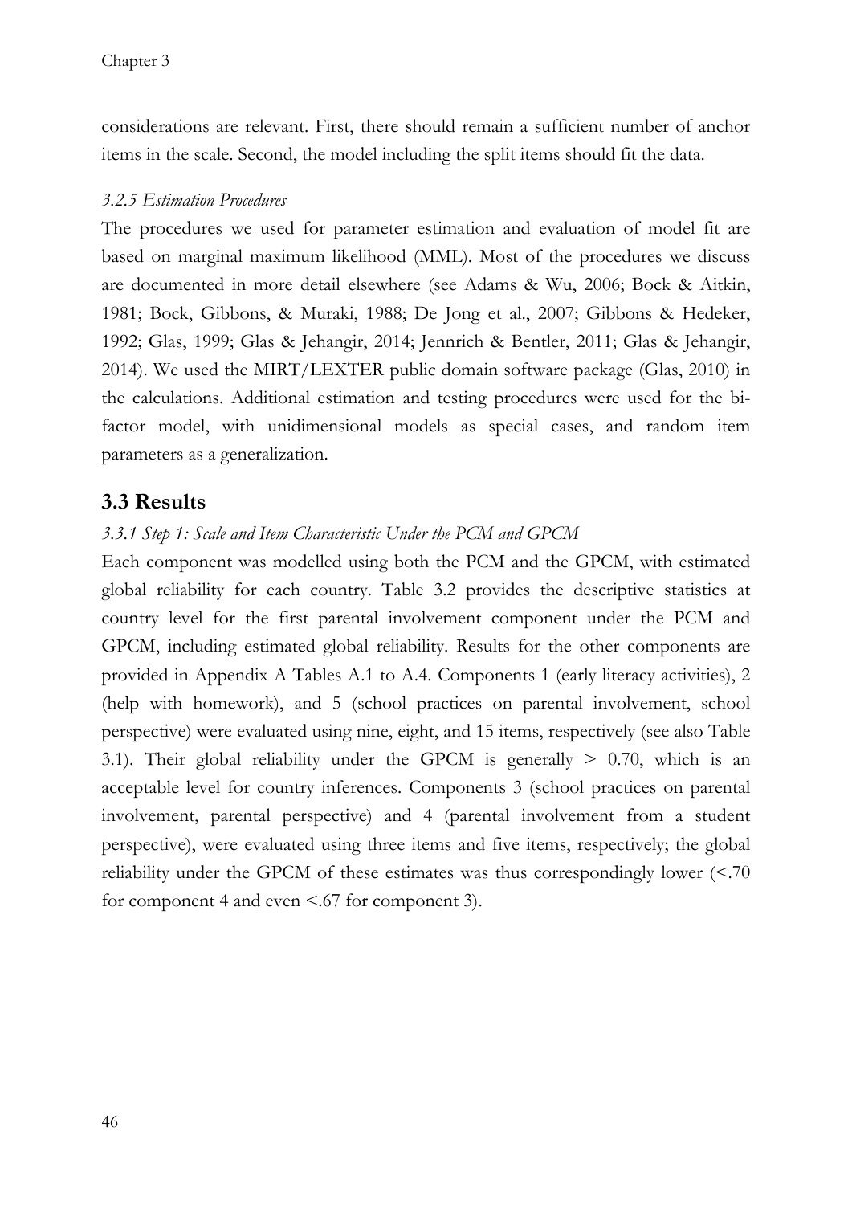considerations are relevant. First, there should remain a sufficient number of anchor items in the scale. Second, the model including the split items should fit the data.

### *3.2.5 Estimation Procedures*

The procedures we used for parameter estimation and evaluation of model fit are based on marginal maximum likelihood (MML). Most of the procedures we discuss are documented in more detail elsewhere (see Adams & Wu, 2006; Bock & Aitkin, 1981; Bock, Gibbons, & Muraki, 1988; De Jong et al., 2007; Gibbons & Hedeker, 1992; Glas, 1999; Glas & Jehangir, 2014; Jennrich & Bentler, 2011; Glas & Jehangir, 2014). We used the MIRT/LEXTER public domain software package (Glas, 2010) in the calculations. Additional estimation and testing procedures were used for the bi-factor model, with unidimensional models as special cases, and random item parameters as a generalization.

## 3.3 Results

### *3.3.1 Step 1: Scale and Item Characteristic Under the PCM and GPCM*

Each component was modelled using both the PCM and the GPCM, with estimated global reliability for each country. Table 3.2 provides the descriptive statistics at country level for the first parental involvement component under the PCM and GPCM, including estimated global reliability. Results for the other components are provided in Appendix A Tables A.1 to A.4. Components 1 (early literacy activities), 2 (help with homework), and 5 (school practices on parental involvement, school perspective) were evaluated using nine, eight, and 15 items, respectively (see also Table 3.1). Their global reliability under the GPCM is generally > 0.70, which is an acceptable level for country inferences. Components 3 (school practices on parental involvement, parental perspective) and 4 (parental involvement from a student perspective), were evaluated using three items and five items, respectively; the global reliability under the GPCM of these estimates was thus correspondingly lower (<.70 for component 4 and even <.67 for component 3).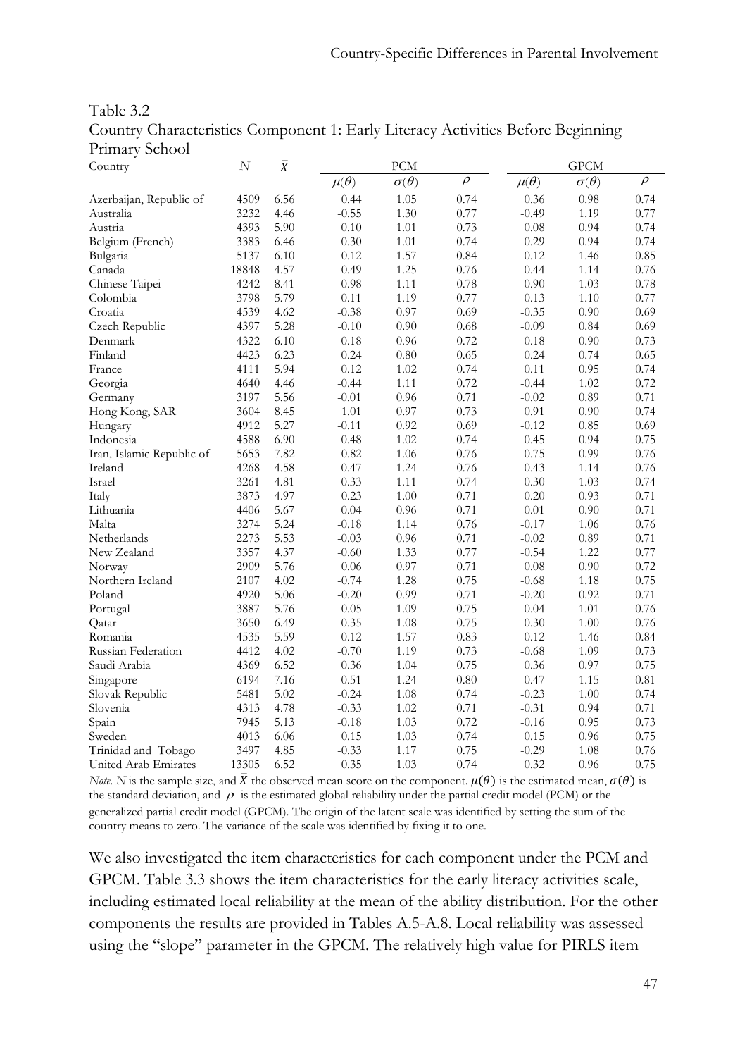Table 3.2
Country Characteristics Component 1: Early Literacy Activities Before Beginning Primary School

| Country | $N$ | $\bar{X}$ | PCM | | | GPCM | | |
|---|---|---|---|---|---|---|---|---|
| | | | $\mu(\theta)$ | $\sigma(\theta)$ | $\rho$ | $\mu(\theta)$ | $\sigma(\theta)$ | $\rho$ |
| Azerbaijan, Republic of | 4509 | 6.56 | 0.44 | 1.05 | 0.74 | 0.36 | 0.98 | 0.74 |
| Australia | 3232 | 4.46 | -0.55 | 1.30 | 0.77 | -0.49 | 1.19 | 0.77 |
| Austria | 4393 | 5.90 | 0.10 | 1.01 | 0.73 | 0.08 | 0.94 | 0.74 |
| Belgium (French) | 3383 | 6.46 | 0.30 | 1.01 | 0.74 | 0.29 | 0.94 | 0.74 |
| Bulgaria | 5137 | 6.10 | 0.12 | 1.57 | 0.84 | 0.12 | 1.46 | 0.85 |
| Canada | 18848 | 4.57 | -0.49 | 1.25 | 0.76 | -0.44 | 1.14 | 0.76 |
| Chinese Taipei | 4242 | 8.41 | 0.98 | 1.11 | 0.78 | 0.90 | 1.03 | 0.78 |
| Colombia | 3798 | 5.79 | 0.11 | 1.19 | 0.77 | 0.13 | 1.10 | 0.77 |
| Croatia | 4539 | 4.62 | -0.38 | 0.97 | 0.69 | -0.35 | 0.90 | 0.69 |
| Czech Republic | 4397 | 5.28 | -0.10 | 0.90 | 0.68 | -0.09 | 0.84 | 0.69 |
| Denmark | 4322 | 6.10 | 0.18 | 0.96 | 0.72 | 0.18 | 0.90 | 0.73 |
| Finland | 4423 | 6.23 | 0.24 | 0.80 | 0.65 | 0.24 | 0.74 | 0.65 |
| France | 4111 | 5.94 | 0.12 | 1.02 | 0.74 | 0.11 | 0.95 | 0.74 |
| Georgia | 4640 | 4.46 | -0.44 | 1.11 | 0.72 | -0.44 | 1.02 | 0.72 |
| Germany | 3197 | 5.56 | -0.01 | 0.96 | 0.71 | -0.02 | 0.89 | 0.71 |
| Hong Kong, SAR | 3604 | 8.45 | 1.01 | 0.97 | 0.73 | 0.91 | 0.90 | 0.74 |
| Hungary | 4912 | 5.27 | -0.11 | 0.92 | 0.69 | -0.12 | 0.85 | 0.69 |
| Indonesia | 4588 | 6.90 | 0.48 | 1.02 | 0.74 | 0.45 | 0.94 | 0.75 |
| Iran, Islamic Republic of | 5653 | 7.82 | 0.82 | 1.06 | 0.76 | 0.75 | 0.99 | 0.76 |
| Ireland | 4268 | 4.58 | -0.47 | 1.24 | 0.76 | -0.43 | 1.14 | 0.76 |
| Israel | 3261 | 4.81 | -0.33 | 1.11 | 0.74 | -0.30 | 1.03 | 0.74 |
| Italy | 3873 | 4.97 | -0.23 | 1.00 | 0.71 | -0.20 | 0.93 | 0.71 |
| Lithuania | 4406 | 5.67 | 0.04 | 0.96 | 0.71 | 0.01 | 0.90 | 0.71 |
| Malta | 3274 | 5.24 | -0.18 | 1.14 | 0.76 | -0.17 | 1.06 | 0.76 |
| Netherlands | 2273 | 5.53 | -0.03 | 0.96 | 0.71 | -0.02 | 0.89 | 0.71 |
| New Zealand | 3357 | 4.37 | -0.60 | 1.33 | 0.77 | -0.54 | 1.22 | 0.77 |
| Norway | 2909 | 5.76 | 0.06 | 0.97 | 0.71 | 0.08 | 0.90 | 0.72 |
| Northern Ireland | 2107 | 4.02 | -0.74 | 1.28 | 0.75 | -0.68 | 1.18 | 0.75 |
| Poland | 4920 | 5.06 | -0.20 | 0.99 | 0.71 | -0.20 | 0.92 | 0.71 |
| Portugal | 3887 | 5.76 | 0.05 | 1.09 | 0.75 | 0.04 | 1.01 | 0.76 |
| Qatar | 3650 | 6.49 | 0.35 | 1.08 | 0.75 | 0.30 | 1.00 | 0.76 |
| Romania | 4535 | 5.59 | -0.12 | 1.57 | 0.83 | -0.12 | 1.46 | 0.84 |
| Russian Federation | 4412 | 4.02 | -0.70 | 1.19 | 0.73 | -0.68 | 1.09 | 0.73 |
| Saudi Arabia | 4369 | 6.52 | 0.36 | 1.04 | 0.75 | 0.36 | 0.97 | 0.75 |
| Singapore | 6194 | 7.16 | 0.51 | 1.24 | 0.80 | 0.47 | 1.15 | 0.81 |
| Slovak Republic | 5481 | 5.02 | -0.24 | 1.08 | 0.74 | -0.23 | 1.00 | 0.74 |
| Slovenia | 4313 | 4.78 | -0.33 | 1.02 | 0.71 | -0.31 | 0.94 | 0.71 |
| Spain | 7945 | 5.13 | -0.18 | 1.03 | 0.72 | -0.16 | 0.95 | 0.73 |
| Sweden | 4013 | 6.06 | 0.15 | 1.03 | 0.74 | 0.15 | 0.96 | 0.75 |
| Trinidad and Tobago | 3497 | 4.85 | -0.33 | 1.17 | 0.75 | -0.29 | 1.08 | 0.76 |
| United Arab Emirates | 13305 | 6.52 | 0.35 | 1.03 | 0.74 | 0.32 | 0.96 | 0.75 |

*Note*. $N$ is the sample size, and $\bar{X}$ the observed mean score on the component. $\mu(\theta)$ is the estimated mean, $\sigma(\theta)$ is the standard deviation, and $\rho$ is the estimated global reliability under the partial credit model (PCM) or the generalized partial credit model (GPCM). The origin of the latent scale was identified by setting the sum of the country means to zero. The variance of the scale was identified by fixing it to one.

We also investigated the item characteristics for each component under the PCM and GPCM. Table 3.3 shows the item characteristics for the early literacy activities scale, including estimated local reliability at the mean of the ability distribution. For the other components the results are provided in Tables A.5-A.8. Local reliability was assessed using the "slope" parameter in the GPCM. The relatively high value for PIRLS item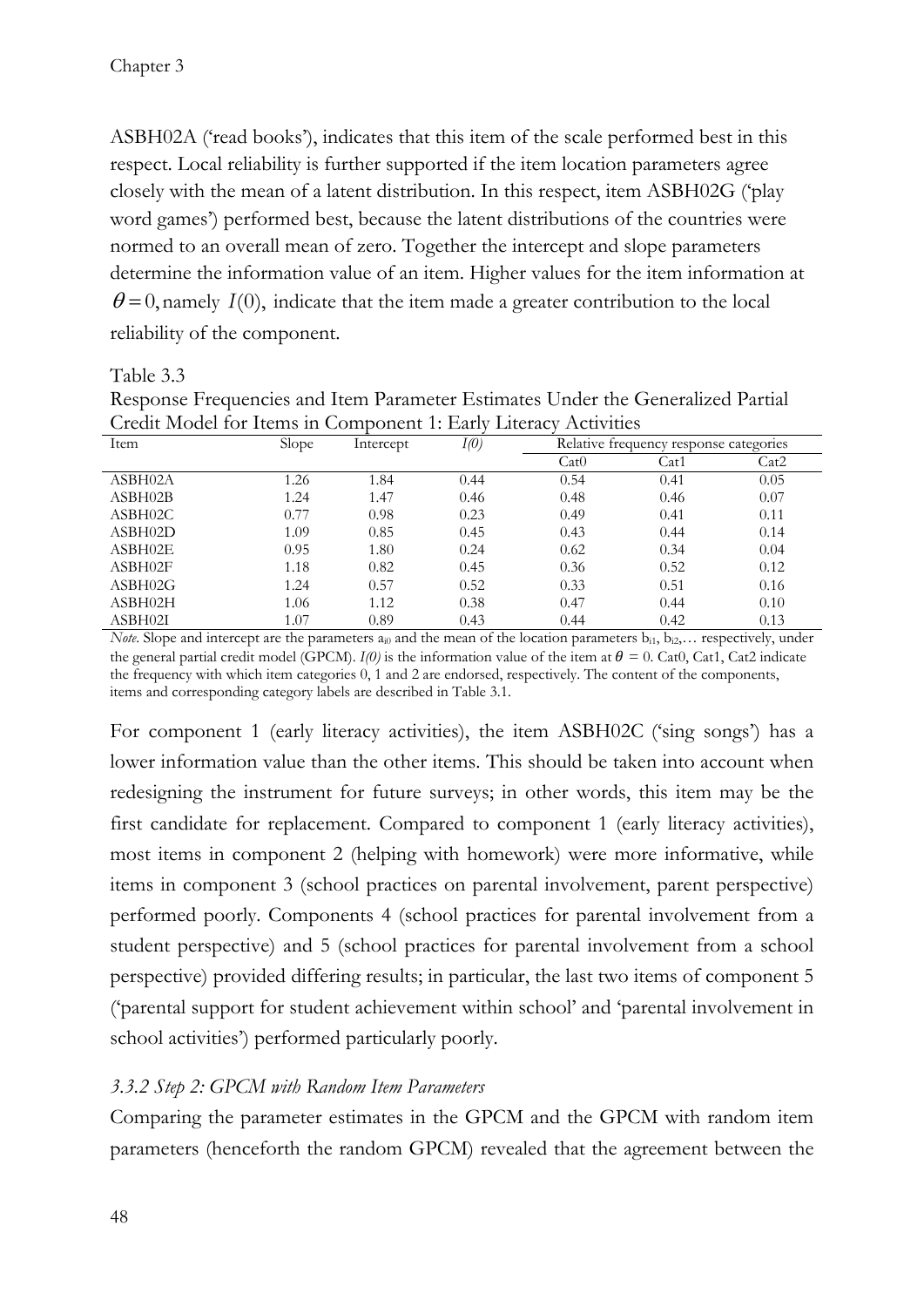ASBH02A ('read books'), indicates that this item of the scale performed best in this respect. Local reliability is further supported if the item location parameters agree closely with the mean of a latent distribution. In this respect, item ASBH02G ('play word games') performed best, because the latent distributions of the countries were normed to an overall mean of zero. Together the intercept and slope parameters determine the information value of an item. Higher values for the item information at $\theta = 0$, namely $I(0)$, indicate that the item made a greater contribution to the local reliability of the component.

Table 3.3
Response Frequencies and Item Parameter Estimates Under the Generalized Partial Credit Model for Items in Component 1: Early Literacy Activities

| Item | Slope | Intercept | *I(0)* | Relative frequency response categories | | |
|---|---|---|---|---|---|---|
| | | | | Cat0 | Cat1 | Cat2 |
| ASBH02A | 1.26 | 1.84 | 0.44 | 0.54 | 0.41 | 0.05 |
| ASBH02B | 1.24 | 1.47 | 0.46 | 0.48 | 0.46 | 0.07 |
| ASBH02C | 0.77 | 0.98 | 0.23 | 0.49 | 0.41 | 0.11 |
| ASBH02D | 1.09 | 0.85 | 0.45 | 0.43 | 0.44 | 0.14 |
| ASBH02E | 0.95 | 1.80 | 0.24 | 0.62 | 0.34 | 0.04 |
| ASBH02F | 1.18 | 0.82 | 0.45 | 0.36 | 0.52 | 0.12 |
| ASBH02G | 1.24 | 0.57 | 0.52 | 0.33 | 0.51 | 0.16 |
| ASBH02H | 1.06 | 1.12 | 0.38 | 0.47 | 0.44 | 0.10 |
| ASBH02I | 1.07 | 0.89 | 0.43 | 0.44 | 0.42 | 0.13 |

*Note*. Slope and intercept are the parameters $a_{i0}$ and the mean of the location parameters $b_{i1}$, $b_{i2}$,… respectively, under the general partial credit model (GPCM). *I(0)* is the information value of the item at $\theta = 0$. Cat0, Cat1, Cat2 indicate the frequency with which item categories 0, 1 and 2 are endorsed, respectively. The content of the components, items and corresponding category labels are described in Table 3.1.

For component 1 (early literacy activities), the item ASBH02C ('sing songs') has a lower information value than the other items. This should be taken into account when redesigning the instrument for future surveys; in other words, this item may be the first candidate for replacement. Compared to component 1 (early literacy activities), most items in component 2 (helping with homework) were more informative, while items in component 3 (school practices on parental involvement, parent perspective) performed poorly. Components 4 (school practices for parental involvement from a student perspective) and 5 (school practices for parental involvement from a school perspective) provided differing results; in particular, the last two items of component 5 ('parental support for student achievement within school' and 'parental involvement in school activities') performed particularly poorly.

### *3.3.2 Step 2: GPCM with Random Item Parameters*

Comparing the parameter estimates in the GPCM and the GPCM with random item parameters (henceforth the random GPCM) revealed that the agreement between the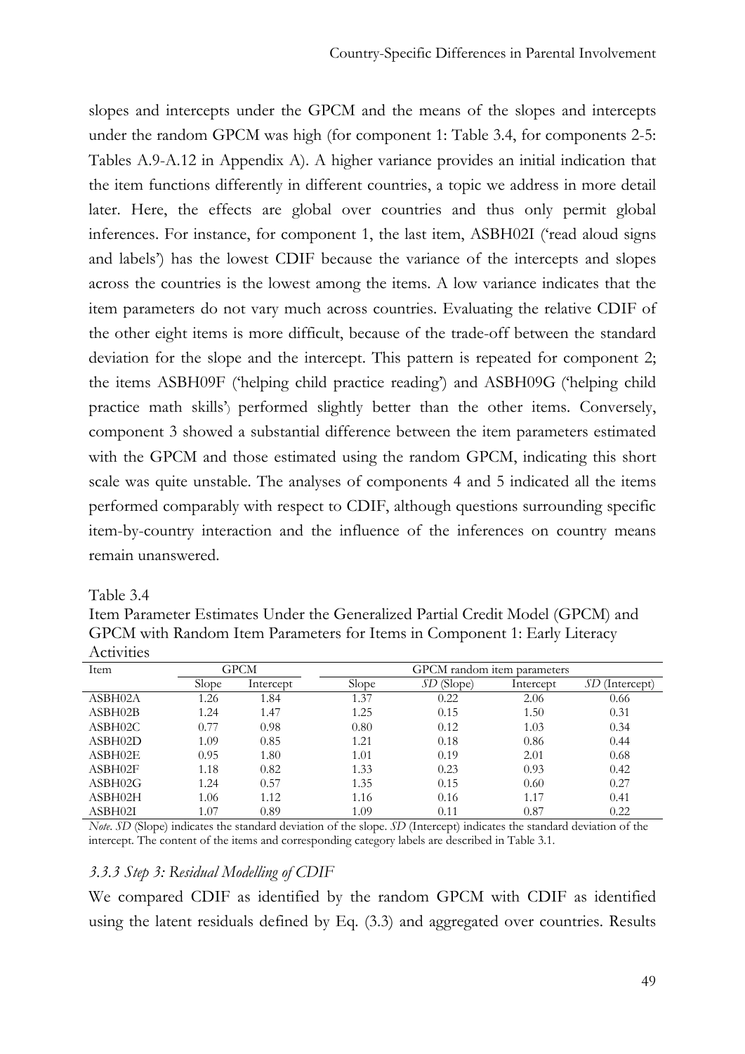slopes and intercepts under the GPCM and the means of the slopes and intercepts under the random GPCM was high (for component 1: Table 3.4, for components 2-5: Tables A.9-A.12 in Appendix A). A higher variance provides an initial indication that the item functions differently in different countries, a topic we address in more detail later. Here, the effects are global over countries and thus only permit global inferences. For instance, for component 1, the last item, ASBH02I ('read aloud signs and labels') has the lowest CDIF because the variance of the intercepts and slopes across the countries is the lowest among the items. A low variance indicates that the item parameters do not vary much across countries. Evaluating the relative CDIF of the other eight items is more difficult, because of the trade-off between the standard deviation for the slope and the intercept. This pattern is repeated for component 2; the items ASBH09F ('helping child practice reading') and ASBH09G ('helping child practice math skills') performed slightly better than the other items. Conversely, component 3 showed a substantial difference between the item parameters estimated with the GPCM and those estimated using the random GPCM, indicating this short scale was quite unstable. The analyses of components 4 and 5 indicated all the items performed comparably with respect to CDIF, although questions surrounding specific item-by-country interaction and the influence of the inferences on country means remain unanswered.

Table 3.4
Item Parameter Estimates Under the Generalized Partial Credit Model (GPCM) and GPCM with Random Item Parameters for Items in Component 1: Early Literacy Activities

| Item | GPCM | | GPCM random item parameters | | | |
|---|---|---|---|---|---|---|
| | Slope | Intercept | Slope | *SD* (Slope) | Intercept | *SD* (Intercept) |
| ASBH02A | 1.26 | 1.84 | 1.37 | 0.22 | 2.06 | 0.66 |
| ASBH02B | 1.24 | 1.47 | 1.25 | 0.15 | 1.50 | 0.31 |
| ASBH02C | 0.77 | 0.98 | 0.80 | 0.12 | 1.03 | 0.34 |
| ASBH02D | 1.09 | 0.85 | 1.21 | 0.18 | 0.86 | 0.44 |
| ASBH02E | 0.95 | 1.80 | 1.01 | 0.19 | 2.01 | 0.68 |
| ASBH02F | 1.18 | 0.82 | 1.33 | 0.23 | 0.93 | 0.42 |
| ASBH02G | 1.24 | 0.57 | 1.35 | 0.15 | 0.60 | 0.27 |
| ASBH02H | 1.06 | 1.12 | 1.16 | 0.16 | 1.17 | 0.41 |
| ASBH02I | 1.07 | 0.89 | 1.09 | 0.11 | 0.87 | 0.22 |

*Note*. *SD* (Slope) indicates the standard deviation of the slope. *SD* (Intercept) indicates the standard deviation of the intercept. The content of the items and corresponding category labels are described in Table 3.1.

### *3.3.3 Step 3: Residual Modelling of CDIF*

We compared CDIF as identified by the random GPCM with CDIF as identified using the latent residuals defined by Eq. (3.3) and aggregated over countries. Results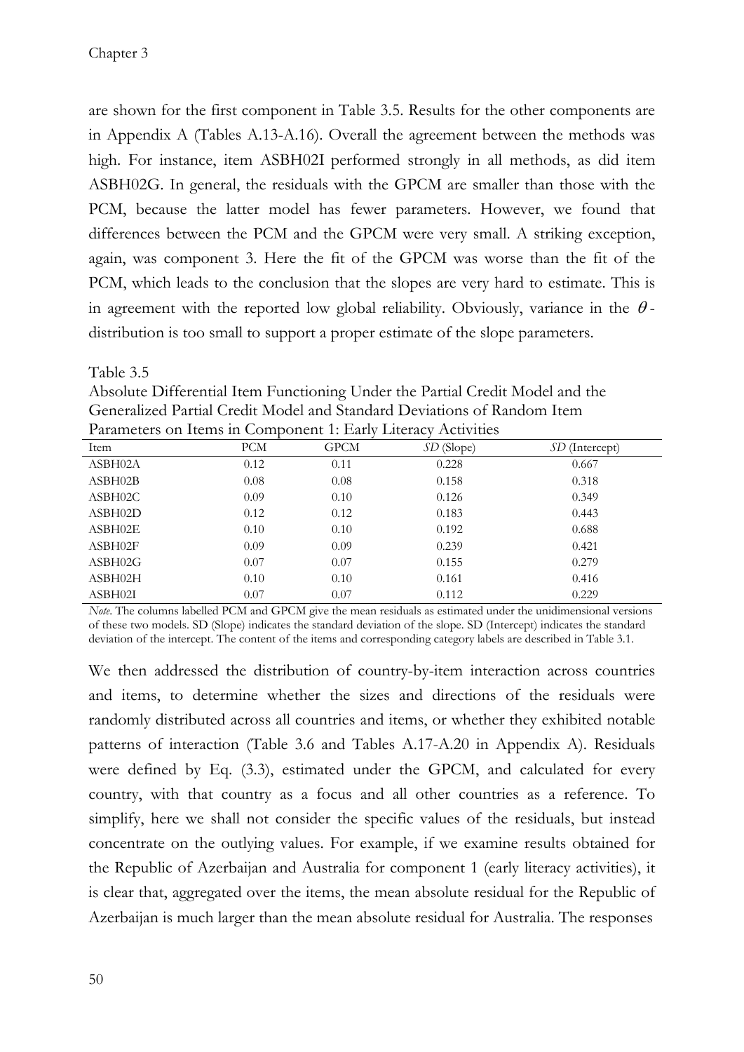are shown for the first component in Table 3.5. Results for the other components are in Appendix A (Tables A.13-A.16). Overall the agreement between the methods was high. For instance, item ASBH02I performed strongly in all methods, as did item ASBH02G. In general, the residuals with the GPCM are smaller than those with the PCM, because the latter model has fewer parameters. However, we found that differences between the PCM and the GPCM were very small. A striking exception, again, was component 3. Here the fit of the GPCM was worse than the fit of the PCM, which leads to the conclusion that the slopes are very hard to estimate. This is in agreement with the reported low global reliability. Obviously, variance in the $\theta$-distribution is too small to support a proper estimate of the slope parameters.

Table 3.5

Absolute Differential Item Functioning Under the Partial Credit Model and the Generalized Partial Credit Model and Standard Deviations of Random Item Parameters on Items in Component 1: Early Literacy Activities

| Item | PCM | GPCM | *SD* (Slope) | *SD* (Intercept) |
|---|---|---|---|---|
| ASBH02A | 0.12 | 0.11 | 0.228 | 0.667 |
| ASBH02B | 0.08 | 0.08 | 0.158 | 0.318 |
| ASBH02C | 0.09 | 0.10 | 0.126 | 0.349 |
| ASBH02D | 0.12 | 0.12 | 0.183 | 0.443 |
| ASBH02E | 0.10 | 0.10 | 0.192 | 0.688 |
| ASBH02F | 0.09 | 0.09 | 0.239 | 0.421 |
| ASBH02G | 0.07 | 0.07 | 0.155 | 0.279 |
| ASBH02H | 0.10 | 0.10 | 0.161 | 0.416 |
| ASBH02I | 0.07 | 0.07 | 0.112 | 0.229 |

*Note*. The columns labelled PCM and GPCM give the mean residuals as estimated under the unidimensional versions of these two models. SD (Slope) indicates the standard deviation of the slope. SD (Intercept) indicates the standard deviation of the intercept. The content of the items and corresponding category labels are described in Table 3.1.

We then addressed the distribution of country-by-item interaction across countries and items, to determine whether the sizes and directions of the residuals were randomly distributed across all countries and items, or whether they exhibited notable patterns of interaction (Table 3.6 and Tables A.17-A.20 in Appendix A). Residuals were defined by Eq. (3.3), estimated under the GPCM, and calculated for every country, with that country as a focus and all other countries as a reference. To simplify, here we shall not consider the specific values of the residuals, but instead concentrate on the outlying values. For example, if we examine results obtained for the Republic of Azerbaijan and Australia for component 1 (early literacy activities), it is clear that, aggregated over the items, the mean absolute residual for the Republic of Azerbaijan is much larger than the mean absolute residual for Australia. The responses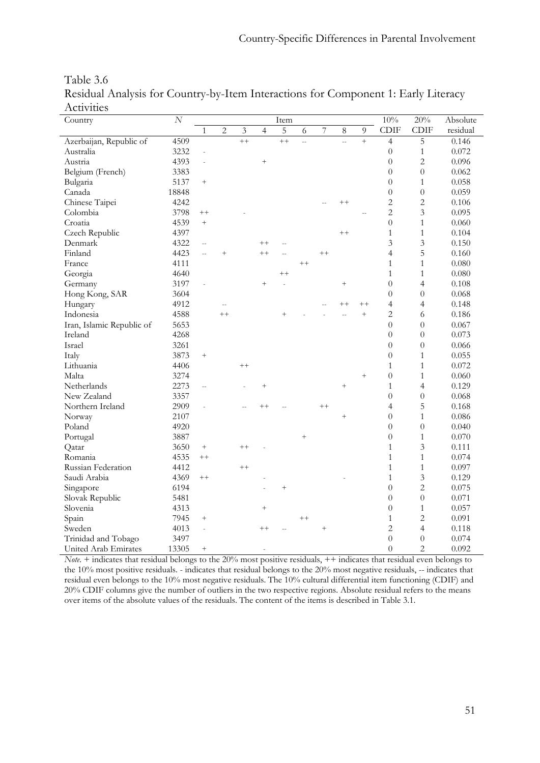Table 3.6
Residual Analysis for Country-by-Item Interactions for Component 1: Early Literacy Activities

| Country | $N$ | Item | | | | | | | | | 10% | 20% | Absolute |
|---|---|---|---|---|---|---|---|---|---|---|---|---|---|
| | | 1 | 2 | 3 | 4 | 5 | 6 | 7 | 8 | 9 | CDIF | CDIF | residual |
| Azerbaijan, Republic of | 4509 | | | ++ | | ++ | -- | | -- | + | 4 | 5 | 0.146 |
| Australia | 3232 | - | | | | | | | | | 0 | 1 | 0.072 |
| Austria | 4393 | - | | | + | | | | | | 0 | 2 | 0.096 |
| Belgium (French) | 3383 | | | | | | | | | | 0 | 0 | 0.062 |
| Bulgaria | 5137 | + | | | | | | | | | 0 | 1 | 0.058 |
| Canada | 18848 | | | | | | | | | | 0 | 0 | 0.059 |
| Chinese Taipei | 4242 | | | | | | | -- | ++ | | 2 | 2 | 0.106 |
| Colombia | 3798 | ++ | - | | | | | | | -- | 2 | 3 | 0.095 |
| Croatia | 4539 | + | | | | | | | | | 0 | 1 | 0.060 |
| Czech Republic | 4397 | | | | | | | | ++ | | 1 | 1 | 0.104 |
| Denmark | 4322 | -- | | | ++ | -- | | | | | 3 | 3 | 0.150 |
| Finland | 4423 | -- | + | | ++ | -- | | ++ | | | 4 | 5 | 0.160 |
| France | 4111 | | | | | | ++ | | | | 1 | 1 | 0.080 |
| Georgia | 4640 | | | | | ++ | | | | | 1 | 1 | 0.080 |
| Germany | 3197 | - | | | + | - | | | + | | 0 | 4 | 0.108 |
| Hong Kong, SAR | 3604 | | | | | | | | | | 0 | 0 | 0.068 |
| Hungary | 4912 | | -- | | | | | -- | ++ | ++ | 4 | 4 | 0.148 |
| Indonesia | 4588 | | ++ | | | + | - | - | -- | + | 2 | 6 | 0.186 |
| Iran, Islamic Republic of | 5653 | | | | | | | | | | 0 | 0 | 0.067 |
| Ireland | 4268 | | | | | | | | | | 0 | 0 | 0.073 |
| Israel | 3261 | | | | | | | | | | 0 | 0 | 0.066 |
| Italy | 3873 | + | | | | | | | | | 0 | 1 | 0.055 |
| Lithuania | 4406 | | | ++ | | | | | | | 1 | 1 | 0.072 |
| Malta | 3274 | | | | | | | | | + | 0 | 1 | 0.060 |
| Netherlands | 2273 | -- | | - | + | | | | + | | 1 | 4 | 0.129 |
| New Zealand | 3357 | | | | | | | | | | 0 | 0 | 0.068 |
| Northern Ireland | 2909 | - | | -- | ++ | -- | | ++ | | | 4 | 5 | 0.168 |
| Norway | 2107 | | | | | | | | + | | 0 | 1 | 0.086 |
| Poland | 4920 | | | | | | | | | | 0 | 0 | 0.040 |
| Portugal | 3887 | | | | | | + | | | | 0 | 1 | 0.070 |
| Qatar | 3650 | + | | ++ | - | | | | | | 1 | 3 | 0.111 |
| Romania | 4535 | ++ | | | | | | | | | 1 | 1 | 0.074 |
| Russian Federation | 4412 | | | ++ | | | | | | | 1 | 1 | 0.097 |
| Saudi Arabia | 4369 | ++ | | | - | | | | - | | 1 | 3 | 0.129 |
| Singapore | 6194 | | | | - | + | | | | | 0 | 2 | 0.075 |
| Slovak Republic | 5481 | | | | | | | | | | 0 | 0 | 0.071 |
| Slovenia | 4313 | | | | + | | | | | | 0 | 1 | 0.057 |
| Spain | 7945 | + | | | | | ++ | | | | 1 | 2 | 0.091 |
| Sweden | 4013 | - | | | ++ | -- | | + | | | 2 | 4 | 0.118 |
| Trinidad and Tobago | 3497 | | | | | | | | | | 0 | 0 | 0.074 |
| United Arab Emirates | 13305 | + | | | - | | | | | | 0 | 2 | 0.092 |

*Note.* + indicates that residual belongs to the 20% most positive residuals, ++ indicates that residual even belongs to the 10% most positive residuals. - indicates that residual belongs to the 20% most negative residuals, -- indicates that residual even belongs to the 10% most negative residuals. The 10% cultural differential item functioning (CDIF) and 20% CDIF columns give the number of outliers in the two respective regions. Absolute residual refers to the means over items of the absolute values of the residuals. The content of the items is described in Table 3.1.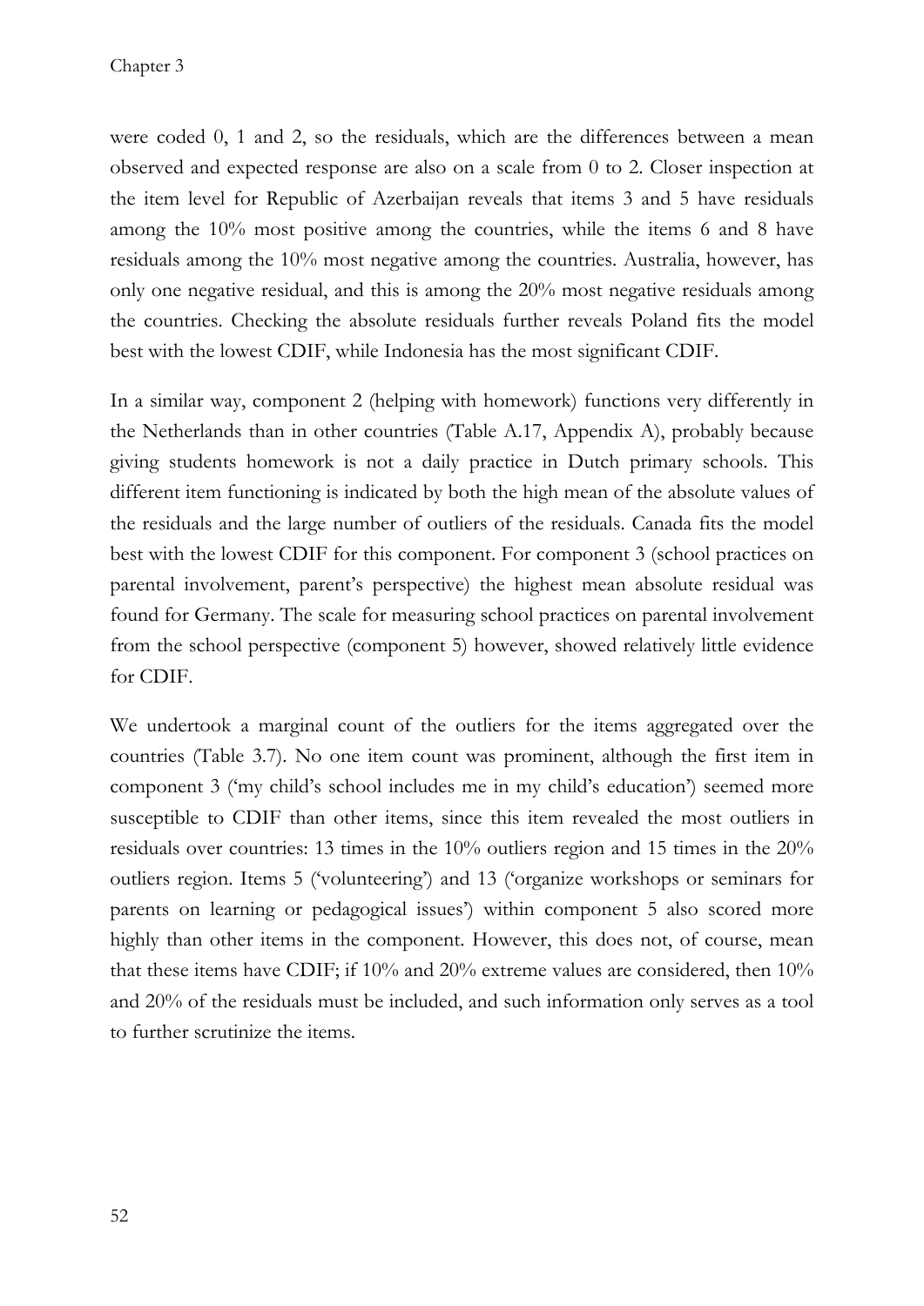were coded 0, 1 and 2, so the residuals, which are the differences between a mean observed and expected response are also on a scale from 0 to 2. Closer inspection at the item level for Republic of Azerbaijan reveals that items 3 and 5 have residuals among the 10% most positive among the countries, while the items 6 and 8 have residuals among the 10% most negative among the countries. Australia, however, has only one negative residual, and this is among the 20% most negative residuals among the countries. Checking the absolute residuals further reveals Poland fits the model best with the lowest CDIF, while Indonesia has the most significant CDIF.

In a similar way, component 2 (helping with homework) functions very differently in the Netherlands than in other countries (Table A.17, Appendix A), probably because giving students homework is not a daily practice in Dutch primary schools. This different item functioning is indicated by both the high mean of the absolute values of the residuals and the large number of outliers of the residuals. Canada fits the model best with the lowest CDIF for this component. For component 3 (school practices on parental involvement, parent's perspective) the highest mean absolute residual was found for Germany. The scale for measuring school practices on parental involvement from the school perspective (component 5) however, showed relatively little evidence for CDIF.

We undertook a marginal count of the outliers for the items aggregated over the countries (Table 3.7). No one item count was prominent, although the first item in component 3 ('my child's school includes me in my child's education') seemed more susceptible to CDIF than other items, since this item revealed the most outliers in residuals over countries: 13 times in the 10% outliers region and 15 times in the 20% outliers region. Items 5 ('volunteering') and 13 ('organize workshops or seminars for parents on learning or pedagogical issues') within component 5 also scored more highly than other items in the component. However, this does not, of course, mean that these items have CDIF; if 10% and 20% extreme values are considered, then 10% and 20% of the residuals must be included, and such information only serves as a tool to further scrutinize the items.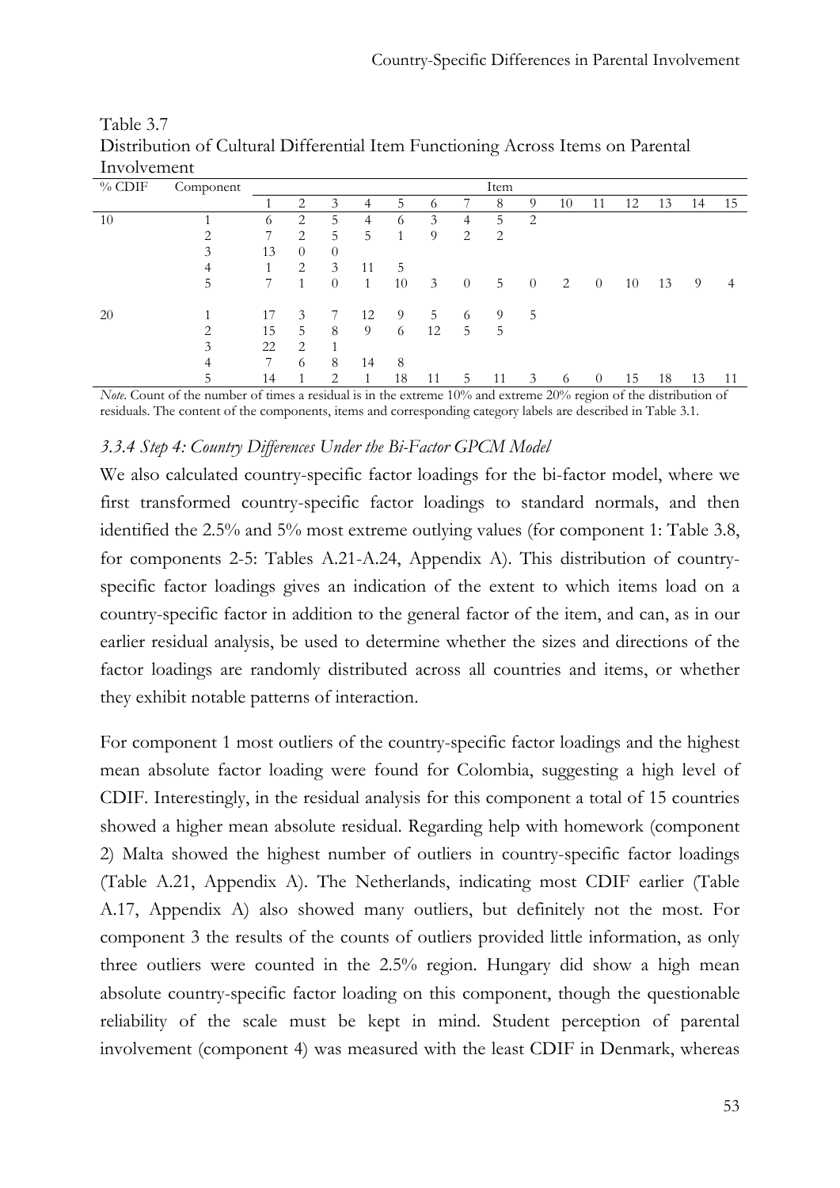Table 3.7
Distribution of Cultural Differential Item Functioning Across Items on Parental Involvement

| % CDIF | Component | Item | | | | | | | | | | | | | | |
|---|---|---|---|---|---|---|---|---|---|---|---|---|---|---|---|---|
| | | 1 | 2 | 3 | 4 | 5 | 6 | 7 | 8 | 9 | 10 | 11 | 12 | 13 | 14 | 15 |
| 10 | 1 | 6 | 2 | 5 | 4 | 6 | 3 | 4 | 5 | 2 | | | | | | |
| | 2 | 7 | 2 | 5 | 5 | 1 | 9 | 2 | 2 | | | | | | | |
| | 3 | 13 | 0 | 0 | | | | | | | | | | | | |
| | 4 | 1 | 2 | 3 | 11 | 5 | | | | | | | | | | |
| | 5 | 7 | 1 | 0 | 1 | 10 | 3 | 0 | 5 | 0 | 2 | 0 | 10 | 13 | 9 | 4 |
| 20 | 1 | 17 | 3 | 7 | 12 | 9 | 5 | 6 | 9 | 5 | | | | | | |
| | 2 | 15 | 5 | 8 | 9 | 6 | 12 | 5 | 5 | | | | | | | |
| | 3 | 22 | 2 | 1 | | | | | | | | | | | | |
| | 4 | 7 | 6 | 8 | 14 | 8 | | | | | | | | | | |
| | 5 | 14 | 1 | 2 | 1 | 18 | 11 | 5 | 11 | 3 | 6 | 0 | 15 | 18 | 13 | 11 |

*Note*. Count of the number of times a residual is in the extreme 10% and extreme 20% region of the distribution of residuals. The content of the components, items and corresponding category labels are described in Table 3.1.

### *3.3.4 Step 4: Country Differences Under the Bi-Factor GPCM Model*

We also calculated country-specific factor loadings for the bi-factor model, where we first transformed country-specific factor loadings to standard normals, and then identified the 2.5% and 5% most extreme outlying values (for component 1: Table 3.8, for components 2-5: Tables A.21-A.24, Appendix A). This distribution of country-specific factor loadings gives an indication of the extent to which items load on a country-specific factor in addition to the general factor of the item, and can, as in our earlier residual analysis, be used to determine whether the sizes and directions of the factor loadings are randomly distributed across all countries and items, or whether they exhibit notable patterns of interaction.

For component 1 most outliers of the country-specific factor loadings and the highest mean absolute factor loading were found for Colombia, suggesting a high level of CDIF. Interestingly, in the residual analysis for this component a total of 15 countries showed a higher mean absolute residual. Regarding help with homework (component 2) Malta showed the highest number of outliers in country-specific factor loadings (Table A.21, Appendix A). The Netherlands, indicating most CDIF earlier (Table A.17, Appendix A) also showed many outliers, but definitely not the most. For component 3 the results of the counts of outliers provided little information, as only three outliers were counted in the 2.5% region. Hungary did show a high mean absolute country-specific factor loading on this component, though the questionable reliability of the scale must be kept in mind. Student perception of parental involvement (component 4) was measured with the least CDIF in Denmark, whereas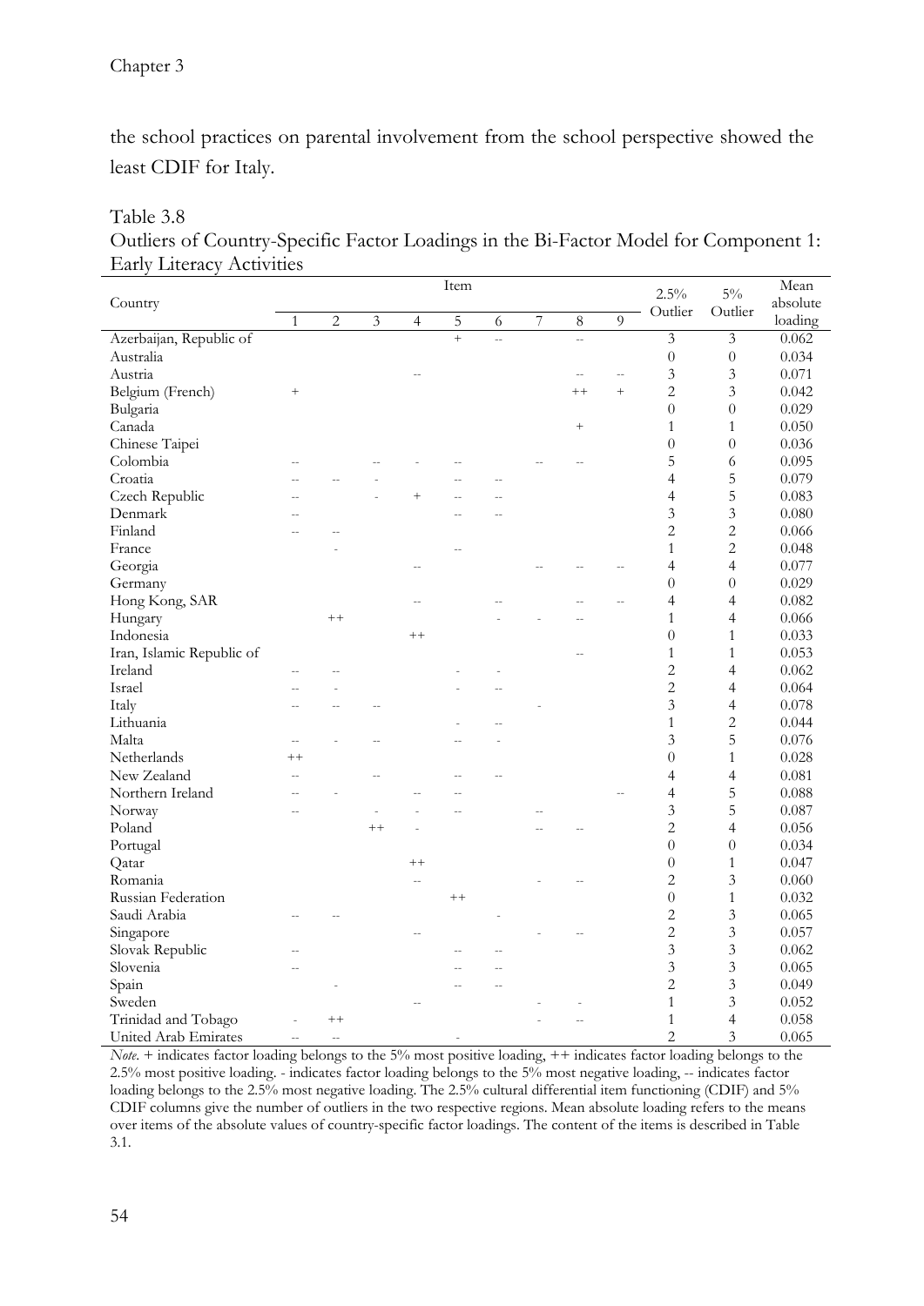the school practices on parental involvement from the school perspective showed the least CDIF for Italy.

Table 3.8
Outliers of Country-Specific Factor Loadings in the Bi-Factor Model for Component 1: Early Literacy Activities

| Country | Item | | | | | | | | | 2.5% Outlier | 5% Outlier | Mean absolute loading |
|---|---|---|---|---|---|---|---|---|---|---|---|---|
| | 1 | 2 | 3 | 4 | 5 | 6 | 7 | 8 | 9 | | | |
| Azerbaijan, Republic of | | | | | + | -- | | -- | | 3 | 3 | 0.062 |
| Australia | | | | | | | | | | 0 | 0 | 0.034 |
| Austria | | | | -- | | | | -- | -- | 3 | 3 | 0.071 |
| Belgium (French) | + | | | | | | | ++ | + | 2 | 3 | 0.042 |
| Bulgaria | | | | | | | | | | 0 | 0 | 0.029 |
| Canada | | | | | | | | + | | 1 | 1 | 0.050 |
| Chinese Taipei | | | | | | | | | | 0 | 0 | 0.036 |
| Colombia | -- | | -- | - | -- | | -- | -- | | 5 | 6 | 0.095 |
| Croatia | -- | -- | - | | -- | -- | | | | 4 | 5 | 0.079 |
| Czech Republic | -- | | - | + | -- | -- | | | | 4 | 5 | 0.083 |
| Denmark | -- | | | | -- | -- | | | | 3 | 3 | 0.080 |
| Finland | -- | -- | | | | | | | | 2 | 2 | 0.066 |
| France | | - | | | -- | | | | | 1 | 2 | 0.048 |
| Georgia | | | | -- | | | -- | -- | -- | 4 | 4 | 0.077 |
| Germany | | | | | | | | | | 0 | 0 | 0.029 |
| Hong Kong, SAR | | | | -- | | -- | | -- | -- | 4 | 4 | 0.082 |
| Hungary | | ++ | | | | - | - | -- | | 1 | 4 | 0.066 |
| Indonesia | | | | ++ | | | | | | 0 | 1 | 0.033 |
| Iran, Islamic Republic of | | | | | | | | -- | | 1 | 1 | 0.053 |
| Ireland | -- | -- | | | - | - | | | | 2 | 4 | 0.062 |
| Israel | -- | - | | | - | -- | | | | 2 | 4 | 0.064 |
| Italy | -- | -- | -- | | | | - | | | 3 | 4 | 0.078 |
| Lithuania | | | | | - | -- | | | | 1 | 2 | 0.044 |
| Malta | -- | - | -- | | -- | - | | | | 3 | 5 | 0.076 |
| Netherlands | ++ | | | | | | | | | 0 | 1 | 0.028 |
| New Zealand | -- | | -- | | -- | -- | | | | 4 | 4 | 0.081 |
| Northern Ireland | -- | - | | -- | -- | | | | -- | 4 | 5 | 0.088 |
| Norway | -- | | - | - | -- | | -- | | | 3 | 5 | 0.087 |
| Poland | | | ++ | - | | | -- | -- | | 2 | 4 | 0.056 |
| Portugal | | | | | | | | | | 0 | 0 | 0.034 |
| Qatar | | | | ++ | | | | | | 0 | 1 | 0.047 |
| Romania | | | | -- | | | - | -- | | 2 | 3 | 0.060 |
| Russian Federation | | | | | ++ | | | | | 0 | 1 | 0.032 |
| Saudi Arabia | -- | -- | | | | - | | | | 2 | 3 | 0.065 |
| Singapore | | | | -- | | | - | -- | | 2 | 3 | 0.057 |
| Slovak Republic | -- | | | | -- | -- | | | | 3 | 3 | 0.062 |
| Slovenia | -- | | | | -- | -- | | | | 3 | 3 | 0.065 |
| Spain | | - | | | -- | -- | | | | 2 | 3 | 0.049 |
| Sweden | | | | -- | | | - | - | | 1 | 3 | 0.052 |
| Trinidad and Tobago | - | ++ | | | | | - | -- | | 1 | 4 | 0.058 |
| United Arab Emirates | -- | -- | | | - | | | | | 2 | 3 | 0.065 |

*Note.* + indicates factor loading belongs to the 5% most positive loading, ++ indicates factor loading belongs to the 2.5% most positive loading. - indicates factor loading belongs to the 5% most negative loading, -- indicates factor loading belongs to the 2.5% most negative loading. The 2.5% cultural differential item functioning (CDIF) and 5% CDIF columns give the number of outliers in the two respective regions. Mean absolute loading refers to the means over items of the absolute values of country-specific factor loadings. The content of the items is described in Table 3.1.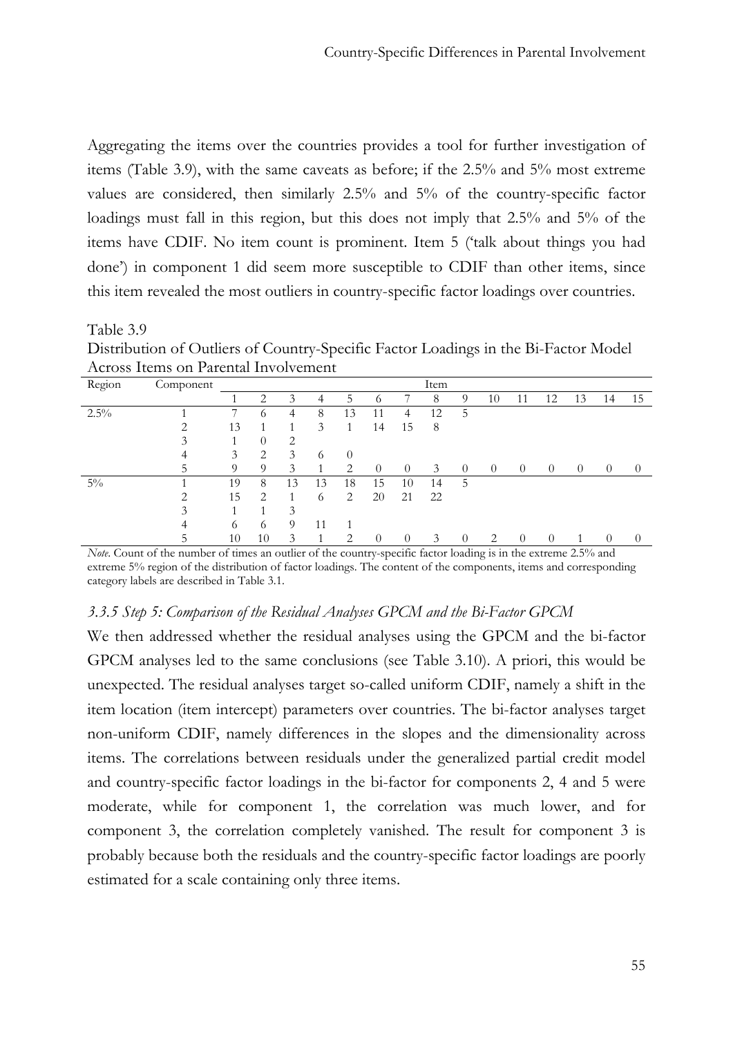Aggregating the items over the countries provides a tool for further investigation of items (Table 3.9), with the same caveats as before; if the 2.5% and 5% most extreme values are considered, then similarly 2.5% and 5% of the country-specific factor loadings must fall in this region, but this does not imply that 2.5% and 5% of the items have CDIF. No item count is prominent. Item 5 ('talk about things you had done') in component 1 did seem more susceptible to CDIF than other items, since this item revealed the most outliers in country-specific factor loadings over countries.

Table 3.9
Distribution of Outliers of Country-Specific Factor Loadings in the Bi-Factor Model Across Items on Parental Involvement

| Region | Component | Item | | | | | | | | | | | | | | |
|---|---|---|---|---|---|---|---|---|---|---|---|---|---|---|---|---|
| | | 1 | 2 | 3 | 4 | 5 | 6 | 7 | 8 | 9 | 10 | 11 | 12 | 13 | 14 | 15 |
| 2.5% | 1 | 7 | 6 | 4 | 8 | 13 | 11 | 4 | 12 | 5 | | | | | | |
| | 2 | 13 | 1 | 1 | 3 | 1 | 14 | 15 | 8 | | | | | | | |
| | 3 | 1 | 0 | 2 | | | | | | | | | | | | |
| | 4 | 3 | 2 | 3 | 6 | 0 | | | | | | | | | | |
| | 5 | 9 | 9 | 3 | 1 | 2 | 0 | 0 | 3 | 0 | 0 | 0 | 0 | 0 | 0 | 0 |
| 5% | 1 | 19 | 8 | 13 | 13 | 18 | 15 | 10 | 14 | 5 | | | | | | |
| | 2 | 15 | 2 | 1 | 6 | 2 | 20 | 21 | 22 | | | | | | | |
| | 3 | 1 | 1 | 3 | | | | | | | | | | | | |
| | 4 | 6 | 6 | 9 | 11 | 1 | | | | | | | | | | |
| | 5 | 10 | 10 | 3 | 1 | 2 | 0 | 0 | 3 | 0 | 2 | 0 | 0 | 1 | 0 | 0 |

*Note*. Count of the number of times an outlier of the country-specific factor loading is in the extreme 2.5% and extreme 5% region of the distribution of factor loadings. The content of the components, items and corresponding category labels are described in Table 3.1.

### *3.3.5 Step 5: Comparison of the Residual Analyses GPCM and the Bi-Factor GPCM*

We then addressed whether the residual analyses using the GPCM and the bi-factor GPCM analyses led to the same conclusions (see Table 3.10). A priori, this would be unexpected. The residual analyses target so-called uniform CDIF, namely a shift in the item location (item intercept) parameters over countries. The bi-factor analyses target non-uniform CDIF, namely differences in the slopes and the dimensionality across items. The correlations between residuals under the generalized partial credit model and country-specific factor loadings in the bi-factor for components 2, 4 and 5 were moderate, while for component 1, the correlation was much lower, and for component 3, the correlation completely vanished. The result for component 3 is probably because both the residuals and the country-specific factor loadings are poorly estimated for a scale containing only three items.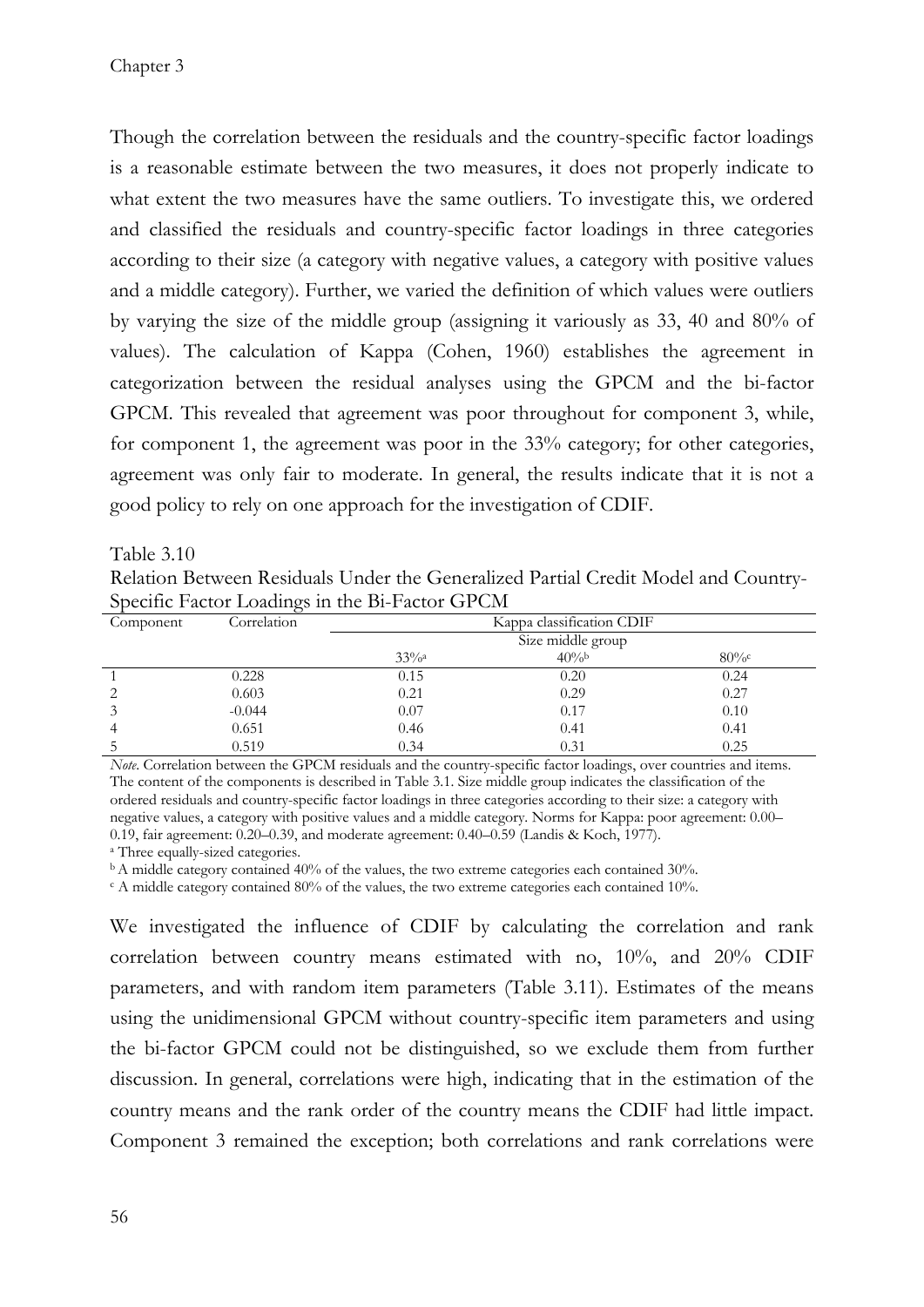Though the correlation between the residuals and the country-specific factor loadings is a reasonable estimate between the two measures, it does not properly indicate to what extent the two measures have the same outliers. To investigate this, we ordered and classified the residuals and country-specific factor loadings in three categories according to their size (a category with negative values, a category with positive values and a middle category). Further, we varied the definition of which values were outliers by varying the size of the middle group (assigning it variously as 33, 40 and 80% of values). The calculation of Kappa (Cohen, 1960) establishes the agreement in categorization between the residual analyses using the GPCM and the bi-factor GPCM. This revealed that agreement was poor throughout for component 3, while, for component 1, the agreement was poor in the 33% category; for other categories, agreement was only fair to moderate. In general, the results indicate that it is not a good policy to rely on one approach for the investigation of CDIF.

Table 3.10

Relation Between Residuals Under the Generalized Partial Credit Model and Country-Specific Factor Loadings in the Bi-Factor GPCM

| Component | Correlation | Kappa classification CDIF | | |
|---|---|---|---|---|
| | | Size middle group | | |
| | | 33%[a] | 40%[b] | 80%[c] |
| 1 | 0.228 | 0.15 | 0.20 | 0.24 |
| 2 | 0.603 | 0.21 | 0.29 | 0.27 |
| 3 | -0.044 | 0.07 | 0.17 | 0.10 |
| 4 | 0.651 | 0.46 | 0.41 | 0.41 |
| 5 | 0.519 | 0.34 | 0.31 | 0.25 |

*Note*. Correlation between the GPCM residuals and the country-specific factor loadings, over countries and items. The content of the components is described in Table 3.1. Size middle group indicates the classification of the ordered residuals and country-specific factor loadings in three categories according to their size: a category with negative values, a category with positive values and a middle category. Norms for Kappa: poor agreement: 0.00–0.19, fair agreement: 0.20–0.39, and moderate agreement: 0.40–0.59 (Landis & Koch, 1977).

[a] Three equally-sized categories.

[b] A middle category contained 40% of the values, the two extreme categories each contained 30%.

[c] A middle category contained 80% of the values, the two extreme categories each contained 10%.

We investigated the influence of CDIF by calculating the correlation and rank correlation between country means estimated with no, 10%, and 20% CDIF parameters, and with random item parameters (Table 3.11). Estimates of the means using the unidimensional GPCM without country-specific item parameters and using the bi-factor GPCM could not be distinguished, so we exclude them from further discussion. In general, correlations were high, indicating that in the estimation of the country means and the rank order of the country means the CDIF had little impact. Component 3 remained the exception; both correlations and rank correlations were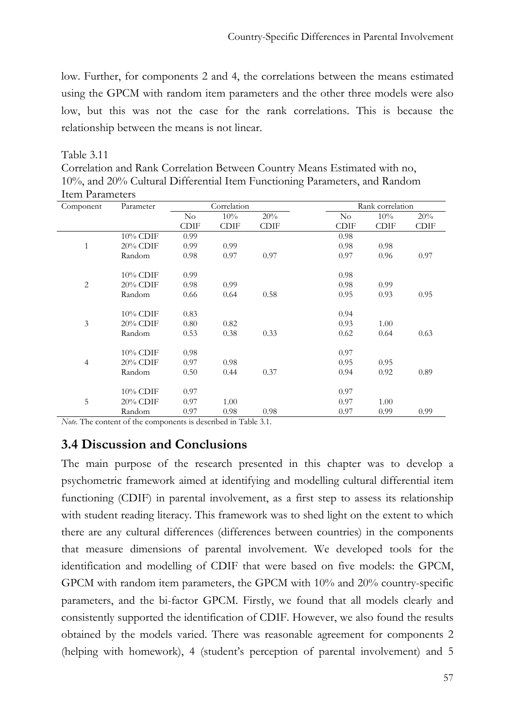low. Further, for components 2 and 4, the correlations between the means estimated using the GPCM with random item parameters and the other three models were also low, but this was not the case for the rank correlations. This is because the relationship between the means is not linear.

Table 3.11
Correlation and Rank Correlation Between Country Means Estimated with no, 10%, and 20% Cultural Differential Item Functioning Parameters, and Random Item Parameters

| Component | Parameter | Correlation | | | Rank correlation | | |
|---|---|---|---|---|---|---|---|
| | | No CDIF | 10% CDIF | 20% CDIF | No CDIF | 10% CDIF | 20% CDIF |
| 1 | 10% CDIF | 0.99 | | | 0.98 | | |
| | 20% CDIF | 0.99 | 0.99 | | 0.98 | 0.98 | |
| | Random | 0.98 | 0.97 | 0.97 | 0.97 | 0.96 | 0.97 |
| 2 | 10% CDIF | 0.99 | | | 0.98 | | |
| | 20% CDIF | 0.98 | 0.99 | | 0.98 | 0.99 | |
| | Random | 0.66 | 0.64 | 0.58 | 0.95 | 0.93 | 0.95 |
| 3 | 10% CDIF | 0.83 | | | 0.94 | | |
| | 20% CDIF | 0.80 | 0.82 | | 0.93 | 1.00 | |
| | Random | 0.53 | 0.38 | 0.33 | 0.62 | 0.64 | 0.63 |
| 4 | 10% CDIF | 0.98 | | | 0.97 | | |
| | 20% CDIF | 0.97 | 0.98 | | 0.95 | 0.95 | |
| | Random | 0.50 | 0.44 | 0.37 | 0.94 | 0.92 | 0.89 |
| 5 | 10% CDIF | 0.97 | | | 0.97 | | |
| | 20% CDIF | 0.97 | 1.00 | | 0.97 | 1.00 | |
| | Random | 0.97 | 0.98 | 0.98 | 0.97 | 0.99 | 0.99 |

*Note*. The content of the components is described in Table 3.1.

## 3.4 Discussion and Conclusions

The main purpose of the research presented in this chapter was to develop a psychometric framework aimed at identifying and modelling cultural differential item functioning (CDIF) in parental involvement, as a first step to assess its relationship with student reading literacy. This framework was to shed light on the extent to which there are any cultural differences (differences between countries) in the components that measure dimensions of parental involvement. We developed tools for the identification and modelling of CDIF that were based on five models: the GPCM, GPCM with random item parameters, the GPCM with 10% and 20% country-specific parameters, and the bi-factor GPCM. Firstly, we found that all models clearly and consistently supported the identification of CDIF. However, we also found the results obtained by the models varied. There was reasonable agreement for components 2 (helping with homework), 4 (student's perception of parental involvement) and 5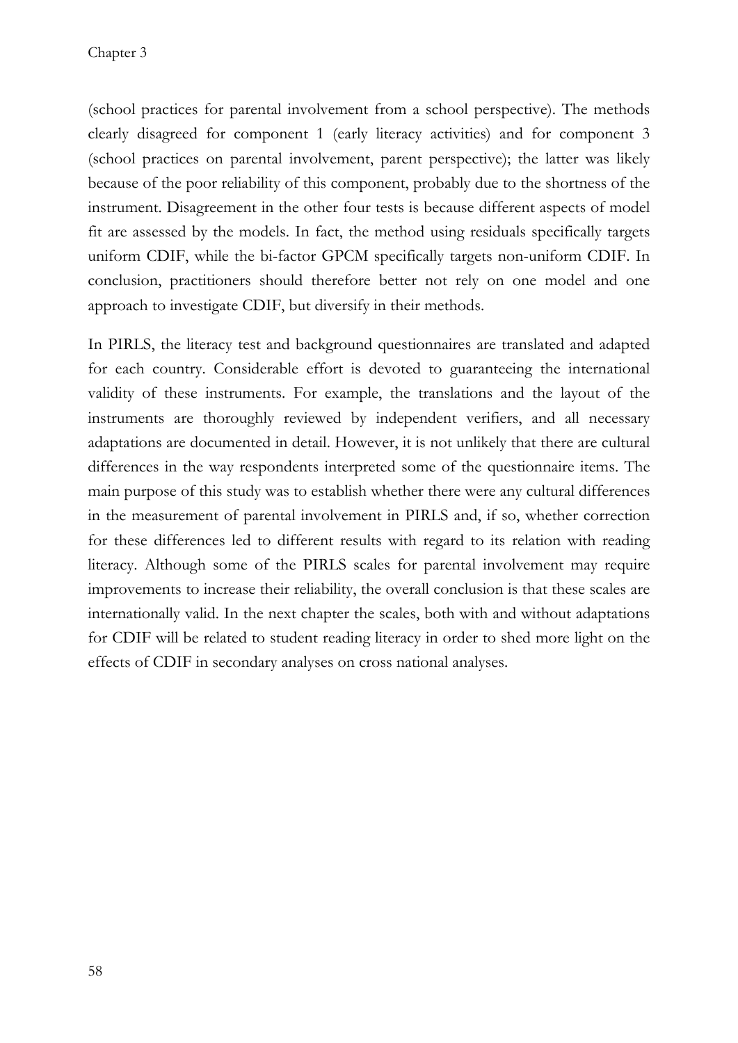(school practices for parental involvement from a school perspective). The methods clearly disagreed for component 1 (early literacy activities) and for component 3 (school practices on parental involvement, parent perspective); the latter was likely because of the poor reliability of this component, probably due to the shortness of the instrument. Disagreement in the other four tests is because different aspects of model fit are assessed by the models. In fact, the method using residuals specifically targets uniform CDIF, while the bi-factor GPCM specifically targets non-uniform CDIF. In conclusion, practitioners should therefore better not rely on one model and one approach to investigate CDIF, but diversify in their methods.

In PIRLS, the literacy test and background questionnaires are translated and adapted for each country. Considerable effort is devoted to guaranteeing the international validity of these instruments. For example, the translations and the layout of the instruments are thoroughly reviewed by independent verifiers, and all necessary adaptations are documented in detail. However, it is not unlikely that there are cultural differences in the way respondents interpreted some of the questionnaire items. The main purpose of this study was to establish whether there were any cultural differences in the measurement of parental involvement in PIRLS and, if so, whether correction for these differences led to different results with regard to its relation with reading literacy. Although some of the PIRLS scales for parental involvement may require improvements to increase their reliability, the overall conclusion is that these scales are internationally valid. In the next chapter the scales, both with and without adaptations for CDIF will be related to student reading literacy in order to shed more light on the effects of CDIF in secondary analyses on cross national analyses.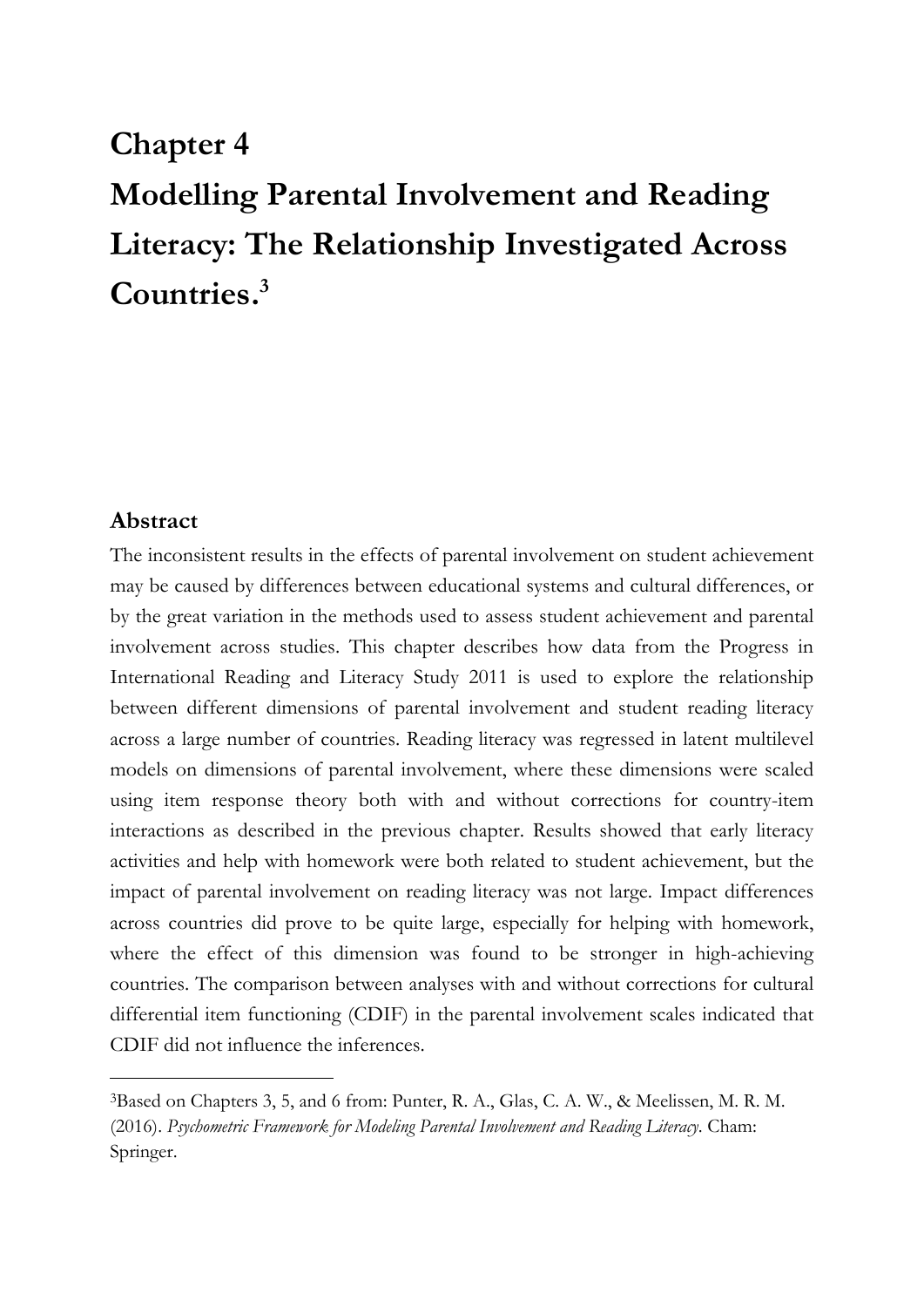# Chapter 4

# Modelling Parental Involvement and Reading Literacy: The Relationship Investigated Across Countries.[3]

## Abstract

The inconsistent results in the effects of parental involvement on student achievement may be caused by differences between educational systems and cultural differences, or by the great variation in the methods used to assess student achievement and parental involvement across studies. This chapter describes how data from the Progress in International Reading and Literacy Study 2011 is used to explore the relationship between different dimensions of parental involvement and student reading literacy across a large number of countries. Reading literacy was regressed in latent multilevel models on dimensions of parental involvement, where these dimensions were scaled using item response theory both with and without corrections for country-item interactions as described in the previous chapter. Results showed that early literacy activities and help with homework were both related to student achievement, but the impact of parental involvement on reading literacy was not large. Impact differences across countries did prove to be quite large, especially for helping with homework, where the effect of this dimension was found to be stronger in high-achieving countries. The comparison between analyses with and without corrections for cultural differential item functioning (CDIF) in the parental involvement scales indicated that CDIF did not influence the inferences.

---

[3]Based on Chapters 3, 5, and 6 from: Punter, R. A., Glas, C. A. W., & Meelissen, M. R. M. (2016). *Psychometric Framework for Modeling Parental Involvement and Reading Literacy.* Cham: Springer.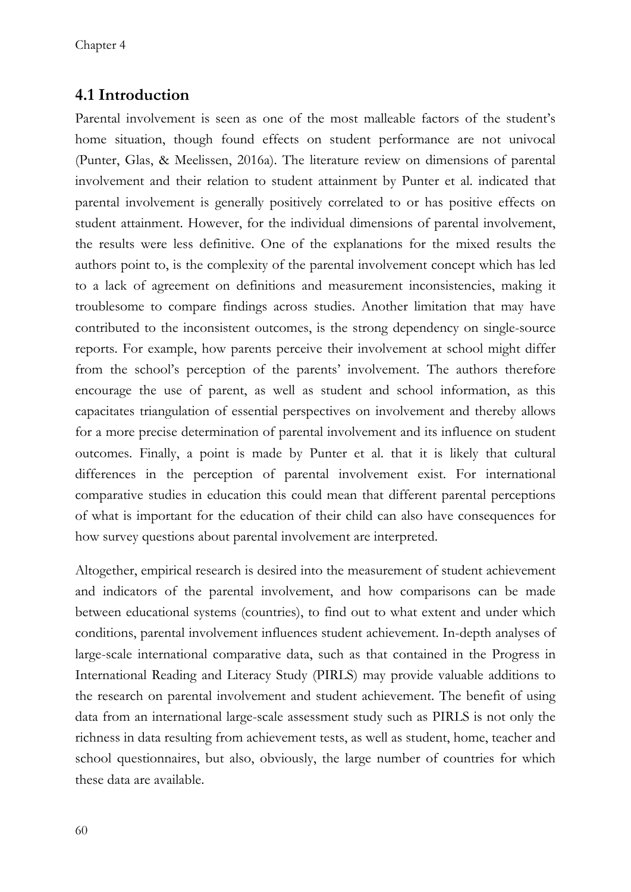## 4.1 Introduction

Parental involvement is seen as one of the most malleable factors of the student's home situation, though found effects on student performance are not univocal (Punter, Glas, & Meelissen, 2016a). The literature review on dimensions of parental involvement and their relation to student attainment by Punter et al. indicated that parental involvement is generally positively correlated to or has positive effects on student attainment. However, for the individual dimensions of parental involvement, the results were less definitive. One of the explanations for the mixed results the authors point to, is the complexity of the parental involvement concept which has led to a lack of agreement on definitions and measurement inconsistencies, making it troublesome to compare findings across studies. Another limitation that may have contributed to the inconsistent outcomes, is the strong dependency on single-source reports. For example, how parents perceive their involvement at school might differ from the school's perception of the parents' involvement. The authors therefore encourage the use of parent, as well as student and school information, as this capacitates triangulation of essential perspectives on involvement and thereby allows for a more precise determination of parental involvement and its influence on student outcomes. Finally, a point is made by Punter et al. that it is likely that cultural differences in the perception of parental involvement exist. For international comparative studies in education this could mean that different parental perceptions of what is important for the education of their child can also have consequences for how survey questions about parental involvement are interpreted.

Altogether, empirical research is desired into the measurement of student achievement and indicators of the parental involvement, and how comparisons can be made between educational systems (countries), to find out to what extent and under which conditions, parental involvement influences student achievement. In-depth analyses of large-scale international comparative data, such as that contained in the Progress in International Reading and Literacy Study (PIRLS) may provide valuable additions to the research on parental involvement and student achievement. The benefit of using data from an international large-scale assessment study such as PIRLS is not only the richness in data resulting from achievement tests, as well as student, home, teacher and school questionnaires, but also, obviously, the large number of countries for which these data are available.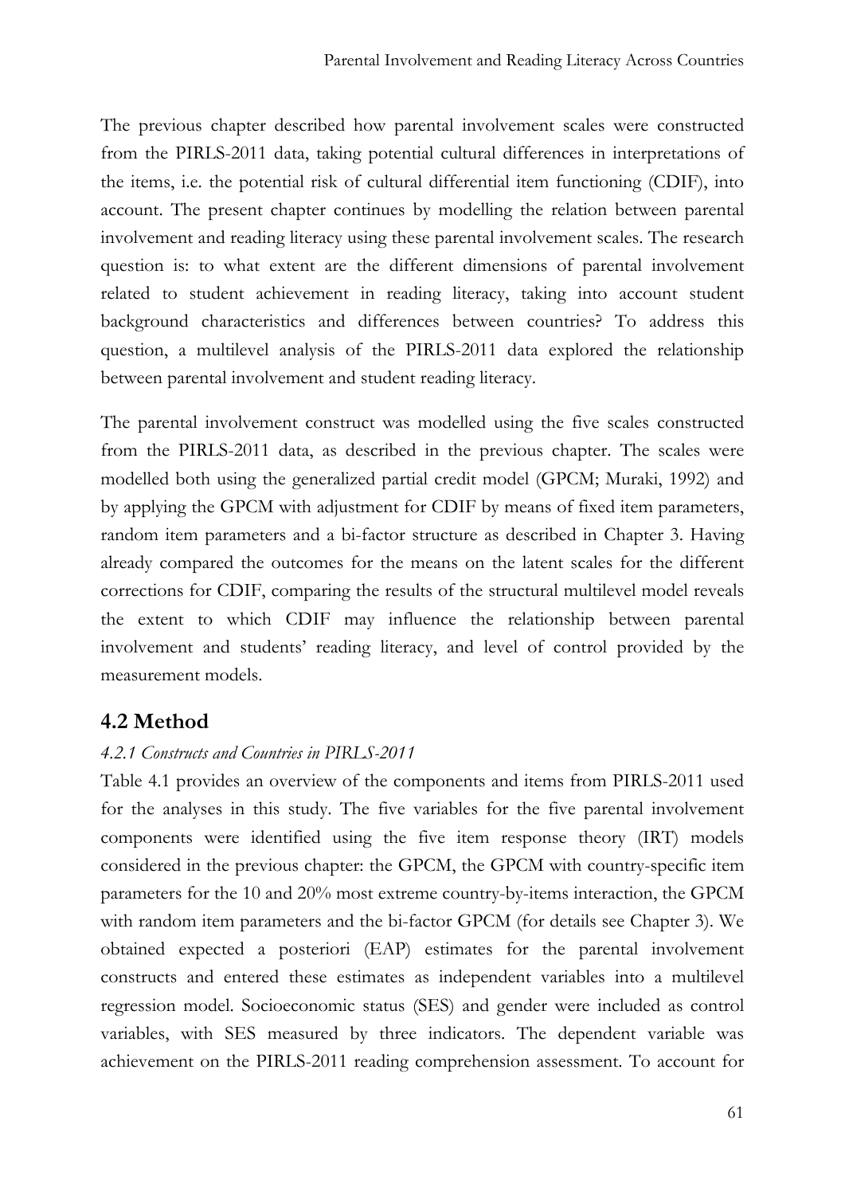The previous chapter described how parental involvement scales were constructed from the PIRLS-2011 data, taking potential cultural differences in interpretations of the items, i.e. the potential risk of cultural differential item functioning (CDIF), into account. The present chapter continues by modelling the relation between parental involvement and reading literacy using these parental involvement scales. The research question is: to what extent are the different dimensions of parental involvement related to student achievement in reading literacy, taking into account student background characteristics and differences between countries? To address this question, a multilevel analysis of the PIRLS-2011 data explored the relationship between parental involvement and student reading literacy.

The parental involvement construct was modelled using the five scales constructed from the PIRLS-2011 data, as described in the previous chapter. The scales were modelled both using the generalized partial credit model (GPCM; Muraki, 1992) and by applying the GPCM with adjustment for CDIF by means of fixed item parameters, random item parameters and a bi-factor structure as described in Chapter 3. Having already compared the outcomes for the means on the latent scales for the different corrections for CDIF, comparing the results of the structural multilevel model reveals the extent to which CDIF may influence the relationship between parental involvement and students' reading literacy, and level of control provided by the measurement models.

## 4.2 Method

### *4.2.1 Constructs and Countries in PIRLS-2011*

Table 4.1 provides an overview of the components and items from PIRLS-2011 used for the analyses in this study. The five variables for the five parental involvement components were identified using the five item response theory (IRT) models considered in the previous chapter: the GPCM, the GPCM with country-specific item parameters for the 10 and 20% most extreme country-by-items interaction, the GPCM with random item parameters and the bi-factor GPCM (for details see Chapter 3). We obtained expected a posteriori (EAP) estimates for the parental involvement constructs and entered these estimates as independent variables into a multilevel regression model. Socioeconomic status (SES) and gender were included as control variables, with SES measured by three indicators. The dependent variable was achievement on the PIRLS-2011 reading comprehension assessment. To account for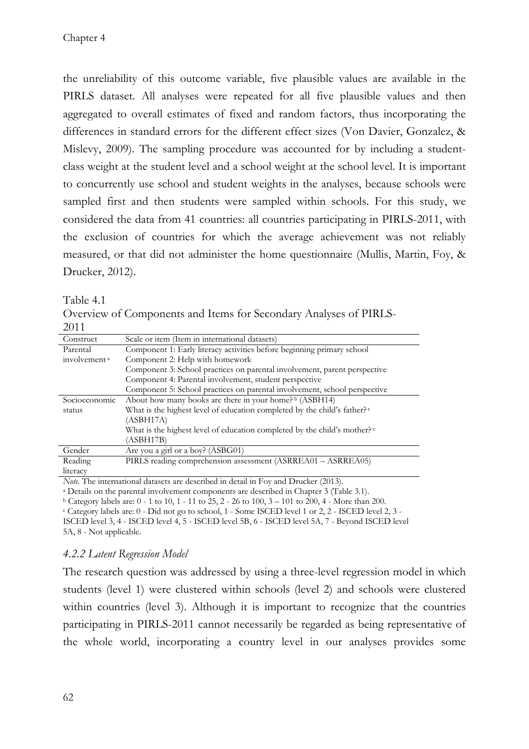the unreliability of this outcome variable, five plausible values are available in the PIRLS dataset. All analyses were repeated for all five plausible values and then aggregated to overall estimates of fixed and random factors, thus incorporating the differences in standard errors for the different effect sizes (Von Davier, Gonzalez, & Mislevy, 2009). The sampling procedure was accounted for by including a student-class weight at the student level and a school weight at the school level. It is important to concurrently use school and student weights in the analyses, because schools were sampled first and then students were sampled within schools. For this study, we considered the data from 41 countries: all countries participating in PIRLS-2011, with the exclusion of countries for which the average achievement was not reliably measured, or that did not administer the home questionnaire (Mullis, Martin, Foy, & Drucker, 2012).

Table 4.1
Overview of Components and Items for Secondary Analyses of PIRLS-2011

| Construct | Scale or item (Item in international datasets) |
|---|---|
| Parental involvement [a] | Component 1: Early literacy activities before beginning primary school |
| | Component 2: Help with homework |
| | Component 3: School practices on parental involvement, parent perspective |
| | Component 4: Parental involvement, student perspective |
| | Component 5: School practices on parental involvement, school perspective |
| Socioeconomic status | About how many books are there in your home? [b] (ASBH14) |
| | What is the highest level of education completed by the child's father? [c] (ASBH17A) |
| | What is the highest level of education completed by the child's mother? [c] (ASBH17B) |
| Gender | Are you a girl or a boy? (ASBG01) |
| Reading literacy | PIRLS reading comprehension assessment (ASRREA01 – ASRREA05) |

*Note*. The international datasets are described in detail in Foy and Drucker (2013).
[a] Details on the parental involvement components are described in Chapter 3 (Table 3.1).
[b] Category labels are: 0 - 1 to 10, 1 - 11 to 25, 2 - 26 to 100, 3 – 101 to 200, 4 - More than 200.
[c] Category labels are: 0 - Did not go to school, 1 - Some ISCED level 1 or 2, 2 - ISCED level 2, 3 - ISCED level 3, 4 - ISCED level 4, 5 - ISCED level 5B, 6 - ISCED level 5A, 7 - Beyond ISCED level 5A, 8 - Not applicable.

### *4.2.2 Latent Regression Model*

The research question was addressed by using a three-level regression model in which students (level 1) were clustered within schools (level 2) and schools were clustered within countries (level 3). Although it is important to recognize that the countries participating in PIRLS-2011 cannot necessarily be regarded as being representative of the whole world, incorporating a country level in our analyses provides some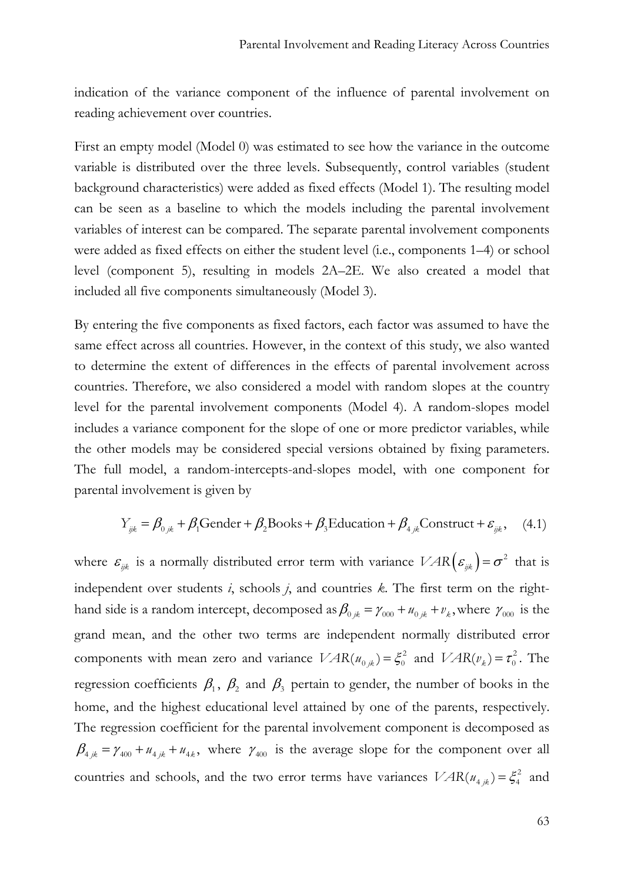indication of the variance component of the influence of parental involvement on reading achievement over countries.

First an empty model (Model 0) was estimated to see how the variance in the outcome variable is distributed over the three levels. Subsequently, control variables (student background characteristics) were added as fixed effects (Model 1). The resulting model can be seen as a baseline to which the models including the parental involvement variables of interest can be compared. The separate parental involvement components were added as fixed effects on either the student level (i.e., components 1–4) or school level (component 5), resulting in models 2A–2E. We also created a model that included all five components simultaneously (Model 3).

By entering the five components as fixed factors, each factor was assumed to have the same effect across all countries. However, in the context of this study, we also wanted to determine the extent of differences in the effects of parental involvement across countries. Therefore, we also considered a model with random slopes at the country level for the parental involvement components (Model 4). A random-slopes model includes a variance component for the slope of one or more predictor variables, while the other models may be considered special versions obtained by fixing parameters. The full model, a random-intercepts-and-slopes model, with one component for parental involvement is given by

$$Y_{ijk} = \beta_{0jk} + \beta_1 \text{Gender} + \beta_2 \text{Books} + \beta_3 \text{Education} + \beta_{4jk} \text{Construct} + \varepsilon_{ijk}, \quad (4.1)$$

where $\varepsilon_{ijk}$ is a normally distributed error term with variance $VAR(\varepsilon_{ijk}) = \sigma^2$ that is independent over students *i*, schools *j*, and countries *k*. The first term on the right-hand side is a random intercept, decomposed as $\beta_{0jk} = \gamma_{000} + u_{0jk} + v_k$, where $\gamma_{000}$ is the grand mean, and the other two terms are independent normally distributed error components with mean zero and variance $VAR(u_{0jk}) = \xi_0^2$ and $VAR(v_k) = \tau_0^2$. The regression coefficients $\beta_1$, $\beta_2$ and $\beta_3$ pertain to gender, the number of books in the home, and the highest educational level attained by one of the parents, respectively. The regression coefficient for the parental involvement component is decomposed as $\beta_{4jk} = \gamma_{400} + u_{4jk} + u_{4k}$, where $\gamma_{400}$ is the average slope for the component over all countries and schools, and the two error terms have variances $VAR(u_{4jk}) = \xi_4^2$ and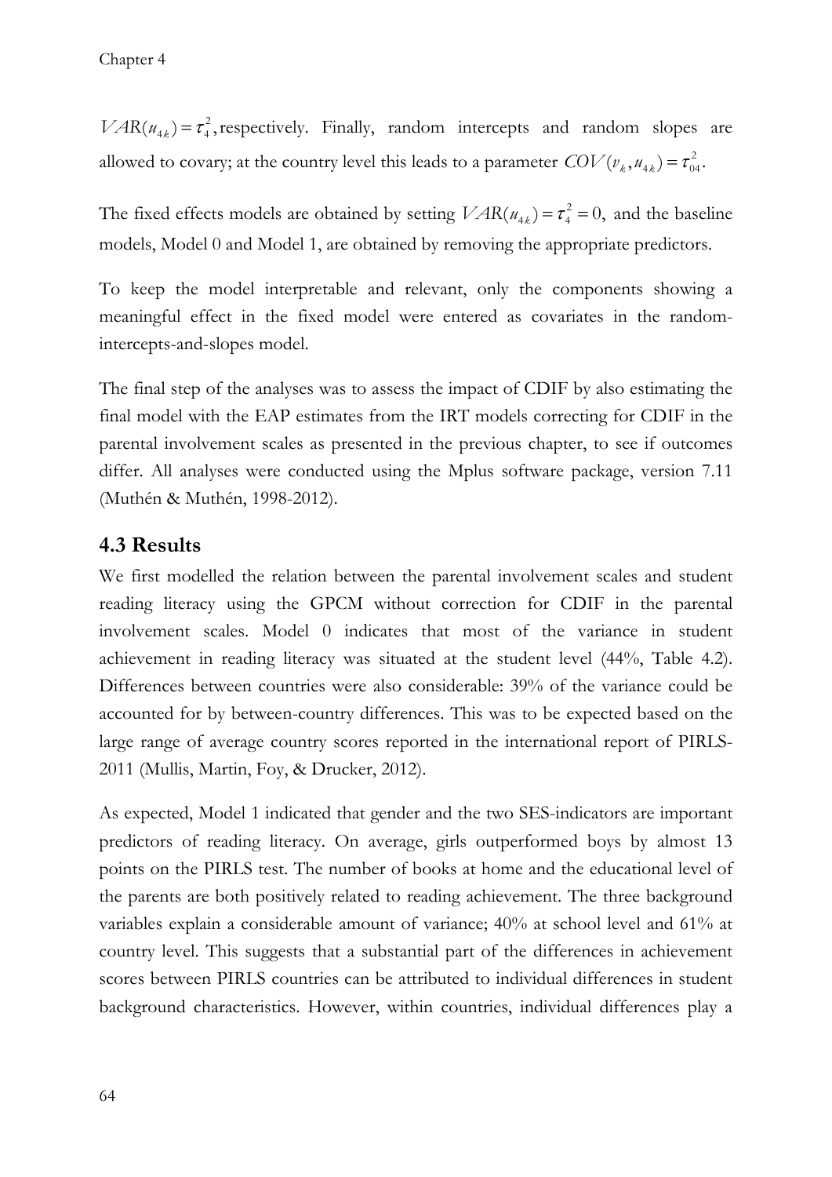$VAR(u_{4k}) = \tau_4^2$, respectively. Finally, random intercepts and random slopes are allowed to covary; at the country level this leads to a parameter $COV(v_k, u_{4k}) = \tau_{04}^2$.

The fixed effects models are obtained by setting $VAR(u_{4k}) = \tau_4^2 = 0$, and the baseline models, Model 0 and Model 1, are obtained by removing the appropriate predictors.

To keep the model interpretable and relevant, only the components showing a meaningful effect in the fixed model were entered as covariates in the random-intercepts-and-slopes model.

The final step of the analyses was to assess the impact of CDIF by also estimating the final model with the EAP estimates from the IRT models correcting for CDIF in the parental involvement scales as presented in the previous chapter, to see if outcomes differ. All analyses were conducted using the Mplus software package, version 7.11 (Muthén & Muthén, 1998-2012).

## 4.3 Results

We first modelled the relation between the parental involvement scales and student reading literacy using the GPCM without correction for CDIF in the parental involvement scales. Model 0 indicates that most of the variance in student achievement in reading literacy was situated at the student level (44%, Table 4.2). Differences between countries were also considerable: 39% of the variance could be accounted for by between-country differences. This was to be expected based on the large range of average country scores reported in the international report of PIRLS-2011 (Mullis, Martin, Foy, & Drucker, 2012).

As expected, Model 1 indicated that gender and the two SES-indicators are important predictors of reading literacy. On average, girls outperformed boys by almost 13 points on the PIRLS test. The number of books at home and the educational level of the parents are both positively related to reading achievement. The three background variables explain a considerable amount of variance; 40% at school level and 61% at country level. This suggests that a substantial part of the differences in achievement scores between PIRLS countries can be attributed to individual differences in student background characteristics. However, within countries, individual differences play a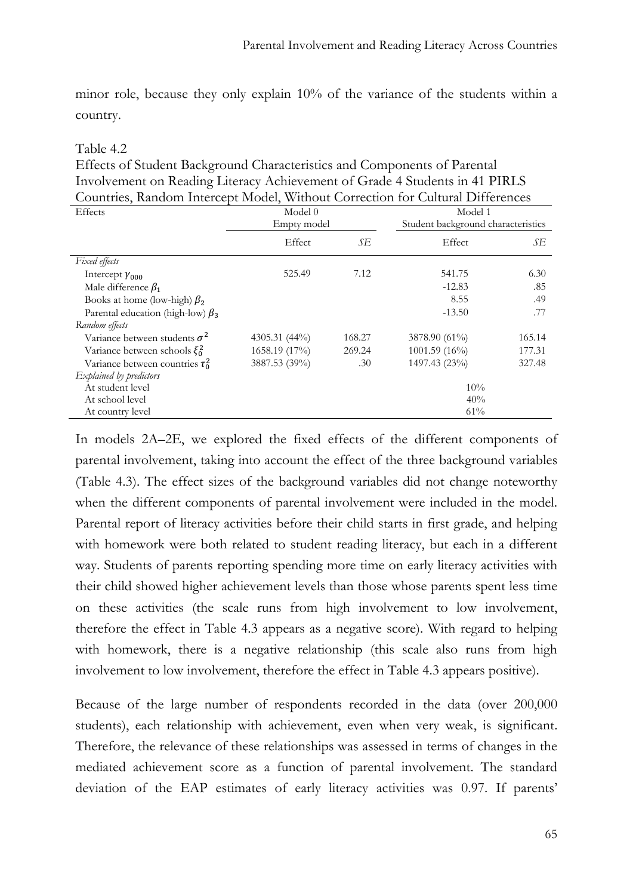minor role, because they only explain 10% of the variance of the students within a country.

Table 4.2
Effects of Student Background Characteristics and Components of Parental Involvement on Reading Literacy Achievement of Grade 4 Students in 41 PIRLS Countries, Random Intercept Model, Without Correction for Cultural Differences

| Effects | Model 0 Empty model | | Model 1 Student background characteristics | |
|---|---|---|---|---|
| | Effect | *SE* | Effect | *SE* |
| *Fixed effects* | | | | |
| Intercept $\gamma_{000}$ | 525.49 | 7.12 | 541.75 | 6.30 |
| Male difference $\beta_1$ | | | -12.83 | .85 |
| Books at home (low-high) $\beta_2$ | | | 8.55 | .49 |
| Parental education (high-low) $\beta_3$ | | | -13.50 | .77 |
| *Random effects* | | | | |
| Variance between students $\sigma^2$ | 4305.31 (44%) | 168.27 | 3878.90 (61%) | 165.14 |
| Variance between schools $\xi_0^2$ | 1658.19 (17%) | 269.24 | 1001.59 (16%) | 177.31 |
| Variance between countries $\tau_0^2$ | 3887.53 (39%) | .30 | 1497.43 (23%) | 327.48 |
| *Explained by predictors* | | | | |
| At student level | | | 10% | |
| At school level | | | 40% | |
| At country level | | | 61% | |

In models 2A–2E, we explored the fixed effects of the different components of parental involvement, taking into account the effect of the three background variables (Table 4.3). The effect sizes of the background variables did not change noteworthy when the different components of parental involvement were included in the model. Parental report of literacy activities before their child starts in first grade, and helping with homework were both related to student reading literacy, but each in a different way. Students of parents reporting spending more time on early literacy activities with their child showed higher achievement levels than those whose parents spent less time on these activities (the scale runs from high involvement to low involvement, therefore the effect in Table 4.3 appears as a negative score). With regard to helping with homework, there is a negative relationship (this scale also runs from high involvement to low involvement, therefore the effect in Table 4.3 appears positive).

Because of the large number of respondents recorded in the data (over 200,000 students), each relationship with achievement, even when very weak, is significant. Therefore, the relevance of these relationships was assessed in terms of changes in the mediated achievement score as a function of parental involvement. The standard deviation of the EAP estimates of early literacy activities was 0.97. If parents'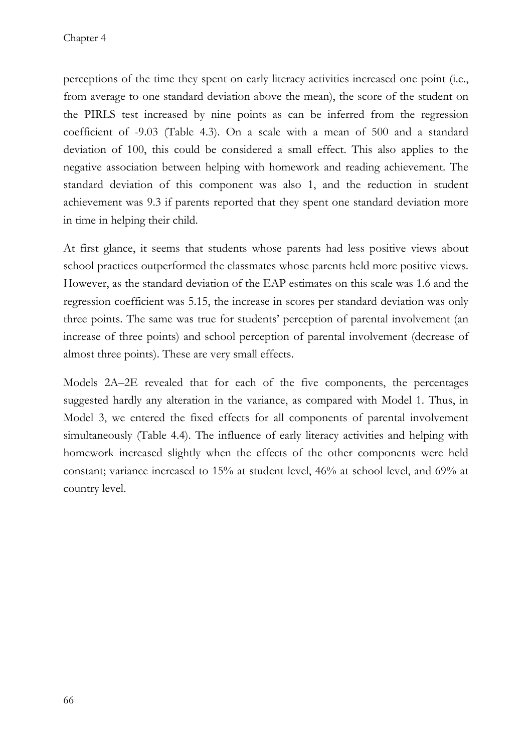perceptions of the time they spent on early literacy activities increased one point (i.e., from average to one standard deviation above the mean), the score of the student on the PIRLS test increased by nine points as can be inferred from the regression coefficient of -9.03 (Table 4.3). On a scale with a mean of 500 and a standard deviation of 100, this could be considered a small effect. This also applies to the negative association between helping with homework and reading achievement. The standard deviation of this component was also 1, and the reduction in student achievement was 9.3 if parents reported that they spent one standard deviation more in time in helping their child.

At first glance, it seems that students whose parents had less positive views about school practices outperformed the classmates whose parents held more positive views. However, as the standard deviation of the EAP estimates on this scale was 1.6 and the regression coefficient was 5.15, the increase in scores per standard deviation was only three points. The same was true for students' perception of parental involvement (an increase of three points) and school perception of parental involvement (decrease of almost three points). These are very small effects.

Models 2A–2E revealed that for each of the five components, the percentages suggested hardly any alteration in the variance, as compared with Model 1. Thus, in Model 3, we entered the fixed effects for all components of parental involvement simultaneously (Table 4.4). The influence of early literacy activities and helping with homework increased slightly when the effects of the other components were held constant; variance increased to 15% at student level, 46% at school level, and 69% at country level.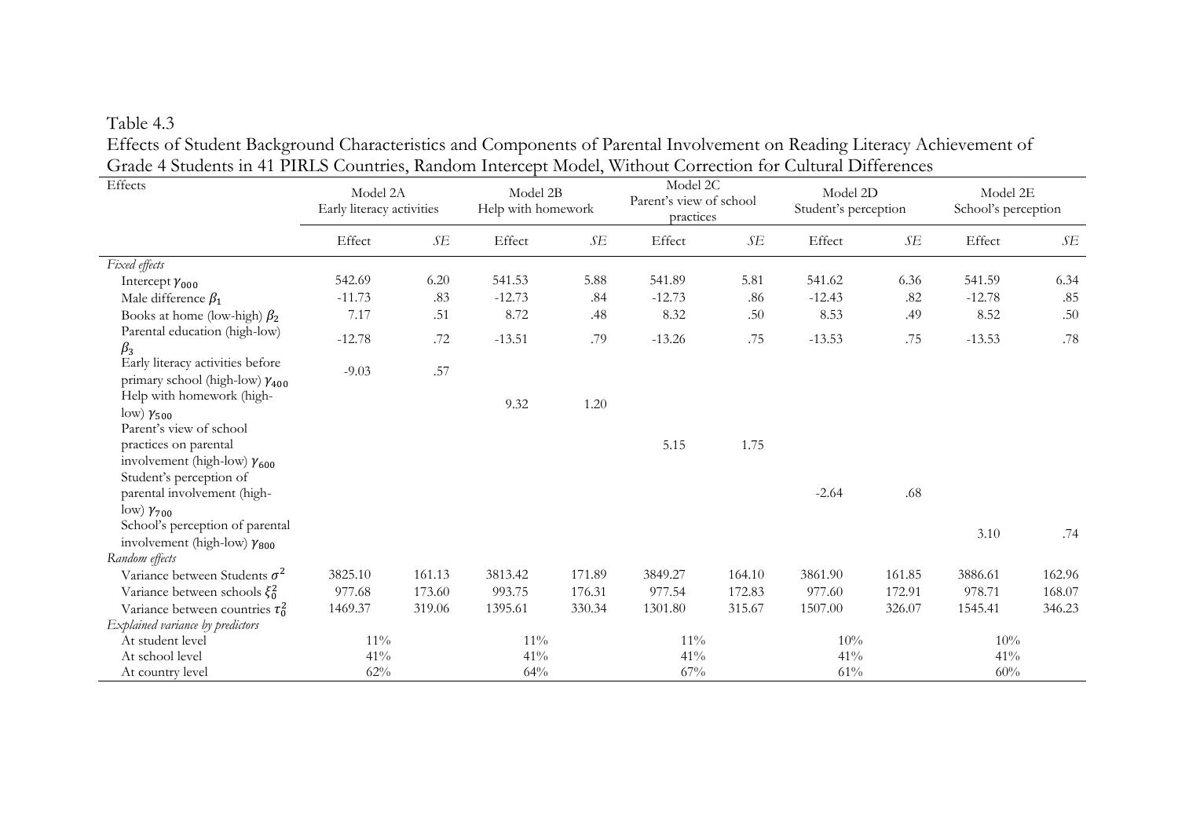Table 4.3

Effects of Student Background Characteristics and Components of Parental Involvement on Reading Literacy Achievement of Grade 4 Students in 41 PIRLS Countries, Random Intercept Model, Without Correction for Cultural Differences

| Effects | Model 2A Early literacy activities | | Model 2B Help with homework | | Model 2C Parent's view of school practices | | Model 2D Student's perception | | Model 2E School's perception | |
|---|---|---|---|---|---|---|---|---|---|---|
| | Effect | *SE* | Effect | *SE* | Effect | *SE* | Effect | *SE* | Effect | *SE* |
| *Fixed effects* | | | | | | | | | | |
| Intercept $\gamma_{000}$ | 542.69 | 6.20 | 541.53 | 5.88 | 541.89 | 5.81 | 541.62 | 6.36 | 541.59 | 6.34 |
| Male difference $\beta_1$ | -11.73 | .83 | -12.73 | .84 | -12.73 | .86 | -12.43 | .82 | -12.78 | .85 |
| Books at home (low-high) $\beta_2$ | 7.17 | .51 | 8.72 | .48 | 8.32 | .50 | 8.53 | .49 | 8.52 | .50 |
| Parental education (high-low) $\beta_3$ | -12.78 | .72 | -13.51 | .79 | -13.26 | .75 | -13.53 | .75 | -13.53 | .78 |
| Early literacy activities before primary school (high-low) $\gamma_{400}$ | -9.03 | .57 | | | | | | | | |
| Help with homework (high-low) $\gamma_{500}$ | | | 9.32 | 1.20 | | | | | | |
| Parent's view of school practices on parental involvement (high-low) $\gamma_{600}$ | | | | | 5.15 | 1.75 | | | | |
| Student's perception of parental involvement (high-low) $\gamma_{700}$ | | | | | | | -2.64 | .68 | | |
| School's perception of parental involvement (high-low) $\gamma_{800}$ | | | | | | | | | 3.10 | .74 |
| *Random effects* | | | | | | | | | | |
| Variance between Students $\sigma^2$ | 3825.10 | 161.13 | 3813.42 | 171.89 | 3849.27 | 164.10 | 3861.90 | 161.85 | 3886.61 | 162.96 |
| Variance between schools $\xi_0^2$ | 977.68 | 173.60 | 993.75 | 176.31 | 977.54 | 172.83 | 977.60 | 172.91 | 978.71 | 168.07 |
| Variance between countries $\tau_0^2$ | 1469.37 | 319.06 | 1395.61 | 330.34 | 1301.80 | 315.67 | 1507.00 | 326.07 | 1545.41 | 346.23 |
| *Explained variance by predictors* | | | | | | | | | | |
| At student level | 11% | | 11% | | 11% | | 10% | | 10% | |
| At school level | 41% | | 41% | | 41% | | 41% | | 41% | |
| At country level | 62% | | 64% | | 67% | | 61% | | 60% | |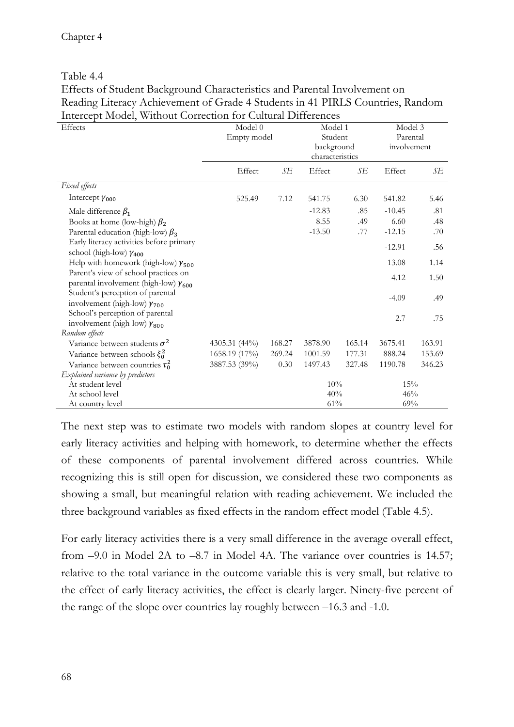Table 4.4
Effects of Student Background Characteristics and Parental Involvement on Reading Literacy Achievement of Grade 4 Students in 41 PIRLS Countries, Random Intercept Model, Without Correction for Cultural Differences

| Effects | Model 0 Empty model | | Model 1 Student background characteristics | | Model 3 Parental involvement | |
|---|---|---|---|---|---|---|
| | Effect | *SE* | Effect | *SE* | Effect | *SE* |
| *Fixed effects* | | | | | | |
| Intercept $\gamma_{000}$ | 525.49 | 7.12 | 541.75 | 6.30 | 541.82 | 5.46 |
| Male difference $\beta_1$ | | | -12.83 | .85 | -10.45 | .81 |
| Books at home (low-high) $\beta_2$ | | | 8.55 | .49 | 6.60 | .48 |
| Parental education (high-low) $\beta_3$ | | | -13.50 | .77 | -12.15 | .70 |
| Early literacy activities before primary school (high-low) $\gamma_{400}$ | | | | | -12.91 | .56 |
| Help with homework (high-low) $\gamma_{500}$ | | | | | 13.08 | 1.14 |
| Parent's view of school practices on parental involvement (high-low) $\gamma_{600}$ | | | | | 4.12 | 1.50 |
| Student's perception of parental involvement (high-low) $\gamma_{700}$ | | | | | -4.09 | .49 |
| School's perception of parental involvement (high-low) $\gamma_{800}$ | | | | | 2.7 | .75 |
| *Random effects* | | | | | | |
| Variance between students $\sigma^2$ | 4305.31 (44%) | 168.27 | 3878.90 | 165.14 | 3675.41 | 163.91 |
| Variance between schools $\xi_0^2$ | 1658.19 (17%) | 269.24 | 1001.59 | 177.31 | 888.24 | 153.69 |
| Variance between countries $\tau_0^2$ | 3887.53 (39%) | 0.30 | 1497.43 | 327.48 | 1190.78 | 346.23 |
| *Explained variance by predictors* | | | | | | |
| At student level | | | 10% | | 15% | |
| At school level | | | 40% | | 46% | |
| At country level | | | 61% | | 69% | |

The next step was to estimate two models with random slopes at country level for early literacy activities and helping with homework, to determine whether the effects of these components of parental involvement differed across countries. While recognizing this is still open for discussion, we considered these two components as showing a small, but meaningful relation with reading achievement. We included the three background variables as fixed effects in the random effect model (Table 4.5).

For early literacy activities there is a very small difference in the average overall effect, from –9.0 in Model 2A to –8.7 in Model 4A. The variance over countries is 14.57; relative to the total variance in the outcome variable this is very small, but relative to the effect of early literacy activities, the effect is clearly larger. Ninety-five percent of the range of the slope over countries lay roughly between –16.3 and -1.0.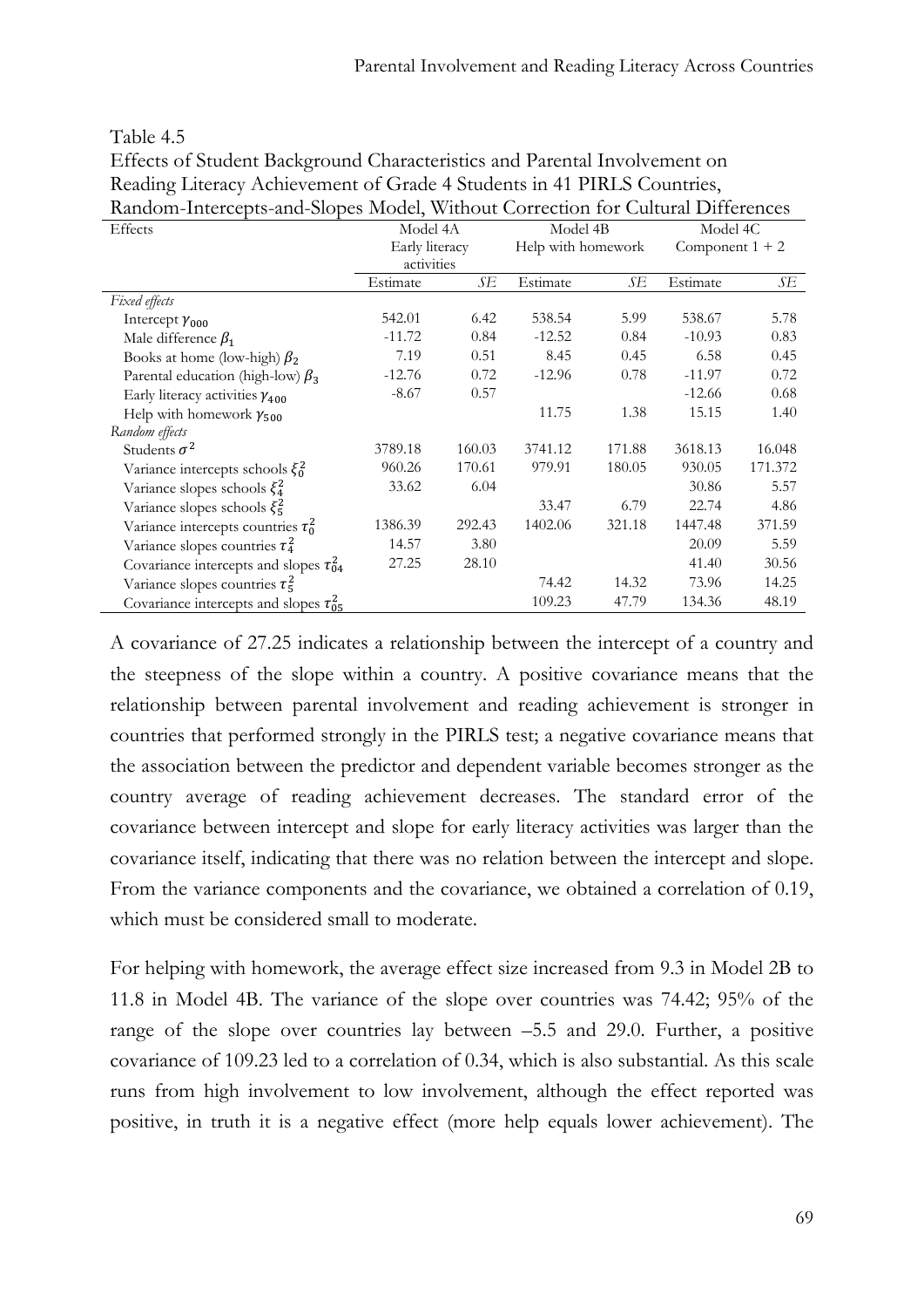Table 4.5
Effects of Student Background Characteristics and Parental Involvement on Reading Literacy Achievement of Grade 4 Students in 41 PIRLS Countries, Random-Intercepts-and-Slopes Model, Without Correction for Cultural Differences

| Effects | Model 4A Early literacy activities | | Model 4B Help with homework | | Model 4C Component 1 + 2 | |
|---|---|---|---|---|---|---|
| | Estimate | *SE* | Estimate | *SE* | Estimate | *SE* |
| *Fixed effects* | | | | | | |
| Intercept $\gamma_{000}$ | 542.01 | 6.42 | 538.54 | 5.99 | 538.67 | 5.78 |
| Male difference $\beta_1$ | -11.72 | 0.84 | -12.52 | 0.84 | -10.93 | 0.83 |
| Books at home (low-high) $\beta_2$ | 7.19 | 0.51 | 8.45 | 0.45 | 6.58 | 0.45 |
| Parental education (high-low) $\beta_3$ | -12.76 | 0.72 | -12.96 | 0.78 | -11.97 | 0.72 |
| Early literacy activities $\gamma_{400}$ | -8.67 | 0.57 | | | -12.66 | 0.68 |
| Help with homework $\gamma_{500}$ | | | 11.75 | 1.38 | 15.15 | 1.40 |
| *Random effects* | | | | | | |
| Students $\sigma^2$ | 3789.18 | 160.03 | 3741.12 | 171.88 | 3618.13 | 16.048 |
| Variance intercepts schools $\xi_0^2$ | 960.26 | 170.61 | 979.91 | 180.05 | 930.05 | 171.372 |
| Variance slopes schools $\xi_4^2$ | 33.62 | 6.04 | | | 30.86 | 5.57 |
| Variance slopes schools $\xi_5^2$ | | | 33.47 | 6.79 | 22.74 | 4.86 |
| Variance intercepts countries $\tau_0^2$ | 1386.39 | 292.43 | 1402.06 | 321.18 | 1447.48 | 371.59 |
| Variance slopes countries $\tau_4^2$ | 14.57 | 3.80 | | | 20.09 | 5.59 |
| Covariance intercepts and slopes $\tau_{04}^2$ | 27.25 | 28.10 | | | 41.40 | 30.56 |
| Variance slopes countries $\tau_5^2$ | | | 74.42 | 14.32 | 73.96 | 14.25 |
| Covariance intercepts and slopes $\tau_{05}^2$ | | | 109.23 | 47.79 | 134.36 | 48.19 |

A covariance of 27.25 indicates a relationship between the intercept of a country and the steepness of the slope within a country. A positive covariance means that the relationship between parental involvement and reading achievement is stronger in countries that performed strongly in the PIRLS test; a negative covariance means that the association between the predictor and dependent variable becomes stronger as the country average of reading achievement decreases. The standard error of the covariance between intercept and slope for early literacy activities was larger than the covariance itself, indicating that there was no relation between the intercept and slope. From the variance components and the covariance, we obtained a correlation of 0.19, which must be considered small to moderate.

For helping with homework, the average effect size increased from 9.3 in Model 2B to 11.8 in Model 4B. The variance of the slope over countries was 74.42; 95% of the range of the slope over countries lay between –5.5 and 29.0. Further, a positive covariance of 109.23 led to a correlation of 0.34, which is also substantial. As this scale runs from high involvement to low involvement, although the effect reported was positive, in truth it is a negative effect (more help equals lower achievement). The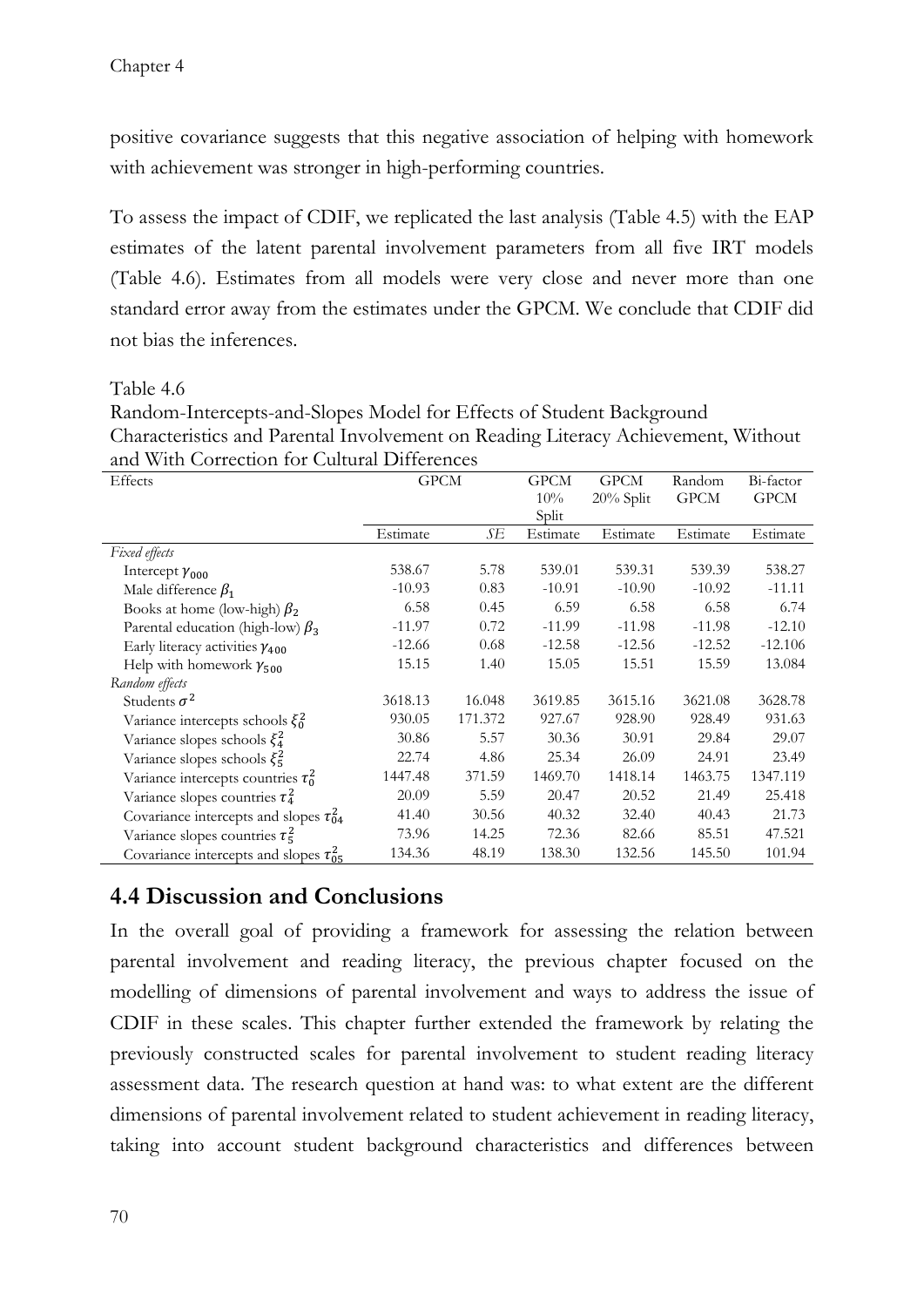positive covariance suggests that this negative association of helping with homework with achievement was stronger in high-performing countries.

To assess the impact of CDIF, we replicated the last analysis (Table 4.5) with the EAP estimates of the latent parental involvement parameters from all five IRT models (Table 4.6). Estimates from all models were very close and never more than one standard error away from the estimates under the GPCM. We conclude that CDIF did not bias the inferences.

Table 4.6
Random-Intercepts-and-Slopes Model for Effects of Student Background Characteristics and Parental Involvement on Reading Literacy Achievement, Without and With Correction for Cultural Differences

| Effects | GPCM | | GPCM 10% Split | GPCM 20% Split | Random GPCM | Bi-factor GPCM |
|---|---|---|---|---|---|---|
| | Estimate | *SE* | Estimate | Estimate | Estimate | Estimate |
| *Fixed effects* | | | | | | |
| Intercept $\gamma_{000}$ | 538.67 | 5.78 | 539.01 | 539.31 | 539.39 | 538.27 |
| Male difference $\beta_1$ | -10.93 | 0.83 | -10.91 | -10.90 | -10.92 | -11.11 |
| Books at home (low-high) $\beta_2$ | 6.58 | 0.45 | 6.59 | 6.58 | 6.58 | 6.74 |
| Parental education (high-low) $\beta_3$ | -11.97 | 0.72 | -11.99 | -11.98 | -11.98 | -12.10 |
| Early literacy activities $\gamma_{400}$ | -12.66 | 0.68 | -12.58 | -12.56 | -12.52 | -12.106 |
| Help with homework $\gamma_{500}$ | 15.15 | 1.40 | 15.05 | 15.51 | 15.59 | 13.084 |
| *Random effects* | | | | | | |
| Students $\sigma^2$ | 3618.13 | 16.048 | 3619.85 | 3615.16 | 3621.08 | 3628.78 |
| Variance intercepts schools $\xi_0^2$ | 930.05 | 171.372 | 927.67 | 928.90 | 928.49 | 931.63 |
| Variance slopes schools $\xi_4^2$ | 30.86 | 5.57 | 30.36 | 30.91 | 29.84 | 29.07 |
| Variance slopes schools $\xi_5^2$ | 22.74 | 4.86 | 25.34 | 26.09 | 24.91 | 23.49 |
| Variance intercepts countries $\tau_0^2$ | 1447.48 | 371.59 | 1469.70 | 1418.14 | 1463.75 | 1347.119 |
| Variance slopes countries $\tau_4^2$ | 20.09 | 5.59 | 20.47 | 20.52 | 21.49 | 25.418 |
| Covariance intercepts and slopes $\tau_{04}^2$ | 41.40 | 30.56 | 40.32 | 32.40 | 40.43 | 21.73 |
| Variance slopes countries $\tau_5^2$ | 73.96 | 14.25 | 72.36 | 82.66 | 85.51 | 47.521 |
| Covariance intercepts and slopes $\tau_{05}^2$ | 134.36 | 48.19 | 138.30 | 132.56 | 145.50 | 101.94 |

## 4.4 Discussion and Conclusions

In the overall goal of providing a framework for assessing the relation between parental involvement and reading literacy, the previous chapter focused on the modelling of dimensions of parental involvement and ways to address the issue of CDIF in these scales. This chapter further extended the framework by relating the previously constructed scales for parental involvement to student reading literacy assessment data. The research question at hand was: to what extent are the different dimensions of parental involvement related to student achievement in reading literacy, taking into account student background characteristics and differences between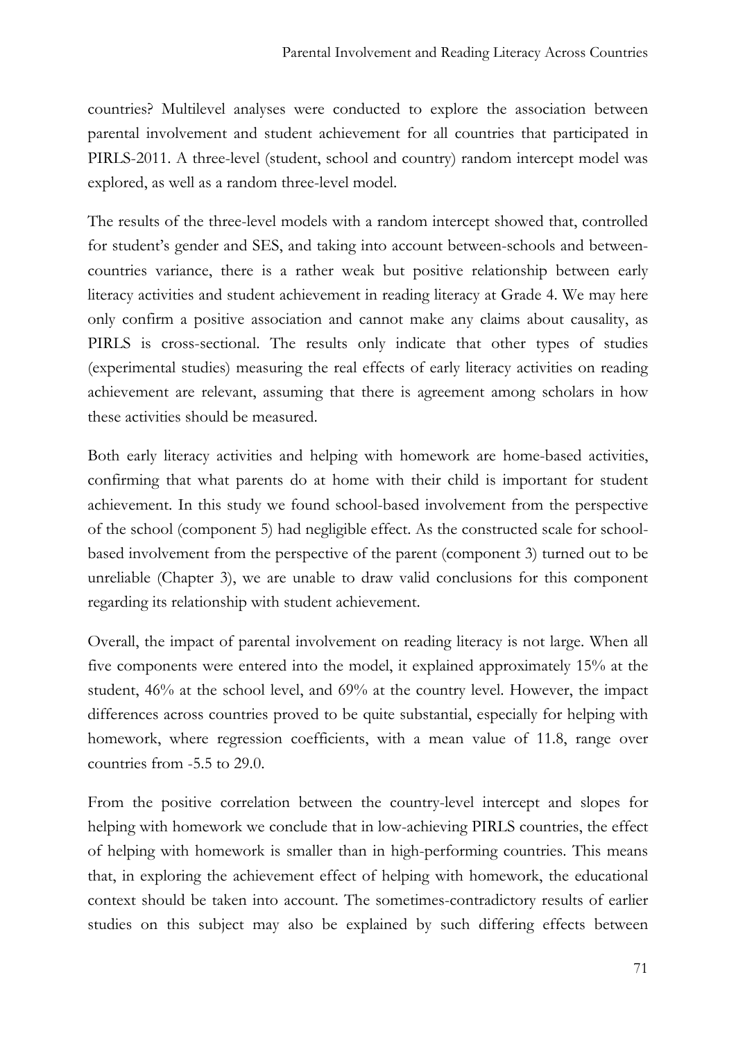countries? Multilevel analyses were conducted to explore the association between parental involvement and student achievement for all countries that participated in PIRLS-2011. A three-level (student, school and country) random intercept model was explored, as well as a random three-level model.

The results of the three-level models with a random intercept showed that, controlled for student's gender and SES, and taking into account between-schools and between-countries variance, there is a rather weak but positive relationship between early literacy activities and student achievement in reading literacy at Grade 4. We may here only confirm a positive association and cannot make any claims about causality, as PIRLS is cross-sectional. The results only indicate that other types of studies (experimental studies) measuring the real effects of early literacy activities on reading achievement are relevant, assuming that there is agreement among scholars in how these activities should be measured.

Both early literacy activities and helping with homework are home-based activities, confirming that what parents do at home with their child is important for student achievement. In this study we found school-based involvement from the perspective of the school (component 5) had negligible effect. As the constructed scale for school-based involvement from the perspective of the parent (component 3) turned out to be unreliable (Chapter 3), we are unable to draw valid conclusions for this component regarding its relationship with student achievement.

Overall, the impact of parental involvement on reading literacy is not large. When all five components were entered into the model, it explained approximately 15% at the student, 46% at the school level, and 69% at the country level. However, the impact differences across countries proved to be quite substantial, especially for helping with homework, where regression coefficients, with a mean value of 11.8, range over countries from -5.5 to 29.0.

From the positive correlation between the country-level intercept and slopes for helping with homework we conclude that in low-achieving PIRLS countries, the effect of helping with homework is smaller than in high-performing countries. This means that, in exploring the achievement effect of helping with homework, the educational context should be taken into account. The sometimes-contradictory results of earlier studies on this subject may also be explained by such differing effects between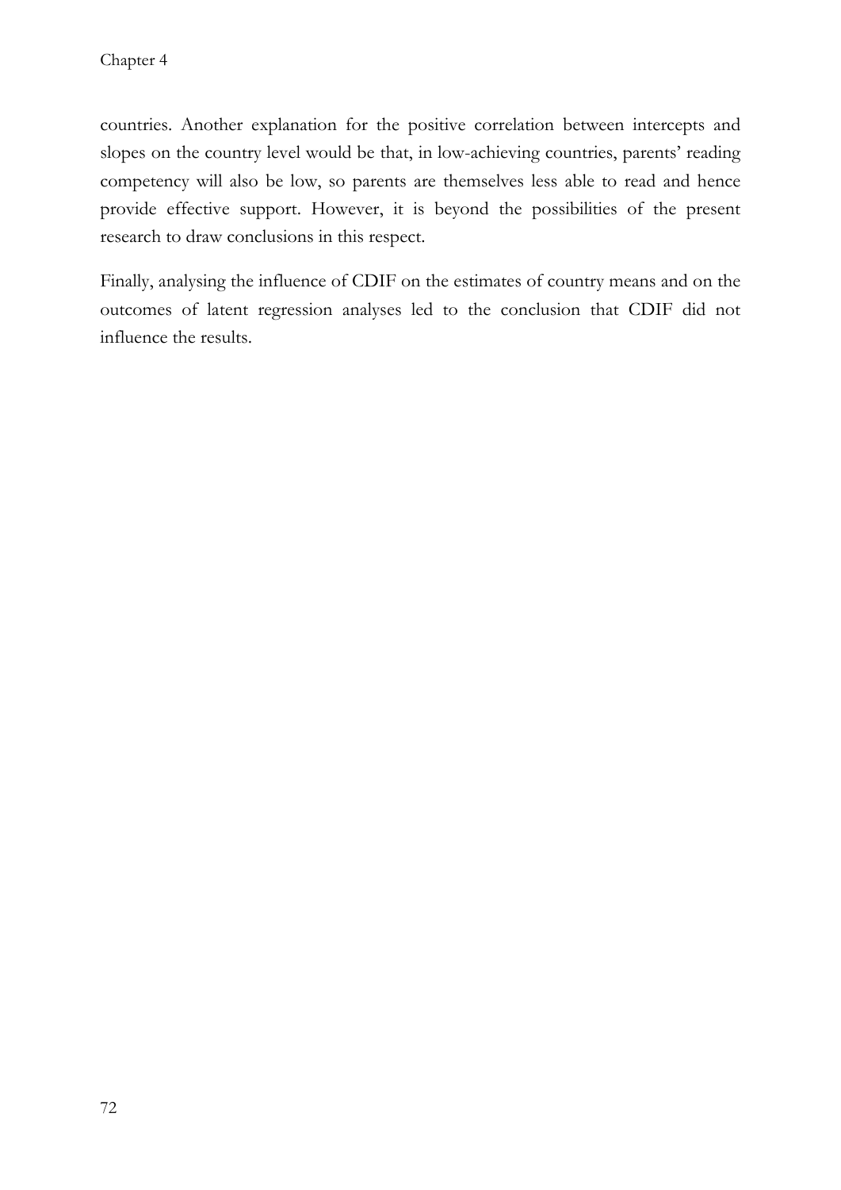countries. Another explanation for the positive correlation between intercepts and slopes on the country level would be that, in low-achieving countries, parents' reading competency will also be low, so parents are themselves less able to read and hence provide effective support. However, it is beyond the possibilities of the present research to draw conclusions in this respect.

Finally, analysing the influence of CDIF on the estimates of country means and on the outcomes of latent regression analyses led to the conclusion that CDIF did not influence the results.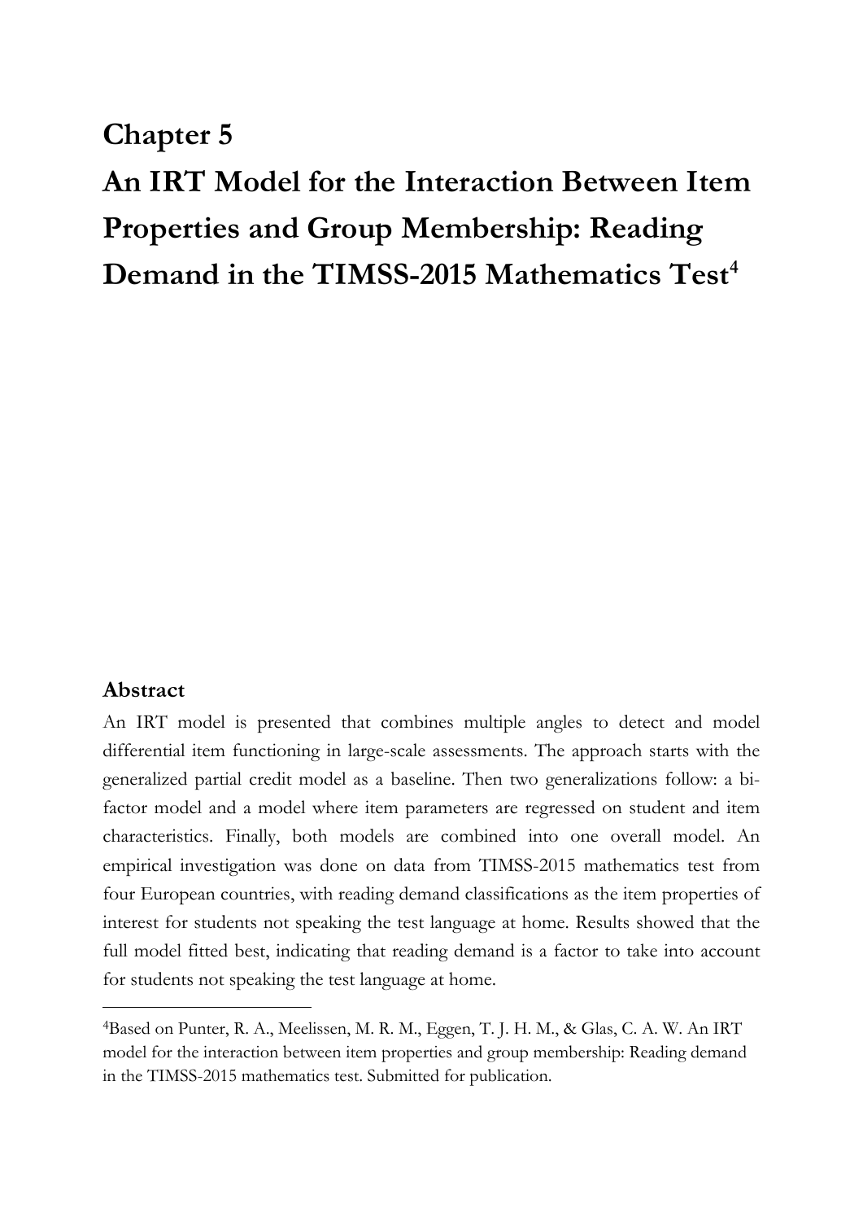# Chapter 5
# An IRT Model for the Interaction Between Item Properties and Group Membership: Reading Demand in the TIMSS-2015 Mathematics Test[4]

## Abstract

An IRT model is presented that combines multiple angles to detect and model differential item functioning in large-scale assessments. The approach starts with the generalized partial credit model as a baseline. Then two generalizations follow: a bi-factor model and a model where item parameters are regressed on student and item characteristics. Finally, both models are combined into one overall model. An empirical investigation was done on data from TIMSS-2015 mathematics test from four European countries, with reading demand classifications as the item properties of interest for students not speaking the test language at home. Results showed that the full model fitted best, indicating that reading demand is a factor to take into account for students not speaking the test language at home.

---

[4]Based on Punter, R. A., Meelissen, M. R. M., Eggen, T. J. H. M., & Glas, C. A. W. An IRT model for the interaction between item properties and group membership: Reading demand in the TIMSS-2015 mathematics test. Submitted for publication.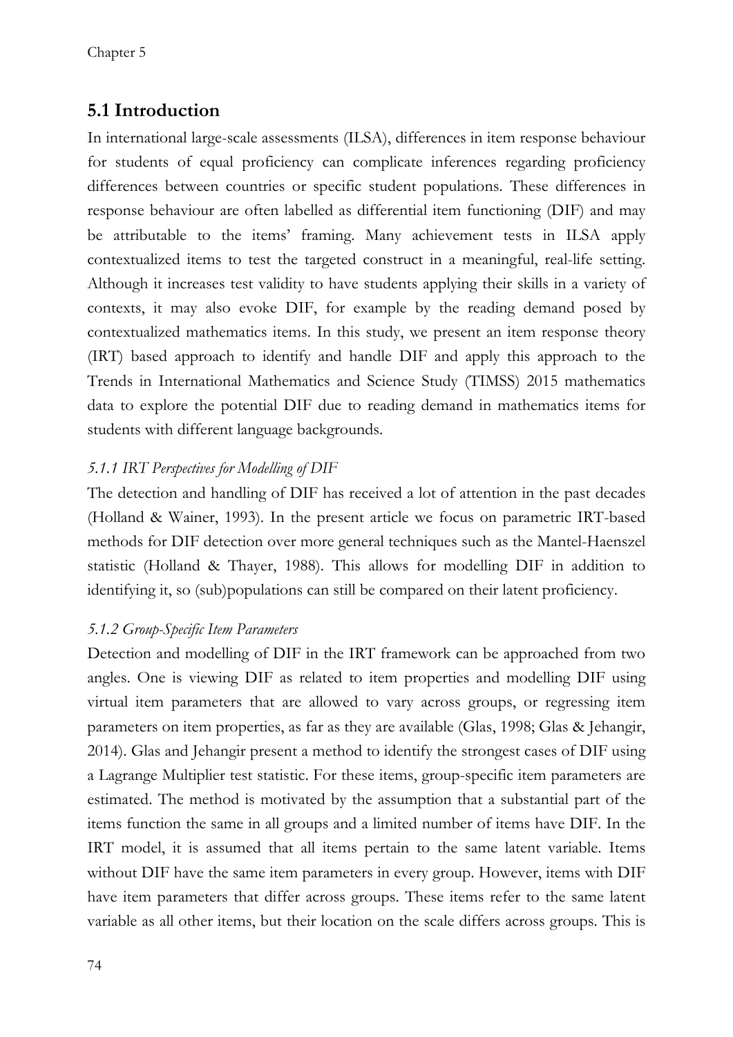## 5.1 Introduction

In international large-scale assessments (ILSA), differences in item response behaviour for students of equal proficiency can complicate inferences regarding proficiency differences between countries or specific student populations. These differences in response behaviour are often labelled as differential item functioning (DIF) and may be attributable to the items' framing. Many achievement tests in ILSA apply contextualized items to test the targeted construct in a meaningful, real-life setting. Although it increases test validity to have students applying their skills in a variety of contexts, it may also evoke DIF, for example by the reading demand posed by contextualized mathematics items. In this study, we present an item response theory (IRT) based approach to identify and handle DIF and apply this approach to the Trends in International Mathematics and Science Study (TIMSS) 2015 mathematics data to explore the potential DIF due to reading demand in mathematics items for students with different language backgrounds.

### *5.1.1 IRT Perspectives for Modelling of DIF*

The detection and handling of DIF has received a lot of attention in the past decades (Holland & Wainer, 1993). In the present article we focus on parametric IRT-based methods for DIF detection over more general techniques such as the Mantel-Haenszel statistic (Holland & Thayer, 1988). This allows for modelling DIF in addition to identifying it, so (sub)populations can still be compared on their latent proficiency.

### *5.1.2 Group-Specific Item Parameters*

Detection and modelling of DIF in the IRT framework can be approached from two angles. One is viewing DIF as related to item properties and modelling DIF using virtual item parameters that are allowed to vary across groups, or regressing item parameters on item properties, as far as they are available (Glas, 1998; Glas & Jehangir, 2014). Glas and Jehangir present a method to identify the strongest cases of DIF using a Lagrange Multiplier test statistic. For these items, group-specific item parameters are estimated. The method is motivated by the assumption that a substantial part of the items function the same in all groups and a limited number of items have DIF. In the IRT model, it is assumed that all items pertain to the same latent variable. Items without DIF have the same item parameters in every group. However, items with DIF have item parameters that differ across groups. These items refer to the same latent variable as all other items, but their location on the scale differs across groups. This is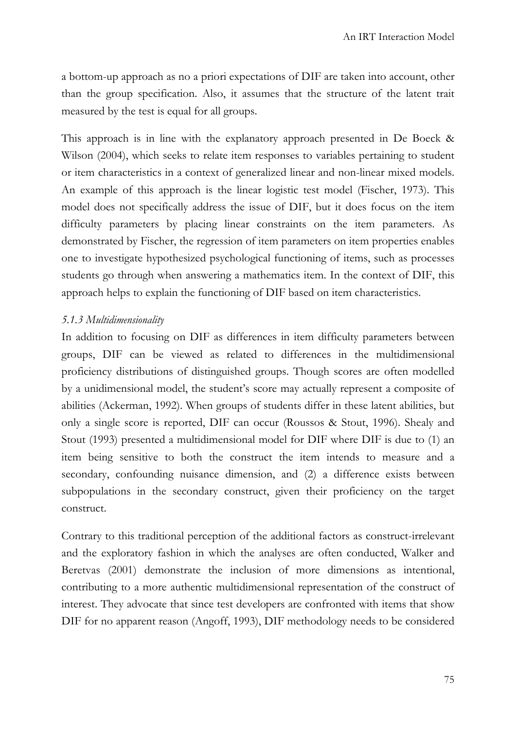a bottom-up approach as no a priori expectations of DIF are taken into account, other than the group specification. Also, it assumes that the structure of the latent trait measured by the test is equal for all groups.

This approach is in line with the explanatory approach presented in De Boeck & Wilson (2004), which seeks to relate item responses to variables pertaining to student or item characteristics in a context of generalized linear and non-linear mixed models. An example of this approach is the linear logistic test model (Fischer, 1973). This model does not specifically address the issue of DIF, but it does focus on the item difficulty parameters by placing linear constraints on the item parameters. As demonstrated by Fischer, the regression of item parameters on item properties enables one to investigate hypothesized psychological functioning of items, such as processes students go through when answering a mathematics item. In the context of DIF, this approach helps to explain the functioning of DIF based on item characteristics.

### *5.1.3 Multidimensionality*

In addition to focusing on DIF as differences in item difficulty parameters between groups, DIF can be viewed as related to differences in the multidimensional proficiency distributions of distinguished groups. Though scores are often modelled by a unidimensional model, the student's score may actually represent a composite of abilities (Ackerman, 1992). When groups of students differ in these latent abilities, but only a single score is reported, DIF can occur (Roussos & Stout, 1996). Shealy and Stout (1993) presented a multidimensional model for DIF where DIF is due to (1) an item being sensitive to both the construct the item intends to measure and a secondary, confounding nuisance dimension, and (2) a difference exists between subpopulations in the secondary construct, given their proficiency on the target construct.

Contrary to this traditional perception of the additional factors as construct-irrelevant and the exploratory fashion in which the analyses are often conducted, Walker and Beretvas (2001) demonstrate the inclusion of more dimensions as intentional, contributing to a more authentic multidimensional representation of the construct of interest. They advocate that since test developers are confronted with items that show DIF for no apparent reason (Angoff, 1993), DIF methodology needs to be considered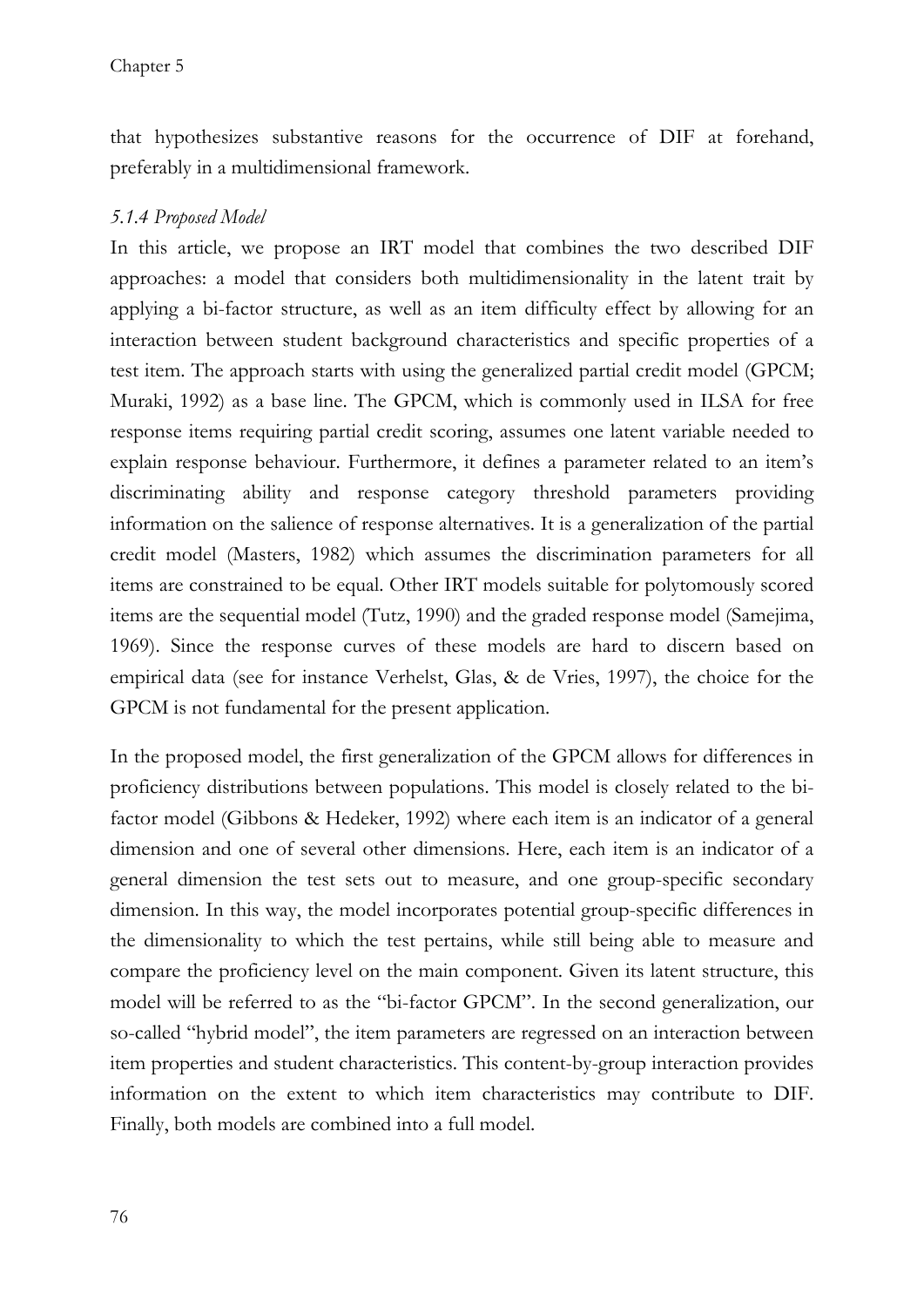that hypothesizes substantive reasons for the occurrence of DIF at forehand, preferably in a multidimensional framework.

### *5.1.4 Proposed Model*

In this article, we propose an IRT model that combines the two described DIF approaches: a model that considers both multidimensionality in the latent trait by applying a bi-factor structure, as well as an item difficulty effect by allowing for an interaction between student background characteristics and specific properties of a test item. The approach starts with using the generalized partial credit model (GPCM; Muraki, 1992) as a base line. The GPCM, which is commonly used in ILSA for free response items requiring partial credit scoring, assumes one latent variable needed to explain response behaviour. Furthermore, it defines a parameter related to an item's discriminating ability and response category threshold parameters providing information on the salience of response alternatives. It is a generalization of the partial credit model (Masters, 1982) which assumes the discrimination parameters for all items are constrained to be equal. Other IRT models suitable for polytomously scored items are the sequential model (Tutz, 1990) and the graded response model (Samejima, 1969). Since the response curves of these models are hard to discern based on empirical data (see for instance Verhelst, Glas, & de Vries, 1997), the choice for the GPCM is not fundamental for the present application.

In the proposed model, the first generalization of the GPCM allows for differences in proficiency distributions between populations. This model is closely related to the bi-factor model (Gibbons & Hedeker, 1992) where each item is an indicator of a general dimension and one of several other dimensions. Here, each item is an indicator of a general dimension the test sets out to measure, and one group-specific secondary dimension. In this way, the model incorporates potential group-specific differences in the dimensionality to which the test pertains, while still being able to measure and compare the proficiency level on the main component. Given its latent structure, this model will be referred to as the "bi-factor GPCM". In the second generalization, our so-called "hybrid model", the item parameters are regressed on an interaction between item properties and student characteristics. This content-by-group interaction provides information on the extent to which item characteristics may contribute to DIF. Finally, both models are combined into a full model.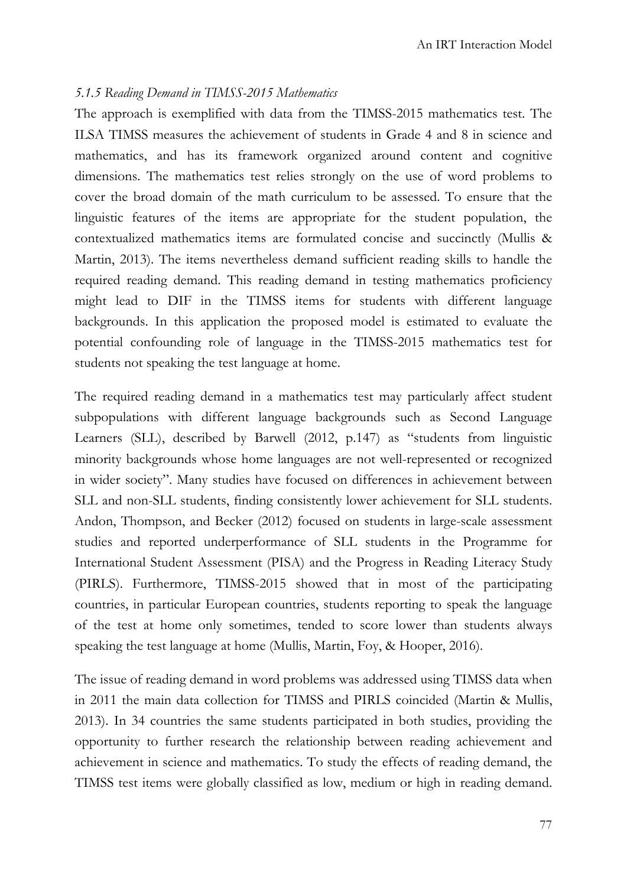*5.1.5 Reading Demand in TIMSS-2015 Mathematics*

The approach is exemplified with data from the TIMSS-2015 mathematics test. The ILSA TIMSS measures the achievement of students in Grade 4 and 8 in science and mathematics, and has its framework organized around content and cognitive dimensions. The mathematics test relies strongly on the use of word problems to cover the broad domain of the math curriculum to be assessed. To ensure that the linguistic features of the items are appropriate for the student population, the contextualized mathematics items are formulated concise and succinctly (Mullis & Martin, 2013). The items nevertheless demand sufficient reading skills to handle the required reading demand. This reading demand in testing mathematics proficiency might lead to DIF in the TIMSS items for students with different language backgrounds. In this application the proposed model is estimated to evaluate the potential confounding role of language in the TIMSS-2015 mathematics test for students not speaking the test language at home.

The required reading demand in a mathematics test may particularly affect student subpopulations with different language backgrounds such as Second Language Learners (SLL), described by Barwell (2012, p.147) as "students from linguistic minority backgrounds whose home languages are not well-represented or recognized in wider society". Many studies have focused on differences in achievement between SLL and non-SLL students, finding consistently lower achievement for SLL students. Andon, Thompson, and Becker (2012) focused on students in large-scale assessment studies and reported underperformance of SLL students in the Programme for International Student Assessment (PISA) and the Progress in Reading Literacy Study (PIRLS). Furthermore, TIMSS-2015 showed that in most of the participating countries, in particular European countries, students reporting to speak the language of the test at home only sometimes, tended to score lower than students always speaking the test language at home (Mullis, Martin, Foy, & Hooper, 2016).

The issue of reading demand in word problems was addressed using TIMSS data when in 2011 the main data collection for TIMSS and PIRLS coincided (Martin & Mullis, 2013). In 34 countries the same students participated in both studies, providing the opportunity to further research the relationship between reading achievement and achievement in science and mathematics. To study the effects of reading demand, the TIMSS test items were globally classified as low, medium or high in reading demand.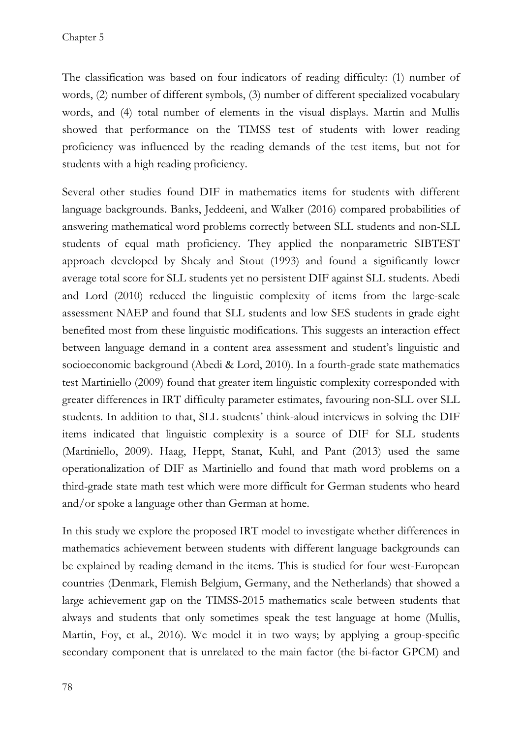The classification was based on four indicators of reading difficulty: (1) number of words, (2) number of different symbols, (3) number of different specialized vocabulary words, and (4) total number of elements in the visual displays. Martin and Mullis showed that performance on the TIMSS test of students with lower reading proficiency was influenced by the reading demands of the test items, but not for students with a high reading proficiency.

Several other studies found DIF in mathematics items for students with different language backgrounds. Banks, Jeddeeni, and Walker (2016) compared probabilities of answering mathematical word problems correctly between SLL students and non-SLL students of equal math proficiency. They applied the nonparametric SIBTEST approach developed by Shealy and Stout (1993) and found a significantly lower average total score for SLL students yet no persistent DIF against SLL students. Abedi and Lord (2010) reduced the linguistic complexity of items from the large-scale assessment NAEP and found that SLL students and low SES students in grade eight benefited most from these linguistic modifications. This suggests an interaction effect between language demand in a content area assessment and student's linguistic and socioeconomic background (Abedi & Lord, 2010). In a fourth-grade state mathematics test Martiniello (2009) found that greater item linguistic complexity corresponded with greater differences in IRT difficulty parameter estimates, favouring non-SLL over SLL students. In addition to that, SLL students' think-aloud interviews in solving the DIF items indicated that linguistic complexity is a source of DIF for SLL students (Martiniello, 2009). Haag, Heppt, Stanat, Kuhl, and Pant (2013) used the same operationalization of DIF as Martiniello and found that math word problems on a third-grade state math test which were more difficult for German students who heard and/or spoke a language other than German at home.

In this study we explore the proposed IRT model to investigate whether differences in mathematics achievement between students with different language backgrounds can be explained by reading demand in the items. This is studied for four west-European countries (Denmark, Flemish Belgium, Germany, and the Netherlands) that showed a large achievement gap on the TIMSS-2015 mathematics scale between students that always and students that only sometimes speak the test language at home (Mullis, Martin, Foy, et al., 2016). We model it in two ways; by applying a group-specific secondary component that is unrelated to the main factor (the bi-factor GPCM) and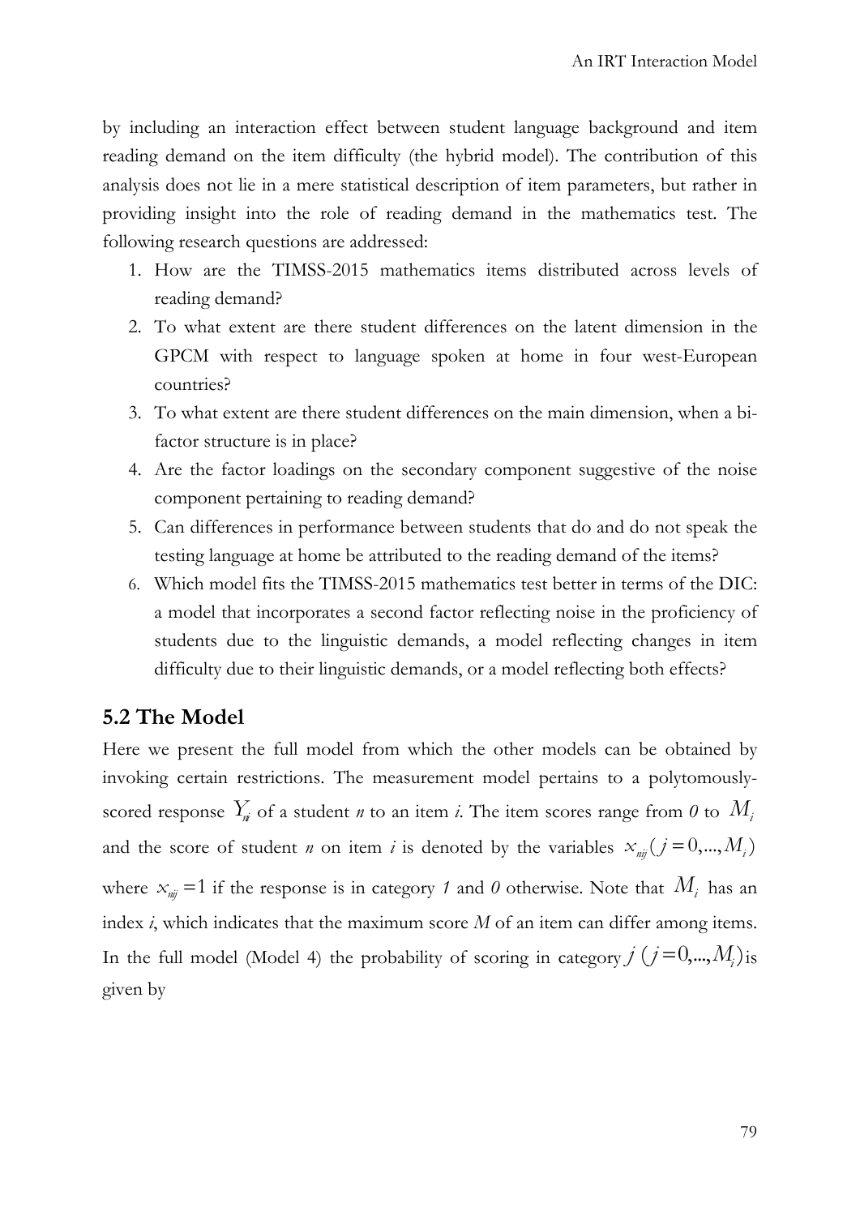by including an interaction effect between student language background and item reading demand on the item difficulty (the hybrid model). The contribution of this analysis does not lie in a mere statistical description of item parameters, but rather in providing insight into the role of reading demand in the mathematics test. The following research questions are addressed:

1. How are the TIMSS-2015 mathematics items distributed across levels of reading demand?
2. To what extent are there student differences on the latent dimension in the GPCM with respect to language spoken at home in four west-European countries?
3. To what extent are there student differences on the main dimension, when a bi-factor structure is in place?
4. Are the factor loadings on the secondary component suggestive of the noise component pertaining to reading demand?
5. Can differences in performance between students that do and do not speak the testing language at home be attributed to the reading demand of the items?
6. Which model fits the TIMSS-2015 mathematics test better in terms of the DIC: a model that incorporates a second factor reflecting noise in the proficiency of students due to the linguistic demands, a model reflecting changes in item difficulty due to their linguistic demands, or a model reflecting both effects?

## 5.2 The Model

Here we present the full model from which the other models can be obtained by invoking certain restrictions. The measurement model pertains to a polytomously-scored response $Y_{ni}$ of a student *n* to an item *i*. The item scores range from *0* to $M_i$ and the score of student *n* on item *i* is denoted by the variables $x_{nij}(j=0,...,M_i)$ where $x_{nij}=1$ if the response is in category *1* and *0* otherwise. Note that $M_i$ has an index *i*, which indicates that the maximum score *M* of an item can differ among items. In the full model (Model 4) the probability of scoring in category $j\ (j=0,...,M_i)$ is given by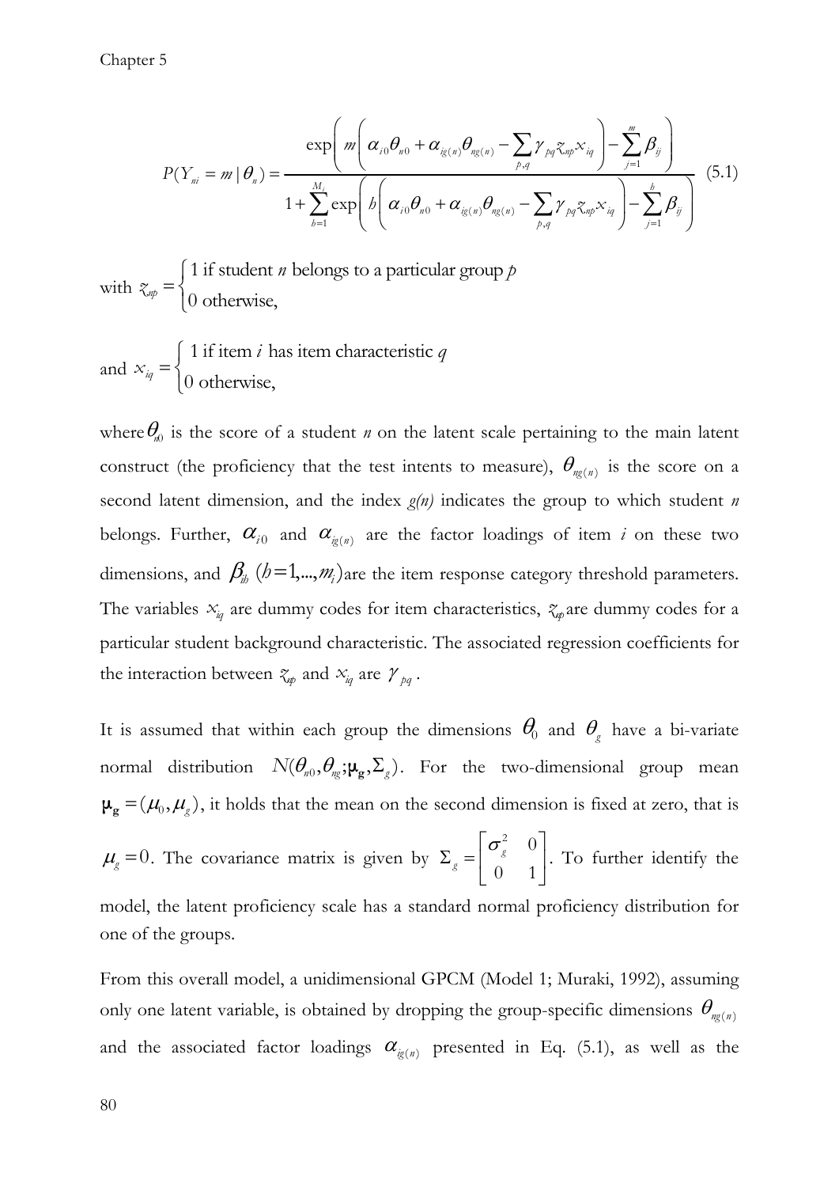$$P(Y_{ni} = m \mid \theta_n) = \frac{\exp\left( m\left( \alpha_{i0}\theta_{n0} + \alpha_{ig(n)}\theta_{ng(n)} - \sum_{p,q} \gamma_{pq} z_{np} x_{iq} \right) - \sum_{j=1}^{m} \beta_{ij} \right)}{1 + \sum_{h=1}^{M_i} \exp\left( h\left( \alpha_{i0}\theta_{n0} + \alpha_{ig(n)}\theta_{ng(n)} - \sum_{p,q} \gamma_{pq} z_{np} x_{iq} \right) - \sum_{j=1}^{h} \beta_{ij} \right)} \quad (5.1)$$

with $z_{np} = \begin{cases} 1 \text{ if student } n \text{ belongs to a particular group } p \\ 0 \text{ otherwise,} \end{cases}$

and $x_{iq} = \begin{cases} 1 \text{ if item } i \text{ has item characteristic } q \\ 0 \text{ otherwise,} \end{cases}$

where $\theta_{n0}$ is the score of a student *n* on the latent scale pertaining to the main latent construct (the proficiency that the test intents to measure), $\theta_{ng(n)}$ is the score on a second latent dimension, and the index *g(n)* indicates the group to which student *n* belongs. Further, $\alpha_{i0}$ and $\alpha_{ig(n)}$ are the factor loadings of item *i* on these two dimensions, and $\beta_{ih}$ $(h=1,...,m_i)$ are the item response category threshold parameters. The variables $x_{iq}$ are dummy codes for item characteristics, $z_{np}$ are dummy codes for a particular student background characteristic. The associated regression coefficients for the interaction between $z_{np}$ and $x_{iq}$ are $\gamma_{pq}$.

It is assumed that within each group the dimensions $\theta_0$ and $\theta_g$ have a bi-variate normal distribution $N(\theta_{n0}, \theta_{ng}; \boldsymbol{\mu}_\mathbf{g}, \Sigma_g)$. For the two-dimensional group mean $\boldsymbol{\mu}_\mathbf{g} = (\mu_0, \mu_g)$, it holds that the mean on the second dimension is fixed at zero, that is $\mu_g = 0$. The covariance matrix is given by $\Sigma_g = \begin{bmatrix} \sigma_g^2 & 0 \\ 0 & 1 \end{bmatrix}$. To further identify the model, the latent proficiency scale has a standard normal proficiency distribution for one of the groups.

From this overall model, a unidimensional GPCM (Model 1; Muraki, 1992), assuming only one latent variable, is obtained by dropping the group-specific dimensions $\theta_{ng(n)}$ and the associated factor loadings $\alpha_{ig(n)}$ presented in Eq. (5.1), as well as the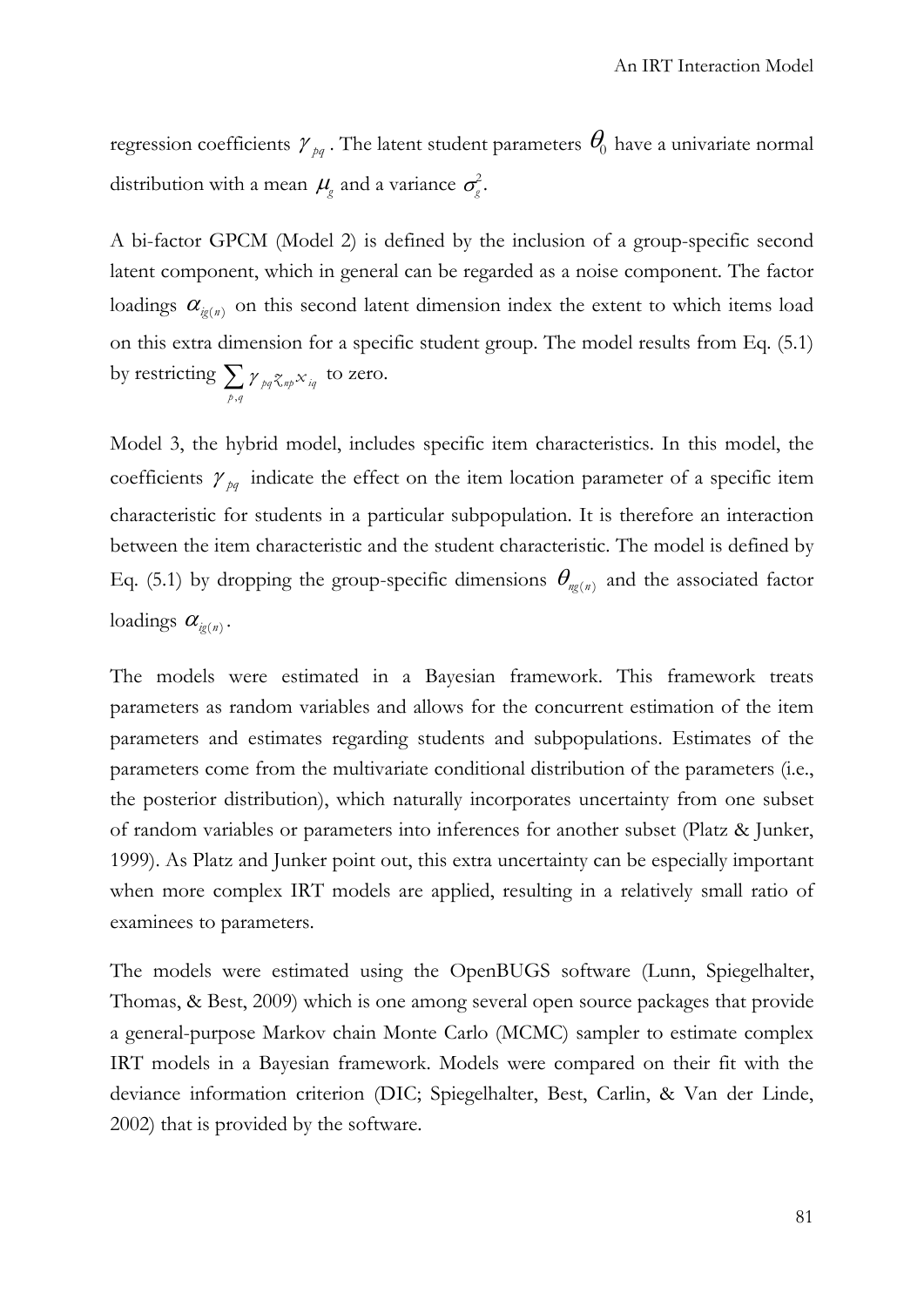regression coefficients $\gamma_{pq}$. The latent student parameters $\theta_0$ have a univariate normal distribution with a mean $\mu_g$ and a variance $\sigma_g^2$.

A bi-factor GPCM (Model 2) is defined by the inclusion of a group-specific second latent component, which in general can be regarded as a noise component. The factor loadings $\alpha_{ig(n)}$ on this second latent dimension index the extent to which items load on this extra dimension for a specific student group. The model results from Eq. (5.1) by restricting $\sum_{p,q} \gamma_{pq} z_{np} x_{iq}$ to zero.

Model 3, the hybrid model, includes specific item characteristics. In this model, the coefficients $\gamma_{pq}$ indicate the effect on the item location parameter of a specific item characteristic for students in a particular subpopulation. It is therefore an interaction between the item characteristic and the student characteristic. The model is defined by Eq. (5.1) by dropping the group-specific dimensions $\theta_{ng(n)}$ and the associated factor loadings $\alpha_{ig(n)}$.

The models were estimated in a Bayesian framework. This framework treats parameters as random variables and allows for the concurrent estimation of the item parameters and estimates regarding students and subpopulations. Estimates of the parameters come from the multivariate conditional distribution of the parameters (i.e., the posterior distribution), which naturally incorporates uncertainty from one subset of random variables or parameters into inferences for another subset (Platz & Junker, 1999). As Platz and Junker point out, this extra uncertainty can be especially important when more complex IRT models are applied, resulting in a relatively small ratio of examinees to parameters.

The models were estimated using the OpenBUGS software (Lunn, Spiegelhalter, Thomas, & Best, 2009) which is one among several open source packages that provide a general-purpose Markov chain Monte Carlo (MCMC) sampler to estimate complex IRT models in a Bayesian framework. Models were compared on their fit with the deviance information criterion (DIC; Spiegelhalter, Best, Carlin, & Van der Linde, 2002) that is provided by the software.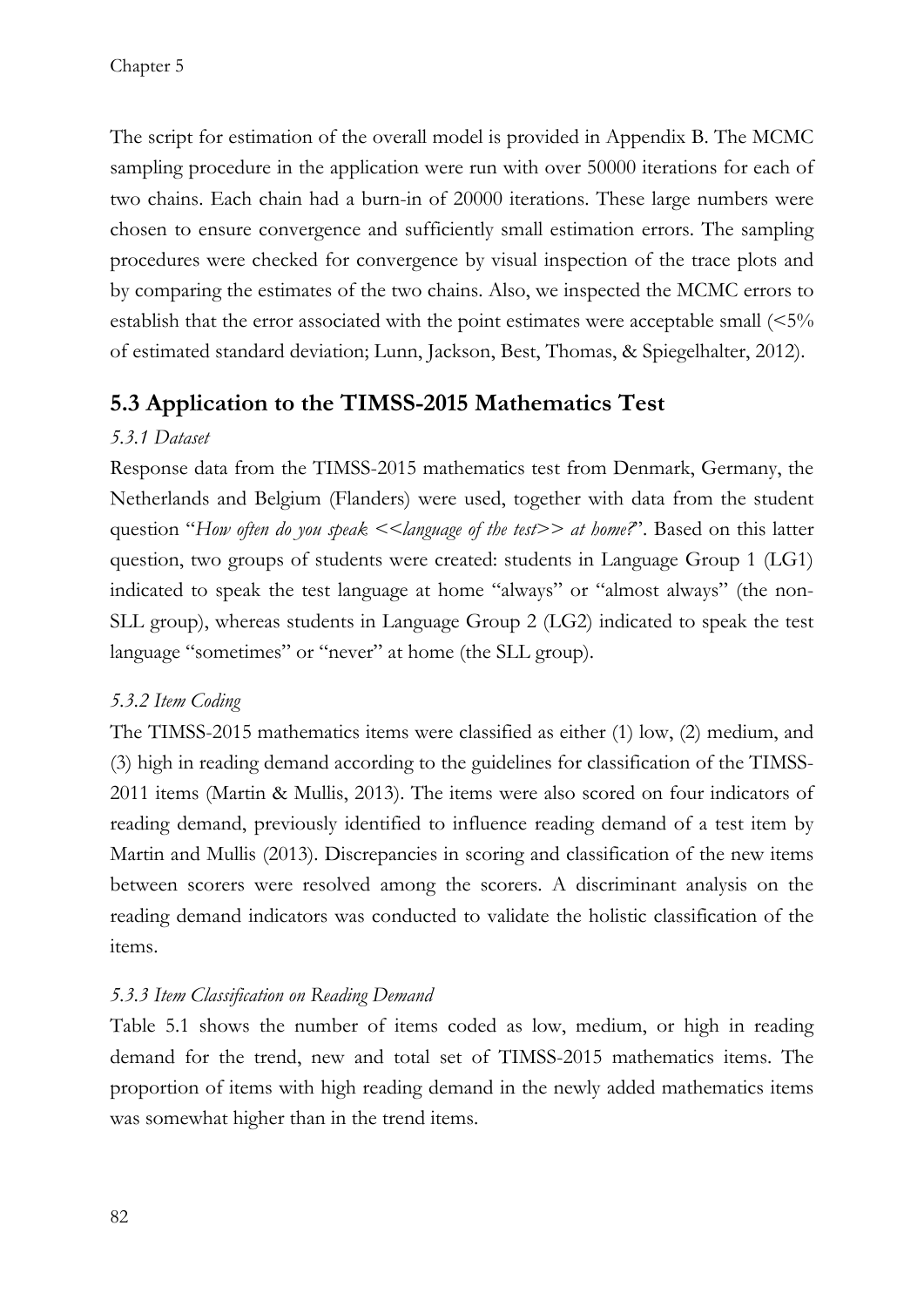The script for estimation of the overall model is provided in Appendix B. The MCMC sampling procedure in the application were run with over 50000 iterations for each of two chains. Each chain had a burn-in of 20000 iterations. These large numbers were chosen to ensure convergence and sufficiently small estimation errors. The sampling procedures were checked for convergence by visual inspection of the trace plots and by comparing the estimates of the two chains. Also, we inspected the MCMC errors to establish that the error associated with the point estimates were acceptable small (<5% of estimated standard deviation; Lunn, Jackson, Best, Thomas, & Spiegelhalter, 2012).

## 5.3 Application to the TIMSS-2015 Mathematics Test

### *5.3.1 Dataset*

Response data from the TIMSS-2015 mathematics test from Denmark, Germany, the Netherlands and Belgium (Flanders) were used, together with data from the student question "*How often do you speak <<language of the test>> at home?*". Based on this latter question, two groups of students were created: students in Language Group 1 (LG1) indicated to speak the test language at home "always" or "almost always" (the non-SLL group), whereas students in Language Group 2 (LG2) indicated to speak the test language "sometimes" or "never" at home (the SLL group).

### *5.3.2 Item Coding*

The TIMSS-2015 mathematics items were classified as either (1) low, (2) medium, and (3) high in reading demand according to the guidelines for classification of the TIMSS-2011 items (Martin & Mullis, 2013). The items were also scored on four indicators of reading demand, previously identified to influence reading demand of a test item by Martin and Mullis (2013). Discrepancies in scoring and classification of the new items between scorers were resolved among the scorers. A discriminant analysis on the reading demand indicators was conducted to validate the holistic classification of the items.

### *5.3.3 Item Classification on Reading Demand*

Table 5.1 shows the number of items coded as low, medium, or high in reading demand for the trend, new and total set of TIMSS-2015 mathematics items. The proportion of items with high reading demand in the newly added mathematics items was somewhat higher than in the trend items.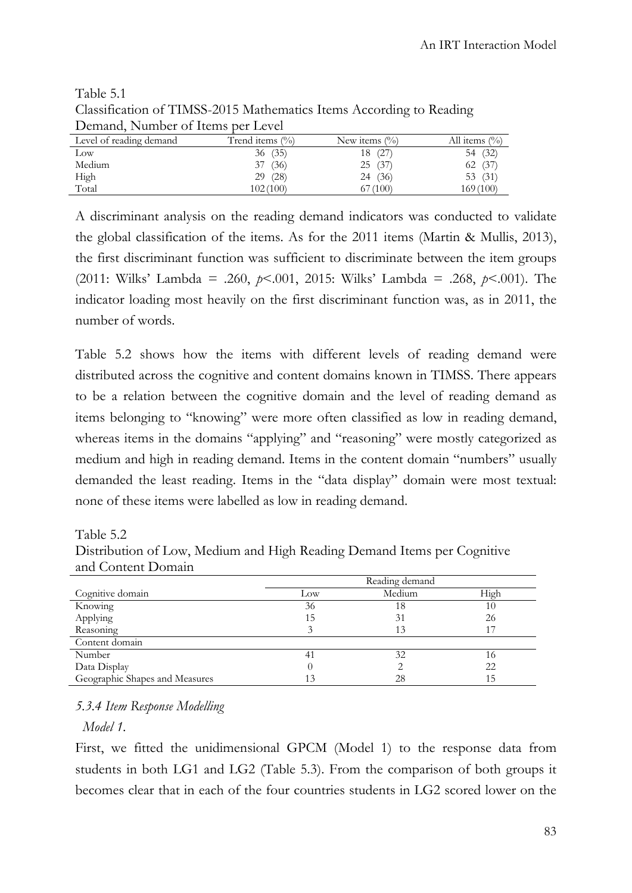Table 5.1
Classification of TIMSS-2015 Mathematics Items According to Reading Demand, Number of Items per Level

| Level of reading demand | Trend items (%) | New items (%) | All items (%) |
|---|---|---|---|
| Low | 36 (35) | 18 (27) | 54 (32) |
| Medium | 37 (36) | 25 (37) | 62 (37) |
| High | 29 (28) | 24 (36) | 53 (31) |
| Total | 102 (100) | 67 (100) | 169 (100) |

A discriminant analysis on the reading demand indicators was conducted to validate the global classification of the items. As for the 2011 items (Martin & Mullis, 2013), the first discriminant function was sufficient to discriminate between the item groups (2011: Wilks' Lambda = .260, $p<.001$, 2015: Wilks' Lambda = .268, $p<.001$). The indicator loading most heavily on the first discriminant function was, as in 2011, the number of words.

Table 5.2 shows how the items with different levels of reading demand were distributed across the cognitive and content domains known in TIMSS. There appears to be a relation between the cognitive domain and the level of reading demand as items belonging to "knowing" were more often classified as low in reading demand, whereas items in the domains "applying" and "reasoning" were mostly categorized as medium and high in reading demand. Items in the content domain "numbers" usually demanded the least reading. Items in the "data display" domain were most textual: none of these items were labelled as low in reading demand.

Table 5.2
Distribution of Low, Medium and High Reading Demand Items per Cognitive and Content Domain

| | Reading demand | | |
|---|---|---|---|
| Cognitive domain | Low | Medium | High |
| Knowing | 36 | 18 | 10 |
| Applying | 15 | 31 | 26 |
| Reasoning | 3 | 13 | 17 |
| Content domain | | | |
| Number | 41 | 32 | 16 |
| Data Display | 0 | 2 | 22 |
| Geographic Shapes and Measures | 13 | 28 | 15 |

### *5.3.4 Item Response Modelling*

*Model 1.*

First, we fitted the unidimensional GPCM (Model 1) to the response data from students in both LG1 and LG2 (Table 5.3). From the comparison of both groups it becomes clear that in each of the four countries students in LG2 scored lower on the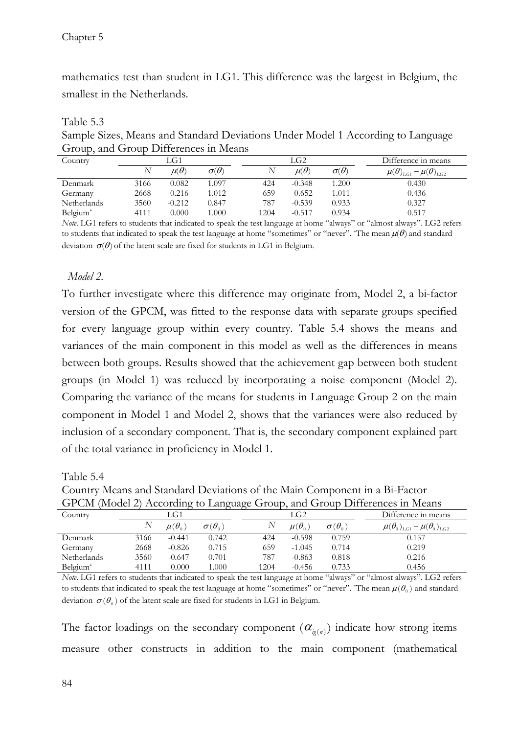mathematics test than student in LG1. This difference was the largest in Belgium, the smallest in the Netherlands.

Table 5.3

Sample Sizes, Means and Standard Deviations Under Model 1 According to Language Group, and Group Differences in Means

| Country | LG1 | | | LG2 | | | Difference in means |
|---|---|---|---|---|---|---|---|
| | $N$ | $\mu(\theta)$ | $\sigma(\theta)$ | $N$ | $\mu(\theta)$ | $\sigma(\theta)$ | $\mu(\theta)_{LG1} - \mu(\theta)_{LG2}$ |
| Denmark | 3166 | 0.082 | 1.097 | 424 | -0.348 | 1.200 | 0.430 |
| Germany | 2668 | -0.216 | 1.012 | 659 | -0.652 | 1.011 | 0.436 |
| Netherlands | 3560 | -0.212 | 0.847 | 787 | -0.539 | 0.933 | 0.327 |
| Belgium* | 4111 | 0.000 | 1.000 | 1204 | -0.517 | 0.934 | 0.517 |

*Note*. LG1 refers to students that indicated to speak the test language at home "always" or "almost always". LG2 refers to students that indicated to speak the test language at home "sometimes" or "never". *The mean $\mu(\theta)$ and standard deviation $\sigma(\theta)$ of the latent scale are fixed for students in LG1 in Belgium.

*Model 2*.

To further investigate where this difference may originate from, Model 2, a bi-factor version of the GPCM, was fitted to the response data with separate groups specified for every language group within every country. Table 5.4 shows the means and variances of the main component in this model as well as the differences in means between both groups. Results showed that the achievement gap between both student groups (in Model 1) was reduced by incorporating a noise component (Model 2). Comparing the variance of the means for students in Language Group 2 on the main component in Model 1 and Model 2, shows that the variances were also reduced by inclusion of a secondary component. That is, the secondary component explained part of the total variance in proficiency in Model 1.

Table 5.4

Country Means and Standard Deviations of the Main Component in a Bi-Factor GPCM (Model 2) According to Language Group, and Group Differences in Means

| Country | LG1 | | | LG2 | | | Difference in means |
|---|---|---|---|---|---|---|---|
| | $N$ | $\mu(\theta_0)$ | $\sigma(\theta_0)$ | $N$ | $\mu(\theta_0)$ | $\sigma(\theta_0)$ | $\mu(\theta_0)_{LG1} - \mu(\theta_0)_{LG2}$ |
| Denmark | 3166 | -0.441 | 0.742 | 424 | -0.598 | 0.759 | 0.157 |
| Germany | 2668 | -0.826 | 0.715 | 659 | -1.045 | 0.714 | 0.219 |
| Netherlands | 3560 | -0.647 | 0.701 | 787 | -0.863 | 0.818 | 0.216 |
| Belgium* | 4111 | 0.000 | 1.000 | 1204 | -0.456 | 0.733 | 0.456 |

*Note*. LG1 refers to students that indicated to speak the test language at home "always" or "almost always". LG2 refers to students that indicated to speak the test language at home "sometimes" or "never". *The mean $\mu(\theta_0)$ and standard deviation $\sigma(\theta_0)$ of the latent scale are fixed for students in LG1 in Belgium.

The factor loadings on the secondary component ($\alpha_{ig(n)}$) indicate how strong items measure other constructs in addition to the main component (mathematical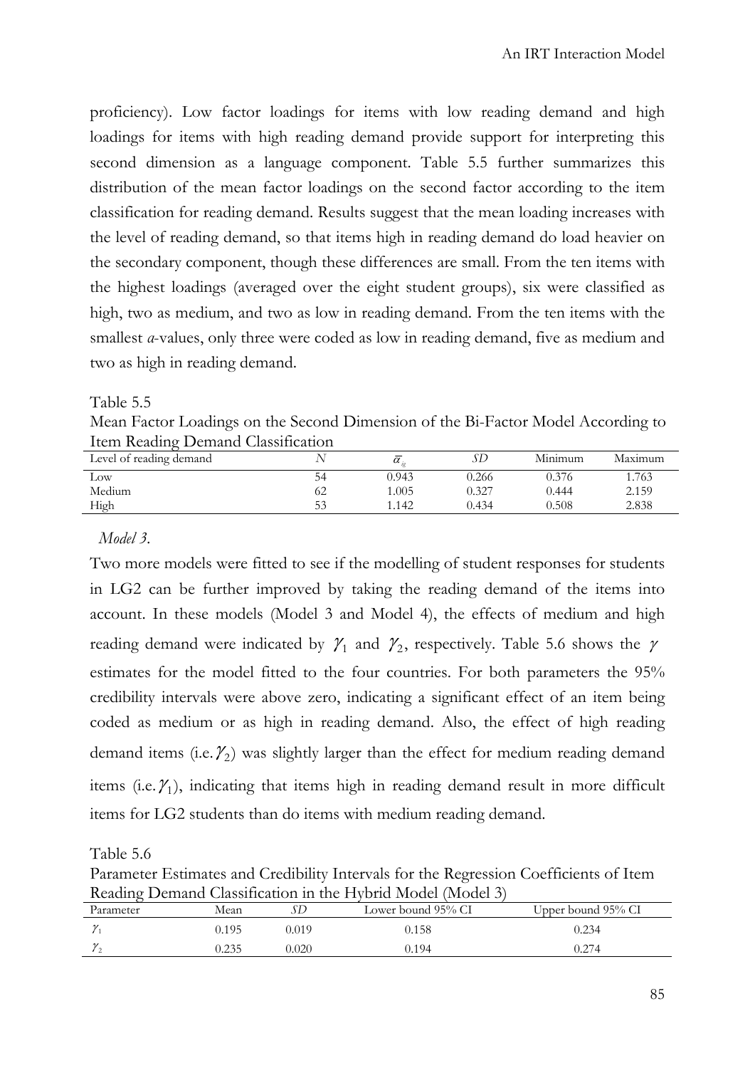proficiency). Low factor loadings for items with low reading demand and high loadings for items with high reading demand provide support for interpreting this second dimension as a language component. Table 5.5 further summarizes this distribution of the mean factor loadings on the second factor according to the item classification for reading demand. Results suggest that the mean loading increases with the level of reading demand, so that items high in reading demand do load heavier on the secondary component, though these differences are small. From the ten items with the highest loadings (averaged over the eight student groups), six were classified as high, two as medium, and two as low in reading demand. From the ten items with the smallest *a*-values, only three were coded as low in reading demand, five as medium and two as high in reading demand.

Table 5.5
Mean Factor Loadings on the Second Dimension of the Bi-Factor Model According to Item Reading Demand Classification

| Level of reading demand | $N$ | $\bar{\alpha}_{ig}$ | $SD$ | Minimum | Maximum |
|---|---|---|---|---|---|
| Low | 54 | 0.943 | 0.266 | 0.376 | 1.763 |
| Medium | 62 | 1.005 | 0.327 | 0.444 | 2.159 |
| High | 53 | 1.142 | 0.434 | 0.508 | 2.838 |

*Model 3.*

Two more models were fitted to see if the modelling of student responses for students in LG2 can be further improved by taking the reading demand of the items into account. In these models (Model 3 and Model 4), the effects of medium and high reading demand were indicated by $\gamma_1$ and $\gamma_2$, respectively. Table 5.6 shows the $\gamma$ estimates for the model fitted to the four countries. For both parameters the 95% credibility intervals were above zero, indicating a significant effect of an item being coded as medium or as high in reading demand. Also, the effect of high reading demand items (i.e. $\gamma_2$) was slightly larger than the effect for medium reading demand items (i.e. $\gamma_1$), indicating that items high in reading demand result in more difficult items for LG2 students than do items with medium reading demand.

Table 5.6
Parameter Estimates and Credibility Intervals for the Regression Coefficients of Item Reading Demand Classification in the Hybrid Model (Model 3)

| Parameter | Mean | $SD$ | Lower bound 95% CI | Upper bound 95% CI |
|---|---|---|---|---|
| $\gamma_1$ | 0.195 | 0.019 | 0.158 | 0.234 |
| $\gamma_2$ | 0.235 | 0.020 | 0.194 | 0.274 |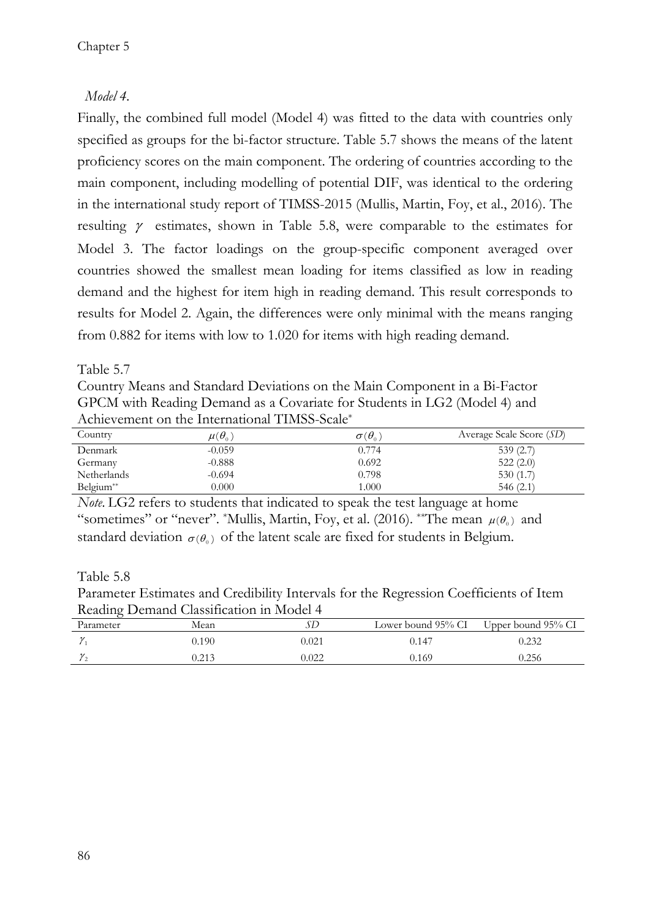*Model 4*.

Finally, the combined full model (Model 4) was fitted to the data with countries only specified as groups for the bi-factor structure. Table 5.7 shows the means of the latent proficiency scores on the main component. The ordering of countries according to the main component, including modelling of potential DIF, was identical to the ordering in the international study report of TIMSS-2015 (Mullis, Martin, Foy, et al., 2016). The resulting $\gamma$ estimates, shown in Table 5.8, were comparable to the estimates for Model 3. The factor loadings on the group-specific component averaged over countries showed the smallest mean loading for items classified as low in reading demand and the highest for item high in reading demand. This result corresponds to results for Model 2. Again, the differences were only minimal with the means ranging from 0.882 for items with low to 1.020 for items with high reading demand.

Table 5.7

Country Means and Standard Deviations on the Main Component in a Bi-Factor GPCM with Reading Demand as a Covariate for Students in LG2 (Model 4) and Achievement on the International TIMSS-Scale*

| Country | $\mu(\theta_0)$ | $\sigma(\theta_0)$ | Average Scale Score (*SD*) |
|---|---|---|---|
| Denmark | -0.059 | 0.774 | 539 (2.7) |
| Germany | -0.888 | 0.692 | 522 (2.0) |
| Netherlands | -0.694 | 0.798 | 530 (1.7) |
| Belgium** | 0.000 | 1.000 | 546 (2.1) |

*Note*. LG2 refers to students that indicated to speak the test language at home "sometimes" or "never". *Mullis, Martin, Foy, et al. (2016). **The mean $\mu(\theta_0)$ and standard deviation $\sigma(\theta_0)$ of the latent scale are fixed for students in Belgium.

Table 5.8

Parameter Estimates and Credibility Intervals for the Regression Coefficients of Item Reading Demand Classification in Model 4

| Parameter | Mean | *SD* | Lower bound 95% CI | Upper bound 95% CI |
|---|---|---|---|---|
| $\gamma_1$ | 0.190 | 0.021 | 0.147 | 0.232 |
| $\gamma_2$ | 0.213 | 0.022 | 0.169 | 0.256 |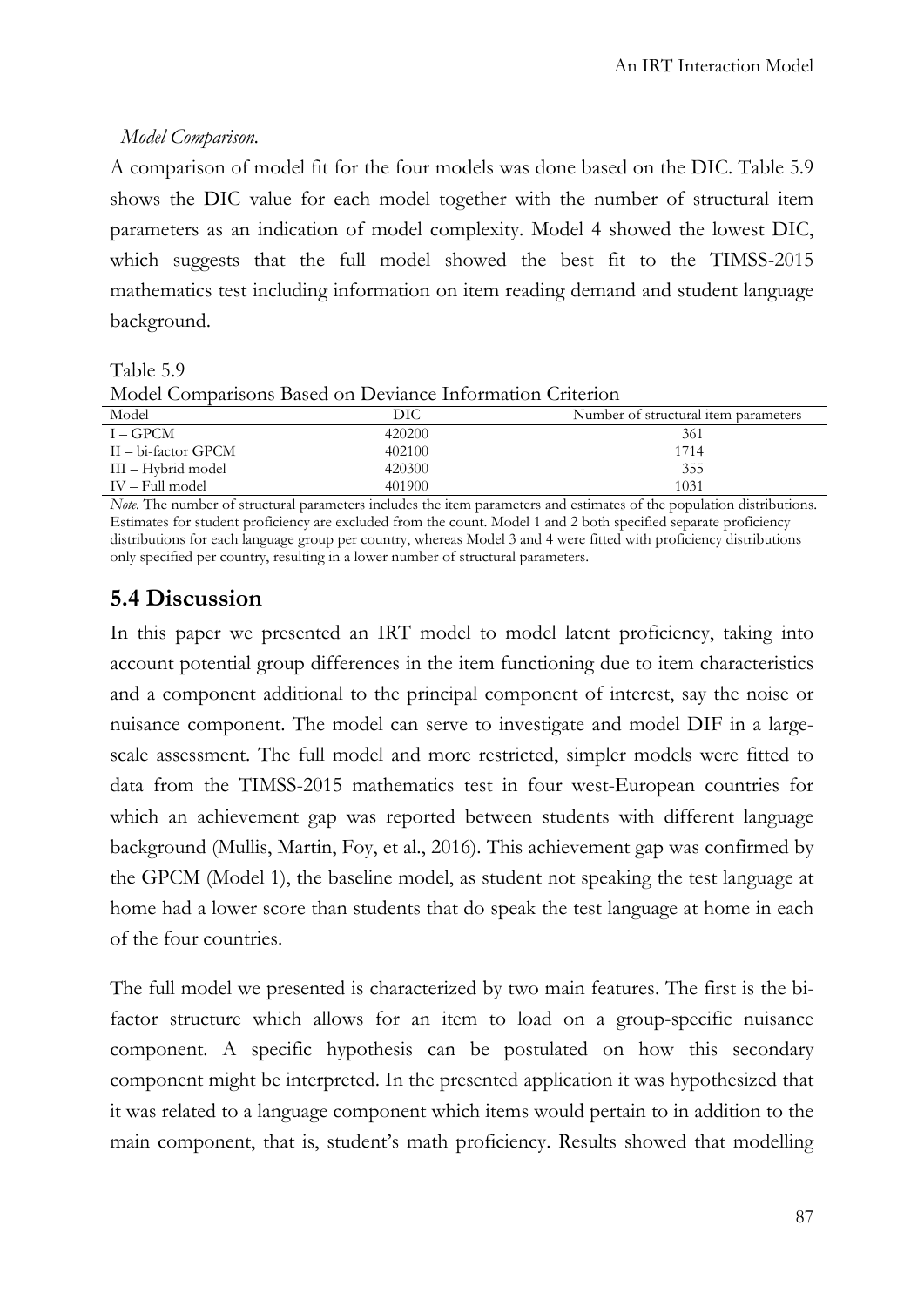*Model Comparison.*

A comparison of model fit for the four models was done based on the DIC. Table 5.9 shows the DIC value for each model together with the number of structural item parameters as an indication of model complexity. Model 4 showed the lowest DIC, which suggests that the full model showed the best fit to the TIMSS-2015 mathematics test including information on item reading demand and student language background.

Table 5.9

Model Comparisons Based on Deviance Information Criterion

| Model | DIC | Number of structural item parameters |
|---|---|---|
| I – GPCM | 420200 | 361 |
| II – bi-factor GPCM | 402100 | 1714 |
| III – Hybrid model | 420300 | 355 |
| IV – Full model | 401900 | 1031 |

*Note.* The number of structural parameters includes the item parameters and estimates of the population distributions. Estimates for student proficiency are excluded from the count. Model 1 and 2 both specified separate proficiency distributions for each language group per country, whereas Model 3 and 4 were fitted with proficiency distributions only specified per country, resulting in a lower number of structural parameters.

## 5.4 Discussion

In this paper we presented an IRT model to model latent proficiency, taking into account potential group differences in the item functioning due to item characteristics and a component additional to the principal component of interest, say the noise or nuisance component. The model can serve to investigate and model DIF in a large-scale assessment. The full model and more restricted, simpler models were fitted to data from the TIMSS-2015 mathematics test in four west-European countries for which an achievement gap was reported between students with different language background (Mullis, Martin, Foy, et al., 2016). This achievement gap was confirmed by the GPCM (Model 1), the baseline model, as student not speaking the test language at home had a lower score than students that do speak the test language at home in each of the four countries.

The full model we presented is characterized by two main features. The first is the bi-factor structure which allows for an item to load on a group-specific nuisance component. A specific hypothesis can be postulated on how this secondary component might be interpreted. In the presented application it was hypothesized that it was related to a language component which items would pertain to in addition to the main component, that is, student's math proficiency. Results showed that modelling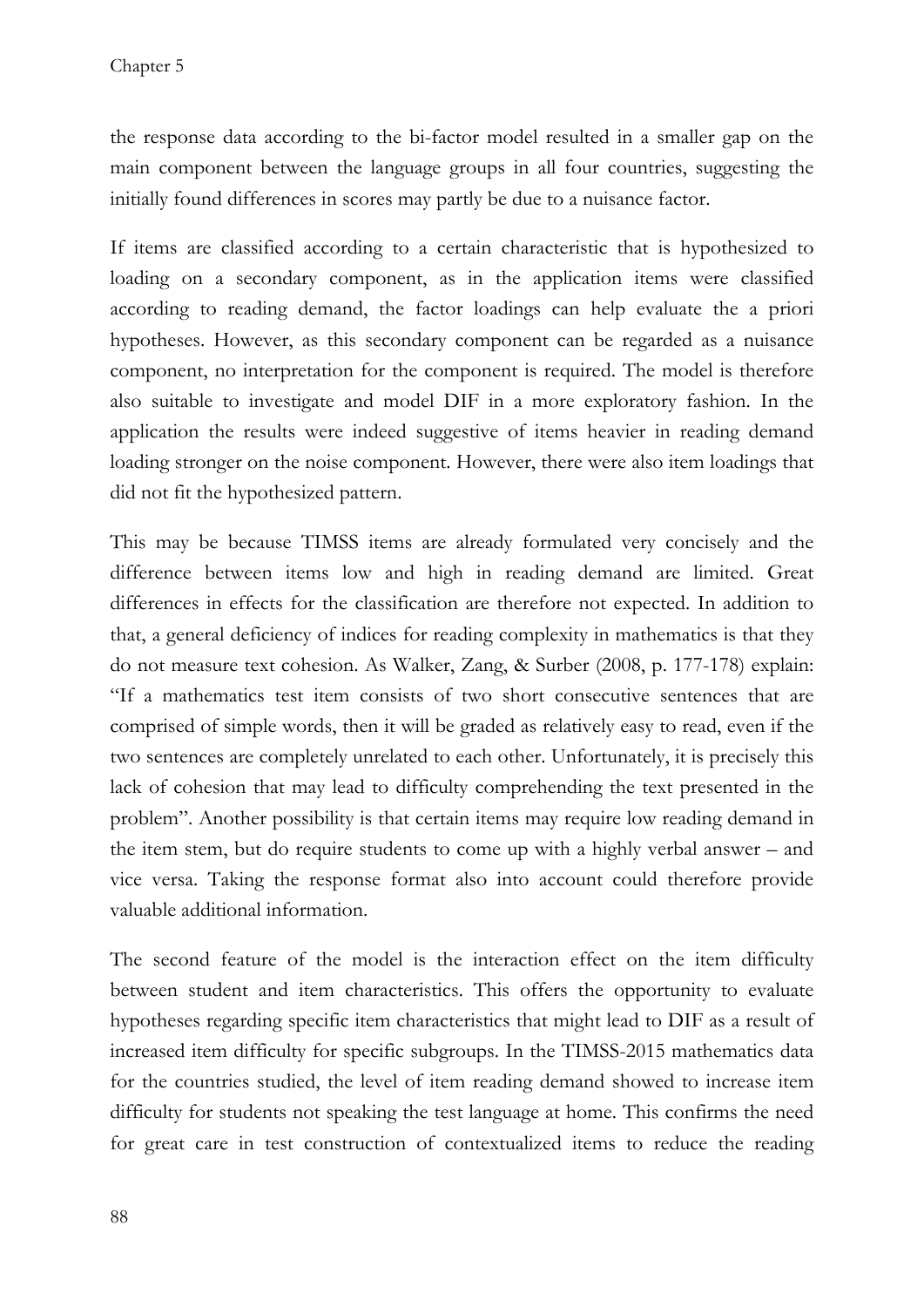the response data according to the bi-factor model resulted in a smaller gap on the main component between the language groups in all four countries, suggesting the initially found differences in scores may partly be due to a nuisance factor.

If items are classified according to a certain characteristic that is hypothesized to loading on a secondary component, as in the application items were classified according to reading demand, the factor loadings can help evaluate the a priori hypotheses. However, as this secondary component can be regarded as a nuisance component, no interpretation for the component is required. The model is therefore also suitable to investigate and model DIF in a more exploratory fashion. In the application the results were indeed suggestive of items heavier in reading demand loading stronger on the noise component. However, there were also item loadings that did not fit the hypothesized pattern.

This may be because TIMSS items are already formulated very concisely and the difference between items low and high in reading demand are limited. Great differences in effects for the classification are therefore not expected. In addition to that, a general deficiency of indices for reading complexity in mathematics is that they do not measure text cohesion. As Walker, Zang, & Surber (2008, p. 177-178) explain: "If a mathematics test item consists of two short consecutive sentences that are comprised of simple words, then it will be graded as relatively easy to read, even if the two sentences are completely unrelated to each other. Unfortunately, it is precisely this lack of cohesion that may lead to difficulty comprehending the text presented in the problem". Another possibility is that certain items may require low reading demand in the item stem, but do require students to come up with a highly verbal answer – and vice versa. Taking the response format also into account could therefore provide valuable additional information.

The second feature of the model is the interaction effect on the item difficulty between student and item characteristics. This offers the opportunity to evaluate hypotheses regarding specific item characteristics that might lead to DIF as a result of increased item difficulty for specific subgroups. In the TIMSS-2015 mathematics data for the countries studied, the level of item reading demand showed to increase item difficulty for students not speaking the test language at home. This confirms the need for great care in test construction of contextualized items to reduce the reading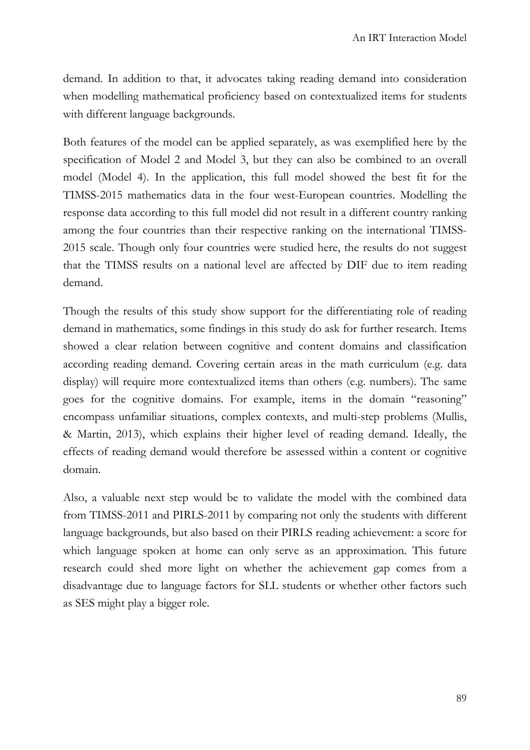demand. In addition to that, it advocates taking reading demand into consideration when modelling mathematical proficiency based on contextualized items for students with different language backgrounds.

Both features of the model can be applied separately, as was exemplified here by the specification of Model 2 and Model 3, but they can also be combined to an overall model (Model 4). In the application, this full model showed the best fit for the TIMSS-2015 mathematics data in the four west-European countries. Modelling the response data according to this full model did not result in a different country ranking among the four countries than their respective ranking on the international TIMSS-2015 scale. Though only four countries were studied here, the results do not suggest that the TIMSS results on a national level are affected by DIF due to item reading demand.

Though the results of this study show support for the differentiating role of reading demand in mathematics, some findings in this study do ask for further research. Items showed a clear relation between cognitive and content domains and classification according reading demand. Covering certain areas in the math curriculum (e.g. data display) will require more contextualized items than others (e.g. numbers). The same goes for the cognitive domains. For example, items in the domain "reasoning" encompass unfamiliar situations, complex contexts, and multi-step problems (Mullis, & Martin, 2013), which explains their higher level of reading demand. Ideally, the effects of reading demand would therefore be assessed within a content or cognitive domain.

Also, a valuable next step would be to validate the model with the combined data from TIMSS-2011 and PIRLS-2011 by comparing not only the students with different language backgrounds, but also based on their PIRLS reading achievement: a score for which language spoken at home can only serve as an approximation. This future research could shed more light on whether the achievement gap comes from a disadvantage due to language factors for SLL students or whether other factors such as SES might play a bigger role.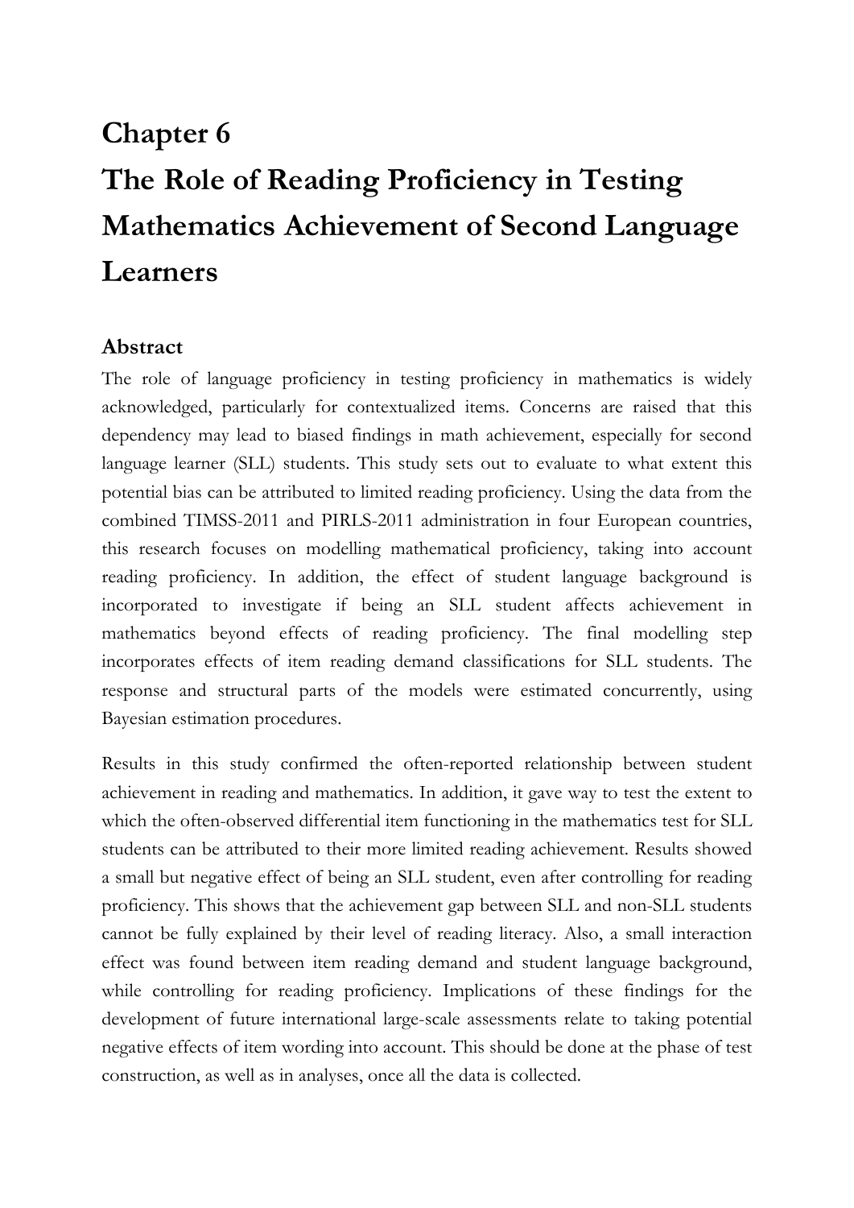# Chapter 6
# The Role of Reading Proficiency in Testing Mathematics Achievement of Second Language Learners

## Abstract

The role of language proficiency in testing proficiency in mathematics is widely acknowledged, particularly for contextualized items. Concerns are raised that this dependency may lead to biased findings in math achievement, especially for second language learner (SLL) students. This study sets out to evaluate to what extent this potential bias can be attributed to limited reading proficiency. Using the data from the combined TIMSS-2011 and PIRLS-2011 administration in four European countries, this research focuses on modelling mathematical proficiency, taking into account reading proficiency. In addition, the effect of student language background is incorporated to investigate if being an SLL student affects achievement in mathematics beyond effects of reading proficiency. The final modelling step incorporates effects of item reading demand classifications for SLL students. The response and structural parts of the models were estimated concurrently, using Bayesian estimation procedures.

Results in this study confirmed the often-reported relationship between student achievement in reading and mathematics. In addition, it gave way to test the extent to which the often-observed differential item functioning in the mathematics test for SLL students can be attributed to their more limited reading achievement. Results showed a small but negative effect of being an SLL student, even after controlling for reading proficiency. This shows that the achievement gap between SLL and non-SLL students cannot be fully explained by their level of reading literacy. Also, a small interaction effect was found between item reading demand and student language background, while controlling for reading proficiency. Implications of these findings for the development of future international large-scale assessments relate to taking potential negative effects of item wording into account. This should be done at the phase of test construction, as well as in analyses, once all the data is collected.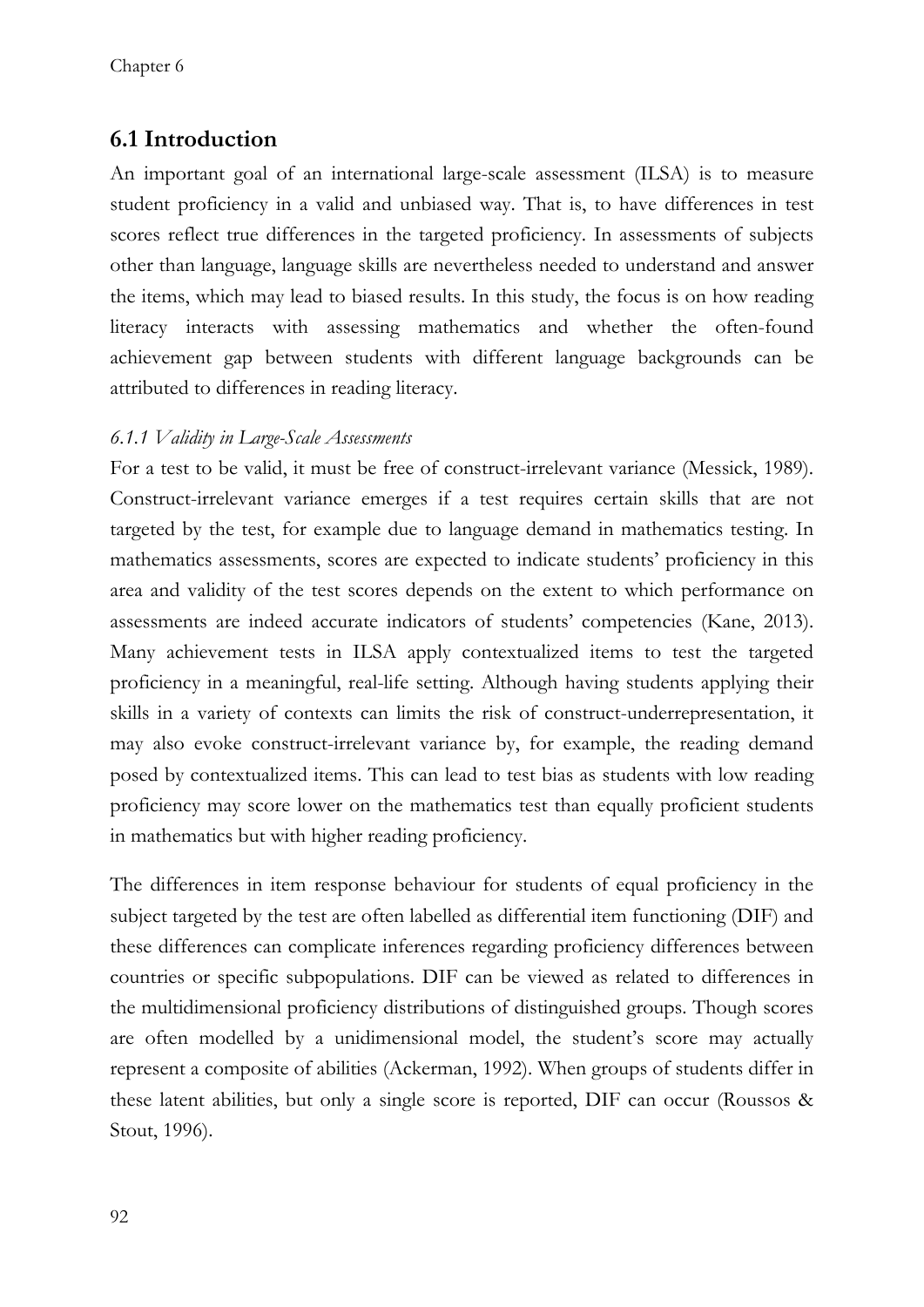## 6.1 Introduction

An important goal of an international large-scale assessment (ILSA) is to measure student proficiency in a valid and unbiased way. That is, to have differences in test scores reflect true differences in the targeted proficiency. In assessments of subjects other than language, language skills are nevertheless needed to understand and answer the items, which may lead to biased results. In this study, the focus is on how reading literacy interacts with assessing mathematics and whether the often-found achievement gap between students with different language backgrounds can be attributed to differences in reading literacy.

### *6.1.1 Validity in Large-Scale Assessments*

For a test to be valid, it must be free of construct-irrelevant variance (Messick, 1989). Construct-irrelevant variance emerges if a test requires certain skills that are not targeted by the test, for example due to language demand in mathematics testing. In mathematics assessments, scores are expected to indicate students' proficiency in this area and validity of the test scores depends on the extent to which performance on assessments are indeed accurate indicators of students' competencies (Kane, 2013). Many achievement tests in ILSA apply contextualized items to test the targeted proficiency in a meaningful, real-life setting. Although having students applying their skills in a variety of contexts can limits the risk of construct-underrepresentation, it may also evoke construct-irrelevant variance by, for example, the reading demand posed by contextualized items. This can lead to test bias as students with low reading proficiency may score lower on the mathematics test than equally proficient students in mathematics but with higher reading proficiency.

The differences in item response behaviour for students of equal proficiency in the subject targeted by the test are often labelled as differential item functioning (DIF) and these differences can complicate inferences regarding proficiency differences between countries or specific subpopulations. DIF can be viewed as related to differences in the multidimensional proficiency distributions of distinguished groups. Though scores are often modelled by a unidimensional model, the student's score may actually represent a composite of abilities (Ackerman, 1992). When groups of students differ in these latent abilities, but only a single score is reported, DIF can occur (Roussos & Stout, 1996).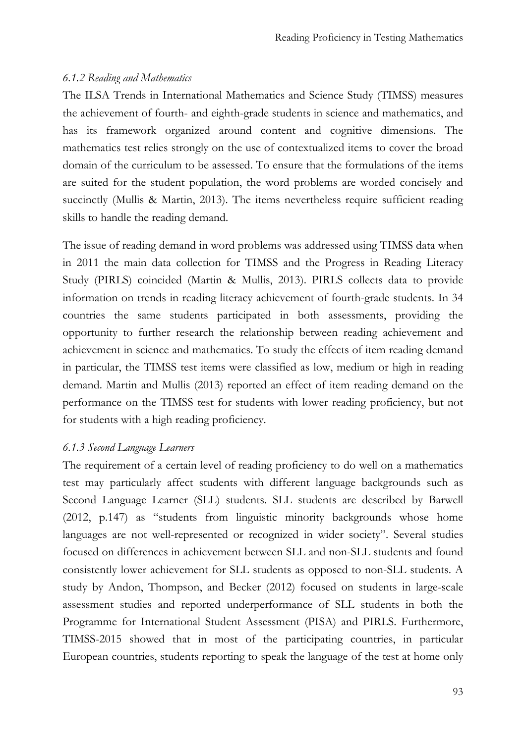### *6.1.2 Reading and Mathematics*

The ILSA Trends in International Mathematics and Science Study (TIMSS) measures the achievement of fourth- and eighth-grade students in science and mathematics, and has its framework organized around content and cognitive dimensions. The mathematics test relies strongly on the use of contextualized items to cover the broad domain of the curriculum to be assessed. To ensure that the formulations of the items are suited for the student population, the word problems are worded concisely and succinctly (Mullis & Martin, 2013). The items nevertheless require sufficient reading skills to handle the reading demand.

The issue of reading demand in word problems was addressed using TIMSS data when in 2011 the main data collection for TIMSS and the Progress in Reading Literacy Study (PIRLS) coincided (Martin & Mullis, 2013). PIRLS collects data to provide information on trends in reading literacy achievement of fourth-grade students. In 34 countries the same students participated in both assessments, providing the opportunity to further research the relationship between reading achievement and achievement in science and mathematics. To study the effects of item reading demand in particular, the TIMSS test items were classified as low, medium or high in reading demand. Martin and Mullis (2013) reported an effect of item reading demand on the performance on the TIMSS test for students with lower reading proficiency, but not for students with a high reading proficiency.

### *6.1.3 Second Language Learners*

The requirement of a certain level of reading proficiency to do well on a mathematics test may particularly affect students with different language backgrounds such as Second Language Learner (SLL) students. SLL students are described by Barwell (2012, p.147) as "students from linguistic minority backgrounds whose home languages are not well-represented or recognized in wider society". Several studies focused on differences in achievement between SLL and non-SLL students and found consistently lower achievement for SLL students as opposed to non-SLL students. A study by Andon, Thompson, and Becker (2012) focused on students in large-scale assessment studies and reported underperformance of SLL students in both the Programme for International Student Assessment (PISA) and PIRLS. Furthermore, TIMSS-2015 showed that in most of the participating countries, in particular European countries, students reporting to speak the language of the test at home only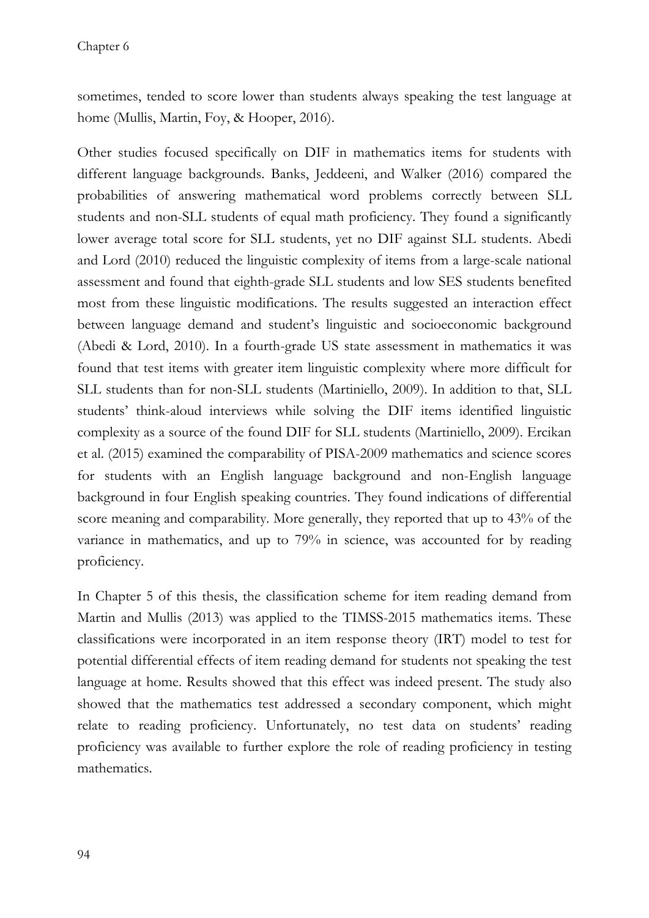sometimes, tended to score lower than students always speaking the test language at home (Mullis, Martin, Foy, & Hooper, 2016).

Other studies focused specifically on DIF in mathematics items for students with different language backgrounds. Banks, Jeddeeni, and Walker (2016) compared the probabilities of answering mathematical word problems correctly between SLL students and non-SLL students of equal math proficiency. They found a significantly lower average total score for SLL students, yet no DIF against SLL students. Abedi and Lord (2010) reduced the linguistic complexity of items from a large-scale national assessment and found that eighth-grade SLL students and low SES students benefited most from these linguistic modifications. The results suggested an interaction effect between language demand and student's linguistic and socioeconomic background (Abedi & Lord, 2010). In a fourth-grade US state assessment in mathematics it was found that test items with greater item linguistic complexity where more difficult for SLL students than for non-SLL students (Martiniello, 2009). In addition to that, SLL students' think-aloud interviews while solving the DIF items identified linguistic complexity as a source of the found DIF for SLL students (Martiniello, 2009). Ercikan et al. (2015) examined the comparability of PISA-2009 mathematics and science scores for students with an English language background and non-English language background in four English speaking countries. They found indications of differential score meaning and comparability. More generally, they reported that up to 43% of the variance in mathematics, and up to 79% in science, was accounted for by reading proficiency.

In Chapter 5 of this thesis, the classification scheme for item reading demand from Martin and Mullis (2013) was applied to the TIMSS-2015 mathematics items. These classifications were incorporated in an item response theory (IRT) model to test for potential differential effects of item reading demand for students not speaking the test language at home. Results showed that this effect was indeed present. The study also showed that the mathematics test addressed a secondary component, which might relate to reading proficiency. Unfortunately, no test data on students' reading proficiency was available to further explore the role of reading proficiency in testing mathematics.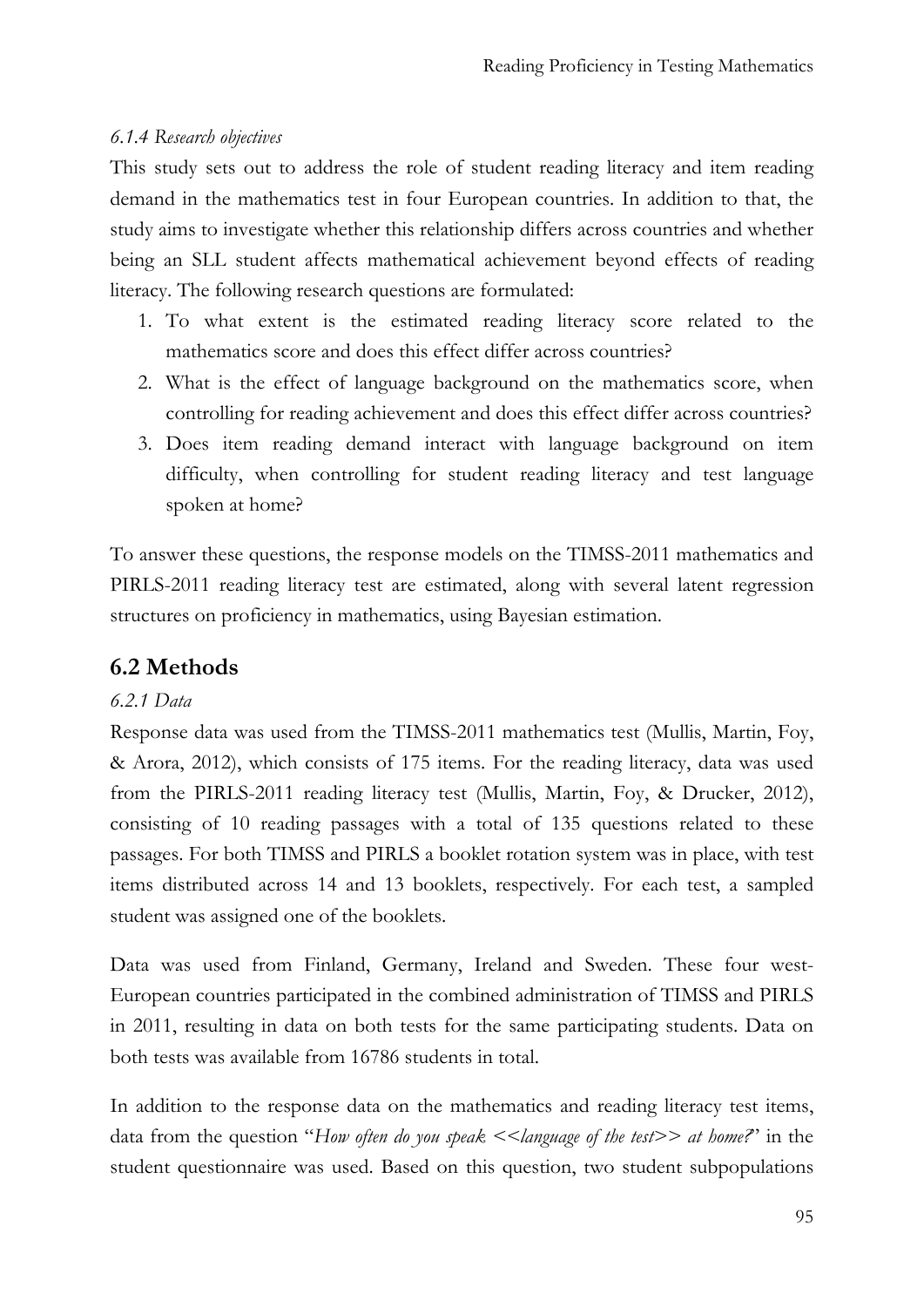*6.1.4 Research objectives*

This study sets out to address the role of student reading literacy and item reading demand in the mathematics test in four European countries. In addition to that, the study aims to investigate whether this relationship differs across countries and whether being an SLL student affects mathematical achievement beyond effects of reading literacy. The following research questions are formulated:

1. To what extent is the estimated reading literacy score related to the mathematics score and does this effect differ across countries?
2. What is the effect of language background on the mathematics score, when controlling for reading achievement and does this effect differ across countries?
3. Does item reading demand interact with language background on item difficulty, when controlling for student reading literacy and test language spoken at home?

To answer these questions, the response models on the TIMSS-2011 mathematics and PIRLS-2011 reading literacy test are estimated, along with several latent regression structures on proficiency in mathematics, using Bayesian estimation.

## 6.2 Methods

*6.2.1 Data*

Response data was used from the TIMSS-2011 mathematics test (Mullis, Martin, Foy, & Arora, 2012), which consists of 175 items. For the reading literacy, data was used from the PIRLS-2011 reading literacy test (Mullis, Martin, Foy, & Drucker, 2012), consisting of 10 reading passages with a total of 135 questions related to these passages. For both TIMSS and PIRLS a booklet rotation system was in place, with test items distributed across 14 and 13 booklets, respectively. For each test, a sampled student was assigned one of the booklets.

Data was used from Finland, Germany, Ireland and Sweden. These four west-European countries participated in the combined administration of TIMSS and PIRLS in 2011, resulting in data on both tests for the same participating students. Data on both tests was available from 16786 students in total.

In addition to the response data on the mathematics and reading literacy test items, data from the question "*How often do you speak <<language of the test>> at home?*" in the student questionnaire was used. Based on this question, two student subpopulations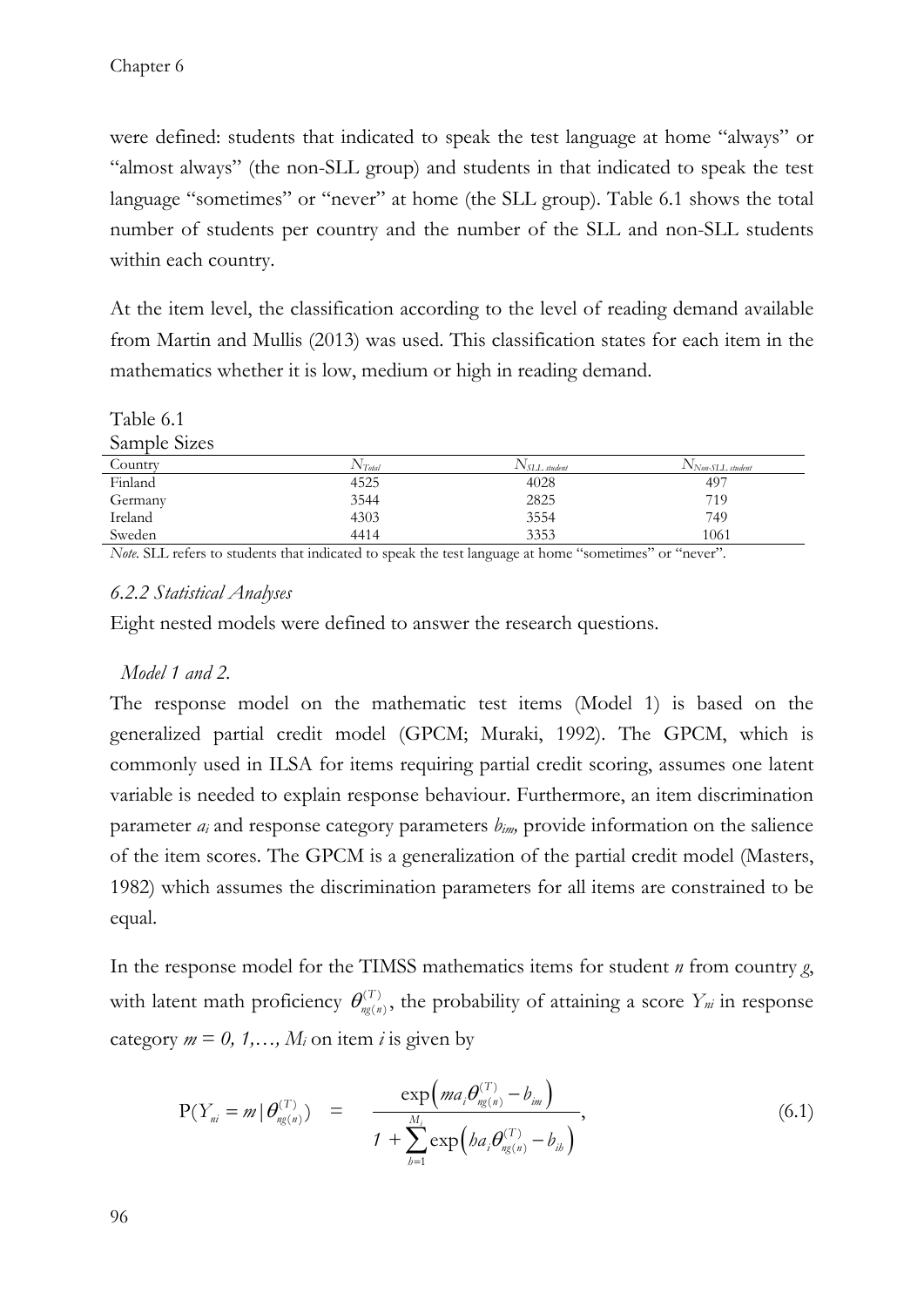were defined: students that indicated to speak the test language at home "always" or "almost always" (the non-SLL group) and students in that indicated to speak the test language "sometimes" or "never" at home (the SLL group). Table 6.1 shows the total number of students per country and the number of the SLL and non-SLL students within each country.

At the item level, the classification according to the level of reading demand available from Martin and Mullis (2013) was used. This classification states for each item in the mathematics whether it is low, medium or high in reading demand.

Table 6.1
Sample Sizes

| Country | $N_{Total}$ | $N_{SLL\ student}$ | $N_{Non\text{-}SLL\ student}$ |
|---|---|---|---|
| Finland | 4525 | 4028 | 497 |
| Germany | 3544 | 2825 | 719 |
| Ireland | 4303 | 3554 | 749 |
| Sweden | 4414 | 3353 | 1061 |

*Note*. SLL refers to students that indicated to speak the test language at home "sometimes" or "never".

### *6.2.2 Statistical Analyses*

Eight nested models were defined to answer the research questions.

*Model 1 and 2.*

The response model on the mathematic test items (Model 1) is based on the generalized partial credit model (GPCM; Muraki, 1992). The GPCM, which is commonly used in ILSA for items requiring partial credit scoring, assumes one latent variable is needed to explain response behaviour. Furthermore, an item discrimination parameter $a_i$ and response category parameters $b_{im}$, provide information on the salience of the item scores. The GPCM is a generalization of the partial credit model (Masters, 1982) which assumes the discrimination parameters for all items are constrained to be equal.

In the response model for the TIMSS mathematics items for student $n$ from country $g$, with latent math proficiency $\theta^{(T)}_{ng(n)}$, the probability of attaining a score $Y_{ni}$ in response category $m = 0, 1,\ldots, M_i$ on item $i$ is given by

$$\mathrm{P}(Y_{ni} = m \mid \theta^{(T)}_{ng(n)}) \quad = \quad \frac{\exp\left(m a_i \theta^{(T)}_{ng(n)} - b_{im}\right)}{1 + \sum_{h=1}^{M_i} \exp\left(h a_i \theta^{(T)}_{ng(n)} - b_{ih}\right)}, \tag{6.1}$$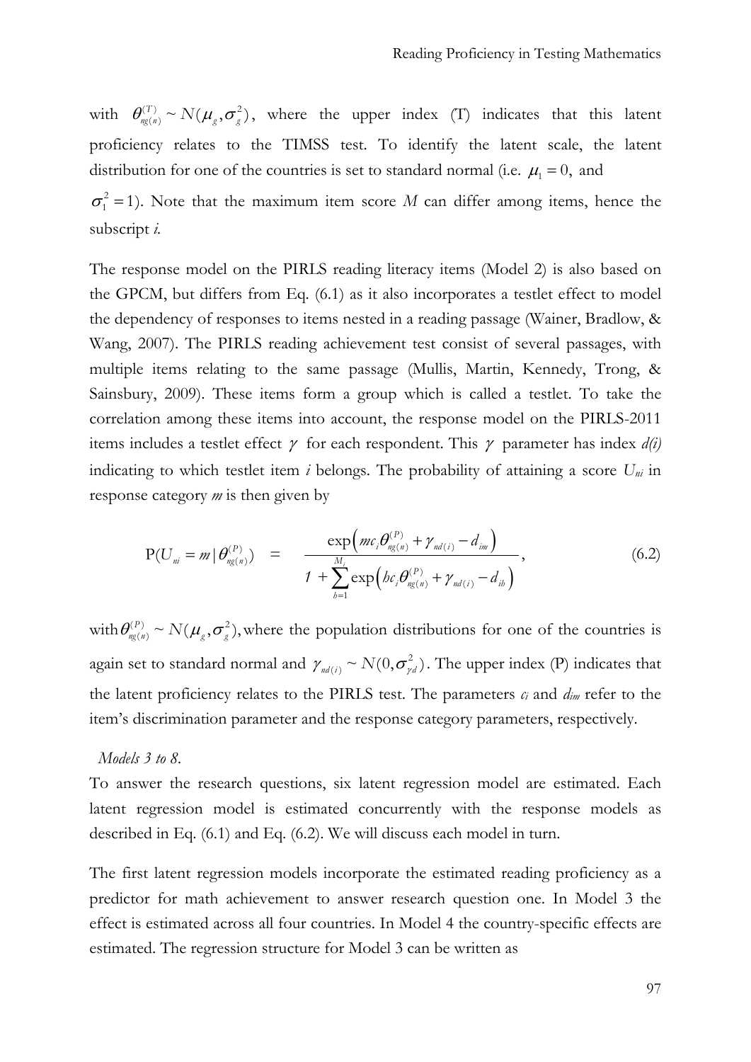with $\theta^{(T)}_{ng(n)} \sim N(\mu_g, \sigma^2_g)$, where the upper index (T) indicates that this latent proficiency relates to the TIMSS test. To identify the latent scale, the latent distribution for one of the countries is set to standard normal (i.e. $\mu_1 = 0,$ and $\sigma^2_1 = 1$). Note that the maximum item score $M$ can differ among items, hence the subscript *i*.

The response model on the PIRLS reading literacy items (Model 2) is also based on the GPCM, but differs from Eq. (6.1) as it also incorporates a testlet effect to model the dependency of responses to items nested in a reading passage (Wainer, Bradlow, & Wang, 2007). The PIRLS reading achievement test consist of several passages, with multiple items relating to the same passage (Mullis, Martin, Kennedy, Trong, & Sainsbury, 2009). These items form a group which is called a testlet. To take the correlation among these items into account, the response model on the PIRLS-2011 items includes a testlet effect $\gamma$ for each respondent. This $\gamma$ parameter has index *d(i)* indicating to which testlet item *i* belongs. The probability of attaining a score $U_{ni}$ in response category *m* is then given by

$$\mathrm{P}(U_{ni} = m \mid \theta^{(P)}_{ng(n)}) \quad = \quad \frac{\exp\left(mc_i\theta^{(P)}_{ng(n)} + \gamma_{nd(i)} - d_{im}\right)}{1 + \sum_{h=1}^{M_i}\exp\left(hc_i\theta^{(P)}_{ng(n)} + \gamma_{nd(i)} - d_{ih}\right)}, \tag{6.2}$$

with $\theta^{(P)}_{ng(n)} \sim N(\mu_g, \sigma^2_g)$, where the population distributions for one of the countries is again set to standard normal and $\gamma_{nd(i)} \sim N(0, \sigma^2_{\gamma d})$. The upper index (P) indicates that the latent proficiency relates to the PIRLS test. The parameters $c_i$ and $d_{im}$ refer to the item's discrimination parameter and the response category parameters, respectively.

*Models 3 to 8.*

To answer the research questions, six latent regression model are estimated. Each latent regression model is estimated concurrently with the response models as described in Eq. (6.1) and Eq. (6.2). We will discuss each model in turn.

The first latent regression models incorporate the estimated reading proficiency as a predictor for math achievement to answer research question one. In Model 3 the effect is estimated across all four countries. In Model 4 the country-specific effects are estimated. The regression structure for Model 3 can be written as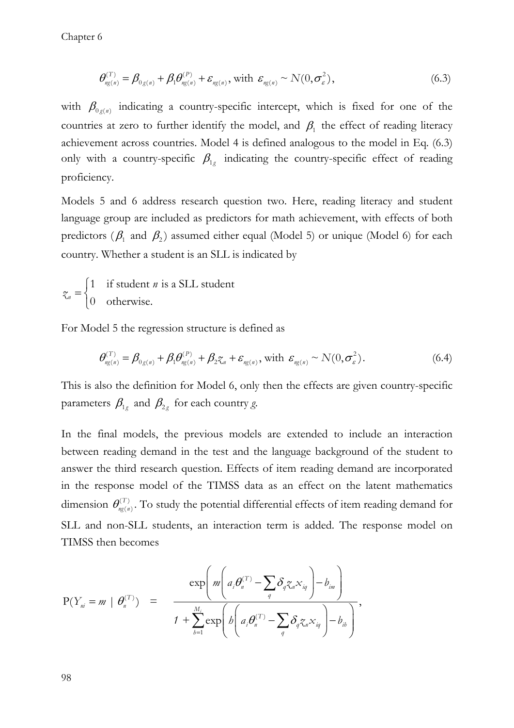$$\theta^{(T)}_{ng(n)} = \beta_{0g(n)} + \beta_1 \theta^{(P)}_{ng(n)} + \varepsilon_{ng(n)}, \text{ with } \varepsilon_{ng(n)} \sim N(0, \sigma^2_\varepsilon), \tag{6.3}$$

with $\beta_{0g(n)}$ indicating a country-specific intercept, which is fixed for one of the countries at zero to further identify the model, and $\beta_1$ the effect of reading literacy achievement across countries. Model 4 is defined analogous to the model in Eq. (6.3) only with a country-specific $\beta_{1g}$ indicating the country-specific effect of reading proficiency.

Models 5 and 6 address research question two. Here, reading literacy and student language group are included as predictors for math achievement, with effects of both predictors ($\beta_1$ and $\beta_2$) assumed either equal (Model 5) or unique (Model 6) for each country. Whether a student is an SLL is indicated by

$$z_n = \begin{cases} 1 & \text{if student } n \text{ is a SLL student} \\ 0 & \text{otherwise.} \end{cases}$$

For Model 5 the regression structure is defined as

$$\theta^{(T)}_{ng(n)} = \beta_{0g(n)} + \beta_1 \theta^{(P)}_{ng(n)} + \beta_2 z_n + \varepsilon_{ng(n)}, \text{ with } \varepsilon_{ng(n)} \sim N(0, \sigma^2_\varepsilon). \tag{6.4}$$

This is also the definition for Model 6, only then the effects are given country-specific parameters $\beta_{1g}$ and $\beta_{2g}$ for each country $g$.

In the final models, the previous models are extended to include an interaction between reading demand in the test and the language background of the student to answer the third research question. Effects of item reading demand are incorporated in the response model of the TIMSS data as an effect on the latent mathematics dimension $\theta^{(T)}_{ng(n)}$. To study the potential differential effects of item reading demand for SLL and non-SLL students, an interaction term is added. The response model on TIMSS then becomes

$$\mathrm{P}(Y_{ni} = m \mid \theta^{(T)}_n) = \frac{\exp\left(m\left(a_i \theta^{(T)}_n - \sum_q \delta_q z_n x_{iq}\right) - b_{im}\right)}{1 + \sum_{h=1}^{M_i} \exp\left(h\left(a_i \theta^{(T)}_n - \sum_q \delta_q z_n x_{iq}\right) - b_{ih}\right)},$$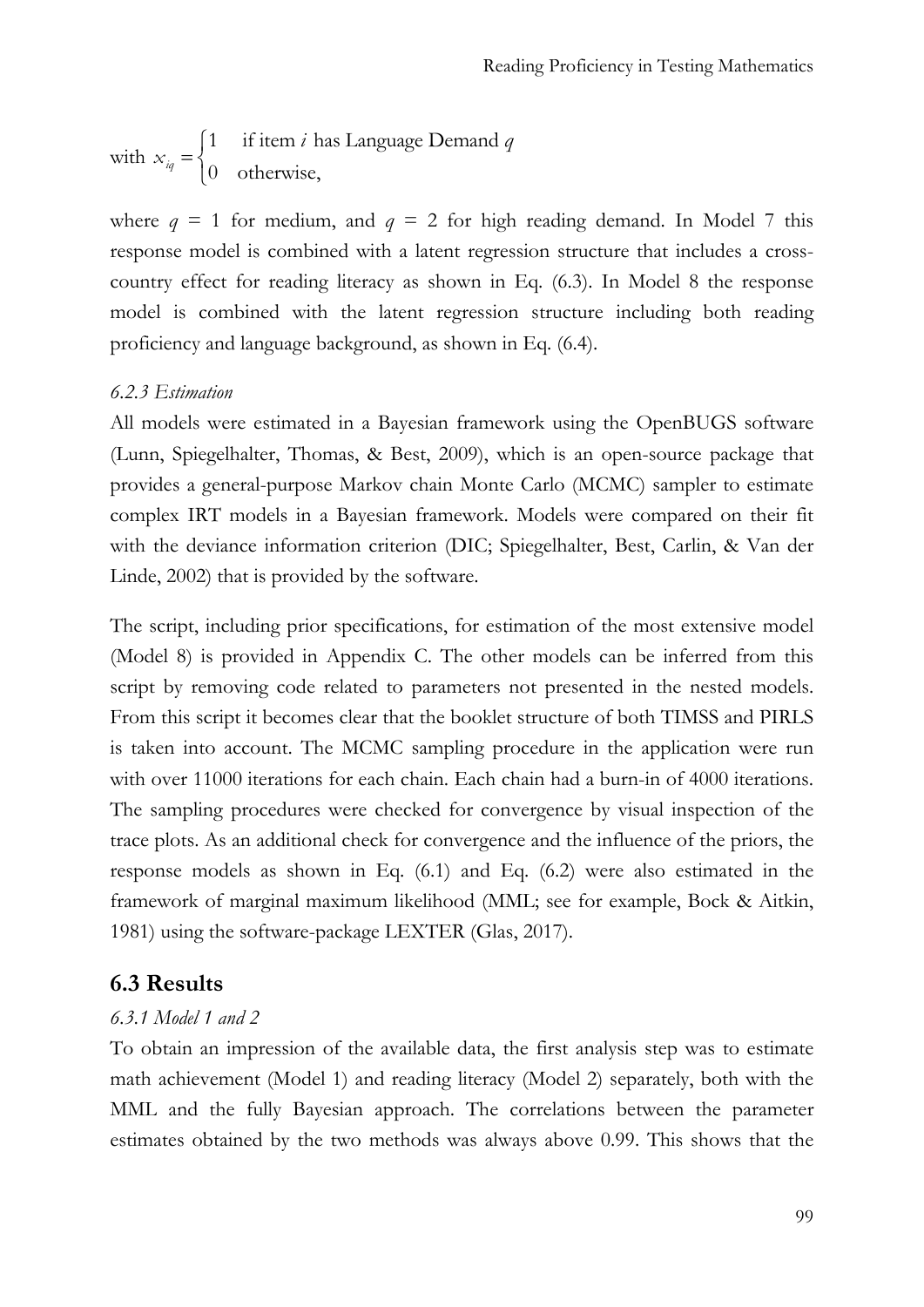with $x_{iq} = \begin{cases} 1 & \text{if item } i \text{ has Language Demand } q \\ 0 & \text{otherwise,} \end{cases}$

where $q$ = 1 for medium, and $q$ = 2 for high reading demand. In Model 7 this response model is combined with a latent regression structure that includes a cross-country effect for reading literacy as shown in Eq. (6.3). In Model 8 the response model is combined with the latent regression structure including both reading proficiency and language background, as shown in Eq. (6.4).

### *6.2.3 Estimation*

All models were estimated in a Bayesian framework using the OpenBUGS software (Lunn, Spiegelhalter, Thomas, & Best, 2009), which is an open-source package that provides a general-purpose Markov chain Monte Carlo (MCMC) sampler to estimate complex IRT models in a Bayesian framework. Models were compared on their fit with the deviance information criterion (DIC; Spiegelhalter, Best, Carlin, & Van der Linde, 2002) that is provided by the software.

The script, including prior specifications, for estimation of the most extensive model (Model 8) is provided in Appendix C. The other models can be inferred from this script by removing code related to parameters not presented in the nested models. From this script it becomes clear that the booklet structure of both TIMSS and PIRLS is taken into account. The MCMC sampling procedure in the application were run with over 11000 iterations for each chain. Each chain had a burn-in of 4000 iterations. The sampling procedures were checked for convergence by visual inspection of the trace plots. As an additional check for convergence and the influence of the priors, the response models as shown in Eq. (6.1) and Eq. (6.2) were also estimated in the framework of marginal maximum likelihood (MML; see for example, Bock & Aitkin, 1981) using the software-package LEXTER (Glas, 2017).

## 6.3 Results

### *6.3.1 Model 1 and 2*

To obtain an impression of the available data, the first analysis step was to estimate math achievement (Model 1) and reading literacy (Model 2) separately, both with the MML and the fully Bayesian approach. The correlations between the parameter estimates obtained by the two methods was always above 0.99. This shows that the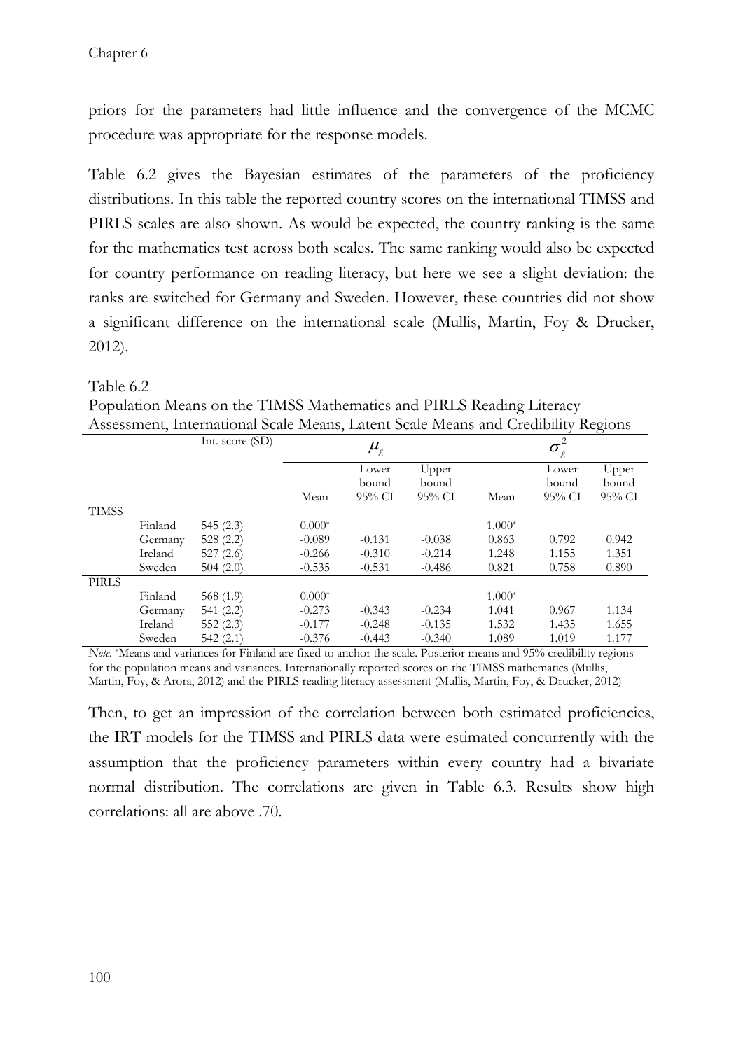priors for the parameters had little influence and the convergence of the MCMC procedure was appropriate for the response models.

Table 6.2 gives the Bayesian estimates of the parameters of the proficiency distributions. In this table the reported country scores on the international TIMSS and PIRLS scales are also shown. As would be expected, the country ranking is the same for the mathematics test across both scales. The same ranking would also be expected for country performance on reading literacy, but here we see a slight deviation: the ranks are switched for Germany and Sweden. However, these countries did not show a significant difference on the international scale (Mullis, Martin, Foy & Drucker, 2012).

Table 6.2
Population Means on the TIMSS Mathematics and PIRLS Reading Literacy Assessment, International Scale Means, Latent Scale Means and Credibility Regions

| | | Int. score (SD) | $\mu_g$ | | | $\sigma_g^2$ | | |
|---|---|---|---|---|---|---|---|---|
| | | | Mean | Lower bound 95% CI | Upper bound 95% CI | Mean | Lower bound 95% CI | Upper bound 95% CI |
| TIMSS | | | | | | | | |
| | Finland | 545 (2.3) | 0.000* | | | 1.000* | | |
| | Germany | 528 (2.2) | -0.089 | -0.131 | -0.038 | 0.863 | 0.792 | 0.942 |
| | Ireland | 527 (2.6) | -0.266 | -0.310 | -0.214 | 1.248 | 1.155 | 1.351 |
| | Sweden | 504 (2.0) | -0.535 | -0.531 | -0.486 | 0.821 | 0.758 | 0.890 |
| PIRLS | | | | | | | | |
| | Finland | 568 (1.9) | 0.000* | | | 1.000* | | |
| | Germany | 541 (2.2) | -0.273 | -0.343 | -0.234 | 1.041 | 0.967 | 1.134 |
| | Ireland | 552 (2.3) | -0.177 | -0.248 | -0.135 | 1.532 | 1.435 | 1.655 |
| | Sweden | 542 (2.1) | -0.376 | -0.443 | -0.340 | 1.089 | 1.019 | 1.177 |

*Note.* *Means and variances for Finland are fixed to anchor the scale. Posterior means and 95% credibility regions for the population means and variances. Internationally reported scores on the TIMSS mathematics (Mullis, Martin, Foy, & Arora, 2012) and the PIRLS reading literacy assessment (Mullis, Martin, Foy, & Drucker, 2012)

Then, to get an impression of the correlation between both estimated proficiencies, the IRT models for the TIMSS and PIRLS data were estimated concurrently with the assumption that the proficiency parameters within every country had a bivariate normal distribution. The correlations are given in Table 6.3. Results show high correlations: all are above .70.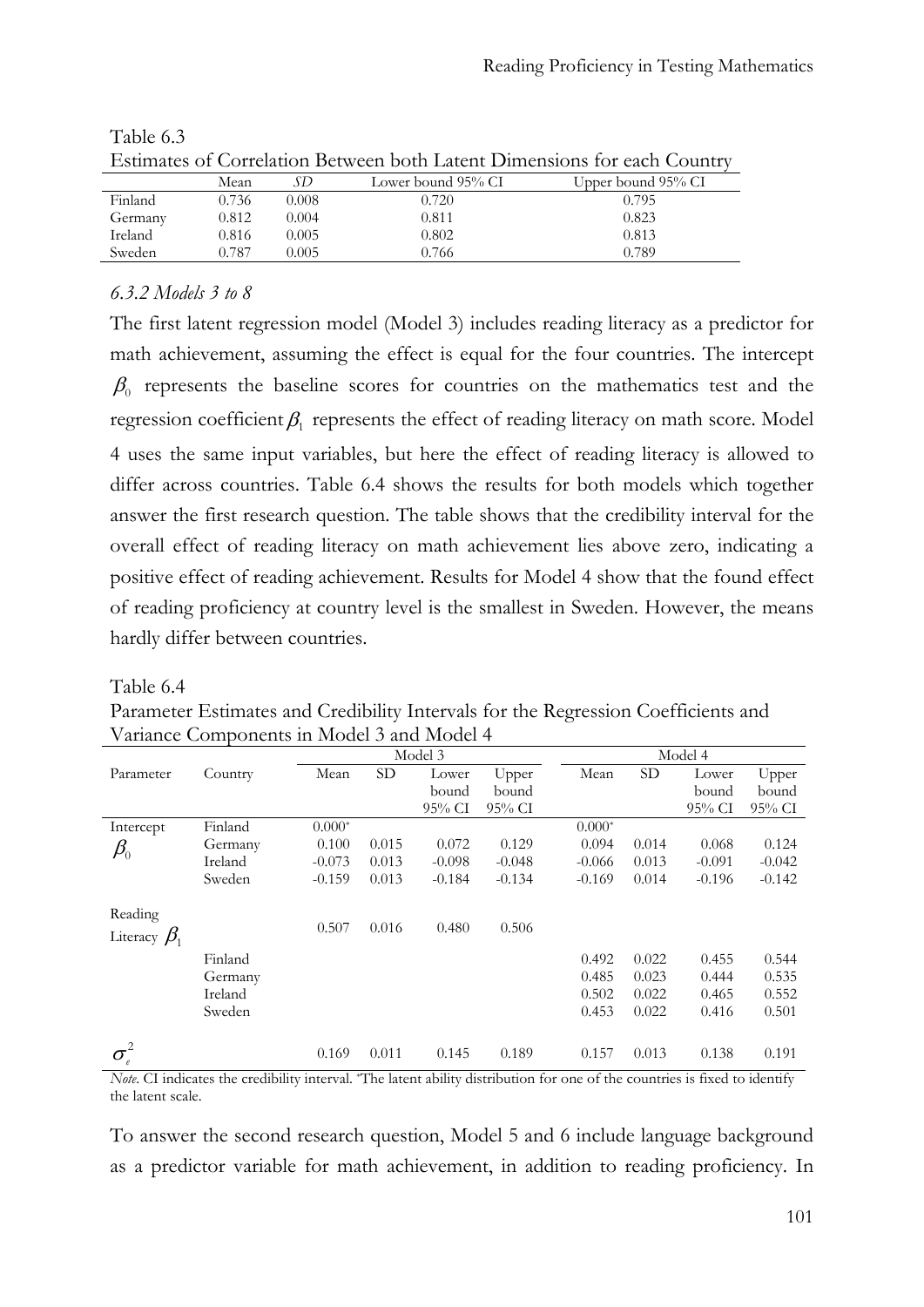Table 6.3

Estimates of Correlation Between both Latent Dimensions for each Country

| | Mean | *SD* | Lower bound 95% CI | Upper bound 95% CI |
|---|---|---|---|---|
| Finland | 0.736 | 0.008 | 0.720 | 0.795 |
| Germany | 0.812 | 0.004 | 0.811 | 0.823 |
| Ireland | 0.816 | 0.005 | 0.802 | 0.813 |
| Sweden | 0.787 | 0.005 | 0.766 | 0.789 |

### *6.3.2 Models 3 to 8*

The first latent regression model (Model 3) includes reading literacy as a predictor for math achievement, assuming the effect is equal for the four countries. The intercept $\beta_0$ represents the baseline scores for countries on the mathematics test and the regression coefficient $\beta_1$ represents the effect of reading literacy on math score. Model 4 uses the same input variables, but here the effect of reading literacy is allowed to differ across countries. Table 6.4 shows the results for both models which together answer the first research question. The table shows that the credibility interval for the overall effect of reading literacy on math achievement lies above zero, indicating a positive effect of reading achievement. Results for Model 4 show that the found effect of reading proficiency at country level is the smallest in Sweden. However, the means hardly differ between countries.

Table 6.4

Parameter Estimates and Credibility Intervals for the Regression Coefficients and Variance Components in Model 3 and Model 4

| | | Model 3 | | | | Model 4 | | | |
|---|---|---|---|---|---|---|---|---|---|
| Parameter | Country | Mean | SD | Lower bound 95% CI | Upper bound 95% CI | Mean | SD | Lower bound 95% CI | Upper bound 95% CI |
| Intercept $\beta_0$ | Finland | 0.000* | | | | 0.000* | | | |
| | Germany | 0.100 | 0.015 | 0.072 | 0.129 | 0.094 | 0.014 | 0.068 | 0.124 |
| | Ireland | -0.073 | 0.013 | -0.098 | -0.048 | -0.066 | 0.013 | -0.091 | -0.042 |
| | Sweden | -0.159 | 0.013 | -0.184 | -0.134 | -0.169 | 0.014 | -0.196 | -0.142 |
| Reading Literacy $\beta_1$ | | 0.507 | 0.016 | 0.480 | 0.506 | | | | |
| | Finland | | | | | 0.492 | 0.022 | 0.455 | 0.544 |
| | Germany | | | | | 0.485 | 0.023 | 0.444 | 0.535 |
| | Ireland | | | | | 0.502 | 0.022 | 0.465 | 0.552 |
| | Sweden | | | | | 0.453 | 0.022 | 0.416 | 0.501 |
| $\sigma_e^2$ | | 0.169 | 0.011 | 0.145 | 0.189 | 0.157 | 0.013 | 0.138 | 0.191 |

*Note*. CI indicates the credibility interval. *The latent ability distribution for one of the countries is fixed to identify the latent scale.

To answer the second research question, Model 5 and 6 include language background as a predictor variable for math achievement, in addition to reading proficiency. In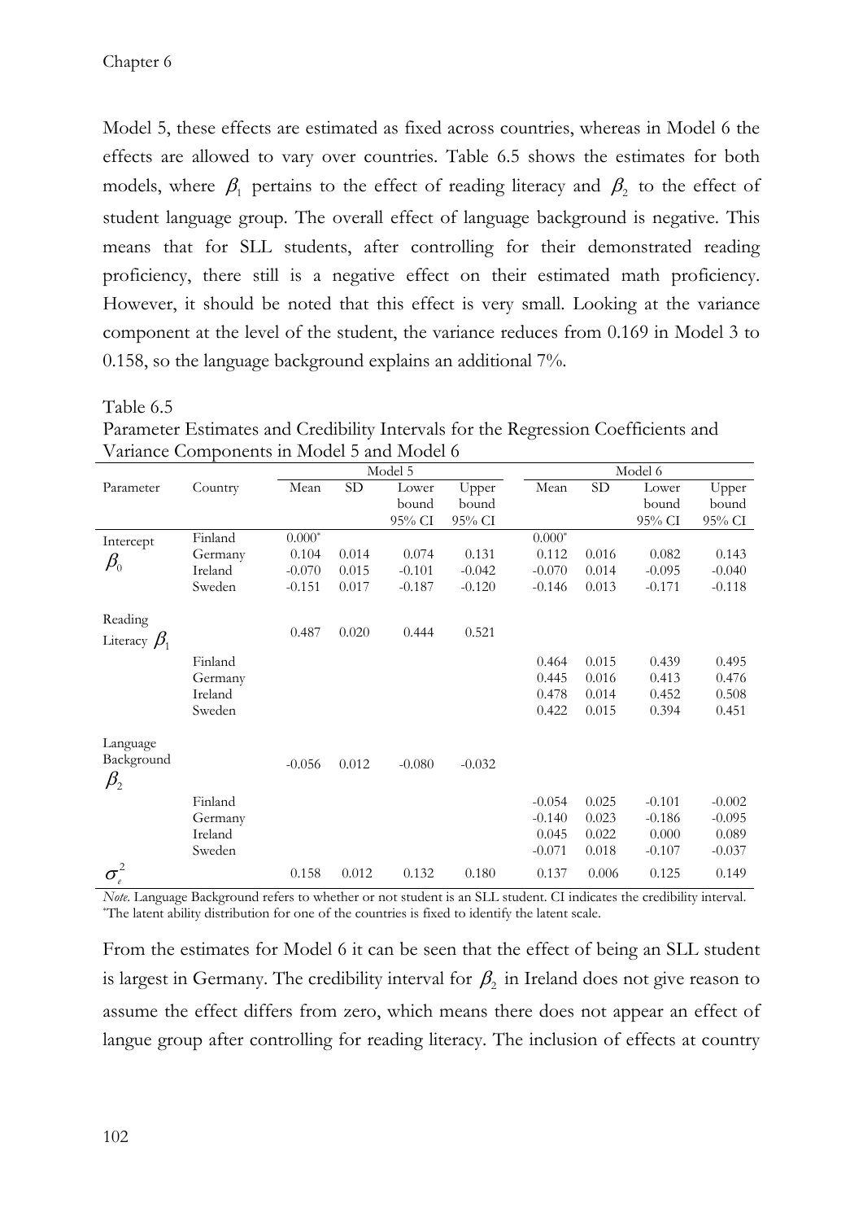Model 5, these effects are estimated as fixed across countries, whereas in Model 6 the effects are allowed to vary over countries. Table 6.5 shows the estimates for both models, where $\beta_1$ pertains to the effect of reading literacy and $\beta_2$ to the effect of student language group. The overall effect of language background is negative. This means that for SLL students, after controlling for their demonstrated reading proficiency, there still is a negative effect on their estimated math proficiency. However, it should be noted that this effect is very small. Looking at the variance component at the level of the student, the variance reduces from 0.169 in Model 3 to 0.158, so the language background explains an additional 7%.

Table 6.5
Parameter Estimates and Credibility Intervals for the Regression Coefficients and Variance Components in Model 5 and Model 6

| | | Model 5 | | | | Model 6 | | | |
|---|---|---|---|---|---|---|---|---|---|
| Parameter | Country | Mean | SD | Lower bound 95% CI | Upper bound 95% CI | Mean | SD | Lower bound 95% CI | Upper bound 95% CI |
| Intercept $\beta_0$ | Finland | 0.000* | | | | 0.000* | | | |
| | Germany | 0.104 | 0.014 | 0.074 | 0.131 | 0.112 | 0.016 | 0.082 | 0.143 |
| | Ireland | -0.070 | 0.015 | -0.101 | -0.042 | -0.070 | 0.014 | -0.095 | -0.040 |
| | Sweden | -0.151 | 0.017 | -0.187 | -0.120 | -0.146 | 0.013 | -0.171 | -0.118 |
| Reading Literacy $\beta_1$ | | 0.487 | 0.020 | 0.444 | 0.521 | | | | |
| | Finland | | | | | 0.464 | 0.015 | 0.439 | 0.495 |
| | Germany | | | | | 0.445 | 0.016 | 0.413 | 0.476 |
| | Ireland | | | | | 0.478 | 0.014 | 0.452 | 0.508 |
| | Sweden | | | | | 0.422 | 0.015 | 0.394 | 0.451 |
| Language Background $\beta_2$ | | -0.056 | 0.012 | -0.080 | -0.032 | | | | |
| | Finland | | | | | -0.054 | 0.025 | -0.101 | -0.002 |
| | Germany | | | | | -0.140 | 0.023 | -0.186 | -0.095 |
| | Ireland | | | | | 0.045 | 0.022 | 0.000 | 0.089 |
| | Sweden | | | | | -0.071 | 0.018 | -0.107 | -0.037 |
| $\sigma_e^2$ | | 0.158 | 0.012 | 0.132 | 0.180 | 0.137 | 0.006 | 0.125 | 0.149 |

*Note*. Language Background refers to whether or not student is an SLL student. CI indicates the credibility interval.
*The latent ability distribution for one of the countries is fixed to identify the latent scale.

From the estimates for Model 6 it can be seen that the effect of being an SLL student is largest in Germany. The credibility interval for $\beta_2$ in Ireland does not give reason to assume the effect differs from zero, which means there does not appear an effect of langue group after controlling for reading literacy. The inclusion of effects at country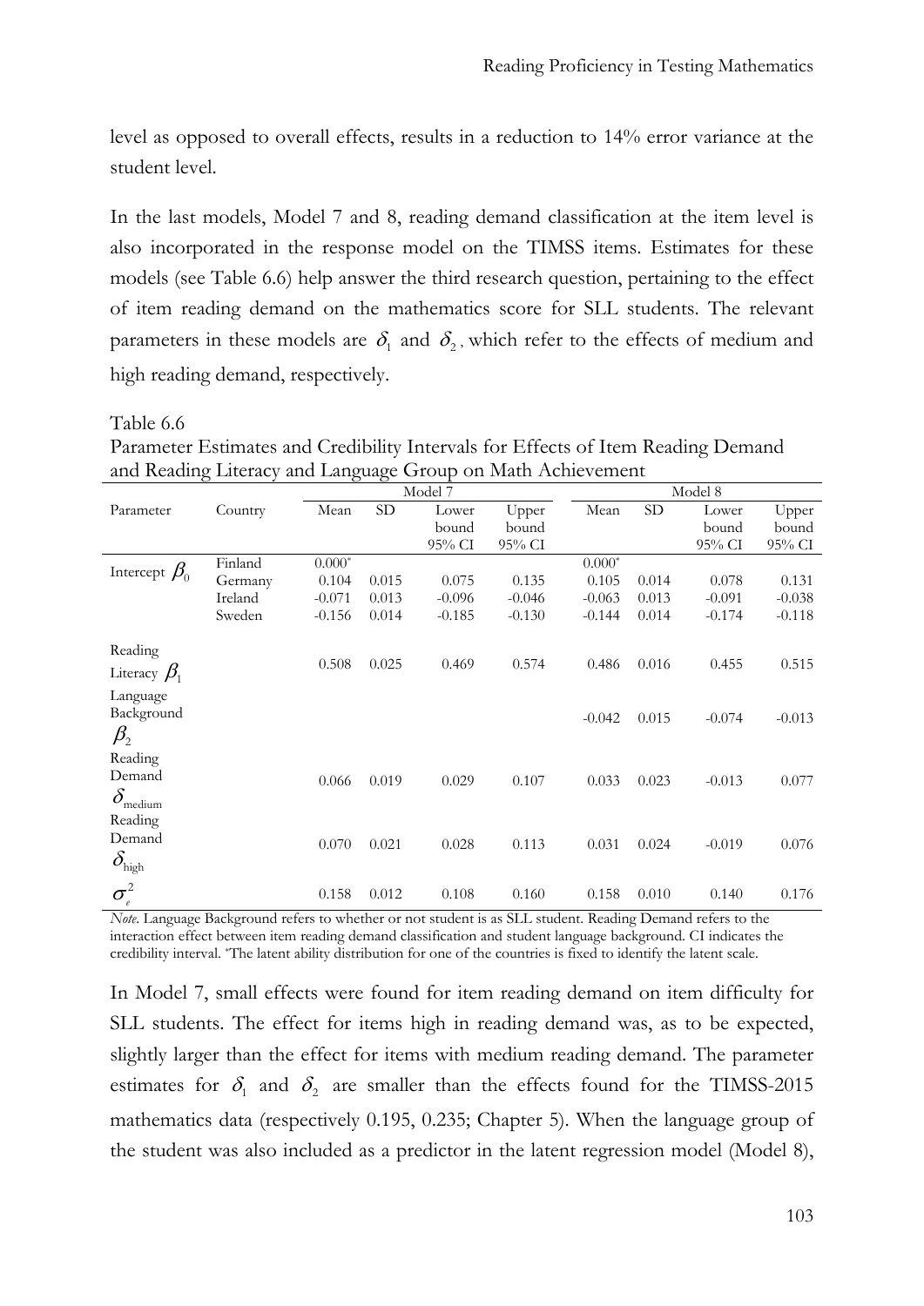level as opposed to overall effects, results in a reduction to 14% error variance at the student level.

In the last models, Model 7 and 8, reading demand classification at the item level is also incorporated in the response model on the TIMSS items. Estimates for these models (see Table 6.6) help answer the third research question, pertaining to the effect of item reading demand on the mathematics score for SLL students. The relevant parameters in these models are $\delta_1$ and $\delta_2$, which refer to the effects of medium and high reading demand, respectively.

Table 6.6
Parameter Estimates and Credibility Intervals for Effects of Item Reading Demand and Reading Literacy and Language Group on Math Achievement

| | | Model 7 | | | | Model 8 | | | |
|---|---|---|---|---|---|---|---|---|---|
| Parameter | Country | Mean | SD | Lower bound 95% CI | Upper bound 95% CI | Mean | SD | Lower bound 95% CI | Upper bound 95% CI |
| Intercept $\beta_0$ | Finland | 0.000* | | | | 0.000* | | | |
| | Germany | 0.104 | 0.015 | 0.075 | 0.135 | 0.105 | 0.014 | 0.078 | 0.131 |
| | Ireland | -0.071 | 0.013 | -0.096 | -0.046 | -0.063 | 0.013 | -0.091 | -0.038 |
| | Sweden | -0.156 | 0.014 | -0.185 | -0.130 | -0.144 | 0.014 | -0.174 | -0.118 |
| Reading Literacy $\beta_1$ | | 0.508 | 0.025 | 0.469 | 0.574 | 0.486 | 0.016 | 0.455 | 0.515 |
| Language Background $\beta_2$ | | | | | | -0.042 | 0.015 | -0.074 | -0.013 |
| Reading Demand $\delta_{\text{medium}}$ | | 0.066 | 0.019 | 0.029 | 0.107 | 0.033 | 0.023 | -0.013 | 0.077 |
| Reading Demand $\delta_{\text{high}}$ | | 0.070 | 0.021 | 0.028 | 0.113 | 0.031 | 0.024 | -0.019 | 0.076 |
| $\sigma_e^2$ | | 0.158 | 0.012 | 0.108 | 0.160 | 0.158 | 0.010 | 0.140 | 0.176 |

*Note*. Language Background refers to whether or not student is as SLL student. Reading Demand refers to the interaction effect between item reading demand classification and student language background. CI indicates the credibility interval. *The latent ability distribution for one of the countries is fixed to identify the latent scale.

In Model 7, small effects were found for item reading demand on item difficulty for SLL students. The effect for items high in reading demand was, as to be expected, slightly larger than the effect for items with medium reading demand. The parameter estimates for $\delta_1$ and $\delta_2$ are smaller than the effects found for the TIMSS-2015 mathematics data (respectively 0.195, 0.235; Chapter 5). When the language group of the student was also included as a predictor in the latent regression model (Model 8),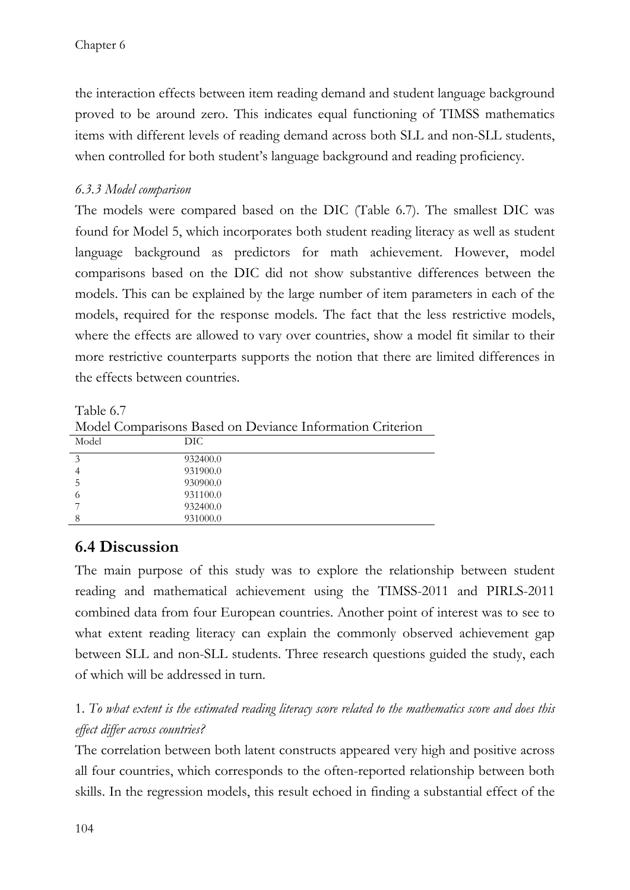the interaction effects between item reading demand and student language background proved to be around zero. This indicates equal functioning of TIMSS mathematics items with different levels of reading demand across both SLL and non-SLL students, when controlled for both student's language background and reading proficiency.

### *6.3.3 Model comparison*

The models were compared based on the DIC (Table 6.7). The smallest DIC was found for Model 5, which incorporates both student reading literacy as well as student language background as predictors for math achievement. However, model comparisons based on the DIC did not show substantive differences between the models. This can be explained by the large number of item parameters in each of the models, required for the response models. The fact that the less restrictive models, where the effects are allowed to vary over countries, show a model fit similar to their more restrictive counterparts supports the notion that there are limited differences in the effects between countries.

Table 6.7
Model Comparisons Based on Deviance Information Criterion

| Model | DIC |
|---|---|
| 3 | 932400.0 |
| 4 | 931900.0 |
| 5 | 930900.0 |
| 6 | 931100.0 |
| 7 | 932400.0 |
| 8 | 931000.0 |

## 6.4 Discussion

The main purpose of this study was to explore the relationship between student reading and mathematical achievement using the TIMSS-2011 and PIRLS-2011 combined data from four European countries. Another point of interest was to see to what extent reading literacy can explain the commonly observed achievement gap between SLL and non-SLL students. Three research questions guided the study, each of which will be addressed in turn.

1. *To what extent is the estimated reading literacy score related to the mathematics score and does this effect differ across countries?*

The correlation between both latent constructs appeared very high and positive across all four countries, which corresponds to the often-reported relationship between both skills. In the regression models, this result echoed in finding a substantial effect of the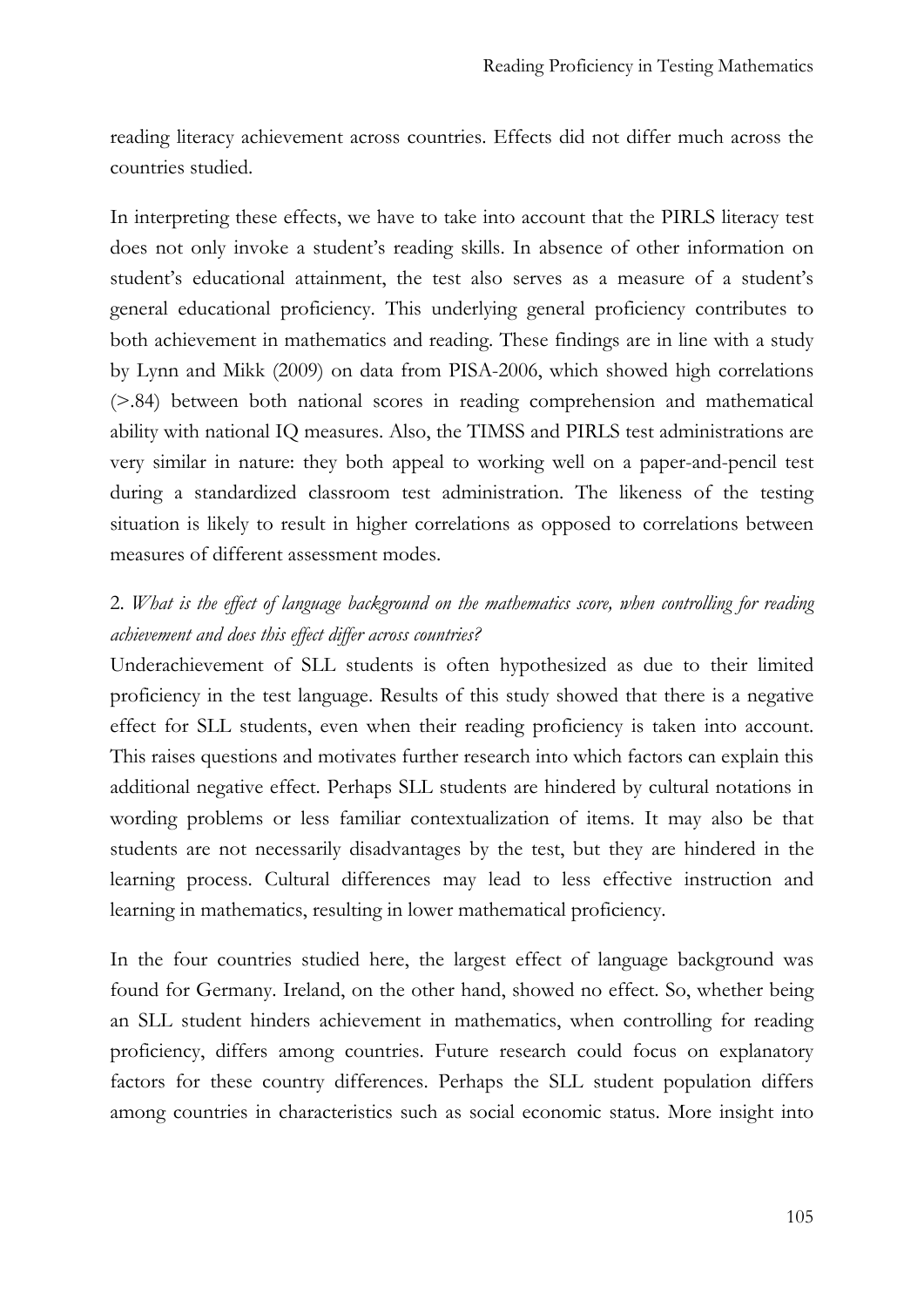reading literacy achievement across countries. Effects did not differ much across the countries studied.

In interpreting these effects, we have to take into account that the PIRLS literacy test does not only invoke a student's reading skills. In absence of other information on student's educational attainment, the test also serves as a measure of a student's general educational proficiency. This underlying general proficiency contributes to both achievement in mathematics and reading. These findings are in line with a study by Lynn and Mikk (2009) on data from PISA-2006, which showed high correlations (>.84) between both national scores in reading comprehension and mathematical ability with national IQ measures. Also, the TIMSS and PIRLS test administrations are very similar in nature: they both appeal to working well on a paper-and-pencil test during a standardized classroom test administration. The likeness of the testing situation is likely to result in higher correlations as opposed to correlations between measures of different assessment modes.

2. *What is the effect of language background on the mathematics score, when controlling for reading achievement and does this effect differ across countries?*

Underachievement of SLL students is often hypothesized as due to their limited proficiency in the test language. Results of this study showed that there is a negative effect for SLL students, even when their reading proficiency is taken into account. This raises questions and motivates further research into which factors can explain this additional negative effect. Perhaps SLL students are hindered by cultural notations in wording problems or less familiar contextualization of items. It may also be that students are not necessarily disadvantages by the test, but they are hindered in the learning process. Cultural differences may lead to less effective instruction and learning in mathematics, resulting in lower mathematical proficiency.

In the four countries studied here, the largest effect of language background was found for Germany. Ireland, on the other hand, showed no effect. So, whether being an SLL student hinders achievement in mathematics, when controlling for reading proficiency, differs among countries. Future research could focus on explanatory factors for these country differences. Perhaps the SLL student population differs among countries in characteristics such as social economic status. More insight into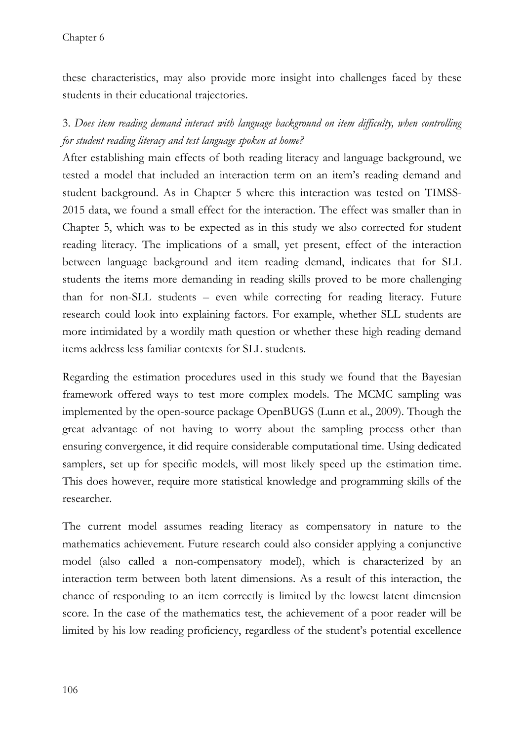these characteristics, may also provide more insight into challenges faced by these students in their educational trajectories.

3. *Does item reading demand interact with language background on item difficulty, when controlling for student reading literacy and test language spoken at home?*

After establishing main effects of both reading literacy and language background, we tested a model that included an interaction term on an item's reading demand and student background. As in Chapter 5 where this interaction was tested on TIMSS-2015 data, we found a small effect for the interaction. The effect was smaller than in Chapter 5, which was to be expected as in this study we also corrected for student reading literacy. The implications of a small, yet present, effect of the interaction between language background and item reading demand, indicates that for SLL students the items more demanding in reading skills proved to be more challenging than for non-SLL students – even while correcting for reading literacy. Future research could look into explaining factors. For example, whether SLL students are more intimidated by a wordily math question or whether these high reading demand items address less familiar contexts for SLL students.

Regarding the estimation procedures used in this study we found that the Bayesian framework offered ways to test more complex models. The MCMC sampling was implemented by the open-source package OpenBUGS (Lunn et al., 2009). Though the great advantage of not having to worry about the sampling process other than ensuring convergence, it did require considerable computational time. Using dedicated samplers, set up for specific models, will most likely speed up the estimation time. This does however, require more statistical knowledge and programming skills of the researcher.

The current model assumes reading literacy as compensatory in nature to the mathematics achievement. Future research could also consider applying a conjunctive model (also called a non-compensatory model), which is characterized by an interaction term between both latent dimensions. As a result of this interaction, the chance of responding to an item correctly is limited by the lowest latent dimension score. In the case of the mathematics test, the achievement of a poor reader will be limited by his low reading proficiency, regardless of the student's potential excellence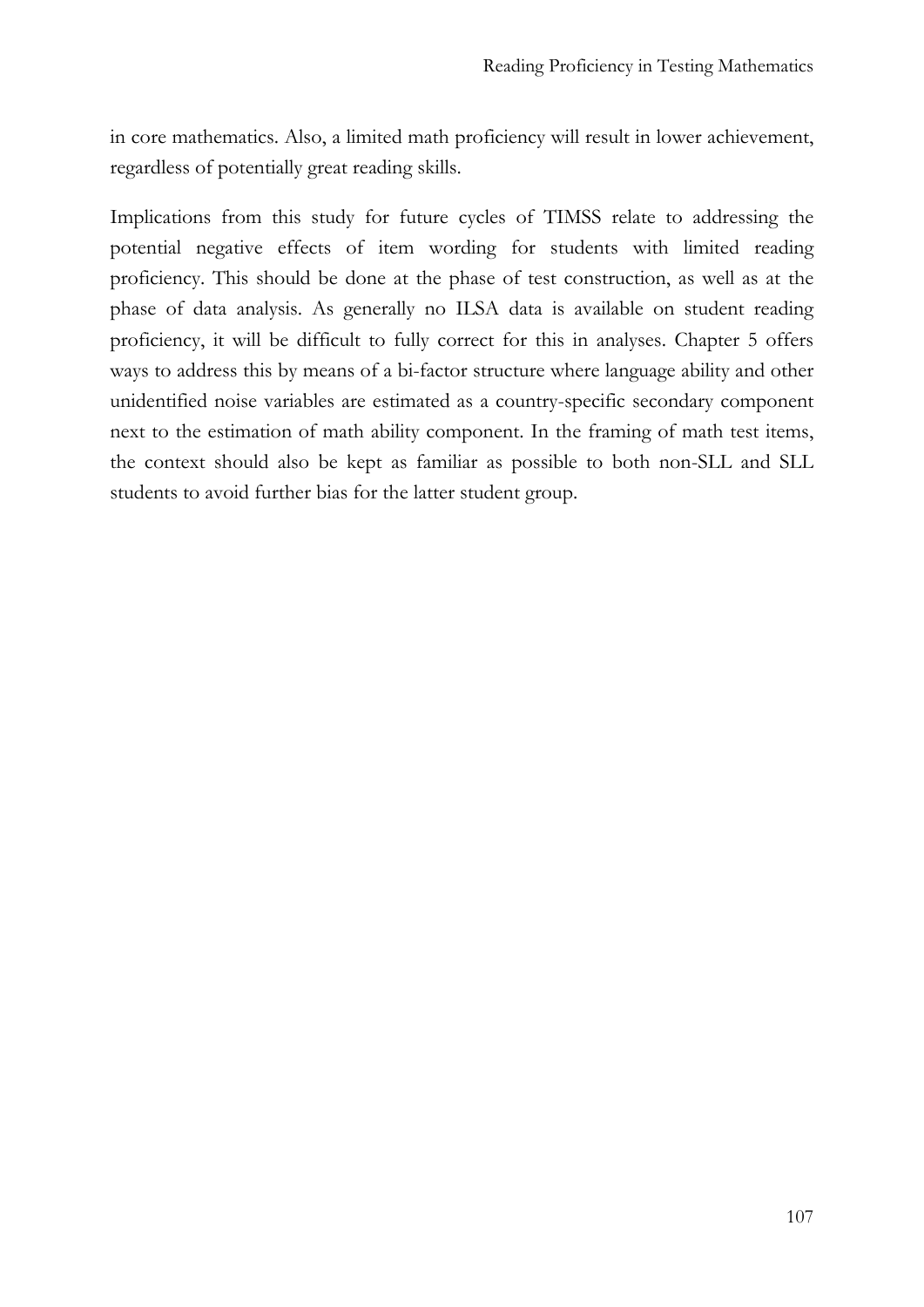in core mathematics. Also, a limited math proficiency will result in lower achievement, regardless of potentially great reading skills.

Implications from this study for future cycles of TIMSS relate to addressing the potential negative effects of item wording for students with limited reading proficiency. This should be done at the phase of test construction, as well as at the phase of data analysis. As generally no ILSA data is available on student reading proficiency, it will be difficult to fully correct for this in analyses. Chapter 5 offers ways to address this by means of a bi-factor structure where language ability and other unidentified noise variables are estimated as a country-specific secondary component next to the estimation of math ability component. In the framing of math test items, the context should also be kept as familiar as possible to both non-SLL and SLL students to avoid further bias for the latter student group.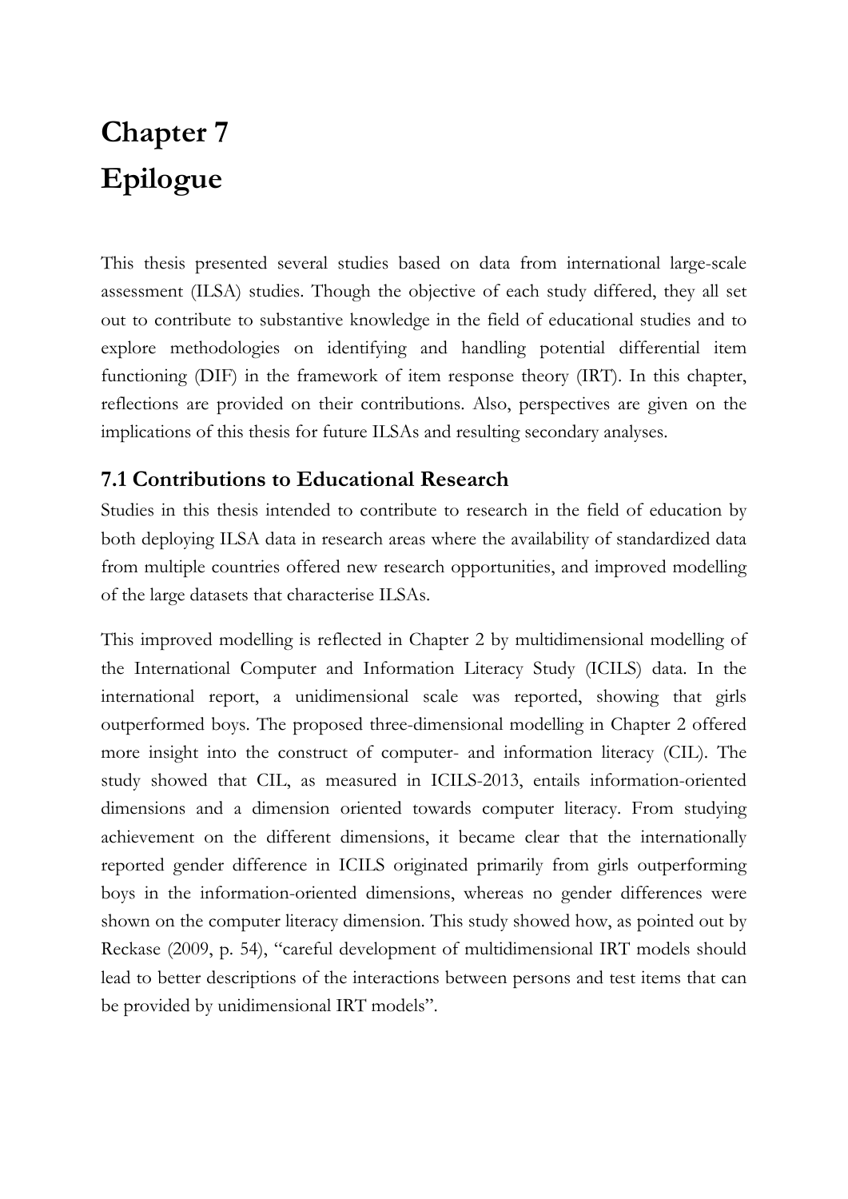# Chapter 7
# Epilogue

This thesis presented several studies based on data from international large-scale assessment (ILSA) studies. Though the objective of each study differed, they all set out to contribute to substantive knowledge in the field of educational studies and to explore methodologies on identifying and handling potential differential item functioning (DIF) in the framework of item response theory (IRT). In this chapter, reflections are provided on their contributions. Also, perspectives are given on the implications of this thesis for future ILSAs and resulting secondary analyses.

## 7.1 Contributions to Educational Research

Studies in this thesis intended to contribute to research in the field of education by both deploying ILSA data in research areas where the availability of standardized data from multiple countries offered new research opportunities, and improved modelling of the large datasets that characterise ILSAs.

This improved modelling is reflected in Chapter 2 by multidimensional modelling of the International Computer and Information Literacy Study (ICILS) data. In the international report, a unidimensional scale was reported, showing that girls outperformed boys. The proposed three-dimensional modelling in Chapter 2 offered more insight into the construct of computer- and information literacy (CIL). The study showed that CIL, as measured in ICILS-2013, entails information-oriented dimensions and a dimension oriented towards computer literacy. From studying achievement on the different dimensions, it became clear that the internationally reported gender difference in ICILS originated primarily from girls outperforming boys in the information-oriented dimensions, whereas no gender differences were shown on the computer literacy dimension. This study showed how, as pointed out by Reckase (2009, p. 54), "careful development of multidimensional IRT models should lead to better descriptions of the interactions between persons and test items that can be provided by unidimensional IRT models".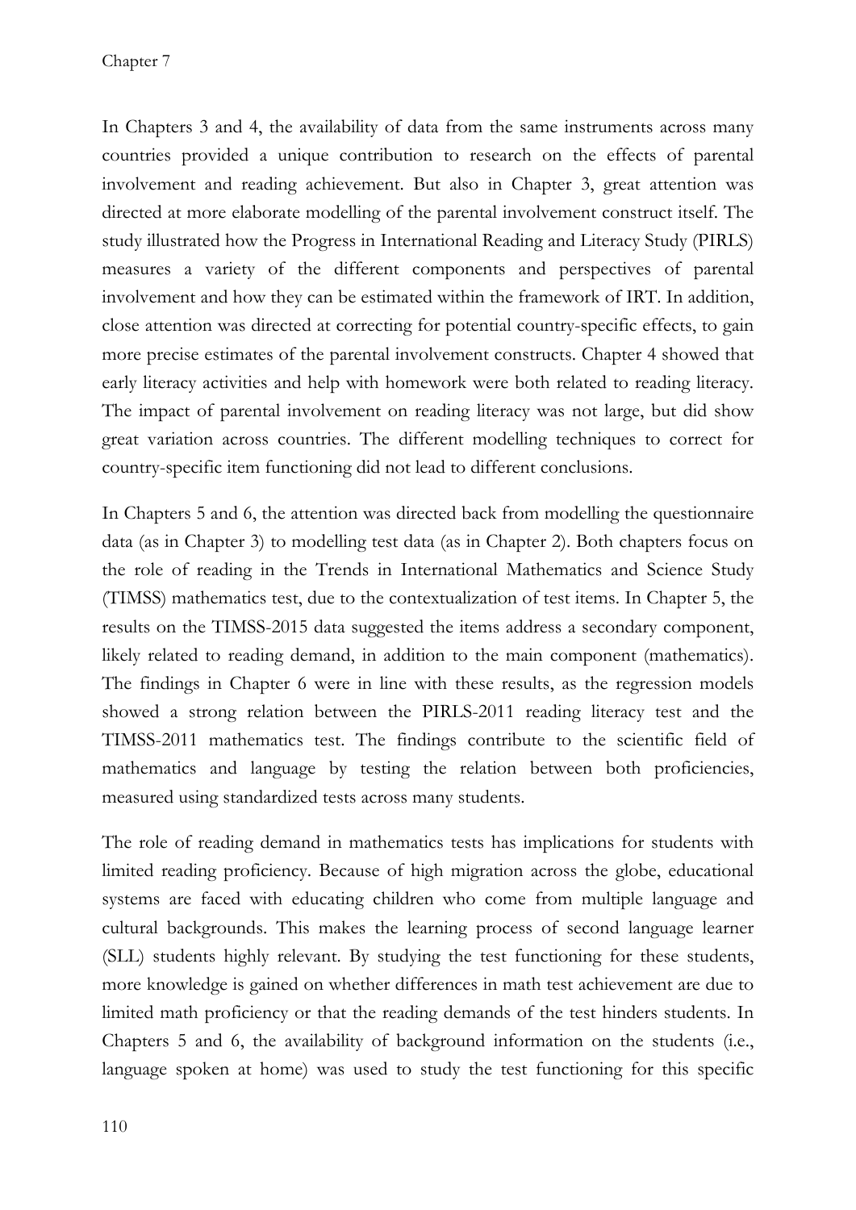In Chapters 3 and 4, the availability of data from the same instruments across many countries provided a unique contribution to research on the effects of parental involvement and reading achievement. But also in Chapter 3, great attention was directed at more elaborate modelling of the parental involvement construct itself. The study illustrated how the Progress in International Reading and Literacy Study (PIRLS) measures a variety of the different components and perspectives of parental involvement and how they can be estimated within the framework of IRT. In addition, close attention was directed at correcting for potential country-specific effects, to gain more precise estimates of the parental involvement constructs. Chapter 4 showed that early literacy activities and help with homework were both related to reading literacy. The impact of parental involvement on reading literacy was not large, but did show great variation across countries. The different modelling techniques to correct for country-specific item functioning did not lead to different conclusions.

In Chapters 5 and 6, the attention was directed back from modelling the questionnaire data (as in Chapter 3) to modelling test data (as in Chapter 2). Both chapters focus on the role of reading in the Trends in International Mathematics and Science Study (TIMSS) mathematics test, due to the contextualization of test items. In Chapter 5, the results on the TIMSS-2015 data suggested the items address a secondary component, likely related to reading demand, in addition to the main component (mathematics). The findings in Chapter 6 were in line with these results, as the regression models showed a strong relation between the PIRLS-2011 reading literacy test and the TIMSS-2011 mathematics test. The findings contribute to the scientific field of mathematics and language by testing the relation between both proficiencies, measured using standardized tests across many students.

The role of reading demand in mathematics tests has implications for students with limited reading proficiency. Because of high migration across the globe, educational systems are faced with educating children who come from multiple language and cultural backgrounds. This makes the learning process of second language learner (SLL) students highly relevant. By studying the test functioning for these students, more knowledge is gained on whether differences in math test achievement are due to limited math proficiency or that the reading demands of the test hinders students. In Chapters 5 and 6, the availability of background information on the students (i.e., language spoken at home) was used to study the test functioning for this specific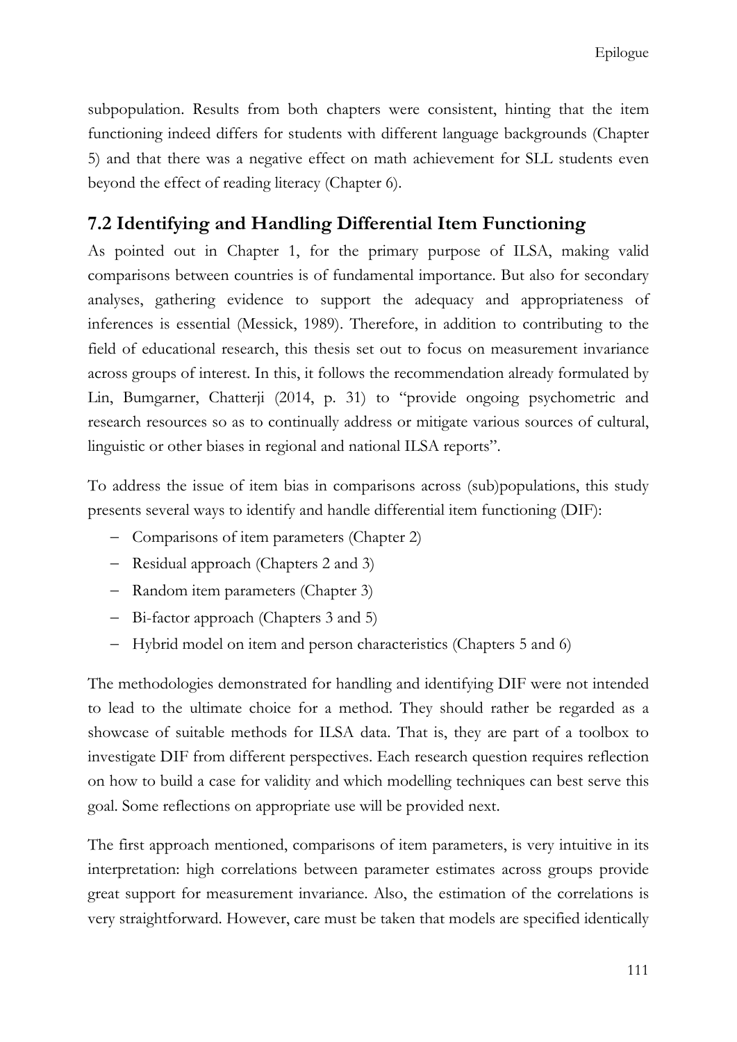subpopulation. Results from both chapters were consistent, hinting that the item functioning indeed differs for students with different language backgrounds (Chapter 5) and that there was a negative effect on math achievement for SLL students even beyond the effect of reading literacy (Chapter 6).

## 7.2 Identifying and Handling Differential Item Functioning

As pointed out in Chapter 1, for the primary purpose of ILSA, making valid comparisons between countries is of fundamental importance. But also for secondary analyses, gathering evidence to support the adequacy and appropriateness of inferences is essential (Messick, 1989). Therefore, in addition to contributing to the field of educational research, this thesis set out to focus on measurement invariance across groups of interest. In this, it follows the recommendation already formulated by Lin, Bumgarner, Chatterji (2014, p. 31) to "provide ongoing psychometric and research resources so as to continually address or mitigate various sources of cultural, linguistic or other biases in regional and national ILSA reports".

To address the issue of item bias in comparisons across (sub)populations, this study presents several ways to identify and handle differential item functioning (DIF):

- Comparisons of item parameters (Chapter 2)
- Residual approach (Chapters 2 and 3)
- Random item parameters (Chapter 3)
- Bi-factor approach (Chapters 3 and 5)
- Hybrid model on item and person characteristics (Chapters 5 and 6)

The methodologies demonstrated for handling and identifying DIF were not intended to lead to the ultimate choice for a method. They should rather be regarded as a showcase of suitable methods for ILSA data. That is, they are part of a toolbox to investigate DIF from different perspectives. Each research question requires reflection on how to build a case for validity and which modelling techniques can best serve this goal. Some reflections on appropriate use will be provided next.

The first approach mentioned, comparisons of item parameters, is very intuitive in its interpretation: high correlations between parameter estimates across groups provide great support for measurement invariance. Also, the estimation of the correlations is very straightforward. However, care must be taken that models are specified identically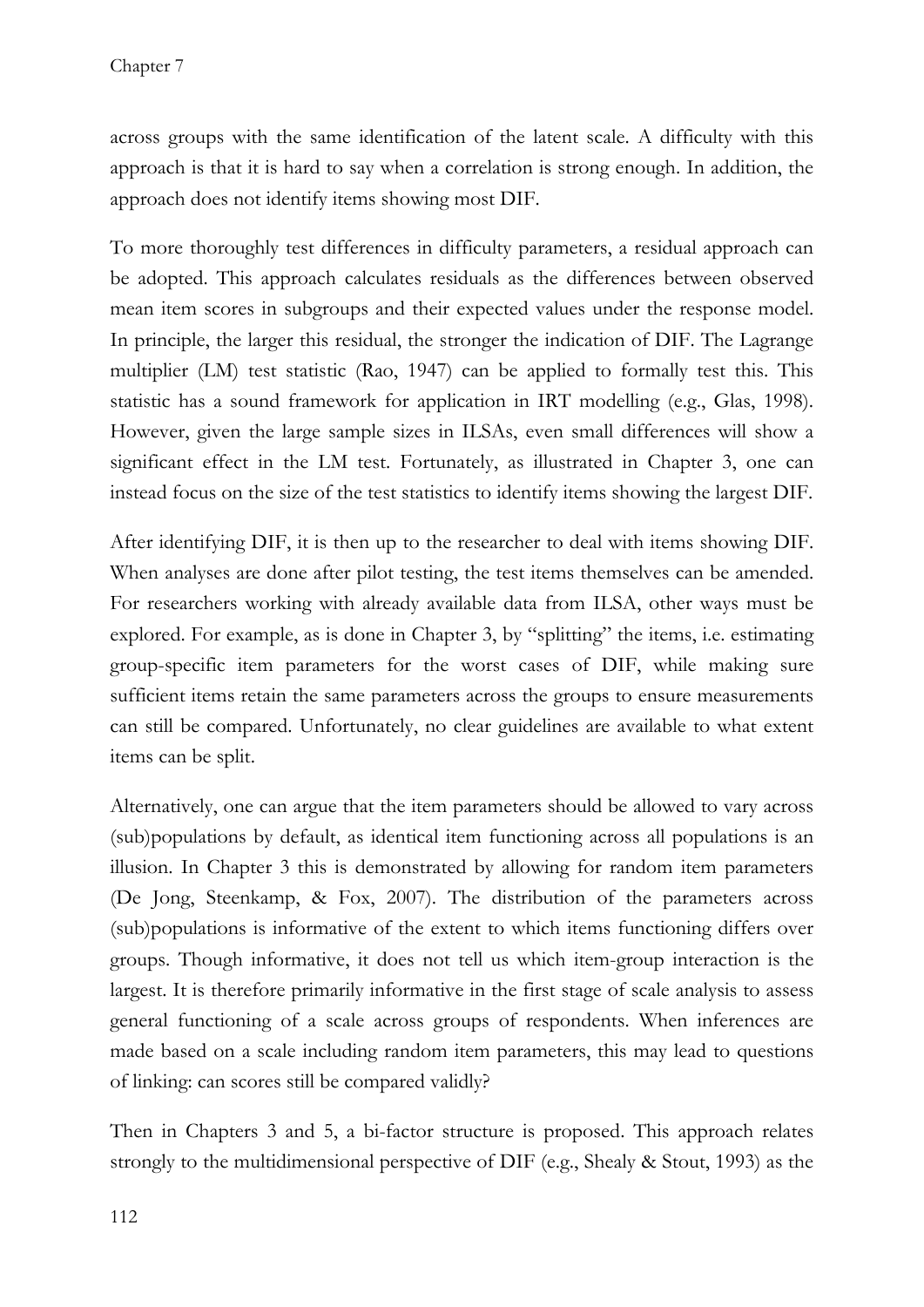across groups with the same identification of the latent scale. A difficulty with this approach is that it is hard to say when a correlation is strong enough. In addition, the approach does not identify items showing most DIF.

To more thoroughly test differences in difficulty parameters, a residual approach can be adopted. This approach calculates residuals as the differences between observed mean item scores in subgroups and their expected values under the response model. In principle, the larger this residual, the stronger the indication of DIF. The Lagrange multiplier (LM) test statistic (Rao, 1947) can be applied to formally test this. This statistic has a sound framework for application in IRT modelling (e.g., Glas, 1998). However, given the large sample sizes in ILSAs, even small differences will show a significant effect in the LM test. Fortunately, as illustrated in Chapter 3, one can instead focus on the size of the test statistics to identify items showing the largest DIF.

After identifying DIF, it is then up to the researcher to deal with items showing DIF. When analyses are done after pilot testing, the test items themselves can be amended. For researchers working with already available data from ILSA, other ways must be explored. For example, as is done in Chapter 3, by "splitting" the items, i.e. estimating group-specific item parameters for the worst cases of DIF, while making sure sufficient items retain the same parameters across the groups to ensure measurements can still be compared. Unfortunately, no clear guidelines are available to what extent items can be split.

Alternatively, one can argue that the item parameters should be allowed to vary across (sub)populations by default, as identical item functioning across all populations is an illusion. In Chapter 3 this is demonstrated by allowing for random item parameters (De Jong, Steenkamp, & Fox, 2007). The distribution of the parameters across (sub)populations is informative of the extent to which items functioning differs over groups. Though informative, it does not tell us which item-group interaction is the largest. It is therefore primarily informative in the first stage of scale analysis to assess general functioning of a scale across groups of respondents. When inferences are made based on a scale including random item parameters, this may lead to questions of linking: can scores still be compared validly?

Then in Chapters 3 and 5, a bi-factor structure is proposed. This approach relates strongly to the multidimensional perspective of DIF (e.g., Shealy & Stout, 1993) as the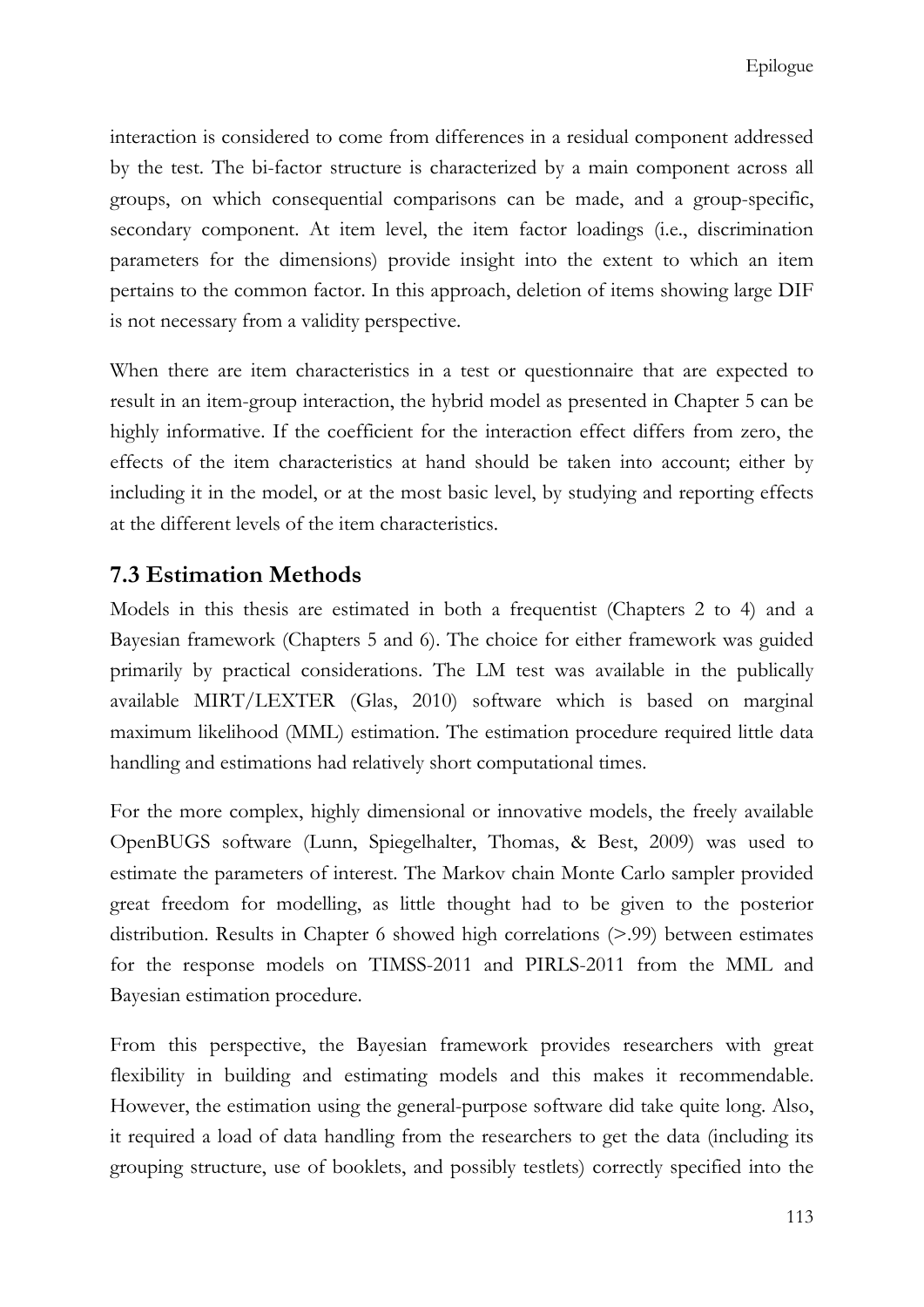interaction is considered to come from differences in a residual component addressed by the test. The bi-factor structure is characterized by a main component across all groups, on which consequential comparisons can be made, and a group-specific, secondary component. At item level, the item factor loadings (i.e., discrimination parameters for the dimensions) provide insight into the extent to which an item pertains to the common factor. In this approach, deletion of items showing large DIF is not necessary from a validity perspective.

When there are item characteristics in a test or questionnaire that are expected to result in an item-group interaction, the hybrid model as presented in Chapter 5 can be highly informative. If the coefficient for the interaction effect differs from zero, the effects of the item characteristics at hand should be taken into account; either by including it in the model, or at the most basic level, by studying and reporting effects at the different levels of the item characteristics.

## 7.3 Estimation Methods

Models in this thesis are estimated in both a frequentist (Chapters 2 to 4) and a Bayesian framework (Chapters 5 and 6). The choice for either framework was guided primarily by practical considerations. The LM test was available in the publically available MIRT/LEXTER (Glas, 2010) software which is based on marginal maximum likelihood (MML) estimation. The estimation procedure required little data handling and estimations had relatively short computational times.

For the more complex, highly dimensional or innovative models, the freely available OpenBUGS software (Lunn, Spiegelhalter, Thomas, & Best, 2009) was used to estimate the parameters of interest. The Markov chain Monte Carlo sampler provided great freedom for modelling, as little thought had to be given to the posterior distribution. Results in Chapter 6 showed high correlations (>.99) between estimates for the response models on TIMSS-2011 and PIRLS-2011 from the MML and Bayesian estimation procedure.

From this perspective, the Bayesian framework provides researchers with great flexibility in building and estimating models and this makes it recommendable. However, the estimation using the general-purpose software did take quite long. Also, it required a load of data handling from the researchers to get the data (including its grouping structure, use of booklets, and possibly testlets) correctly specified into the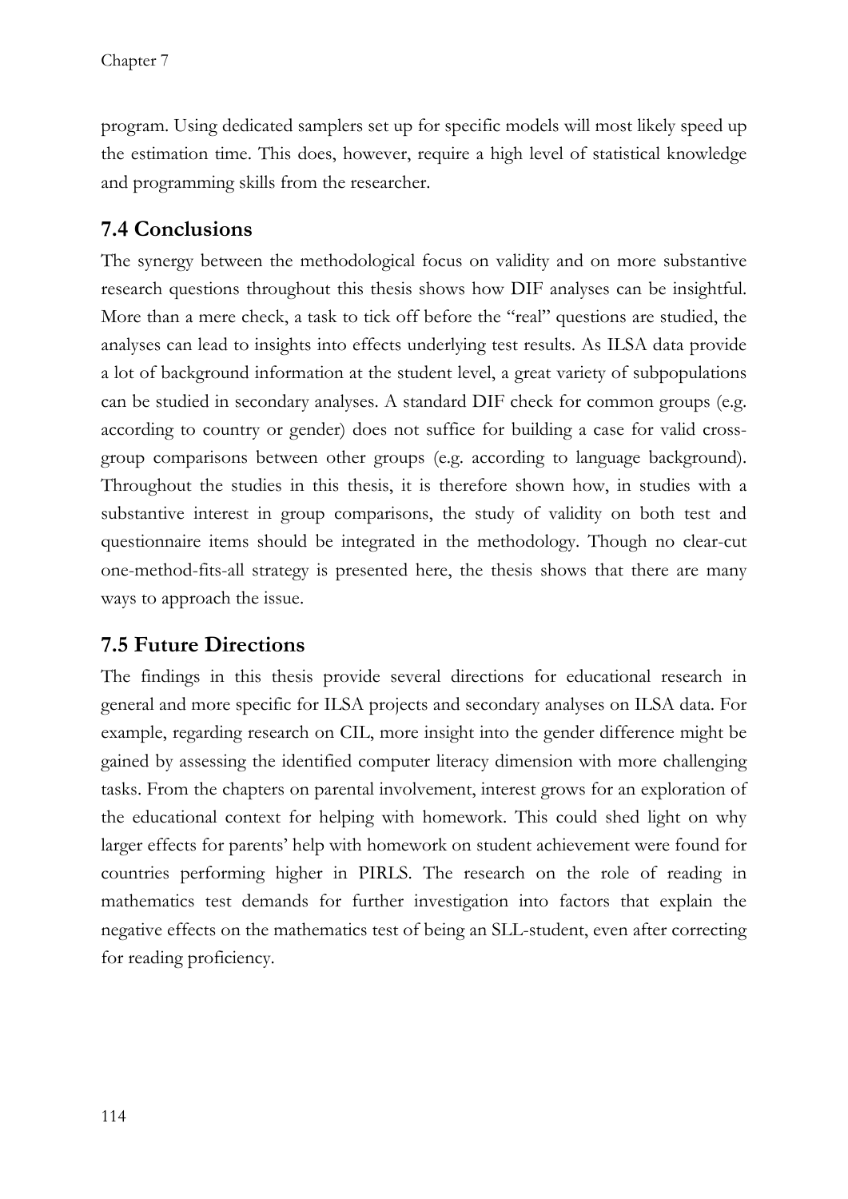program. Using dedicated samplers set up for specific models will most likely speed up the estimation time. This does, however, require a high level of statistical knowledge and programming skills from the researcher.

## 7.4 Conclusions

The synergy between the methodological focus on validity and on more substantive research questions throughout this thesis shows how DIF analyses can be insightful. More than a mere check, a task to tick off before the "real" questions are studied, the analyses can lead to insights into effects underlying test results. As ILSA data provide a lot of background information at the student level, a great variety of subpopulations can be studied in secondary analyses. A standard DIF check for common groups (e.g. according to country or gender) does not suffice for building a case for valid cross-group comparisons between other groups (e.g. according to language background). Throughout the studies in this thesis, it is therefore shown how, in studies with a substantive interest in group comparisons, the study of validity on both test and questionnaire items should be integrated in the methodology. Though no clear-cut one-method-fits-all strategy is presented here, the thesis shows that there are many ways to approach the issue.

## 7.5 Future Directions

The findings in this thesis provide several directions for educational research in general and more specific for ILSA projects and secondary analyses on ILSA data. For example, regarding research on CIL, more insight into the gender difference might be gained by assessing the identified computer literacy dimension with more challenging tasks. From the chapters on parental involvement, interest grows for an exploration of the educational context for helping with homework. This could shed light on why larger effects for parents' help with homework on student achievement were found for countries performing higher in PIRLS. The research on the role of reading in mathematics test demands for further investigation into factors that explain the negative effects on the mathematics test of being an SLL-student, even after correcting for reading proficiency.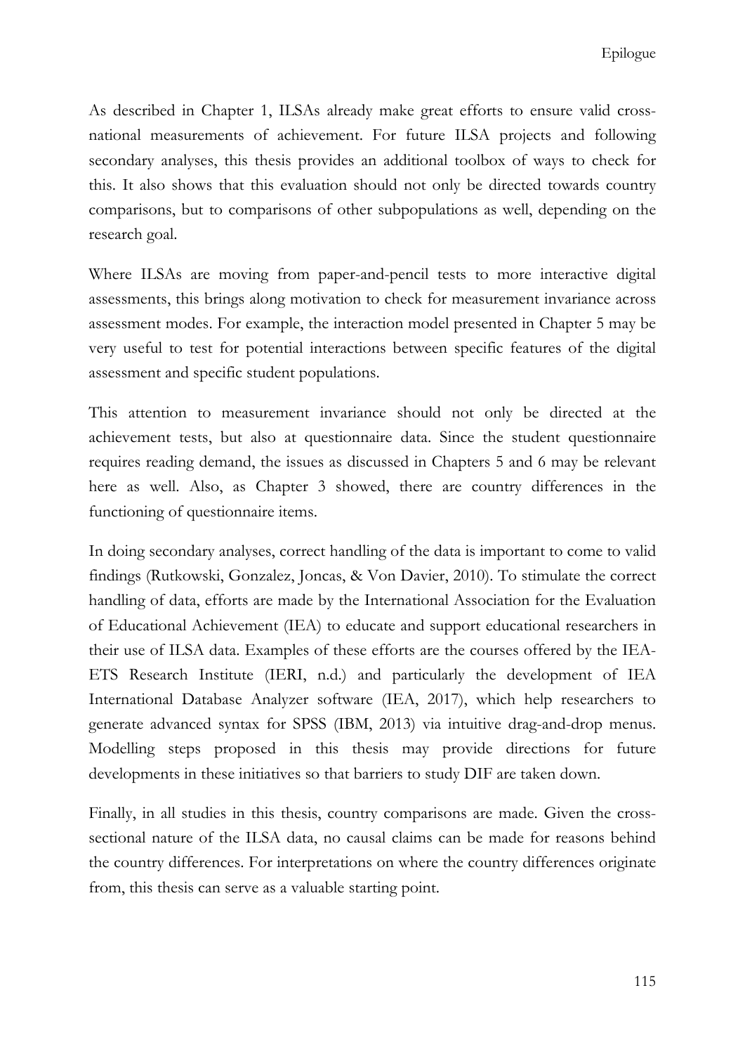As described in Chapter 1, ILSAs already make great efforts to ensure valid cross-national measurements of achievement. For future ILSA projects and following secondary analyses, this thesis provides an additional toolbox of ways to check for this. It also shows that this evaluation should not only be directed towards country comparisons, but to comparisons of other subpopulations as well, depending on the research goal.

Where ILSAs are moving from paper-and-pencil tests to more interactive digital assessments, this brings along motivation to check for measurement invariance across assessment modes. For example, the interaction model presented in Chapter 5 may be very useful to test for potential interactions between specific features of the digital assessment and specific student populations.

This attention to measurement invariance should not only be directed at the achievement tests, but also at questionnaire data. Since the student questionnaire requires reading demand, the issues as discussed in Chapters 5 and 6 may be relevant here as well. Also, as Chapter 3 showed, there are country differences in the functioning of questionnaire items.

In doing secondary analyses, correct handling of the data is important to come to valid findings (Rutkowski, Gonzalez, Joncas, & Von Davier, 2010). To stimulate the correct handling of data, efforts are made by the International Association for the Evaluation of Educational Achievement (IEA) to educate and support educational researchers in their use of ILSA data. Examples of these efforts are the courses offered by the IEA-ETS Research Institute (IERI, n.d.) and particularly the development of IEA International Database Analyzer software (IEA, 2017), which help researchers to generate advanced syntax for SPSS (IBM, 2013) via intuitive drag-and-drop menus. Modelling steps proposed in this thesis may provide directions for future developments in these initiatives so that barriers to study DIF are taken down.

Finally, in all studies in this thesis, country comparisons are made. Given the cross-sectional nature of the ILSA data, no causal claims can be made for reasons behind the country differences. For interpretations on where the country differences originate from, this thesis can serve as a valuable starting point.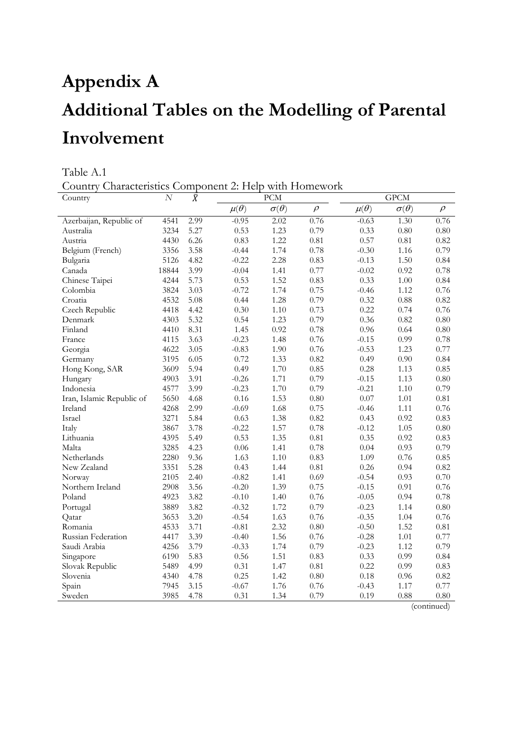# Appendix A

# Additional Tables on the Modelling of Parental Involvement

Table A.1

Country Characteristics Component 2: Help with Homework

| Country | $N$ | $\bar{X}$ | PCM | | | GPCM | | |
|---|---|---|---|---|---|---|---|---|
| | | | $\mu(\theta)$ | $\sigma(\theta)$ | $\rho$ | $\mu(\theta)$ | $\sigma(\theta)$ | $\rho$ |
| Azerbaijan, Republic of | 4541 | 2.99 | -0.95 | 2.02 | 0.76 | -0.63 | 1.30 | 0.76 |
| Australia | 3234 | 5.27 | 0.53 | 1.23 | 0.79 | 0.33 | 0.80 | 0.80 |
| Austria | 4430 | 6.26 | 0.83 | 1.22 | 0.81 | 0.57 | 0.81 | 0.82 |
| Belgium (French) | 3356 | 3.58 | -0.44 | 1.74 | 0.78 | -0.30 | 1.16 | 0.79 |
| Bulgaria | 5126 | 4.82 | -0.22 | 2.28 | 0.83 | -0.13 | 1.50 | 0.84 |
| Canada | 18844 | 3.99 | -0.04 | 1.41 | 0.77 | -0.02 | 0.92 | 0.78 |
| Chinese Taipei | 4244 | 5.73 | 0.53 | 1.52 | 0.83 | 0.33 | 1.00 | 0.84 |
| Colombia | 3824 | 3.03 | -0.72 | 1.74 | 0.75 | -0.46 | 1.12 | 0.76 |
| Croatia | 4532 | 5.08 | 0.44 | 1.28 | 0.79 | 0.32 | 0.88 | 0.82 |
| Czech Republic | 4418 | 4.42 | 0.30 | 1.10 | 0.73 | 0.22 | 0.74 | 0.76 |
| Denmark | 4303 | 5.32 | 0.54 | 1.23 | 0.79 | 0.36 | 0.82 | 0.80 |
| Finland | 4410 | 8.31 | 1.45 | 0.92 | 0.78 | 0.96 | 0.64 | 0.80 |
| France | 4115 | 3.63 | -0.23 | 1.48 | 0.76 | -0.15 | 0.99 | 0.78 |
| Georgia | 4622 | 3.05 | -0.83 | 1.90 | 0.76 | -0.53 | 1.23 | 0.77 |
| Germany | 3195 | 6.05 | 0.72 | 1.33 | 0.82 | 0.49 | 0.90 | 0.84 |
| Hong Kong, SAR | 3609 | 5.94 | 0.49 | 1.70 | 0.85 | 0.28 | 1.13 | 0.85 |
| Hungary | 4903 | 3.91 | -0.26 | 1.71 | 0.79 | -0.15 | 1.13 | 0.80 |
| Indonesia | 4577 | 3.99 | -0.23 | 1.70 | 0.79 | -0.21 | 1.10 | 0.79 |
| Iran, Islamic Republic of | 5650 | 4.68 | 0.16 | 1.53 | 0.80 | 0.07 | 1.01 | 0.81 |
| Ireland | 4268 | 2.99 | -0.69 | 1.68 | 0.75 | -0.46 | 1.11 | 0.76 |
| Israel | 3271 | 5.84 | 0.63 | 1.38 | 0.82 | 0.43 | 0.92 | 0.83 |
| Italy | 3867 | 3.78 | -0.22 | 1.57 | 0.78 | -0.12 | 1.05 | 0.80 |
| Lithuania | 4395 | 5.49 | 0.53 | 1.35 | 0.81 | 0.35 | 0.92 | 0.83 |
| Malta | 3285 | 4.23 | 0.06 | 1.41 | 0.78 | 0.04 | 0.93 | 0.79 |
| Netherlands | 2280 | 9.36 | 1.63 | 1.10 | 0.83 | 1.09 | 0.76 | 0.85 |
| New Zealand | 3351 | 5.28 | 0.43 | 1.44 | 0.81 | 0.26 | 0.94 | 0.82 |
| Norway | 2105 | 2.40 | -0.82 | 1.41 | 0.69 | -0.54 | 0.93 | 0.70 |
| Northern Ireland | 2908 | 3.56 | -0.20 | 1.39 | 0.75 | -0.15 | 0.91 | 0.76 |
| Poland | 4923 | 3.82 | -0.10 | 1.40 | 0.76 | -0.05 | 0.94 | 0.78 |
| Portugal | 3889 | 3.82 | -0.32 | 1.72 | 0.79 | -0.23 | 1.14 | 0.80 |
| Qatar | 3653 | 3.20 | -0.54 | 1.63 | 0.76 | -0.35 | 1.04 | 0.76 |
| Romania | 4533 | 3.71 | -0.81 | 2.32 | 0.80 | -0.50 | 1.52 | 0.81 |
| Russian Federation | 4417 | 3.39 | -0.40 | 1.56 | 0.76 | -0.28 | 1.01 | 0.77 |
| Saudi Arabia | 4256 | 3.79 | -0.33 | 1.74 | 0.79 | -0.23 | 1.12 | 0.79 |
| Singapore | 6190 | 5.83 | 0.56 | 1.51 | 0.83 | 0.33 | 0.99 | 0.84 |
| Slovak Republic | 5489 | 4.99 | 0.31 | 1.47 | 0.81 | 0.22 | 0.99 | 0.83 |
| Slovenia | 4340 | 4.78 | 0.25 | 1.42 | 0.80 | 0.18 | 0.96 | 0.82 |
| Spain | 7945 | 3.15 | -0.67 | 1.76 | 0.76 | -0.43 | 1.17 | 0.77 |
| Sweden | 3985 | 4.78 | 0.31 | 1.34 | 0.79 | 0.19 | 0.88 | 0.80 |

(continued)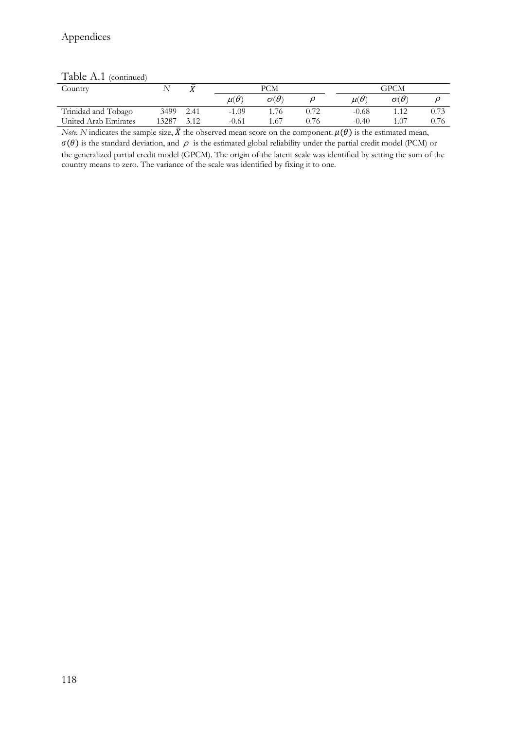Table A.1 (continued)

| Country | $N$ | $\bar{X}$ | PCM | | | GPCM | | |
|---|---|---|---|---|---|---|---|---|
| | | | $\mu(\theta)$ | $\sigma(\theta)$ | $\rho$ | $\mu(\theta)$ | $\sigma(\theta)$ | $\rho$ |
| Trinidad and Tobago | 3499 | 2.41 | -1.09 | 1.76 | 0.72 | -0.68 | 1.12 | 0.73 |
| United Arab Emirates | 13287 | 3.12 | -0.61 | 1.67 | 0.76 | -0.40 | 1.07 | 0.76 |

*Note.* $N$ indicates the sample size, $\bar{X}$ the observed mean score on the component. $\mu(\theta)$ is the estimated mean, $\sigma(\theta)$ is the standard deviation, and $\rho$ is the estimated global reliability under the partial credit model (PCM) or the generalized partial credit model (GPCM). The origin of the latent scale was identified by setting the sum of the country means to zero. The variance of the scale was identified by fixing it to one.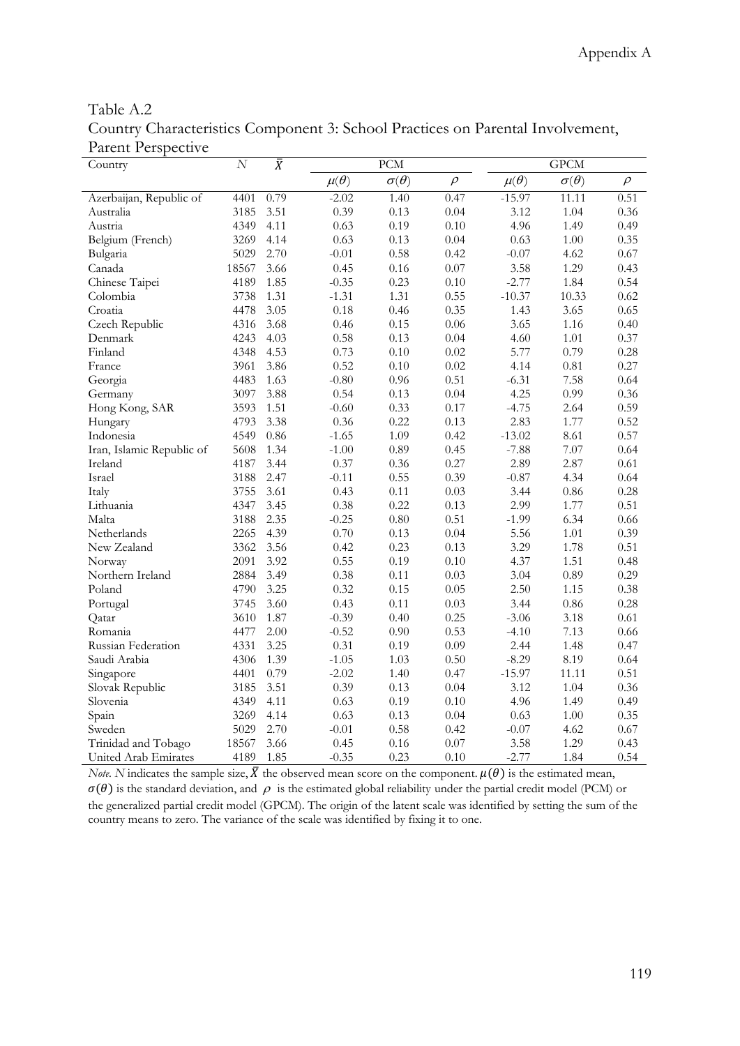Table A.2
Country Characteristics Component 3: School Practices on Parental Involvement, Parent Perspective

| Country | $N$ | $\bar{X}$ | PCM | | | GPCM | | |
|---|---|---|---|---|---|---|---|---|
| | | | $\mu(\theta)$ | $\sigma(\theta)$ | $\rho$ | $\mu(\theta)$ | $\sigma(\theta)$ | $\rho$ |
| Azerbaijan, Republic of | 4401 | 0.79 | -2.02 | 1.40 | 0.47 | -15.97 | 11.11 | 0.51 |
| Australia | 3185 | 3.51 | 0.39 | 0.13 | 0.04 | 3.12 | 1.04 | 0.36 |
| Austria | 4349 | 4.11 | 0.63 | 0.19 | 0.10 | 4.96 | 1.49 | 0.49 |
| Belgium (French) | 3269 | 4.14 | 0.63 | 0.13 | 0.04 | 0.63 | 1.00 | 0.35 |
| Bulgaria | 5029 | 2.70 | -0.01 | 0.58 | 0.42 | -0.07 | 4.62 | 0.67 |
| Canada | 18567 | 3.66 | 0.45 | 0.16 | 0.07 | 3.58 | 1.29 | 0.43 |
| Chinese Taipei | 4189 | 1.85 | -0.35 | 0.23 | 0.10 | -2.77 | 1.84 | 0.54 |
| Colombia | 3738 | 1.31 | -1.31 | 1.31 | 0.55 | -10.37 | 10.33 | 0.62 |
| Croatia | 4478 | 3.05 | 0.18 | 0.46 | 0.35 | 1.43 | 3.65 | 0.65 |
| Czech Republic | 4316 | 3.68 | 0.46 | 0.15 | 0.06 | 3.65 | 1.16 | 0.40 |
| Denmark | 4243 | 4.03 | 0.58 | 0.13 | 0.04 | 4.60 | 1.01 | 0.37 |
| Finland | 4348 | 4.53 | 0.73 | 0.10 | 0.02 | 5.77 | 0.79 | 0.28 |
| France | 3961 | 3.86 | 0.52 | 0.10 | 0.02 | 4.14 | 0.81 | 0.27 |
| Georgia | 4483 | 1.63 | -0.80 | 0.96 | 0.51 | -6.31 | 7.58 | 0.64 |
| Germany | 3097 | 3.88 | 0.54 | 0.13 | 0.04 | 4.25 | 0.99 | 0.36 |
| Hong Kong, SAR | 3593 | 1.51 | -0.60 | 0.33 | 0.17 | -4.75 | 2.64 | 0.59 |
| Hungary | 4793 | 3.38 | 0.36 | 0.22 | 0.13 | 2.83 | 1.77 | 0.52 |
| Indonesia | 4549 | 0.86 | -1.65 | 1.09 | 0.42 | -13.02 | 8.61 | 0.57 |
| Iran, Islamic Republic of | 5608 | 1.34 | -1.00 | 0.89 | 0.45 | -7.88 | 7.07 | 0.64 |
| Ireland | 4187 | 3.44 | 0.37 | 0.36 | 0.27 | 2.89 | 2.87 | 0.61 |
| Israel | 3188 | 2.47 | -0.11 | 0.55 | 0.39 | -0.87 | 4.34 | 0.64 |
| Italy | 3755 | 3.61 | 0.43 | 0.11 | 0.03 | 3.44 | 0.86 | 0.28 |
| Lithuania | 4347 | 3.45 | 0.38 | 0.22 | 0.13 | 2.99 | 1.77 | 0.51 |
| Malta | 3188 | 2.35 | -0.25 | 0.80 | 0.51 | -1.99 | 6.34 | 0.66 |
| Netherlands | 2265 | 4.39 | 0.70 | 0.13 | 0.04 | 5.56 | 1.01 | 0.39 |
| New Zealand | 3362 | 3.56 | 0.42 | 0.23 | 0.13 | 3.29 | 1.78 | 0.51 |
| Norway | 2091 | 3.92 | 0.55 | 0.19 | 0.10 | 4.37 | 1.51 | 0.48 |
| Northern Ireland | 2884 | 3.49 | 0.38 | 0.11 | 0.03 | 3.04 | 0.89 | 0.29 |
| Poland | 4790 | 3.25 | 0.32 | 0.15 | 0.05 | 2.50 | 1.15 | 0.38 |
| Portugal | 3745 | 3.60 | 0.43 | 0.11 | 0.03 | 3.44 | 0.86 | 0.28 |
| Qatar | 3610 | 1.87 | -0.39 | 0.40 | 0.25 | -3.06 | 3.18 | 0.61 |
| Romania | 4477 | 2.00 | -0.52 | 0.90 | 0.53 | -4.10 | 7.13 | 0.66 |
| Russian Federation | 4331 | 3.25 | 0.31 | 0.19 | 0.09 | 2.44 | 1.48 | 0.47 |
| Saudi Arabia | 4306 | 1.39 | -1.05 | 1.03 | 0.50 | -8.29 | 8.19 | 0.64 |
| Singapore | 4401 | 0.79 | -2.02 | 1.40 | 0.47 | -15.97 | 11.11 | 0.51 |
| Slovak Republic | 3185 | 3.51 | 0.39 | 0.13 | 0.04 | 3.12 | 1.04 | 0.36 |
| Slovenia | 4349 | 4.11 | 0.63 | 0.19 | 0.10 | 4.96 | 1.49 | 0.49 |
| Spain | 3269 | 4.14 | 0.63 | 0.13 | 0.04 | 0.63 | 1.00 | 0.35 |
| Sweden | 5029 | 2.70 | -0.01 | 0.58 | 0.42 | -0.07 | 4.62 | 0.67 |
| Trinidad and Tobago | 18567 | 3.66 | 0.45 | 0.16 | 0.07 | 3.58 | 1.29 | 0.43 |
| United Arab Emirates | 4189 | 1.85 | -0.35 | 0.23 | 0.10 | -2.77 | 1.84 | 0.54 |

*Note*. $N$ indicates the sample size, $\bar{X}$ the observed mean score on the component. $\mu(\theta)$ is the estimated mean, $\sigma(\theta)$ is the standard deviation, and $\rho$ is the estimated global reliability under the partial credit model (PCM) or the generalized partial credit model (GPCM). The origin of the latent scale was identified by setting the sum of the country means to zero. The variance of the scale was identified by fixing it to one.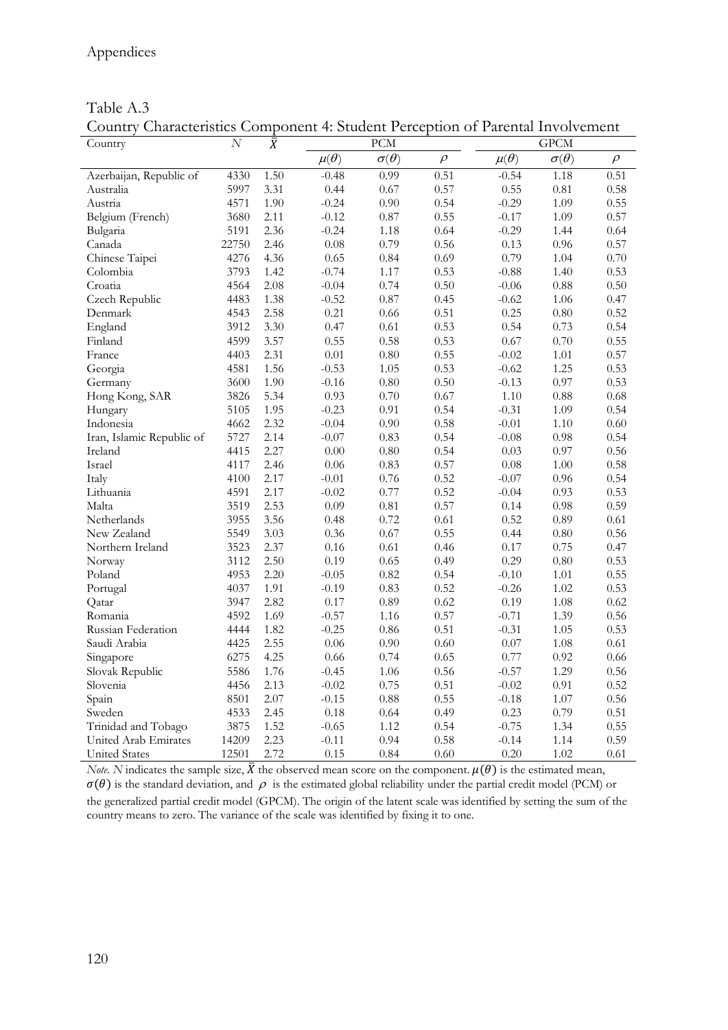Table A.3

Country Characteristics Component 4: Student Perception of Parental Involvement

| Country | N | $\bar{X}$ | PCM | | | GPCM | | |
|---|---|---|---|---|---|---|---|---|
| | | | $\mu(\theta)$ | $\sigma(\theta)$ | $\rho$ | $\mu(\theta)$ | $\sigma(\theta)$ | $\rho$ |
| Azerbaijan, Republic of | 4330 | 1.50 | -0.48 | 0.99 | 0.51 | -0.54 | 1.18 | 0.51 |
| Australia | 5997 | 3.31 | 0.44 | 0.67 | 0.57 | 0.55 | 0.81 | 0.58 |
| Austria | 4571 | 1.90 | -0.24 | 0.90 | 0.54 | -0.29 | 1.09 | 0.55 |
| Belgium (French) | 3680 | 2.11 | -0.12 | 0.87 | 0.55 | -0.17 | 1.09 | 0.57 |
| Bulgaria | 5191 | 2.36 | -0.24 | 1.18 | 0.64 | -0.29 | 1.44 | 0.64 |
| Canada | 22750 | 2.46 | 0.08 | 0.79 | 0.56 | 0.13 | 0.96 | 0.57 |
| Chinese Taipei | 4276 | 4.36 | 0.65 | 0.84 | 0.69 | 0.79 | 1.04 | 0.70 |
| Colombia | 3793 | 1.42 | -0.74 | 1.17 | 0.53 | -0.88 | 1.40 | 0.53 |
| Croatia | 4564 | 2.08 | -0.04 | 0.74 | 0.50 | -0.06 | 0.88 | 0.50 |
| Czech Republic | 4483 | 1.38 | -0.52 | 0.87 | 0.45 | -0.62 | 1.06 | 0.47 |
| Denmark | 4543 | 2.58 | 0.21 | 0.66 | 0.51 | 0.25 | 0.80 | 0.52 |
| England | 3912 | 3.30 | 0.47 | 0.61 | 0.53 | 0.54 | 0.73 | 0.54 |
| Finland | 4599 | 3.57 | 0.55 | 0.58 | 0.53 | 0.67 | 0.70 | 0.55 |
| France | 4403 | 2.31 | 0.01 | 0.80 | 0.55 | -0.02 | 1.01 | 0.57 |
| Georgia | 4581 | 1.56 | -0.53 | 1.05 | 0.53 | -0.62 | 1.25 | 0.53 |
| Germany | 3600 | 1.90 | -0.16 | 0.80 | 0.50 | -0.13 | 0.97 | 0.53 |
| Hong Kong, SAR | 3826 | 5.34 | 0.93 | 0.70 | 0.67 | 1.10 | 0.88 | 0.68 |
| Hungary | 5105 | 1.95 | -0.23 | 0.91 | 0.54 | -0.31 | 1.09 | 0.54 |
| Indonesia | 4662 | 2.32 | -0.04 | 0.90 | 0.58 | -0.01 | 1.10 | 0.60 |
| Iran, Islamic Republic of | 5727 | 2.14 | -0.07 | 0.83 | 0.54 | -0.08 | 0.98 | 0.54 |
| Ireland | 4415 | 2.27 | 0.00 | 0.80 | 0.54 | 0.03 | 0.97 | 0.56 |
| Israel | 4117 | 2.46 | 0.06 | 0.83 | 0.57 | 0.08 | 1.00 | 0.58 |
| Italy | 4100 | 2.17 | -0.01 | 0.76 | 0.52 | -0.07 | 0.96 | 0.54 |
| Lithuania | 4591 | 2.17 | -0.02 | 0.77 | 0.52 | -0.04 | 0.93 | 0.53 |
| Malta | 3519 | 2.53 | 0.09 | 0.81 | 0.57 | 0.14 | 0.98 | 0.59 |
| Netherlands | 3955 | 3.56 | 0.48 | 0.72 | 0.61 | 0.52 | 0.89 | 0.61 |
| New Zealand | 5549 | 3.03 | 0.36 | 0.67 | 0.55 | 0.44 | 0.80 | 0.56 |
| Northern Ireland | 3523 | 2.37 | 0.16 | 0.61 | 0.46 | 0.17 | 0.75 | 0.47 |
| Norway | 3112 | 2.50 | 0.19 | 0.65 | 0.49 | 0.29 | 0.80 | 0.53 |
| Poland | 4953 | 2.20 | -0.05 | 0.82 | 0.54 | -0.10 | 1.01 | 0.55 |
| Portugal | 4037 | 1.91 | -0.19 | 0.83 | 0.52 | -0.26 | 1.02 | 0.53 |
| Qatar | 3947 | 2.82 | 0.17 | 0.89 | 0.62 | 0.19 | 1.08 | 0.62 |
| Romania | 4592 | 1.69 | -0.57 | 1.16 | 0.57 | -0.71 | 1.39 | 0.56 |
| Russian Federation | 4444 | 1.82 | -0.25 | 0.86 | 0.51 | -0.31 | 1.05 | 0.53 |
| Saudi Arabia | 4425 | 2.55 | 0.06 | 0.90 | 0.60 | 0.07 | 1.08 | 0.61 |
| Singapore | 6275 | 4.25 | 0.66 | 0.74 | 0.65 | 0.77 | 0.92 | 0.66 |
| Slovak Republic | 5586 | 1.76 | -0.45 | 1.06 | 0.56 | -0.57 | 1.29 | 0.56 |
| Slovenia | 4456 | 2.13 | -0.02 | 0.75 | 0.51 | -0.02 | 0.91 | 0.52 |
| Spain | 8501 | 2.07 | -0.15 | 0.88 | 0.55 | -0.18 | 1.07 | 0.56 |
| Sweden | 4533 | 2.45 | 0.18 | 0.64 | 0.49 | 0.23 | 0.79 | 0.51 |
| Trinidad and Tobago | 3875 | 1.52 | -0.65 | 1.12 | 0.54 | -0.75 | 1.34 | 0.55 |
| United Arab Emirates | 14209 | 2.23 | -0.11 | 0.94 | 0.58 | -0.14 | 1.14 | 0.59 |
| United States | 12501 | 2.72 | 0.15 | 0.84 | 0.60 | 0.20 | 1.02 | 0.61 |

*Note*. $N$ indicates the sample size, $\bar{X}$ the observed mean score on the component. $\mu(\theta)$ is the estimated mean, $\sigma(\theta)$ is the standard deviation, and $\rho$ is the estimated global reliability under the partial credit model (PCM) or the generalized partial credit model (GPCM). The origin of the latent scale was identified by setting the sum of the country means to zero. The variance of the scale was identified by fixing it to one.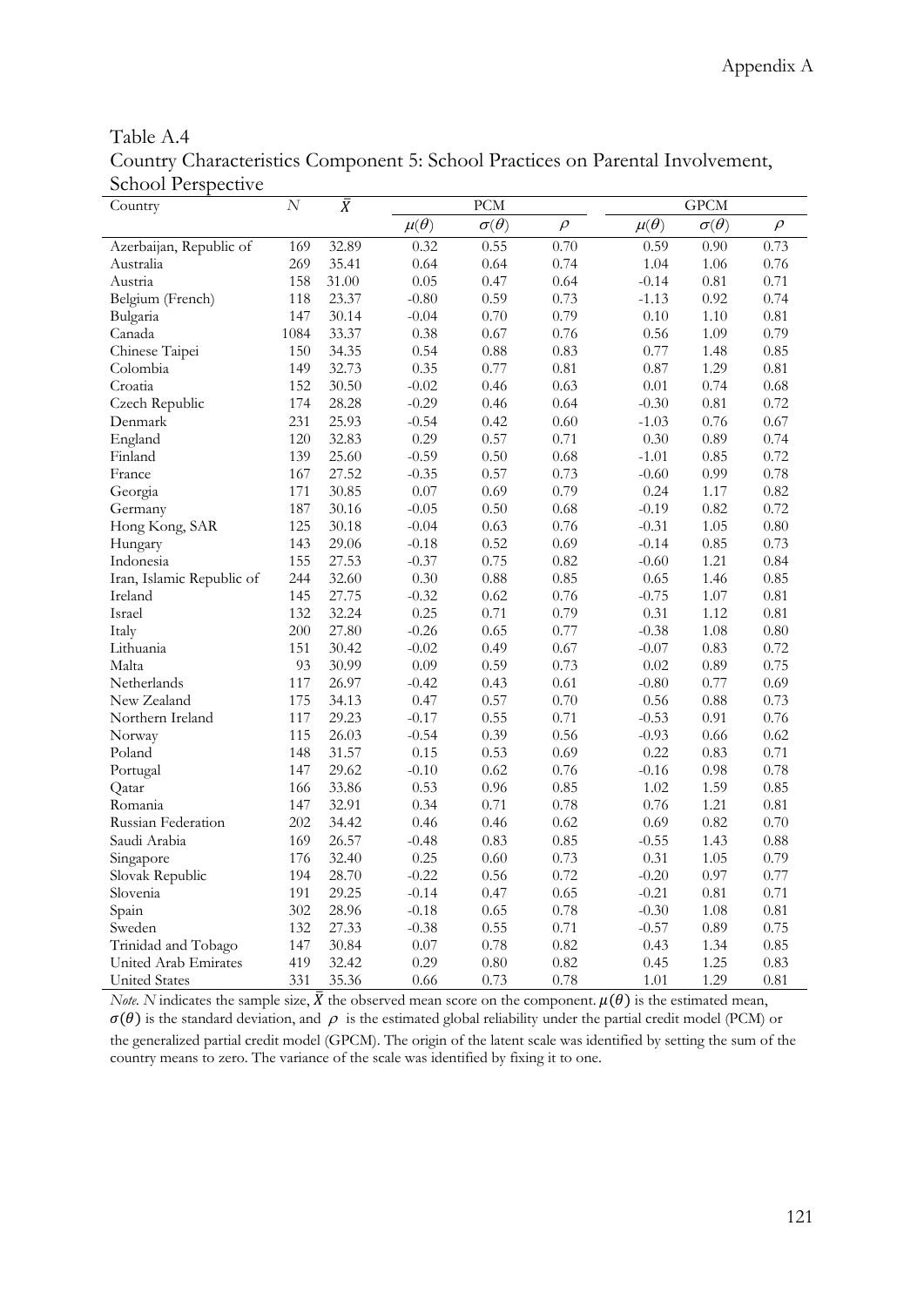Table A.4
Country Characteristics Component 5: School Practices on Parental Involvement, School Perspective

| Country | $N$ | $\bar{X}$ | PCM | | | GPCM | | |
|---|---|---|---|---|---|---|---|---|
| | | | $\mu(\theta)$ | $\sigma(\theta)$ | $\rho$ | $\mu(\theta)$ | $\sigma(\theta)$ | $\rho$ |
| Azerbaijan, Republic of | 169 | 32.89 | 0.32 | 0.55 | 0.70 | 0.59 | 0.90 | 0.73 |
| Australia | 269 | 35.41 | 0.64 | 0.64 | 0.74 | 1.04 | 1.06 | 0.76 |
| Austria | 158 | 31.00 | 0.05 | 0.47 | 0.64 | -0.14 | 0.81 | 0.71 |
| Belgium (French) | 118 | 23.37 | -0.80 | 0.59 | 0.73 | -1.13 | 0.92 | 0.74 |
| Bulgaria | 147 | 30.14 | -0.04 | 0.70 | 0.79 | 0.10 | 1.10 | 0.81 |
| Canada | 1084 | 33.37 | 0.38 | 0.67 | 0.76 | 0.56 | 1.09 | 0.79 |
| Chinese Taipei | 150 | 34.35 | 0.54 | 0.88 | 0.83 | 0.77 | 1.48 | 0.85 |
| Colombia | 149 | 32.73 | 0.35 | 0.77 | 0.81 | 0.87 | 1.29 | 0.81 |
| Croatia | 152 | 30.50 | -0.02 | 0.46 | 0.63 | 0.01 | 0.74 | 0.68 |
| Czech Republic | 174 | 28.28 | -0.29 | 0.46 | 0.64 | -0.30 | 0.81 | 0.72 |
| Denmark | 231 | 25.93 | -0.54 | 0.42 | 0.60 | -1.03 | 0.76 | 0.67 |
| England | 120 | 32.83 | 0.29 | 0.57 | 0.71 | 0.30 | 0.89 | 0.74 |
| Finland | 139 | 25.60 | -0.59 | 0.50 | 0.68 | -1.01 | 0.85 | 0.72 |
| France | 167 | 27.52 | -0.35 | 0.57 | 0.73 | -0.60 | 0.99 | 0.78 |
| Georgia | 171 | 30.85 | 0.07 | 0.69 | 0.79 | 0.24 | 1.17 | 0.82 |
| Germany | 187 | 30.16 | -0.05 | 0.50 | 0.68 | -0.19 | 0.82 | 0.72 |
| Hong Kong, SAR | 125 | 30.18 | -0.04 | 0.63 | 0.76 | -0.31 | 1.05 | 0.80 |
| Hungary | 143 | 29.06 | -0.18 | 0.52 | 0.69 | -0.14 | 0.85 | 0.73 |
| Indonesia | 155 | 27.53 | -0.37 | 0.75 | 0.82 | -0.60 | 1.21 | 0.84 |
| Iran, Islamic Republic of | 244 | 32.60 | 0.30 | 0.88 | 0.85 | 0.65 | 1.46 | 0.85 |
| Ireland | 145 | 27.75 | -0.32 | 0.62 | 0.76 | -0.75 | 1.07 | 0.81 |
| Israel | 132 | 32.24 | 0.25 | 0.71 | 0.79 | 0.31 | 1.12 | 0.81 |
| Italy | 200 | 27.80 | -0.26 | 0.65 | 0.77 | -0.38 | 1.08 | 0.80 |
| Lithuania | 151 | 30.42 | -0.02 | 0.49 | 0.67 | -0.07 | 0.83 | 0.72 |
| Malta | 93 | 30.99 | 0.09 | 0.59 | 0.73 | 0.02 | 0.89 | 0.75 |
| Netherlands | 117 | 26.97 | -0.42 | 0.43 | 0.61 | -0.80 | 0.77 | 0.69 |
| New Zealand | 175 | 34.13 | 0.47 | 0.57 | 0.70 | 0.56 | 0.88 | 0.73 |
| Northern Ireland | 117 | 29.23 | -0.17 | 0.55 | 0.71 | -0.53 | 0.91 | 0.76 |
| Norway | 115 | 26.03 | -0.54 | 0.39 | 0.56 | -0.93 | 0.66 | 0.62 |
| Poland | 148 | 31.57 | 0.15 | 0.53 | 0.69 | 0.22 | 0.83 | 0.71 |
| Portugal | 147 | 29.62 | -0.10 | 0.62 | 0.76 | -0.16 | 0.98 | 0.78 |
| Qatar | 166 | 33.86 | 0.53 | 0.96 | 0.85 | 1.02 | 1.59 | 0.85 |
| Romania | 147 | 32.91 | 0.34 | 0.71 | 0.78 | 0.76 | 1.21 | 0.81 |
| Russian Federation | 202 | 34.42 | 0.46 | 0.46 | 0.62 | 0.69 | 0.82 | 0.70 |
| Saudi Arabia | 169 | 26.57 | -0.48 | 0.83 | 0.85 | -0.55 | 1.43 | 0.88 |
| Singapore | 176 | 32.40 | 0.25 | 0.60 | 0.73 | 0.31 | 1.05 | 0.79 |
| Slovak Republic | 194 | 28.70 | -0.22 | 0.56 | 0.72 | -0.20 | 0.97 | 0.77 |
| Slovenia | 191 | 29.25 | -0.14 | 0.47 | 0.65 | -0.21 | 0.81 | 0.71 |
| Spain | 302 | 28.96 | -0.18 | 0.65 | 0.78 | -0.30 | 1.08 | 0.81 |
| Sweden | 132 | 27.33 | -0.38 | 0.55 | 0.71 | -0.57 | 0.89 | 0.75 |
| Trinidad and Tobago | 147 | 30.84 | 0.07 | 0.78 | 0.82 | 0.43 | 1.34 | 0.85 |
| United Arab Emirates | 419 | 32.42 | 0.29 | 0.80 | 0.82 | 0.45 | 1.25 | 0.83 |
| United States | 331 | 35.36 | 0.66 | 0.73 | 0.78 | 1.01 | 1.29 | 0.81 |

*Note.* $N$ indicates the sample size, $\bar{X}$ the observed mean score on the component. $\mu(\theta)$ is the estimated mean, $\sigma(\theta)$ is the standard deviation, and $\rho$ is the estimated global reliability under the partial credit model (PCM) or the generalized partial credit model (GPCM). The origin of the latent scale was identified by setting the sum of the country means to zero. The variance of the scale was identified by fixing it to one.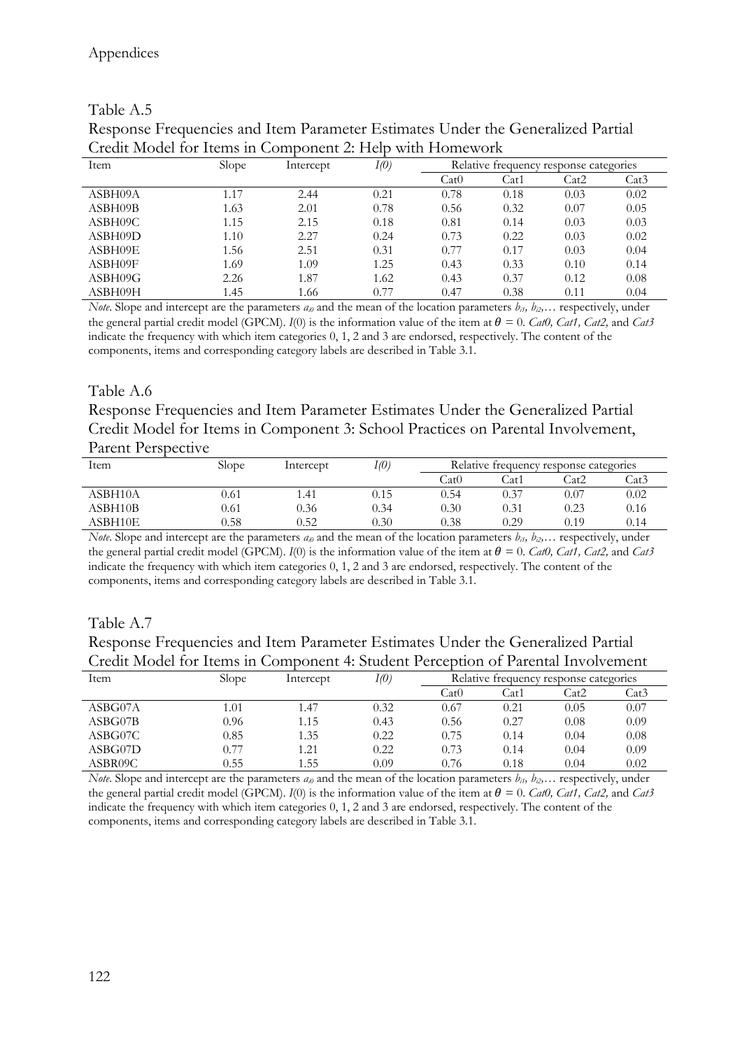Table A.5

Response Frequencies and Item Parameter Estimates Under the Generalized Partial Credit Model for Items in Component 2: Help with Homework

| Item | Slope | Intercept | *I(0)* | Relative frequency response categories | | | |
|---|---|---|---|---|---|---|---|
| | | | | Cat0 | Cat1 | Cat2 | Cat3 |
| ASBH09A | 1.17 | 2.44 | 0.21 | 0.78 | 0.18 | 0.03 | 0.02 |
| ASBH09B | 1.63 | 2.01 | 0.78 | 0.56 | 0.32 | 0.07 | 0.05 |
| ASBH09C | 1.15 | 2.15 | 0.18 | 0.81 | 0.14 | 0.03 | 0.03 |
| ASBH09D | 1.10 | 2.27 | 0.24 | 0.73 | 0.22 | 0.03 | 0.02 |
| ASBH09E | 1.56 | 2.51 | 0.31 | 0.77 | 0.17 | 0.03 | 0.04 |
| ASBH09F | 1.69 | 1.09 | 1.25 | 0.43 | 0.33 | 0.10 | 0.14 |
| ASBH09G | 2.26 | 1.87 | 1.62 | 0.43 | 0.37 | 0.12 | 0.08 |
| ASBH09H | 1.45 | 1.66 | 0.77 | 0.47 | 0.38 | 0.11 | 0.04 |

*Note*. Slope and intercept are the parameters $a_{i0}$ and the mean of the location parameters $b_{i1}$, $b_{i2}$,… respectively, under the general partial credit model (GPCM). *I*(0) is the information value of the item at $\theta = 0$. *Cat0, Cat1, Cat2,* and *Cat3* indicate the frequency with which item categories 0, 1, 2 and 3 are endorsed, respectively. The content of the components, items and corresponding category labels are described in Table 3.1.

Table A.6

Response Frequencies and Item Parameter Estimates Under the Generalized Partial Credit Model for Items in Component 3: School Practices on Parental Involvement, Parent Perspective

| Item | Slope | Intercept | *I(0)* | Relative frequency response categories | | | |
|---|---|---|---|---|---|---|---|
| | | | | Cat0 | Cat1 | Cat2 | Cat3 |
| ASBH10A | 0.61 | 1.41 | 0.15 | 0.54 | 0.37 | 0.07 | 0.02 |
| ASBH10B | 0.61 | 0.36 | 0.34 | 0.30 | 0.31 | 0.23 | 0.16 |
| ASBH10E | 0.58 | 0.52 | 0.30 | 0.38 | 0.29 | 0.19 | 0.14 |

*Note*. Slope and intercept are the parameters $a_{i0}$ and the mean of the location parameters $b_{i1}$, $b_{i2}$,… respectively, under the general partial credit model (GPCM). *I*(0) is the information value of the item at $\theta = 0$. *Cat0, Cat1, Cat2,* and *Cat3* indicate the frequency with which item categories 0, 1, 2 and 3 are endorsed, respectively. The content of the components, items and corresponding category labels are described in Table 3.1.

Table A.7

Response Frequencies and Item Parameter Estimates Under the Generalized Partial Credit Model for Items in Component 4: Student Perception of Parental Involvement

| Item | Slope | Intercept | *I(0)* | Relative frequency response categories | | | |
|---|---|---|---|---|---|---|---|
| | | | | Cat0 | Cat1 | Cat2 | Cat3 |
| ASBG07A | 1.01 | 1.47 | 0.32 | 0.67 | 0.21 | 0.05 | 0.07 |
| ASBG07B | 0.96 | 1.15 | 0.43 | 0.56 | 0.27 | 0.08 | 0.09 |
| ASBG07C | 0.85 | 1.35 | 0.22 | 0.75 | 0.14 | 0.04 | 0.08 |
| ASBG07D | 0.77 | 1.21 | 0.22 | 0.73 | 0.14 | 0.04 | 0.09 |
| ASBR09C | 0.55 | 1.55 | 0.09 | 0.76 | 0.18 | 0.04 | 0.02 |

*Note*. Slope and intercept are the parameters $a_{i0}$ and the mean of the location parameters $b_{i1}$, $b_{i2}$,… respectively, under the general partial credit model (GPCM). *I*(0) is the information value of the item at $\theta = 0$. *Cat0, Cat1, Cat2,* and *Cat3* indicate the frequency with which item categories 0, 1, 2 and 3 are endorsed, respectively. The content of the components, items and corresponding category labels are described in Table 3.1.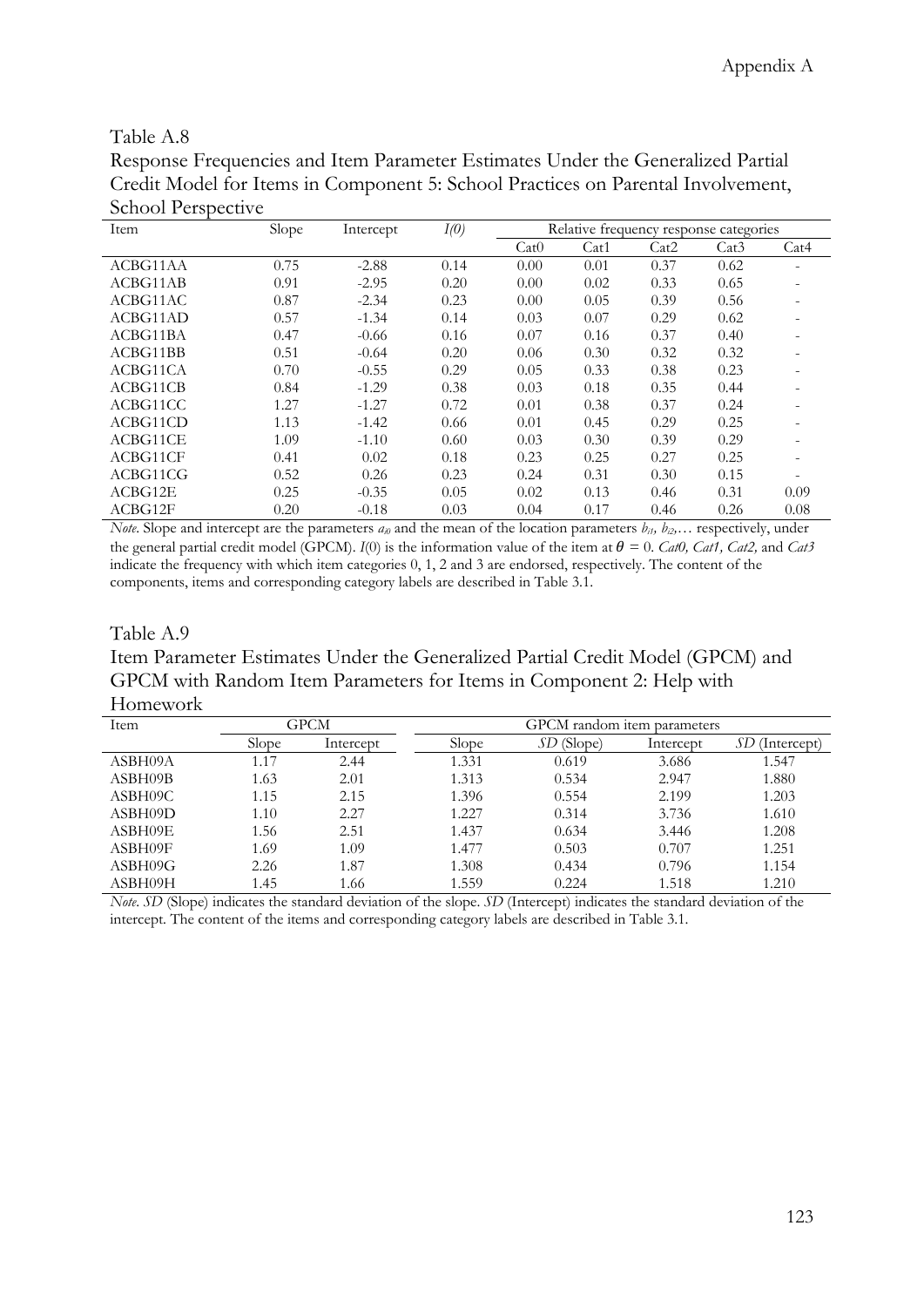Table A.8

Response Frequencies and Item Parameter Estimates Under the Generalized Partial Credit Model for Items in Component 5: School Practices on Parental Involvement, School Perspective

| Item | Slope | Intercept | *I(0)* | Relative frequency response categories | | | | |
|---|---|---|---|---|---|---|---|---|
| | | | | Cat0 | Cat1 | Cat2 | Cat3 | Cat4 |
| ACBG11AA | 0.75 | -2.88 | 0.14 | 0.00 | 0.01 | 0.37 | 0.62 | - |
| ACBG11AB | 0.91 | -2.95 | 0.20 | 0.00 | 0.02 | 0.33 | 0.65 | - |
| ACBG11AC | 0.87 | -2.34 | 0.23 | 0.00 | 0.05 | 0.39 | 0.56 | - |
| ACBG11AD | 0.57 | -1.34 | 0.14 | 0.03 | 0.07 | 0.29 | 0.62 | - |
| ACBG11BA | 0.47 | -0.66 | 0.16 | 0.07 | 0.16 | 0.37 | 0.40 | - |
| ACBG11BB | 0.51 | -0.64 | 0.20 | 0.06 | 0.30 | 0.32 | 0.32 | - |
| ACBG11CA | 0.70 | -0.55 | 0.29 | 0.05 | 0.33 | 0.38 | 0.23 | - |
| ACBG11CB | 0.84 | -1.29 | 0.38 | 0.03 | 0.18 | 0.35 | 0.44 | - |
| ACBG11CC | 1.27 | -1.27 | 0.72 | 0.01 | 0.38 | 0.37 | 0.24 | - |
| ACBG11CD | 1.13 | -1.42 | 0.66 | 0.01 | 0.45 | 0.29 | 0.25 | - |
| ACBG11CE | 1.09 | -1.10 | 0.60 | 0.03 | 0.30 | 0.39 | 0.29 | - |
| ACBG11CF | 0.41 | 0.02 | 0.18 | 0.23 | 0.25 | 0.27 | 0.25 | - |
| ACBG11CG | 0.52 | 0.26 | 0.23 | 0.24 | 0.31 | 0.30 | 0.15 | - |
| ACBG12E | 0.25 | -0.35 | 0.05 | 0.02 | 0.13 | 0.46 | 0.31 | 0.09 |
| ACBG12F | 0.20 | -0.18 | 0.03 | 0.04 | 0.17 | 0.46 | 0.26 | 0.08 |

*Note*. Slope and intercept are the parameters $a_{i0}$ and the mean of the location parameters $b_{i1}$, $b_{i2}$,… respectively, under the general partial credit model (GPCM). $I(0)$ is the information value of the item at $\theta = 0$. *Cat0, Cat1, Cat2,* and *Cat3* indicate the frequency with which item categories 0, 1, 2 and 3 are endorsed, respectively. The content of the components, items and corresponding category labels are described in Table 3.1.

Table A.9

Item Parameter Estimates Under the Generalized Partial Credit Model (GPCM) and GPCM with Random Item Parameters for Items in Component 2: Help with Homework

| Item | GPCM | | GPCM random item parameters | | | |
|---|---|---|---|---|---|---|
| | Slope | Intercept | Slope | *SD* (Slope) | Intercept | *SD* (Intercept) |
| ASBH09A | 1.17 | 2.44 | 1.331 | 0.619 | 3.686 | 1.547 |
| ASBH09B | 1.63 | 2.01 | 1.313 | 0.534 | 2.947 | 1.880 |
| ASBH09C | 1.15 | 2.15 | 1.396 | 0.554 | 2.199 | 1.203 |
| ASBH09D | 1.10 | 2.27 | 1.227 | 0.314 | 3.736 | 1.610 |
| ASBH09E | 1.56 | 2.51 | 1.437 | 0.634 | 3.446 | 1.208 |
| ASBH09F | 1.69 | 1.09 | 1.477 | 0.503 | 0.707 | 1.251 |
| ASBH09G | 2.26 | 1.87 | 1.308 | 0.434 | 0.796 | 1.154 |
| ASBH09H | 1.45 | 1.66 | 1.559 | 0.224 | 1.518 | 1.210 |

*Note*. *SD* (Slope) indicates the standard deviation of the slope. *SD* (Intercept) indicates the standard deviation of the intercept. The content of the items and corresponding category labels are described in Table 3.1.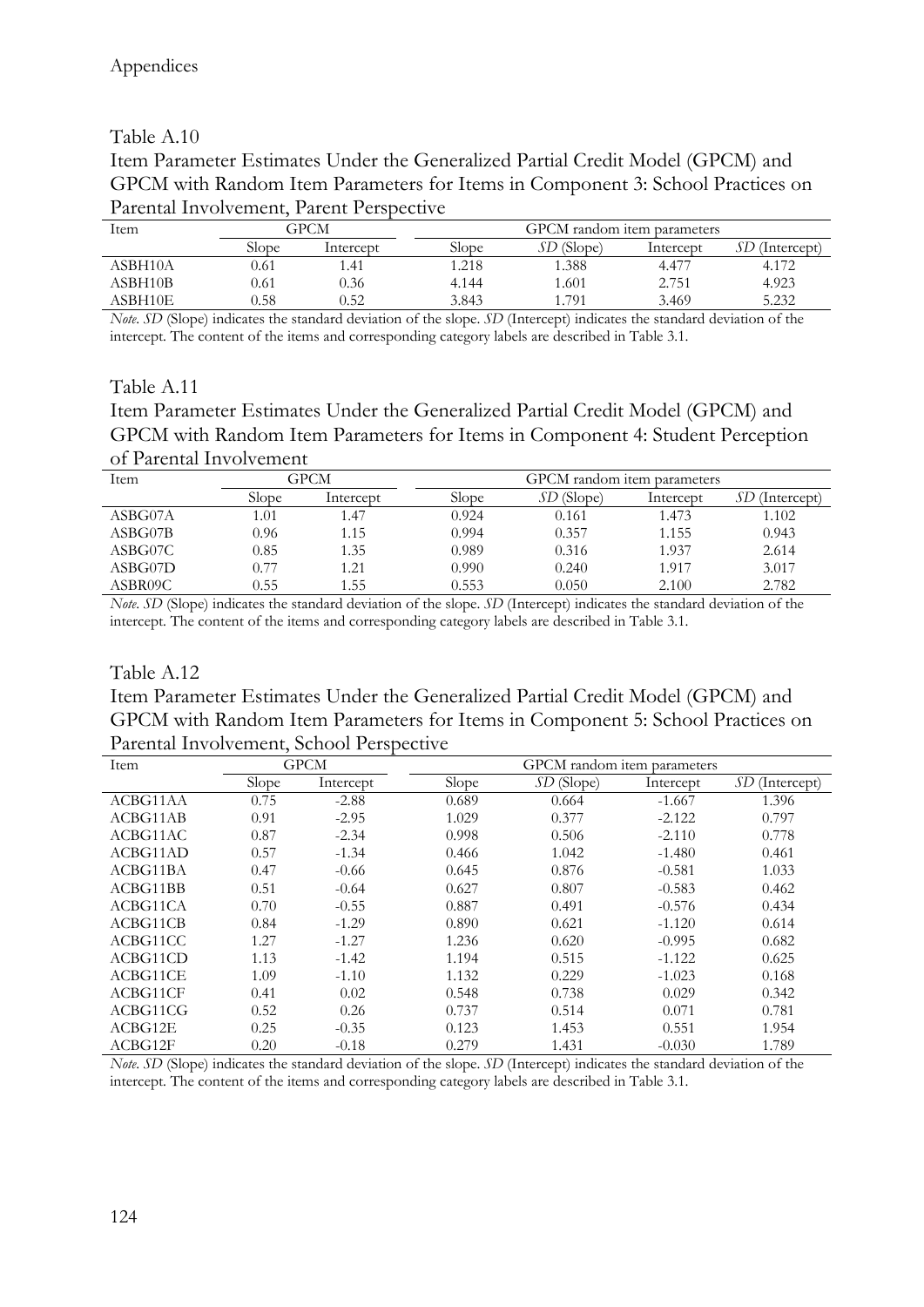Table A.10

Item Parameter Estimates Under the Generalized Partial Credit Model (GPCM) and GPCM with Random Item Parameters for Items in Component 3: School Practices on Parental Involvement, Parent Perspective

| Item | GPCM | | GPCM random item parameters | | | |
|---|---|---|---|---|---|---|
| | Slope | Intercept | Slope | *SD* (Slope) | Intercept | *SD* (Intercept) |
| ASBH10A | 0.61 | 1.41 | 1.218 | 1.388 | 4.477 | 4.172 |
| ASBH10B | 0.61 | 0.36 | 4.144 | 1.601 | 2.751 | 4.923 |
| ASBH10E | 0.58 | 0.52 | 3.843 | 1.791 | 3.469 | 5.232 |

*Note*. *SD* (Slope) indicates the standard deviation of the slope. *SD* (Intercept) indicates the standard deviation of the intercept. The content of the items and corresponding category labels are described in Table 3.1.

Table A.11

Item Parameter Estimates Under the Generalized Partial Credit Model (GPCM) and GPCM with Random Item Parameters for Items in Component 4: Student Perception of Parental Involvement

| Item | GPCM | | GPCM random item parameters | | | |
|---|---|---|---|---|---|---|
| | Slope | Intercept | Slope | *SD* (Slope) | Intercept | *SD* (Intercept) |
| ASBG07A | 1.01 | 1.47 | 0.924 | 0.161 | 1.473 | 1.102 |
| ASBG07B | 0.96 | 1.15 | 0.994 | 0.357 | 1.155 | 0.943 |
| ASBG07C | 0.85 | 1.35 | 0.989 | 0.316 | 1.937 | 2.614 |
| ASBG07D | 0.77 | 1.21 | 0.990 | 0.240 | 1.917 | 3.017 |
| ASBR09C | 0.55 | 1.55 | 0.553 | 0.050 | 2.100 | 2.782 |

*Note*. *SD* (Slope) indicates the standard deviation of the slope. *SD* (Intercept) indicates the standard deviation of the intercept. The content of the items and corresponding category labels are described in Table 3.1.

Table A.12

Item Parameter Estimates Under the Generalized Partial Credit Model (GPCM) and GPCM with Random Item Parameters for Items in Component 5: School Practices on Parental Involvement, School Perspective

| Item | GPCM | | GPCM random item parameters | | | |
|---|---|---|---|---|---|---|
| | Slope | Intercept | Slope | *SD* (Slope) | Intercept | *SD* (Intercept) |
| ACBG11AA | 0.75 | -2.88 | 0.689 | 0.664 | -1.667 | 1.396 |
| ACBG11AB | 0.91 | -2.95 | 1.029 | 0.377 | -2.122 | 0.797 |
| ACBG11AC | 0.87 | -2.34 | 0.998 | 0.506 | -2.110 | 0.778 |
| ACBG11AD | 0.57 | -1.34 | 0.466 | 1.042 | -1.480 | 0.461 |
| ACBG11BA | 0.47 | -0.66 | 0.645 | 0.876 | -0.581 | 1.033 |
| ACBG11BB | 0.51 | -0.64 | 0.627 | 0.807 | -0.583 | 0.462 |
| ACBG11CA | 0.70 | -0.55 | 0.887 | 0.491 | -0.576 | 0.434 |
| ACBG11CB | 0.84 | -1.29 | 0.890 | 0.621 | -1.120 | 0.614 |
| ACBG11CC | 1.27 | -1.27 | 1.236 | 0.620 | -0.995 | 0.682 |
| ACBG11CD | 1.13 | -1.42 | 1.194 | 0.515 | -1.122 | 0.625 |
| ACBG11CE | 1.09 | -1.10 | 1.132 | 0.229 | -1.023 | 0.168 |
| ACBG11CF | 0.41 | 0.02 | 0.548 | 0.738 | 0.029 | 0.342 |
| ACBG11CG | 0.52 | 0.26 | 0.737 | 0.514 | 0.071 | 0.781 |
| ACBG12E | 0.25 | -0.35 | 0.123 | 1.453 | 0.551 | 1.954 |
| ACBG12F | 0.20 | -0.18 | 0.279 | 1.431 | -0.030 | 1.789 |

*Note*. *SD* (Slope) indicates the standard deviation of the slope. *SD* (Intercept) indicates the standard deviation of the intercept. The content of the items and corresponding category labels are described in Table 3.1.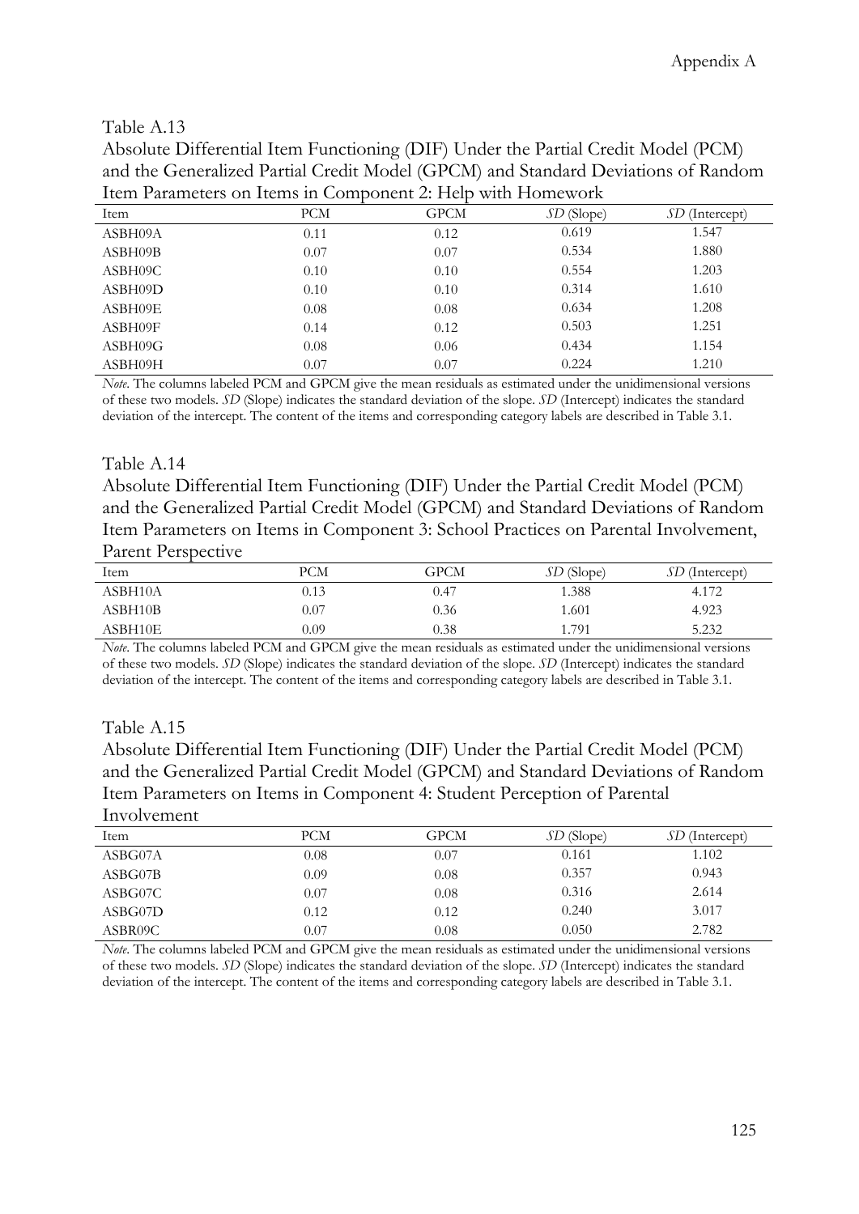Table A.13

Absolute Differential Item Functioning (DIF) Under the Partial Credit Model (PCM) and the Generalized Partial Credit Model (GPCM) and Standard Deviations of Random Item Parameters on Items in Component 2: Help with Homework

| Item | PCM | GPCM | *SD* (Slope) | *SD* (Intercept) |
|---|---|---|---|---|
| ASBH09A | 0.11 | 0.12 | 0.619 | 1.547 |
| ASBH09B | 0.07 | 0.07 | 0.534 | 1.880 |
| ASBH09C | 0.10 | 0.10 | 0.554 | 1.203 |
| ASBH09D | 0.10 | 0.10 | 0.314 | 1.610 |
| ASBH09E | 0.08 | 0.08 | 0.634 | 1.208 |
| ASBH09F | 0.14 | 0.12 | 0.503 | 1.251 |
| ASBH09G | 0.08 | 0.06 | 0.434 | 1.154 |
| ASBH09H | 0.07 | 0.07 | 0.224 | 1.210 |

*Note*. The columns labeled PCM and GPCM give the mean residuals as estimated under the unidimensional versions of these two models. *SD* (Slope) indicates the standard deviation of the slope. *SD* (Intercept) indicates the standard deviation of the intercept. The content of the items and corresponding category labels are described in Table 3.1.

Table A.14

Absolute Differential Item Functioning (DIF) Under the Partial Credit Model (PCM) and the Generalized Partial Credit Model (GPCM) and Standard Deviations of Random Item Parameters on Items in Component 3: School Practices on Parental Involvement, Parent Perspective

| Item | PCM | GPCM | *SD* (Slope) | *SD* (Intercept) |
|---|---|---|---|---|
| ASBH10A | 0.13 | 0.47 | 1.388 | 4.172 |
| ASBH10B | 0.07 | 0.36 | 1.601 | 4.923 |
| ASBH10E | 0.09 | 0.38 | 1.791 | 5.232 |

*Note*. The columns labeled PCM and GPCM give the mean residuals as estimated under the unidimensional versions of these two models. *SD* (Slope) indicates the standard deviation of the slope. *SD* (Intercept) indicates the standard deviation of the intercept. The content of the items and corresponding category labels are described in Table 3.1.

Table A.15

Absolute Differential Item Functioning (DIF) Under the Partial Credit Model (PCM) and the Generalized Partial Credit Model (GPCM) and Standard Deviations of Random Item Parameters on Items in Component 4: Student Perception of Parental Involvement

| Item | PCM | GPCM | *SD* (Slope) | *SD* (Intercept) |
|---|---|---|---|---|
| ASBG07A | 0.08 | 0.07 | 0.161 | 1.102 |
| ASBG07B | 0.09 | 0.08 | 0.357 | 0.943 |
| ASBG07C | 0.07 | 0.08 | 0.316 | 2.614 |
| ASBG07D | 0.12 | 0.12 | 0.240 | 3.017 |
| ASBR09C | 0.07 | 0.08 | 0.050 | 2.782 |

*Note*. The columns labeled PCM and GPCM give the mean residuals as estimated under the unidimensional versions of these two models. *SD* (Slope) indicates the standard deviation of the slope. *SD* (Intercept) indicates the standard deviation of the intercept. The content of the items and corresponding category labels are described in Table 3.1.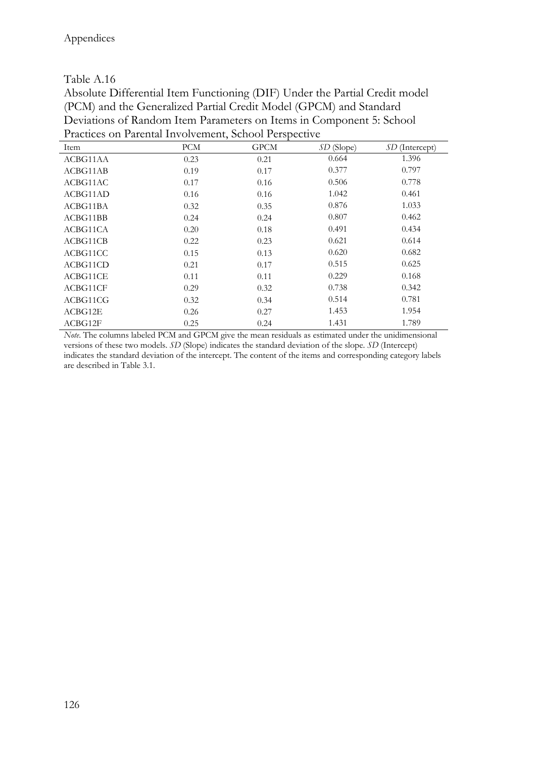Table A.16

Absolute Differential Item Functioning (DIF) Under the Partial Credit model (PCM) and the Generalized Partial Credit Model (GPCM) and Standard Deviations of Random Item Parameters on Items in Component 5: School Practices on Parental Involvement, School Perspective

| Item | PCM | GPCM | *SD* (Slope) | *SD* (Intercept) |
|---|---|---|---|---|
| ACBG11AA | 0.23 | 0.21 | 0.664 | 1.396 |
| ACBG11AB | 0.19 | 0.17 | 0.377 | 0.797 |
| ACBG11AC | 0.17 | 0.16 | 0.506 | 0.778 |
| ACBG11AD | 0.16 | 0.16 | 1.042 | 0.461 |
| ACBG11BA | 0.32 | 0.35 | 0.876 | 1.033 |
| ACBG11BB | 0.24 | 0.24 | 0.807 | 0.462 |
| ACBG11CA | 0.20 | 0.18 | 0.491 | 0.434 |
| ACBG11CB | 0.22 | 0.23 | 0.621 | 0.614 |
| ACBG11CC | 0.15 | 0.13 | 0.620 | 0.682 |
| ACBG11CD | 0.21 | 0.17 | 0.515 | 0.625 |
| ACBG11CE | 0.11 | 0.11 | 0.229 | 0.168 |
| ACBG11CF | 0.29 | 0.32 | 0.738 | 0.342 |
| ACBG11CG | 0.32 | 0.34 | 0.514 | 0.781 |
| ACBG12E | 0.26 | 0.27 | 1.453 | 1.954 |
| ACBG12F | 0.25 | 0.24 | 1.431 | 1.789 |

*Note*. The columns labeled PCM and GPCM give the mean residuals as estimated under the unidimensional versions of these two models. *SD* (Slope) indicates the standard deviation of the slope. *SD* (Intercept) indicates the standard deviation of the intercept. The content of the items and corresponding category labels are described in Table 3.1.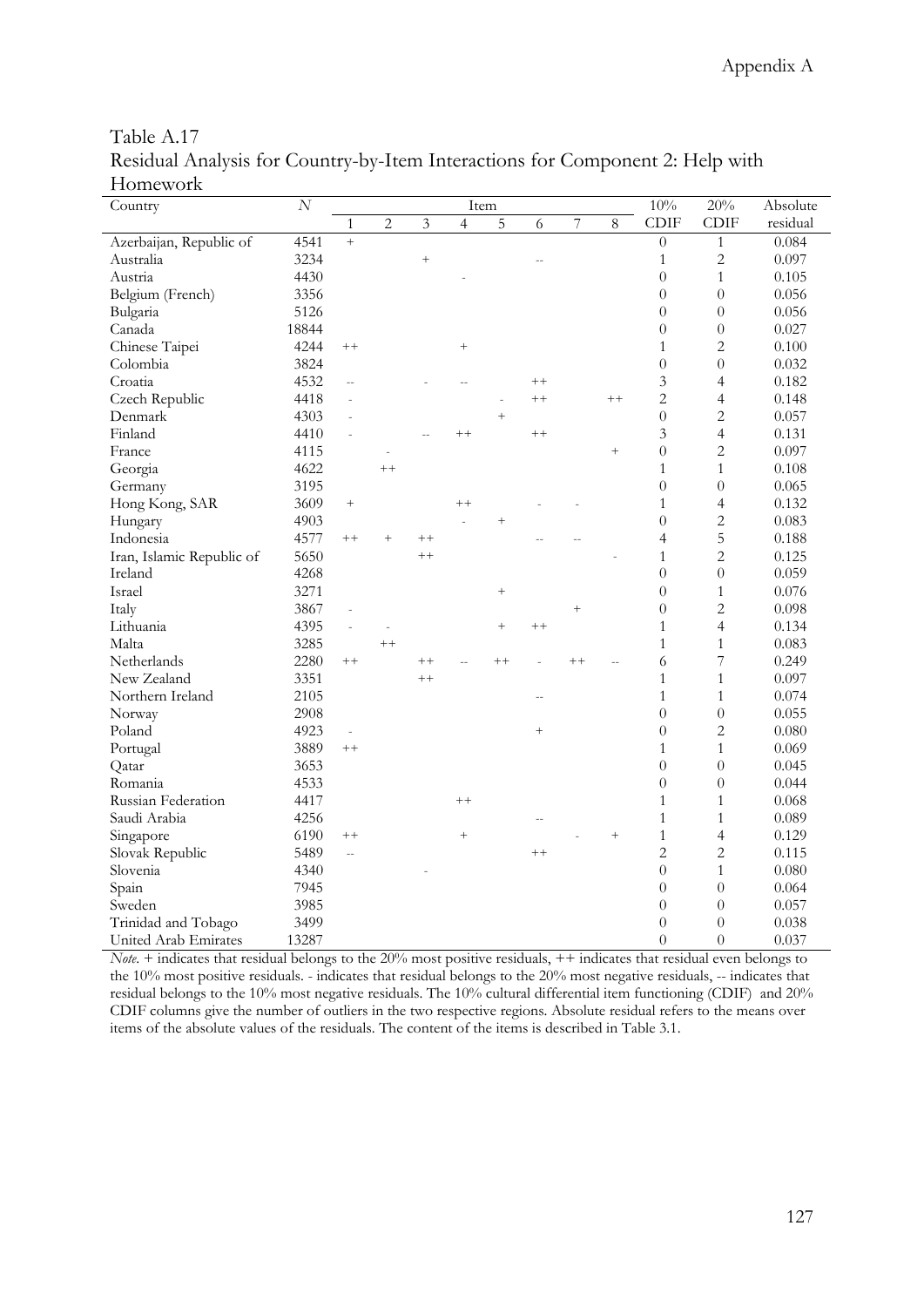Table A.17
Residual Analysis for Country-by-Item Interactions for Component 2: Help with Homework

| Country | $N$ | Item | | | | | | | | 10% | 20% | Absolute |
|---|---|---|---|---|---|---|---|---|---|---|---|---|
| | | 1 | 2 | 3 | 4 | 5 | 6 | 7 | 8 | CDIF | CDIF | residual |
| Azerbaijan, Republic of | 4541 | + | | | | | | | | 0 | 1 | 0.084 |
| Australia | 3234 | | | + | | | -- | | | 1 | 2 | 0.097 |
| Austria | 4430 | | | | - | | | | | 0 | 1 | 0.105 |
| Belgium (French) | 3356 | | | | | | | | | 0 | 0 | 0.056 |
| Bulgaria | 5126 | | | | | | | | | 0 | 0 | 0.056 |
| Canada | 18844 | | | | | | | | | 0 | 0 | 0.027 |
| Chinese Taipei | 4244 | ++ | | | + | | | | | 1 | 2 | 0.100 |
| Colombia | 3824 | | | | | | | | | 0 | 0 | 0.032 |
| Croatia | 4532 | -- | | - | -- | | ++ | | | 3 | 4 | 0.182 |
| Czech Republic | 4418 | - | | | | - | ++ | | ++ | 2 | 4 | 0.148 |
| Denmark | 4303 | - | | | | + | | | | 0 | 2 | 0.057 |
| Finland | 4410 | - | | -- | ++ | | ++ | | | 3 | 4 | 0.131 |
| France | 4115 | | - | | | | | | + | 0 | 2 | 0.097 |
| Georgia | 4622 | | ++ | | | | | | | 1 | 1 | 0.108 |
| Germany | 3195 | | | | | | | | | 0 | 0 | 0.065 |
| Hong Kong, SAR | 3609 | + | | | ++ | | - | - | | 1 | 4 | 0.132 |
| Hungary | 4903 | | | | - | + | | | | 0 | 2 | 0.083 |
| Indonesia | 4577 | ++ | + | ++ | | | -- | -- | | 4 | 5 | 0.188 |
| Iran, Islamic Republic of | 5650 | | | ++ | | | | | - | 1 | 2 | 0.125 |
| Ireland | 4268 | | | | | | | | | 0 | 0 | 0.059 |
| Israel | 3271 | | | | | + | | | | 0 | 1 | 0.076 |
| Italy | 3867 | - | | | | | | + | | 0 | 2 | 0.098 |
| Lithuania | 4395 | - | - | | | + | ++ | | | 1 | 4 | 0.134 |
| Malta | 3285 | | ++ | | | | | | | 1 | 1 | 0.083 |
| Netherlands | 2280 | ++ | | ++ | -- | ++ | - | ++ | -- | 6 | 7 | 0.249 |
| New Zealand | 3351 | | | ++ | | | | | | 1 | 1 | 0.097 |
| Northern Ireland | 2105 | | | | | | -- | | | 1 | 1 | 0.074 |
| Norway | 2908 | | | | | | | | | 0 | 0 | 0.055 |
| Poland | 4923 | - | | | | | + | | | 0 | 2 | 0.080 |
| Portugal | 3889 | ++ | | | | | | | | 1 | 1 | 0.069 |
| Qatar | 3653 | | | | | | | | | 0 | 0 | 0.045 |
| Romania | 4533 | | | | | | | | | 0 | 0 | 0.044 |
| Russian Federation | 4417 | | | | ++ | | | | | 1 | 1 | 0.068 |
| Saudi Arabia | 4256 | | | | | | -- | | | 1 | 1 | 0.089 |
| Singapore | 6190 | ++ | | | + | | | - | + | 1 | 4 | 0.129 |
| Slovak Republic | 5489 | -- | | | | | ++ | | | 2 | 2 | 0.115 |
| Slovenia | 4340 | | | - | | | | | | 0 | 1 | 0.080 |
| Spain | 7945 | | | | | | | | | 0 | 0 | 0.064 |
| Sweden | 3985 | | | | | | | | | 0 | 0 | 0.057 |
| Trinidad and Tobago | 3499 | | | | | | | | | 0 | 0 | 0.038 |
| United Arab Emirates | 13287 | | | | | | | | | 0 | 0 | 0.037 |

*Note.* + indicates that residual belongs to the 20% most positive residuals, ++ indicates that residual even belongs to the 10% most positive residuals. - indicates that residual belongs to the 20% most negative residuals, -- indicates that residual belongs to the 10% most negative residuals. The 10% cultural differential item functioning (CDIF) and 20% CDIF columns give the number of outliers in the two respective regions. Absolute residual refers to the means over items of the absolute values of the residuals. The content of the items is described in Table 3.1.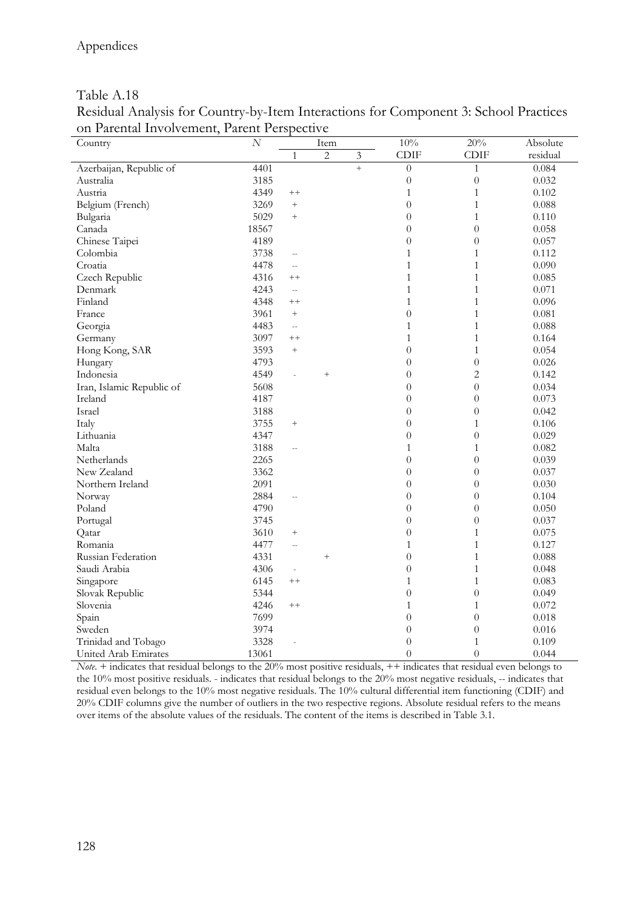Table A.18
Residual Analysis for Country-by-Item Interactions for Component 3: School Practices on Parental Involvement, Parent Perspective

| Country | N | Item | | | 10% | 20% | Absolute |
|---|---|---|---|---|---|---|---|
| | | 1 | 2 | 3 | CDIF | CDIF | residual |
| Azerbaijan, Republic of | 4401 | | | + | 0 | 1 | 0.084 |
| Australia | 3185 | | | | 0 | 0 | 0.032 |
| Austria | 4349 | ++ | | | 1 | 1 | 0.102 |
| Belgium (French) | 3269 | + | | | 0 | 1 | 0.088 |
| Bulgaria | 5029 | + | | | 0 | 1 | 0.110 |
| Canada | 18567 | | | | 0 | 0 | 0.058 |
| Chinese Taipei | 4189 | | | | 0 | 0 | 0.057 |
| Colombia | 3738 | -- | | | 1 | 1 | 0.112 |
| Croatia | 4478 | -- | | | 1 | 1 | 0.090 |
| Czech Republic | 4316 | ++ | | | 1 | 1 | 0.085 |
| Denmark | 4243 | -- | | | 1 | 1 | 0.071 |
| Finland | 4348 | ++ | | | 1 | 1 | 0.096 |
| France | 3961 | + | | | 0 | 1 | 0.081 |
| Georgia | 4483 | -- | | | 1 | 1 | 0.088 |
| Germany | 3097 | ++ | | | 1 | 1 | 0.164 |
| Hong Kong, SAR | 3593 | + | | | 0 | 1 | 0.054 |
| Hungary | 4793 | | | | 0 | 0 | 0.026 |
| Indonesia | 4549 | - | + | | 0 | 2 | 0.142 |
| Iran, Islamic Republic of | 5608 | | | | 0 | 0 | 0.034 |
| Ireland | 4187 | | | | 0 | 0 | 0.073 |
| Israel | 3188 | | | | 0 | 0 | 0.042 |
| Italy | 3755 | + | | | 0 | 1 | 0.106 |
| Lithuania | 4347 | | | | 0 | 0 | 0.029 |
| Malta | 3188 | -- | | | 1 | 1 | 0.082 |
| Netherlands | 2265 | | | | 0 | 0 | 0.039 |
| New Zealand | 3362 | | | | 0 | 0 | 0.037 |
| Northern Ireland | 2091 | | | | 0 | 0 | 0.030 |
| Norway | 2884 | -- | | | 0 | 0 | 0.104 |
| Poland | 4790 | | | | 0 | 0 | 0.050 |
| Portugal | 3745 | | | | 0 | 0 | 0.037 |
| Qatar | 3610 | + | | | 0 | 1 | 0.075 |
| Romania | 4477 | -- | | | 1 | 1 | 0.127 |
| Russian Federation | 4331 | | + | | 0 | 1 | 0.088 |
| Saudi Arabia | 4306 | - | | | 0 | 1 | 0.048 |
| Singapore | 6145 | ++ | | | 1 | 1 | 0.083 |
| Slovak Republic | 5344 | | | | 0 | 0 | 0.049 |
| Slovenia | 4246 | ++ | | | 1 | 1 | 0.072 |
| Spain | 7699 | | | | 0 | 0 | 0.018 |
| Sweden | 3974 | | | | 0 | 0 | 0.016 |
| Trinidad and Tobago | 3328 | - | | | 0 | 1 | 0.109 |
| United Arab Emirates | 13061 | | | | 0 | 0 | 0.044 |

*Note.* + indicates that residual belongs to the 20% most positive residuals, ++ indicates that residual even belongs to the 10% most positive residuals. - indicates that residual belongs to the 20% most negative residuals, -- indicates that residual even belongs to the 10% most negative residuals. The 10% cultural differential item functioning (CDIF) and 20% CDIF columns give the number of outliers in the two respective regions. Absolute residual refers to the means over items of the absolute values of the residuals. The content of the items is described in Table 3.1.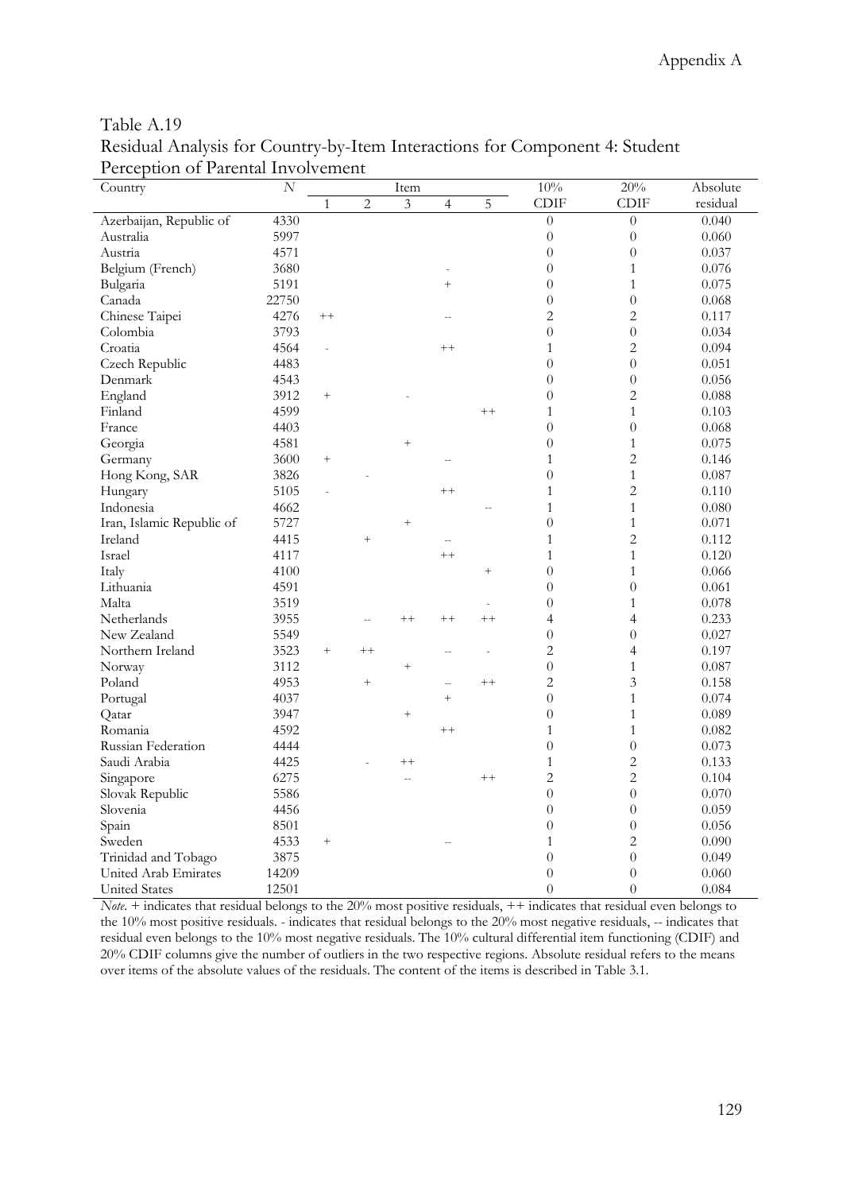Table A.19
Residual Analysis for Country-by-Item Interactions for Component 4: Student Perception of Parental Involvement

| Country | *N* | Item | | | | | 10% CDIF | 20% CDIF | Absolute residual |
|---|---|---|---|---|---|---|---|---|---|
| | | 1 | 2 | 3 | 4 | 5 | | | |
| Azerbaijan, Republic of | 4330 | | | | | | 0 | 0 | 0.040 |
| Australia | 5997 | | | | | | 0 | 0 | 0.060 |
| Austria | 4571 | | | | | | 0 | 0 | 0.037 |
| Belgium (French) | 3680 | | | | - | | 0 | 1 | 0.076 |
| Bulgaria | 5191 | | | | + | | 0 | 1 | 0.075 |
| Canada | 22750 | | | | | | 0 | 0 | 0.068 |
| Chinese Taipei | 4276 | ++ | | | -- | | 2 | 2 | 0.117 |
| Colombia | 3793 | | | | | | 0 | 0 | 0.034 |
| Croatia | 4564 | - | | | ++ | | 1 | 2 | 0.094 |
| Czech Republic | 4483 | | | | | | 0 | 0 | 0.051 |
| Denmark | 4543 | | | | | | 0 | 0 | 0.056 |
| England | 3912 | + | | - | | | 0 | 2 | 0.088 |
| Finland | 4599 | | | | | ++ | 1 | 1 | 0.103 |
| France | 4403 | | | | | | 0 | 0 | 0.068 |
| Georgia | 4581 | | | + | | | 0 | 1 | 0.075 |
| Germany | 3600 | + | | | -- | | 1 | 2 | 0.146 |
| Hong Kong, SAR | 3826 | | - | | | | 0 | 1 | 0.087 |
| Hungary | 5105 | - | | | ++ | | 1 | 2 | 0.110 |
| Indonesia | 4662 | | | | | -- | 1 | 1 | 0.080 |
| Iran, Islamic Republic of | 5727 | | | + | | | 0 | 1 | 0.071 |
| Ireland | 4415 | | + | | -- | | 1 | 2 | 0.112 |
| Israel | 4117 | | | | ++ | | 1 | 1 | 0.120 |
| Italy | 4100 | | | | | + | 0 | 1 | 0.066 |
| Lithuania | 4591 | | | | | | 0 | 0 | 0.061 |
| Malta | 3519 | | | | | - | 0 | 1 | 0.078 |
| Netherlands | 3955 | | -- | ++ | ++ | ++ | 4 | 4 | 0.233 |
| New Zealand | 5549 | | | | | | 0 | 0 | 0.027 |
| Northern Ireland | 3523 | + | ++ | | -- | - | 2 | 4 | 0.197 |
| Norway | 3112 | | | + | | | 0 | 1 | 0.087 |
| Poland | 4953 | | + | | -- | ++ | 2 | 3 | 0.158 |
| Portugal | 4037 | | | | + | | 0 | 1 | 0.074 |
| Qatar | 3947 | | | + | | | 0 | 1 | 0.089 |
| Romania | 4592 | | | | ++ | | 1 | 1 | 0.082 |
| Russian Federation | 4444 | | | | | | 0 | 0 | 0.073 |
| Saudi Arabia | 4425 | | - | ++ | | | 1 | 2 | 0.133 |
| Singapore | 6275 | | | -- | | ++ | 2 | 2 | 0.104 |
| Slovak Republic | 5586 | | | | | | 0 | 0 | 0.070 |
| Slovenia | 4456 | | | | | | 0 | 0 | 0.059 |
| Spain | 8501 | | | | | | 0 | 0 | 0.056 |
| Sweden | 4533 | + | | | -- | | 1 | 2 | 0.090 |
| Trinidad and Tobago | 3875 | | | | | | 0 | 0 | 0.049 |
| United Arab Emirates | 14209 | | | | | | 0 | 0 | 0.060 |
| United States | 12501 | | | | | | 0 | 0 | 0.084 |

*Note.* + indicates that residual belongs to the 20% most positive residuals, ++ indicates that residual even belongs to the 10% most positive residuals. - indicates that residual belongs to the 20% most negative residuals, -- indicates that residual even belongs to the 10% most negative residuals. The 10% cultural differential item functioning (CDIF) and 20% CDIF columns give the number of outliers in the two respective regions. Absolute residual refers to the means over items of the absolute values of the residuals. The content of the items is described in Table 3.1.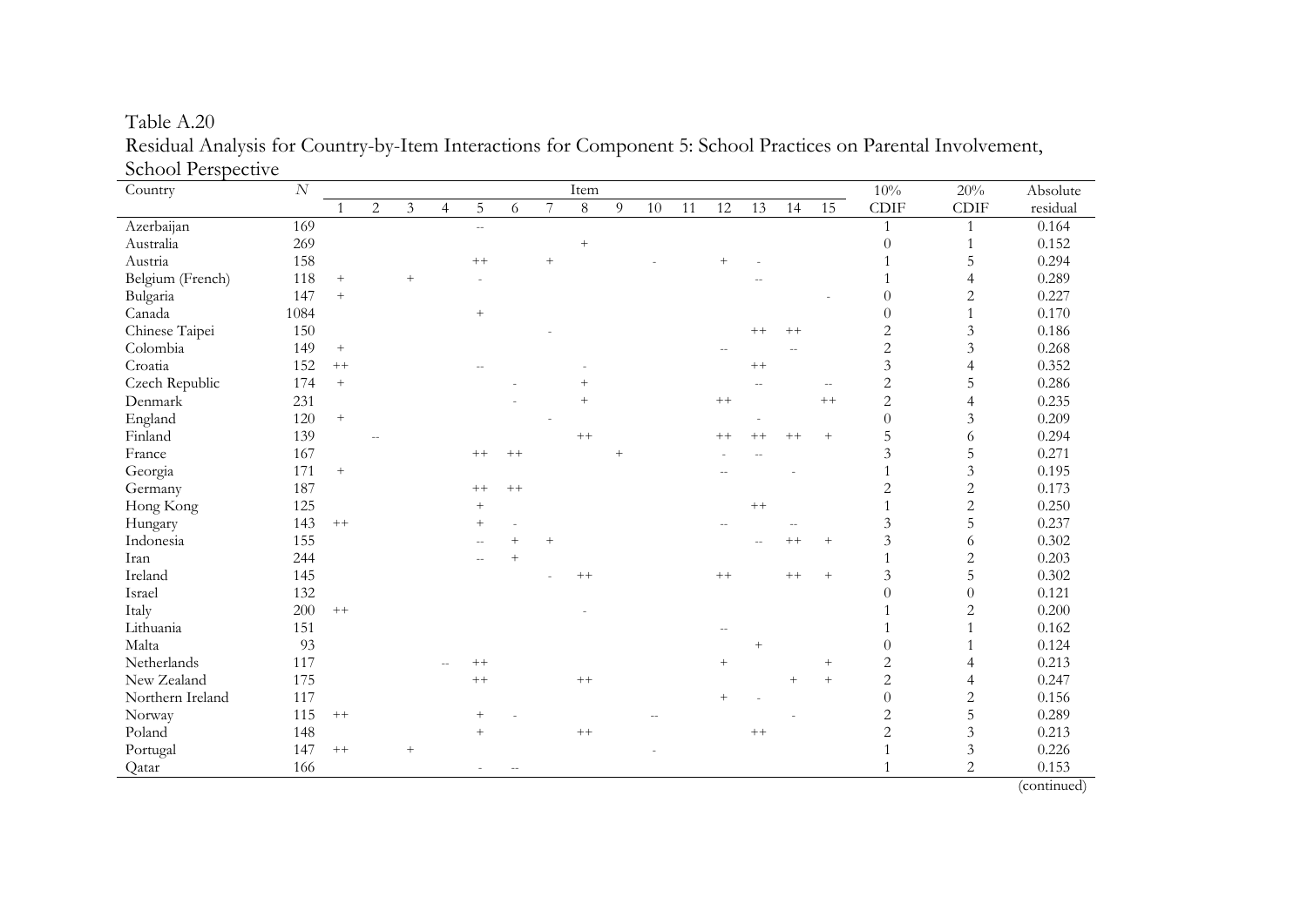Table A.20
Residual Analysis for Country-by-Item Interactions for Component 5: School Practices on Parental Involvement, School Perspective

| Country | N | Item | | | | | | | | | | | | | | | 10% CDIF | 20% CDIF | Absolute residual |
|---|---|---|---|---|---|---|---|---|---|---|---|---|---|---|---|---|---|---|---|
| | | 1 | 2 | 3 | 4 | 5 | 6 | 7 | 8 | 9 | 10 | 11 | 12 | 13 | 14 | 15 | | | |
| Azerbaijan | 169 | | | | | -- | | | | | | | | | | | 1 | 1 | 0.164 |
| Australia | 269 | | | | | | | | + | | | | | | | | 0 | 1 | 0.152 |
| Austria | 158 | | | | | ++ | | + | | | - | | + | - | | | 1 | 5 | 0.294 |
| Belgium (French) | 118 | + | | + | | - | | | | | | | | -- | | | 1 | 4 | 0.289 |
| Bulgaria | 147 | + | | | | | | | | | | | | | | - | 0 | 2 | 0.227 |
| Canada | 1084 | | | | | + | | | | | | | | | | | 0 | 1 | 0.170 |
| Chinese Taipei | 150 | | | | | | | - | | | | | | ++ | ++ | | 2 | 3 | 0.186 |
| Colombia | 149 | + | | | | | | | | | | | -- | | -- | | 2 | 3 | 0.268 |
| Croatia | 152 | ++ | | | | -- | | | - | | | | | ++ | | | 3 | 4 | 0.352 |
| Czech Republic | 174 | + | | | | | - | | + | | | | | -- | | -- | 2 | 5 | 0.286 |
| Denmark | 231 | | | | | | - | | + | | | | ++ | | | ++ | 2 | 4 | 0.235 |
| England | 120 | + | | | | | | - | | | | | | - | | | 0 | 3 | 0.209 |
| Finland | 139 | | -- | | | | | | ++ | | | | ++ | ++ | ++ | + | 5 | 6 | 0.294 |
| France | 167 | | | | | ++ | ++ | | | + | | | - | -- | | | 3 | 5 | 0.271 |
| Georgia | 171 | + | | | | | | | | | | | -- | | - | | 1 | 3 | 0.195 |
| Germany | 187 | | | | | ++ | ++ | | | | | | | | | | 2 | 2 | 0.173 |
| Hong Kong | 125 | | | | | + | | | | | | | | ++ | | | 1 | 2 | 0.250 |
| Hungary | 143 | ++ | | | | + | - | | | | | | -- | | -- | | 3 | 5 | 0.237 |
| Indonesia | 155 | | | | | -- | + | + | | | | | | -- | ++ | + | 3 | 6 | 0.302 |
| Iran | 244 | | | | | -- | + | | | | | | | | | | 1 | 2 | 0.203 |
| Ireland | 145 | | | | | | | - | ++ | | | | ++ | | ++ | + | 3 | 5 | 0.302 |
| Israel | 132 | | | | | | | | | | | | | | | | 0 | 0 | 0.121 |
| Italy | 200 | ++ | | | | | | | - | | | | | | | | 1 | 2 | 0.200 |
| Lithuania | 151 | | | | | | | | | | | | -- | | | | 1 | 1 | 0.162 |
| Malta | 93 | | | | | | | | | | | | | + | | | 0 | 1 | 0.124 |
| Netherlands | 117 | | | | -- | ++ | | | | | | | + | | | + | 2 | 4 | 0.213 |
| New Zealand | 175 | | | | | ++ | | | ++ | | | | | | + | + | 2 | 4 | 0.247 |
| Northern Ireland | 117 | | | | | | | | | | | | + | - | | | 0 | 2 | 0.156 |
| Norway | 115 | ++ | | | | + | - | | | | -- | | | | - | | 2 | 5 | 0.289 |
| Poland | 148 | | | | | + | | | ++ | | | | | ++ | | | 2 | 3 | 0.213 |
| Portugal | 147 | ++ | | + | | | | | | | - | | | | | | 1 | 3 | 0.226 |
| Qatar | 166 | | | | | - | -- | | | | | | | | | | 1 | 2 | 0.153 |

(continued)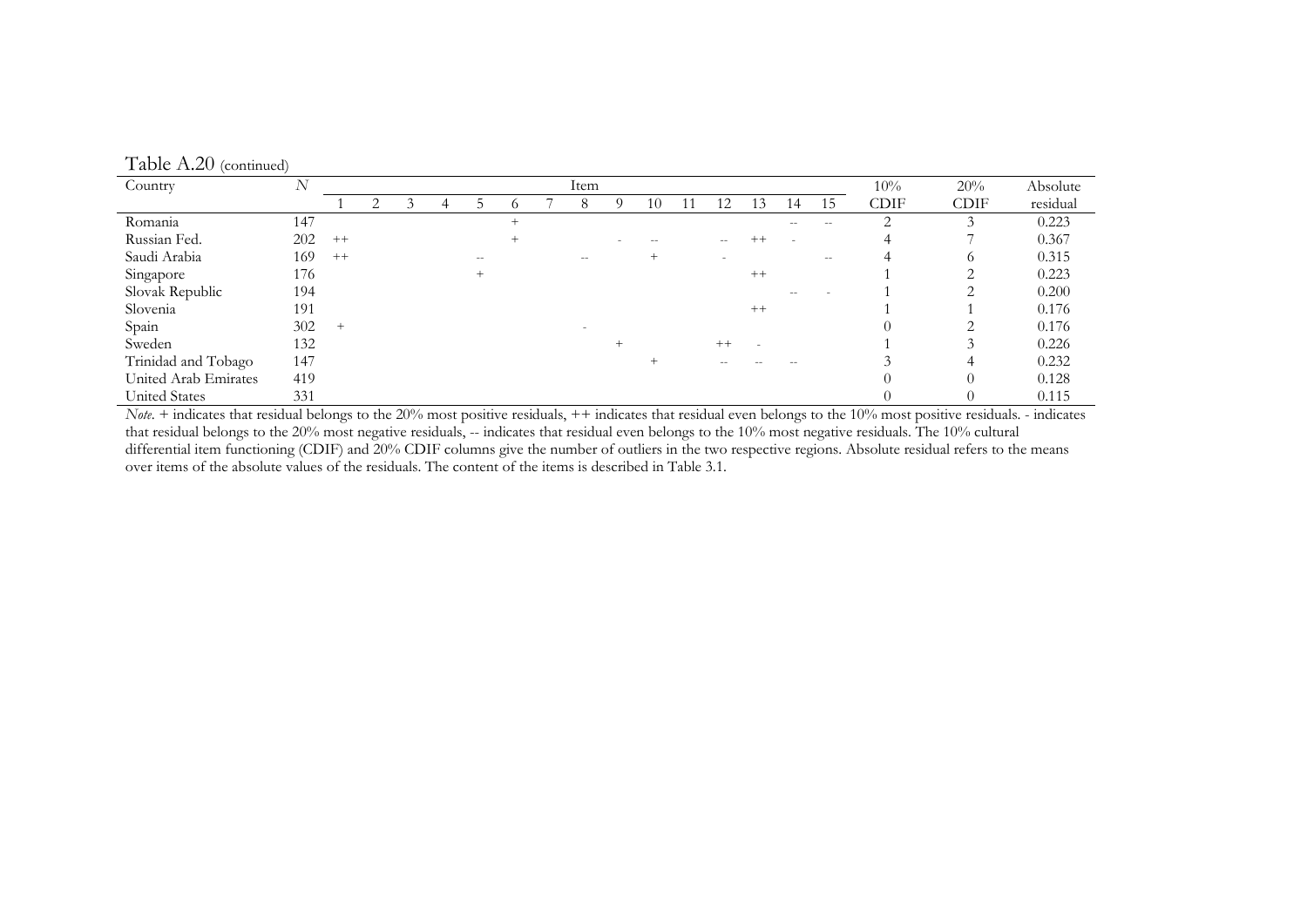Table A.20 (continued)

| Country | *N* | Item | | | | | | | | | | | | | | | 10% CDIF | 20% CDIF | Absolute residual |
|---|---|---|---|---|---|---|---|---|---|---|---|---|---|---|---|---|---|---|---|
| | | 1 | 2 | 3 | 4 | 5 | 6 | 7 | 8 | 9 | 10 | 11 | 12 | 13 | 14 | 15 | | | |
| Romania | 147 | | | | | | + | | | | | | | | -- | -- | 2 | 3 | 0.223 |
| Russian Fed. | 202 | ++ | | | | | + | | | - | -- | | -- | ++ | - | | 4 | 7 | 0.367 |
| Saudi Arabia | 169 | ++ | | | | -- | | | -- | | + | | - | | | -- | 4 | 6 | 0.315 |
| Singapore | 176 | | | | | + | | | | | | | | ++ | | | 1 | 2 | 0.223 |
| Slovak Republic | 194 | | | | | | | | | | | | | | -- | - | 1 | 2 | 0.200 |
| Slovenia | 191 | | | | | | | | | | | | | ++ | | | 1 | 1 | 0.176 |
| Spain | 302 | + | | | | | | | - | | | | | | | | 0 | 2 | 0.176 |
| Sweden | 132 | | | | | | | | | + | | | ++ | - | | | 1 | 3 | 0.226 |
| Trinidad and Tobago | 147 | | | | | | | | | | + | | -- | -- | -- | | 3 | 4 | 0.232 |
| United Arab Emirates | 419 | | | | | | | | | | | | | | | | 0 | 0 | 0.128 |
| United States | 331 | | | | | | | | | | | | | | | | 0 | 0 | 0.115 |

*Note*. + indicates that residual belongs to the 20% most positive residuals, ++ indicates that residual even belongs to the 10% most positive residuals. - indicates that residual belongs to the 20% most negative residuals, -- indicates that residual even belongs to the 10% most negative residuals. The 10% cultural differential item functioning (CDIF) and 20% CDIF columns give the number of outliers in the two respective regions. Absolute residual refers to the means over items of the absolute values of the residuals. The content of the items is described in Table 3.1.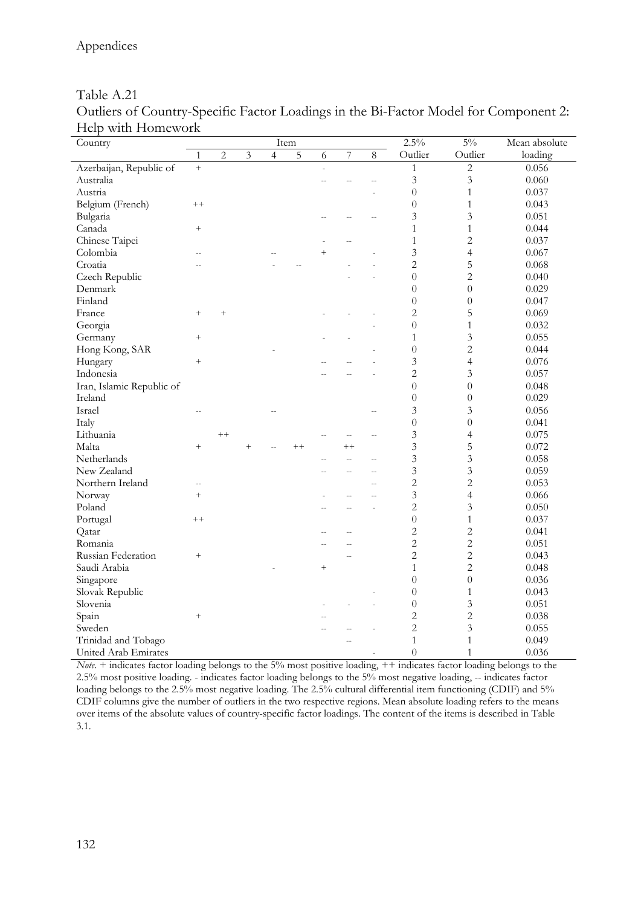Table A.21
Outliers of Country-Specific Factor Loadings in the Bi-Factor Model for Component 2: Help with Homework

| Country | Item | | | | | | | | 2.5% | 5% | Mean absolute |
|---|---|---|---|---|---|---|---|---|---|---|---|
| | 1 | 2 | 3 | 4 | 5 | 6 | 7 | 8 | Outlier | Outlier | loading |
| Azerbaijan, Republic of | + | | | | | - | | | 1 | 2 | 0.056 |
| Australia | | | | | | -- | -- | -- | 3 | 3 | 0.060 |
| Austria | | | | | | | | - | 0 | 1 | 0.037 |
| Belgium (French) | ++ | | | | | | | | 0 | 1 | 0.043 |
| Bulgaria | | | | | | -- | -- | -- | 3 | 3 | 0.051 |
| Canada | + | | | | | | | | 1 | 1 | 0.044 |
| Chinese Taipei | | | | | | - | -- | | 1 | 2 | 0.037 |
| Colombia | -- | | | -- | | + | | - | 3 | 4 | 0.067 |
| Croatia | -- | | | - | -- | | - | - | 2 | 5 | 0.068 |
| Czech Republic | | | | | | | - | - | 0 | 2 | 0.040 |
| Denmark | | | | | | | | | 0 | 0 | 0.029 |
| Finland | | | | | | | | | 0 | 0 | 0.047 |
| France | + | + | | | | - | - | - | 2 | 5 | 0.069 |
| Georgia | | | | | | | | - | 0 | 1 | 0.032 |
| Germany | + | | | | | - | - | | 1 | 3 | 0.055 |
| Hong Kong, SAR | | | | - | | | | - | 0 | 2 | 0.044 |
| Hungary | + | | | | | -- | -- | - | 3 | 4 | 0.076 |
| Indonesia | | | | | | -- | -- | - | 2 | 3 | 0.057 |
| Iran, Islamic Republic of | | | | | | | | | 0 | 0 | 0.048 |
| Ireland | | | | | | | | | 0 | 0 | 0.029 |
| Israel | -- | | | -- | | | | -- | 3 | 3 | 0.056 |
| Italy | | | | | | | | | 0 | 0 | 0.041 |
| Lithuania | | ++ | | | | -- | -- | -- | 3 | 4 | 0.075 |
| Malta | + | | + | -- | ++ | | ++ | | 3 | 5 | 0.072 |
| Netherlands | | | | | | -- | -- | -- | 3 | 3 | 0.058 |
| New Zealand | | | | | | -- | -- | -- | 3 | 3 | 0.059 |
| Northern Ireland | -- | | | | | | | -- | 2 | 2 | 0.053 |
| Norway | + | | | | | - | -- | -- | 3 | 4 | 0.066 |
| Poland | | | | | | -- | -- | - | 2 | 3 | 0.050 |
| Portugal | ++ | | | | | | | | 0 | 1 | 0.037 |
| Qatar | | | | | | -- | -- | | 2 | 2 | 0.041 |
| Romania | | | | | | -- | -- | | 2 | 2 | 0.051 |
| Russian Federation | + | | | | | | -- | | 2 | 2 | 0.043 |
| Saudi Arabia | | | | - | | + | | | 1 | 2 | 0.048 |
| Singapore | | | | | | | | | 0 | 0 | 0.036 |
| Slovak Republic | | | | | | | | - | 0 | 1 | 0.043 |
| Slovenia | | | | | | - | - | - | 0 | 3 | 0.051 |
| Spain | + | | | | | -- | | | 2 | 2 | 0.038 |
| Sweden | | | | | | -- | -- | - | 2 | 3 | 0.055 |
| Trinidad and Tobago | | | | | | | -- | | 1 | 1 | 0.049 |
| United Arab Emirates | | | | | | | | - | 0 | 1 | 0.036 |

*Note.* + indicates factor loading belongs to the 5% most positive loading, ++ indicates factor loading belongs to the 2.5% most positive loading. - indicates factor loading belongs to the 5% most negative loading, -- indicates factor loading belongs to the 2.5% most negative loading. The 2.5% cultural differential item functioning (CDIF) and 5% CDIF columns give the number of outliers in the two respective regions. Mean absolute loading refers to the means over items of the absolute values of country-specific factor loadings. The content of the items is described in Table 3.1.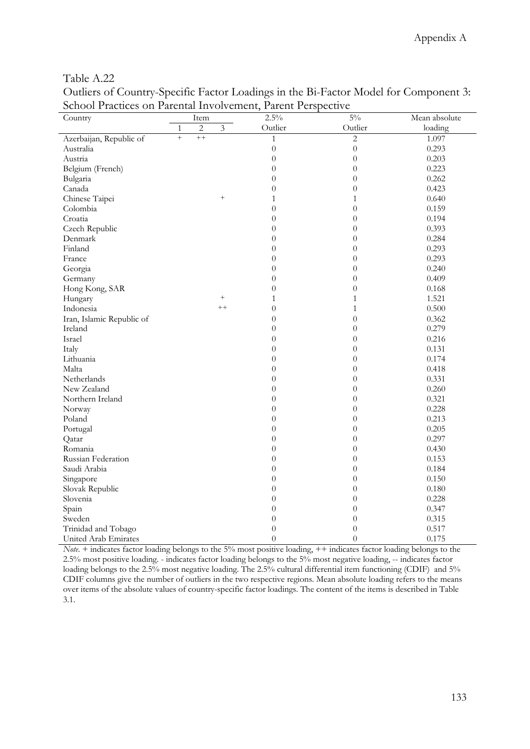Table A.22

Outliers of Country-Specific Factor Loadings in the Bi-Factor Model for Component 3: School Practices on Parental Involvement, Parent Perspective

| Country | Item | | | 2.5% | 5% | Mean absolute |
|---|---|---|---|---|---|---|
| | 1 | 2 | 3 | Outlier | Outlier | loading |
| Azerbaijan, Republic of | + | ++ | | 1 | 2 | 1.097 |
| Australia | | | | 0 | 0 | 0.293 |
| Austria | | | | 0 | 0 | 0.203 |
| Belgium (French) | | | | 0 | 0 | 0.223 |
| Bulgaria | | | | 0 | 0 | 0.262 |
| Canada | | | | 0 | 0 | 0.423 |
| Chinese Taipei | | | + | 1 | 1 | 0.640 |
| Colombia | | | | 0 | 0 | 0.159 |
| Croatia | | | | 0 | 0 | 0.194 |
| Czech Republic | | | | 0 | 0 | 0.393 |
| Denmark | | | | 0 | 0 | 0.284 |
| Finland | | | | 0 | 0 | 0.293 |
| France | | | | 0 | 0 | 0.293 |
| Georgia | | | | 0 | 0 | 0.240 |
| Germany | | | | 0 | 0 | 0.409 |
| Hong Kong, SAR | | | | 0 | 0 | 0.168 |
| Hungary | | | + | 1 | 1 | 1.521 |
| Indonesia | | | ++ | 0 | 1 | 0.500 |
| Iran, Islamic Republic of | | | | 0 | 0 | 0.362 |
| Ireland | | | | 0 | 0 | 0.279 |
| Israel | | | | 0 | 0 | 0.216 |
| Italy | | | | 0 | 0 | 0.131 |
| Lithuania | | | | 0 | 0 | 0.174 |
| Malta | | | | 0 | 0 | 0.418 |
| Netherlands | | | | 0 | 0 | 0.331 |
| New Zealand | | | | 0 | 0 | 0.260 |
| Northern Ireland | | | | 0 | 0 | 0.321 |
| Norway | | | | 0 | 0 | 0.228 |
| Poland | | | | 0 | 0 | 0.213 |
| Portugal | | | | 0 | 0 | 0.205 |
| Qatar | | | | 0 | 0 | 0.297 |
| Romania | | | | 0 | 0 | 0.430 |
| Russian Federation | | | | 0 | 0 | 0.153 |
| Saudi Arabia | | | | 0 | 0 | 0.184 |
| Singapore | | | | 0 | 0 | 0.150 |
| Slovak Republic | | | | 0 | 0 | 0.180 |
| Slovenia | | | | 0 | 0 | 0.228 |
| Spain | | | | 0 | 0 | 0.347 |
| Sweden | | | | 0 | 0 | 0.315 |
| Trinidad and Tobago | | | | 0 | 0 | 0.517 |
| United Arab Emirates | | | | 0 | 0 | 0.175 |

*Note*. + indicates factor loading belongs to the 5% most positive loading, ++ indicates factor loading belongs to the 2.5% most positive loading. - indicates factor loading belongs to the 5% most negative loading, -- indicates factor loading belongs to the 2.5% most negative loading. The 2.5% cultural differential item functioning (CDIF) and 5% CDIF columns give the number of outliers in the two respective regions. Mean absolute loading refers to the means over items of the absolute values of country-specific factor loadings. The content of the items is described in Table 3.1.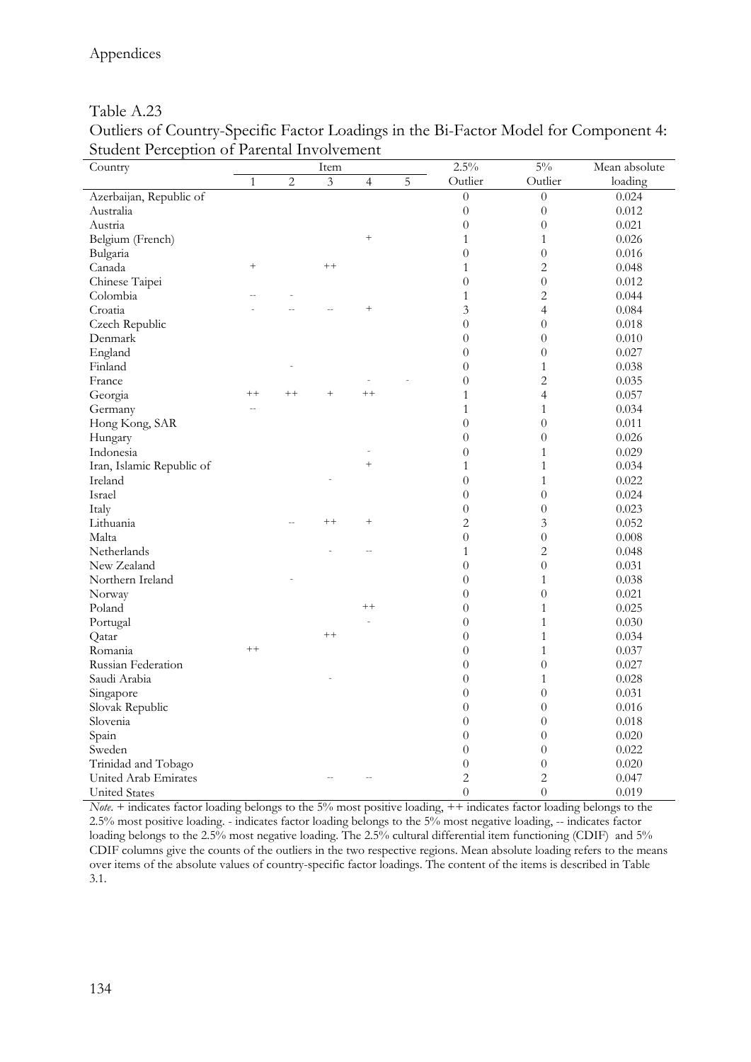Table A.23

Outliers of Country-Specific Factor Loadings in the Bi-Factor Model for Component 4: Student Perception of Parental Involvement

| Country | Item | | | | | 2.5% | 5% | Mean absolute |
|---|---|---|---|---|---|---|---|---|
| | 1 | 2 | 3 | 4 | 5 | Outlier | Outlier | loading |
| Azerbaijan, Republic of | | | | | | 0 | 0 | 0.024 |
| Australia | | | | | | 0 | 0 | 0.012 |
| Austria | | | | | | 0 | 0 | 0.021 |
| Belgium (French) | | | | + | | 1 | 1 | 0.026 |
| Bulgaria | | | | | | 0 | 0 | 0.016 |
| Canada | + | | ++ | | | 1 | 2 | 0.048 |
| Chinese Taipei | | | | | | 0 | 0 | 0.012 |
| Colombia | -- | - | | | | 1 | 2 | 0.044 |
| Croatia | - | -- | -- | + | | 3 | 4 | 0.084 |
| Czech Republic | | | | | | 0 | 0 | 0.018 |
| Denmark | | | | | | 0 | 0 | 0.010 |
| England | | | | | | 0 | 0 | 0.027 |
| Finland | | - | | | | 0 | 1 | 0.038 |
| France | | | | - | - | 0 | 2 | 0.035 |
| Georgia | ++ | ++ | + | ++ | | 1 | 4 | 0.057 |
| Germany | -- | | | | | 1 | 1 | 0.034 |
| Hong Kong, SAR | | | | | | 0 | 0 | 0.011 |
| Hungary | | | | | | 0 | 0 | 0.026 |
| Indonesia | | | | - | | 0 | 1 | 0.029 |
| Iran, Islamic Republic of | | | | + | | 1 | 1 | 0.034 |
| Ireland | | | - | | | 0 | 1 | 0.022 |
| Israel | | | | | | 0 | 0 | 0.024 |
| Italy | | | | | | 0 | 0 | 0.023 |
| Lithuania | | -- | ++ | + | | 2 | 3 | 0.052 |
| Malta | | | | | | 0 | 0 | 0.008 |
| Netherlands | | | - | -- | | 1 | 2 | 0.048 |
| New Zealand | | | | | | 0 | 0 | 0.031 |
| Northern Ireland | | - | | | | 0 | 1 | 0.038 |
| Norway | | | | | | 0 | 0 | 0.021 |
| Poland | | | | ++ | | 0 | 1 | 0.025 |
| Portugal | | | | - | | 0 | 1 | 0.030 |
| Qatar | | | ++ | | | 0 | 1 | 0.034 |
| Romania | ++ | | | | | 0 | 1 | 0.037 |
| Russian Federation | | | | | | 0 | 0 | 0.027 |
| Saudi Arabia | | | - | | | 0 | 1 | 0.028 |
| Singapore | | | | | | 0 | 0 | 0.031 |
| Slovak Republic | | | | | | 0 | 0 | 0.016 |
| Slovenia | | | | | | 0 | 0 | 0.018 |
| Spain | | | | | | 0 | 0 | 0.020 |
| Sweden | | | | | | 0 | 0 | 0.022 |
| Trinidad and Tobago | | | | | | 0 | 0 | 0.020 |
| United Arab Emirates | | | -- | -- | | 2 | 2 | 0.047 |
| United States | | | | | | 0 | 0 | 0.019 |

*Note.* + indicates factor loading belongs to the 5% most positive loading, ++ indicates factor loading belongs to the 2.5% most positive loading. - indicates factor loading belongs to the 5% most negative loading, -- indicates factor loading belongs to the 2.5% most negative loading. The 2.5% cultural differential item functioning (CDIF) and 5% CDIF columns give the counts of the outliers in the two respective regions. Mean absolute loading refers to the means over items of the absolute values of country-specific factor loadings. The content of the items is described in Table 3.1.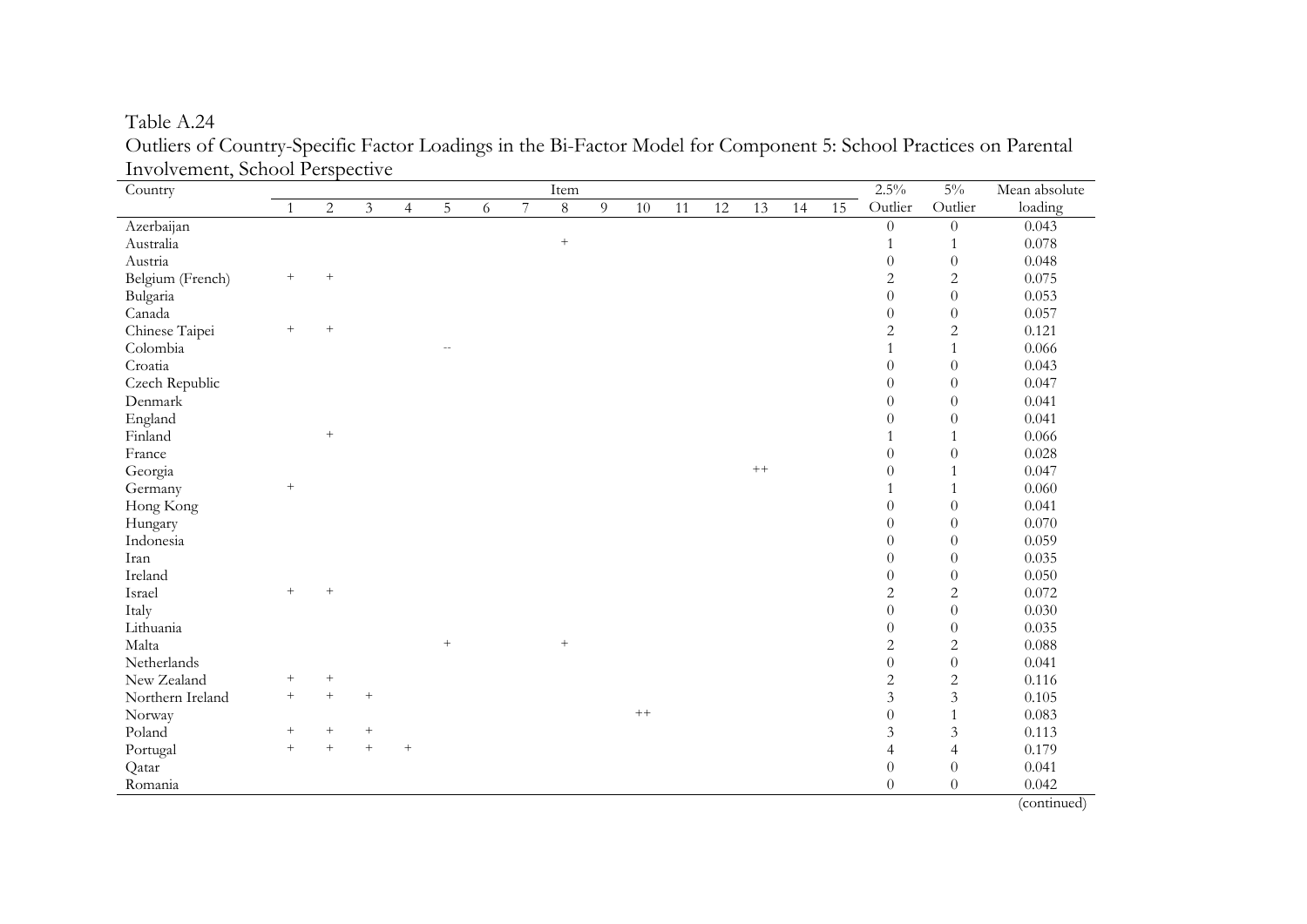Table A.24

Outliers of Country-Specific Factor Loadings in the Bi-Factor Model for Component 5: School Practices on Parental Involvement, School Perspective

| Country | Item | | | | | | | | | | | | | | | 2.5% | 5% | Mean absolute |
|---|---|---|---|---|---|---|---|---|---|---|---|---|---|---|---|---|---|---|
| | 1 | 2 | 3 | 4 | 5 | 6 | 7 | 8 | 9 | 10 | 11 | 12 | 13 | 14 | 15 | Outlier | Outlier | loading |
| Azerbaijan | | | | | | | | | | | | | | | | 0 | 0 | 0.043 |
| Australia | | | | | | | | + | | | | | | | | 1 | 1 | 0.078 |
| Austria | | | | | | | | | | | | | | | | 0 | 0 | 0.048 |
| Belgium (French) | + | + | | | | | | | | | | | | | | 2 | 2 | 0.075 |
| Bulgaria | | | | | | | | | | | | | | | | 0 | 0 | 0.053 |
| Canada | | | | | | | | | | | | | | | | 0 | 0 | 0.057 |
| Chinese Taipei | + | + | | | | | | | | | | | | | | 2 | 2 | 0.121 |
| Colombia | | | | | -- | | | | | | | | | | | 1 | 1 | 0.066 |
| Croatia | | | | | | | | | | | | | | | | 0 | 0 | 0.043 |
| Czech Republic | | | | | | | | | | | | | | | | 0 | 0 | 0.047 |
| Denmark | | | | | | | | | | | | | | | | 0 | 0 | 0.041 |
| England | | | | | | | | | | | | | | | | 0 | 0 | 0.041 |
| Finland | | + | | | | | | | | | | | | | | 1 | 1 | 0.066 |
| France | | | | | | | | | | | | | | | | 0 | 0 | 0.028 |
| Georgia | | | | | | | | | | | | | ++ | | | 0 | 1 | 0.047 |
| Germany | + | | | | | | | | | | | | | | | 1 | 1 | 0.060 |
| Hong Kong | | | | | | | | | | | | | | | | 0 | 0 | 0.041 |
| Hungary | | | | | | | | | | | | | | | | 0 | 0 | 0.070 |
| Indonesia | | | | | | | | | | | | | | | | 0 | 0 | 0.059 |
| Iran | | | | | | | | | | | | | | | | 0 | 0 | 0.035 |
| Ireland | | | | | | | | | | | | | | | | 0 | 0 | 0.050 |
| Israel | + | + | | | | | | | | | | | | | | 2 | 2 | 0.072 |
| Italy | | | | | | | | | | | | | | | | 0 | 0 | 0.030 |
| Lithuania | | | | | | | | | | | | | | | | 0 | 0 | 0.035 |
| Malta | | | | | + | | | + | | | | | | | | 2 | 2 | 0.088 |
| Netherlands | | | | | | | | | | | | | | | | 0 | 0 | 0.041 |
| New Zealand | + | + | | | | | | | | | | | | | | 2 | 2 | 0.116 |
| Northern Ireland | + | + | + | | | | | | | | | | | | | 3 | 3 | 0.105 |
| Norway | | | | | | | | | | ++ | | | | | | 0 | 1 | 0.083 |
| Poland | + | + | + | | | | | | | | | | | | | 3 | 3 | 0.113 |
| Portugal | + | + | + | + | | | | | | | | | | | | 4 | 4 | 0.179 |
| Qatar | | | | | | | | | | | | | | | | 0 | 0 | 0.041 |
| Romania | | | | | | | | | | | | | | | | 0 | 0 | 0.042 |

(continued)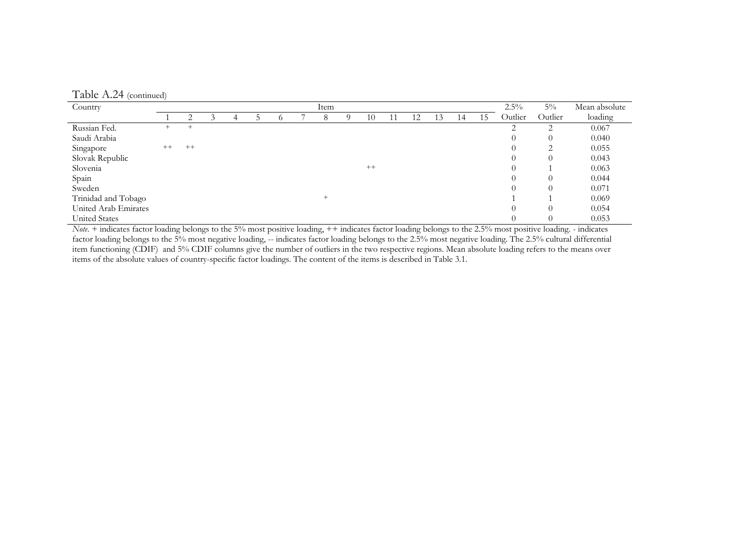Table A.24 (continued)

| Country | Item | | | | | | | | | | | | | | | 2.5% | 5% | Mean absolute |
|---|---|---|---|---|---|---|---|---|---|---|---|---|---|---|---|---|---|---|
| | 1 | 2 | 3 | 4 | 5 | 6 | 7 | 8 | 9 | 10 | 11 | 12 | 13 | 14 | 15 | Outlier | Outlier | loading |
| Russian Fed. | + | + | | | | | | | | | | | | | | 2 | 2 | 0.067 |
| Saudi Arabia | | | | | | | | | | | | | | | | 0 | 0 | 0.040 |
| Singapore | ++ | ++ | | | | | | | | | | | | | | 0 | 2 | 0.055 |
| Slovak Republic | | | | | | | | | | | | | | | | 0 | 0 | 0.043 |
| Slovenia | | | | | | | | | | ++ | | | | | | 0 | 1 | 0.063 |
| Spain | | | | | | | | | | | | | | | | 0 | 0 | 0.044 |
| Sweden | | | | | | | | | | | | | | | | 0 | 0 | 0.071 |
| Trinidad and Tobago | | | | | | | | + | | | | | | | | 1 | 1 | 0.069 |
| United Arab Emirates | | | | | | | | | | | | | | | | 0 | 0 | 0.054 |
| United States | | | | | | | | | | | | | | | | 0 | 0 | 0.053 |

*Note*. + indicates factor loading belongs to the 5% most positive loading, ++ indicates factor loading belongs to the 2.5% most positive loading. - indicates factor loading belongs to the 5% most negative loading, -- indicates factor loading belongs to the 2.5% most negative loading. The 2.5% cultural differential item functioning (CDIF) and 5% CDIF columns give the number of outliers in the two respective regions. Mean absolute loading refers to the means over items of the absolute values of country-specific factor loadings. The content of the items is described in Table 3.1.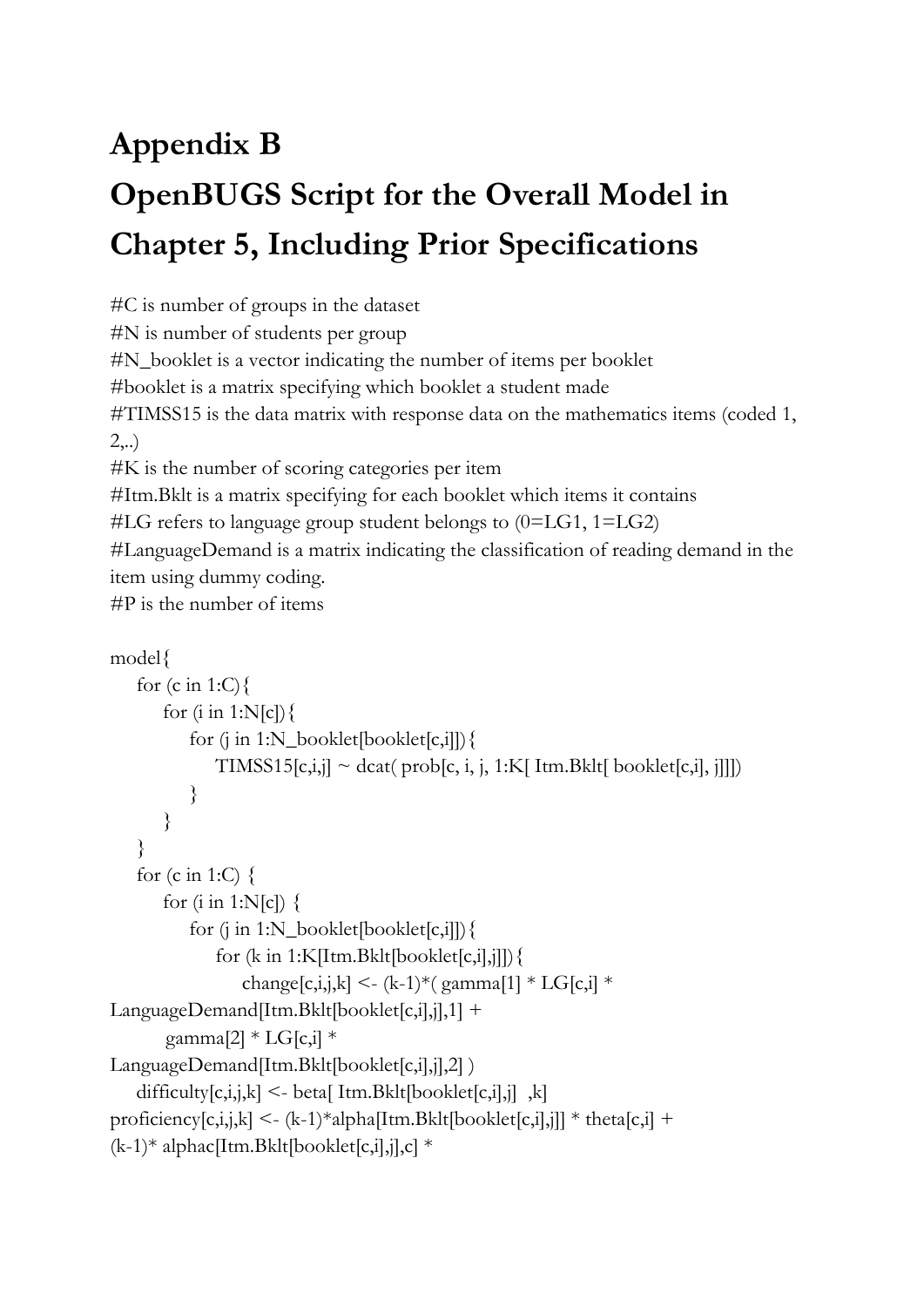# Appendix B

# OpenBUGS Script for the Overall Model in Chapter 5, Including Prior Specifications

```
#C is number of groups in the dataset
#N is number of students per group
#N_booklet is a vector indicating the number of items per booklet
#booklet is a matrix specifying which booklet a student made
#TIMSS15 is the data matrix with response data on the mathematics items (coded 1, 2,..)
#K is the number of scoring categories per item
#Itm.Bklt is a matrix specifying for each booklet which items it contains
#LG refers to language group student belongs to (0=LG1, 1=LG2)
#LanguageDemand is a matrix indicating the classification of reading demand in the item using dummy coding.
#P is the number of items

model{
    for (c in 1:C){
        for (i in 1:N[c]){
            for (j in 1:N_booklet[booklet[c,i]]){
                TIMSS15[c,i,j] ~ dcat( prob[c, i, j, 1:K[ Itm.Bklt[ booklet[c,i], j]]])
            }
        }
    }
    for (c in 1:C) {
        for (i in 1:N[c]) {
            for (j in 1:N_booklet[booklet[c,i]]){
                for (k in 1:K[Itm.Bklt[booklet[c,i],j]]){
                    change[c,i,j,k] <- (k-1)*( gamma[1] * LG[c,i] *
LanguageDemand[Itm.Bklt[booklet[c,i],j],1] +
         gamma[2] * LG[c,i] *
LanguageDemand[Itm.Bklt[booklet[c,i],j],2] )
    difficulty[c,i,j,k] <- beta[ Itm.Bklt[booklet[c,i],j]  ,k]
proficiency[c,i,j,k] <- (k-1)*alpha[Itm.Bklt[booklet[c,i],j]] * theta[c,i] +
(k-1)* alphac[Itm.Bklt[booklet[c,i],j],c] *
```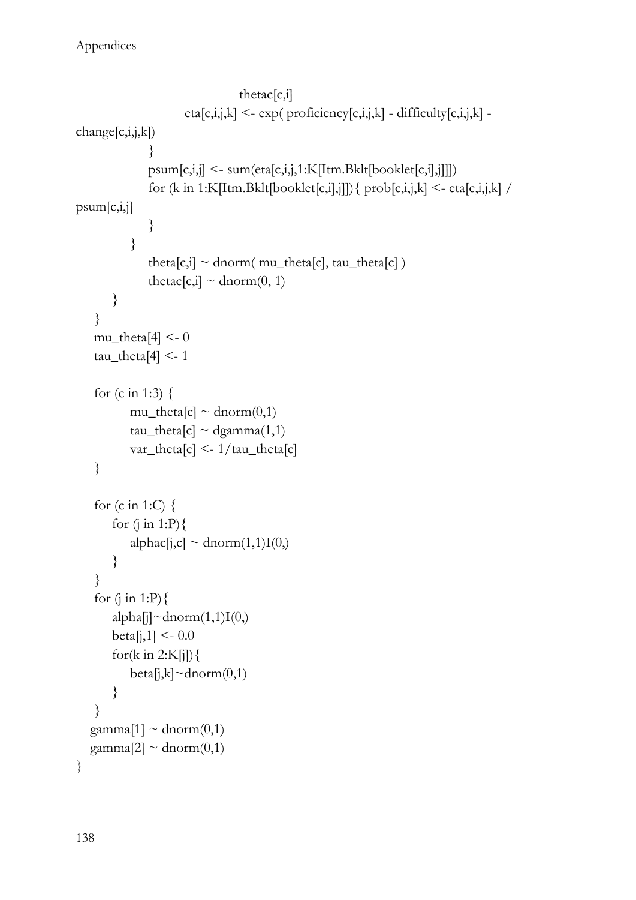```
                                    thetac[c,i]
                        eta[c,i,j,k] <- exp( proficiency[c,i,j,k] - difficulty[c,i,j,k] -
change[c,i,j,k])
                }
                psum[c,i,j] <- sum(eta[c,i,j,1:K[Itm.Bklt[booklet[c,i],j]]])
                for (k in 1:K[Itm.Bklt[booklet[c,i],j]]){ prob[c,i,j,k] <- eta[c,i,j,k] /
psum[c,i,j]
                }
            }
                theta[c,i] ~ dnorm( mu_theta[c], tau_theta[c] )
                thetac[c,i] ~ dnorm(0, 1)
        }
    }
    mu_theta[4] <- 0
    tau_theta[4] <- 1

    for (c in 1:3) {
            mu_theta[c] ~ dnorm(0,1)
            tau_theta[c] ~ dgamma(1,1)
            var_theta[c] <- 1/tau_theta[c]
    }

    for (c in 1:C) {
        for (j in 1:P){
            alphac[j,c] ~ dnorm(1,1)I(0,)
        }
    }
    for (j in 1:P){
        alpha[j]~dnorm(1,1)I(0,)
        beta[j,1] <- 0.0
        for(k in 2:K[j]){
            beta[j,k]~dnorm(0,1)
        }
    }
   gamma[1] ~ dnorm(0,1)
   gamma[2] ~ dnorm(0,1)
}
```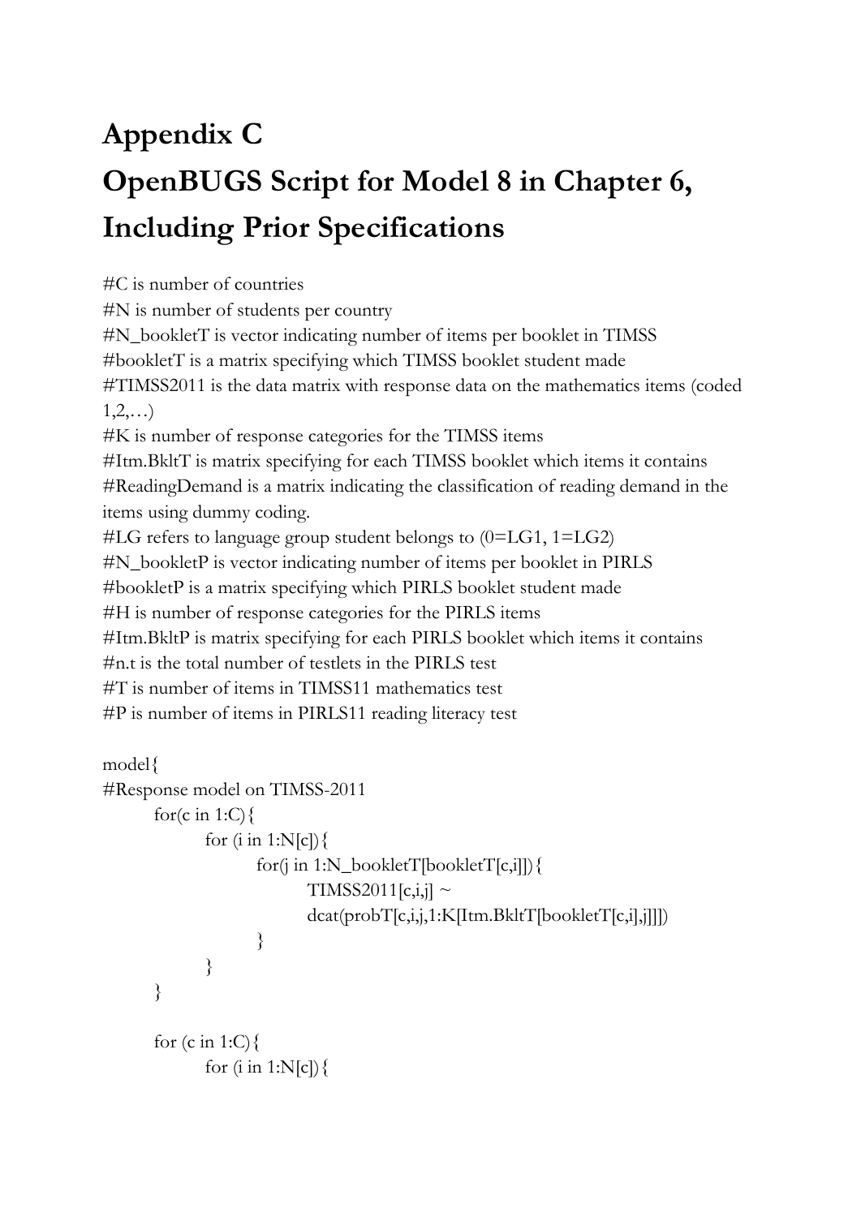# Appendix C

# OpenBUGS Script for Model 8 in Chapter 6, Including Prior Specifications

```
#C is number of countries
#N is number of students per country
#N_bookletT is vector indicating number of items per booklet in TIMSS
#bookletT is a matrix specifying which TIMSS booklet student made
#TIMSS2011 is the data matrix with response data on the mathematics items (coded 1,2,…)
#K is number of response categories for the TIMSS items
#Itm.BkltT is matrix specifying for each TIMSS booklet which items it contains
#ReadingDemand is a matrix indicating the classification of reading demand in the items using dummy coding.
#LG refers to language group student belongs to (0=LG1, 1=LG2)
#N_bookletP is vector indicating number of items per booklet in PIRLS
#bookletP is a matrix specifying which PIRLS booklet student made
#H is number of response categories for the PIRLS items
#Itm.BkltP is matrix specifying for each PIRLS booklet which items it contains
#n.t is the total number of testlets in the PIRLS test
#T is number of items in TIMSS11 mathematics test
#P is number of items in PIRLS11 reading literacy test

model{
#Response model on TIMSS-2011
	for(c in 1:C){
		for (i in 1:N[c]){
			for(j in 1:N_bookletT[bookletT[c,i]]){
				TIMSS2011[c,i,j] ~
				dcat(probT[c,i,j,1:K[Itm.BkltT[bookletT[c,i],j]]])
			}
		}
	}

	for (c in 1:C){
		for (i in 1:N[c]){
```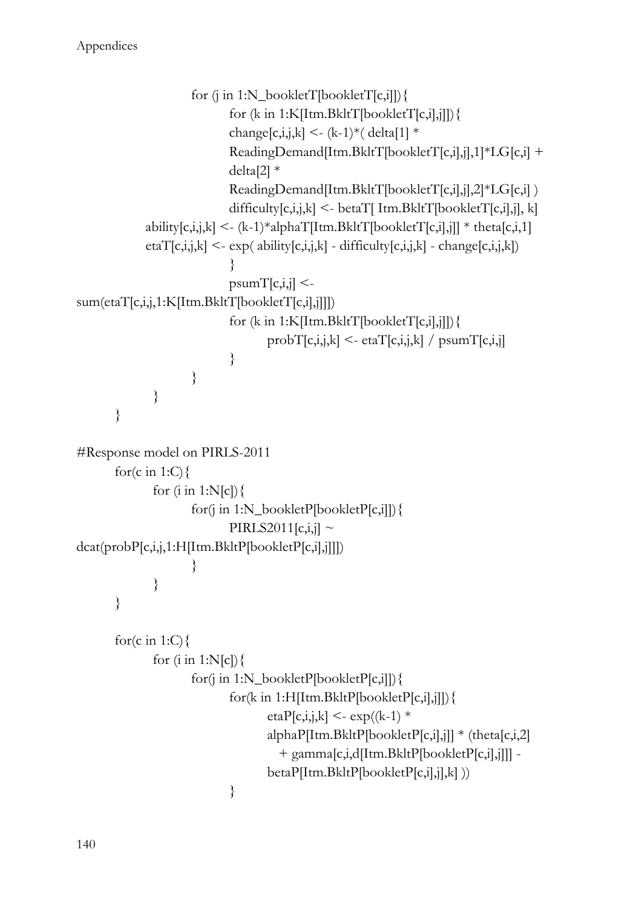```
                for (j in 1:N_bookletT[bookletT[c,i]]){
                        for (k in 1:K[Itm.BkltT[bookletT[c,i],j]]){
                        change[c,i,j,k] <- (k-1)*( delta[1] *
                        ReadingDemand[Itm.BkltT[bookletT[c,i],j],1]*LG[c,i] +
                        delta[2] *
                        ReadingDemand[Itm.BkltT[bookletT[c,i],j],2]*LG[c,i] )
                        difficulty[c,i,j,k] <- betaT[ Itm.BkltT[bookletT[c,i],j], k]
            ability[c,i,j,k] <- (k-1)*alphaT[Itm.BkltT[bookletT[c,i],j]] * theta[c,i,1]
            etaT[c,i,j,k] <- exp( ability[c,i,j,k] - difficulty[c,i,j,k] - change[c,i,j,k])
                        }
                        psumT[c,i,j] <-
sum(etaT[c,i,j,1:K[Itm.BkltT[bookletT[c,i],j]]])
                        for (k in 1:K[Itm.BkltT[bookletT[c,i],j]]){
                                probT[c,i,j,k] <- etaT[c,i,j,k] / psumT[c,i,j]
                        }
                }
        }
    }

#Response model on PIRLS-2011
    for(c in 1:C){
        for (i in 1:N[c]){
                for(j in 1:N_bookletP[bookletP[c,i]]){
                        PIRLS2011[c,i,j] ~
dcat(probP[c,i,j,1:H[Itm.BkltP[bookletP[c,i],j]]])
                }
        }
    }

    for(c in 1:C){
        for (i in 1:N[c]){
                for(j in 1:N_bookletP[bookletP[c,i]]){
                        for(k in 1:H[Itm.BkltP[bookletP[c,i],j]]){
                                etaP[c,i,j,k] <- exp((k-1) *
                                alphaP[Itm.BkltP[bookletP[c,i],j]] * (theta[c,i,2]
                                   + gamma[c,i,d[Itm.BkltP[bookletP[c,i],j]]] -
                                betaP[Itm.BkltP[bookletP[c,i],j],k] ))
                        }
```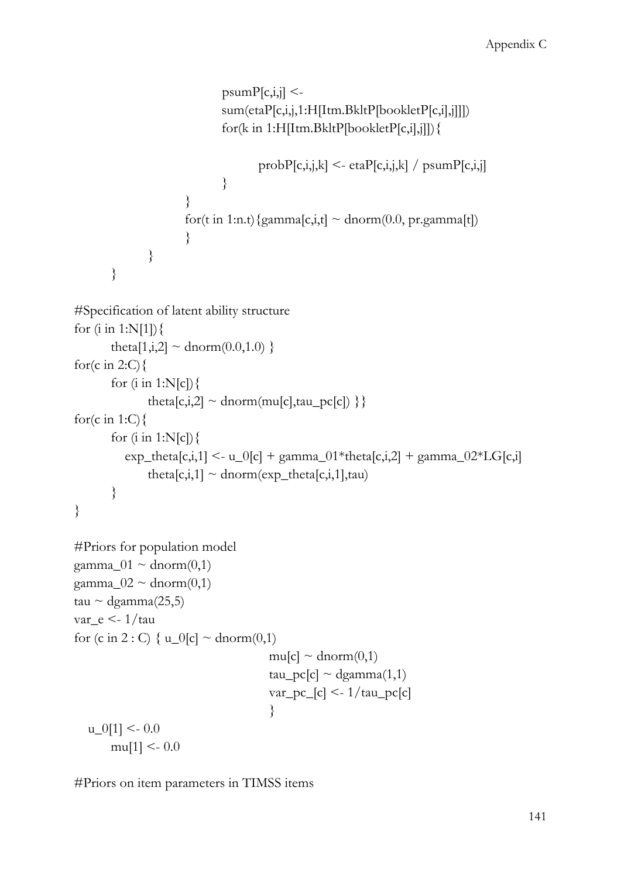```
                    psumP[c,i,j] <-
                    sum(etaP[c,i,j,1:H[Itm.BkltP[bookletP[c,i],j]]])
                    for(k in 1:H[Itm.BkltP[bookletP[c,i],j]]){

                        probP[c,i,j,k] <- etaP[c,i,j,k] / psumP[c,i,j]
                    }
                }
                for(t in 1:n.t){gamma[c,i,t] ~ dnorm(0.0, pr.gamma[t])
                }
            }
        }

#Specification of latent ability structure
for (i in 1:N[1]){
        theta[1,i,2] ~ dnorm(0.0,1.0) }
for(c in 2:C){
        for (i in 1:N[c]){
                theta[c,i,2] ~ dnorm(mu[c],tau_pc[c]) }}
for(c in 1:C){
        for (i in 1:N[c]){
           exp_theta[c,i,1] <- u_0[c] + gamma_01*theta[c,i,2] + gamma_02*LG[c,i]
                theta[c,i,1] ~ dnorm(exp_theta[c,i,1],tau)
        }
}

#Priors for population model
gamma_01 ~ dnorm(0,1)
gamma_02 ~ dnorm(0,1)
tau ~ dgamma(25,5)
var_e <- 1/tau
for (c in 2 : C) { u_0[c] ~ dnorm(0,1)
                                        mu[c] ~ dnorm(0,1)
                                        tau_pc[c] ~ dgamma(1,1)
                                        var_pc_[c] <- 1/tau_pc[c]
                                        }
   u_0[1] <- 0.0
        mu[1] <- 0.0

#Priors on item parameters in TIMSS items
```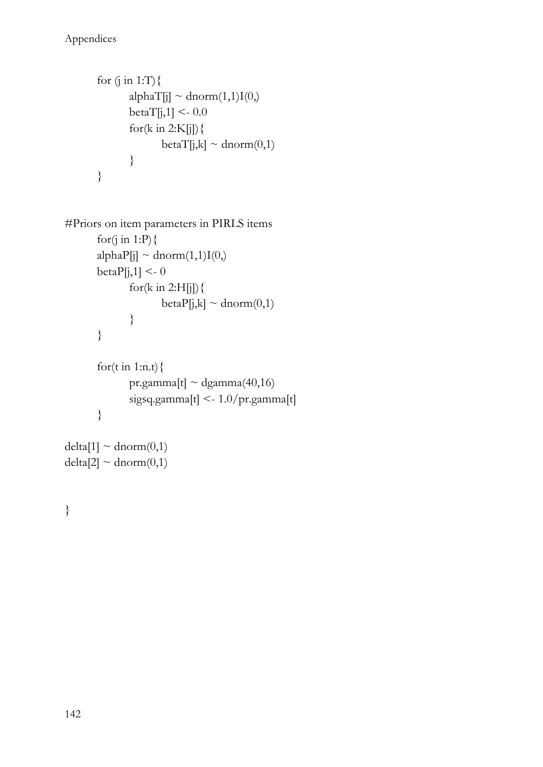```
	for (j in 1:T){
		alphaT[j] ~ dnorm(1,1)I(0,)
		betaT[j,1] <- 0.0
		for(k in 2:K[j]){
			betaT[j,k] ~ dnorm(0,1)
		}
	}


#Priors on item parameters in PIRLS items
	for(j in 1:P){
	alphaP[j] ~ dnorm(1,1)I(0,)
	betaP[j,1] <- 0
		for(k in 2:H[j]){
			betaP[j,k] ~ dnorm(0,1)
		}
	}

	for(t in 1:n.t){
		pr.gamma[t] ~ dgamma(40,16)
		sigsq.gamma[t] <- 1.0/pr.gamma[t]
	}

delta[1] ~ dnorm(0,1)
delta[2] ~ dnorm(0,1)


}
```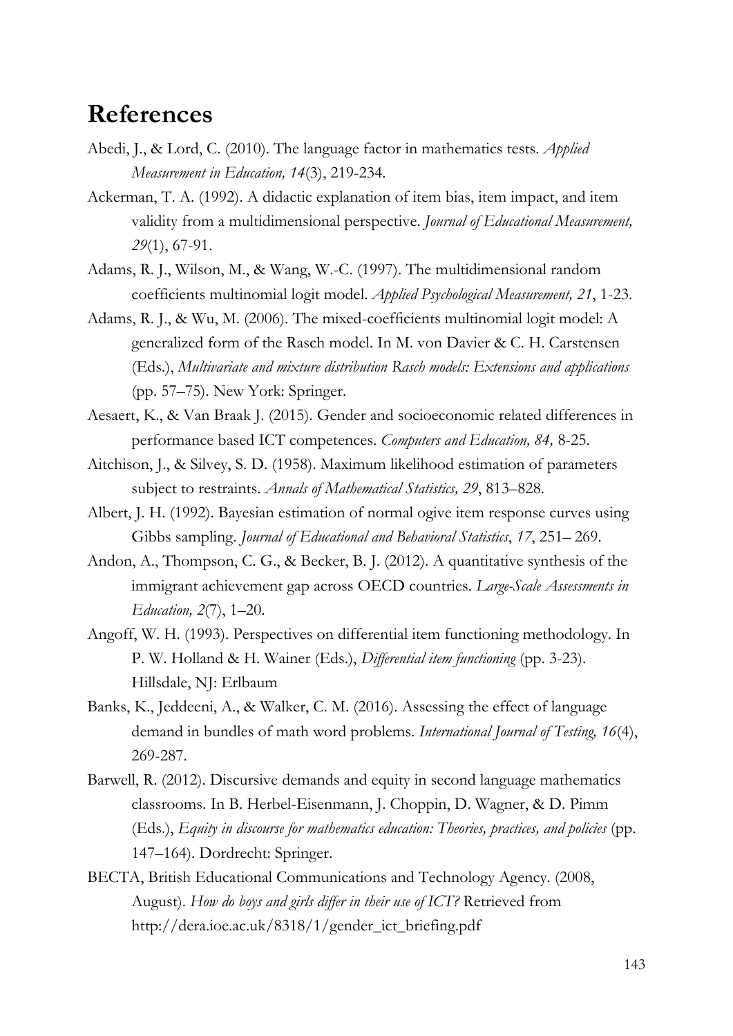# References

Abedi, J., & Lord, C. (2010). The language factor in mathematics tests. *Applied Measurement in Education, 14*(3), 219-234.

Ackerman, T. A. (1992). A didactic explanation of item bias, item impact, and item validity from a multidimensional perspective. *Journal of Educational Measurement, 29*(1), 67-91.

Adams, R. J., Wilson, M., & Wang, W.-C. (1997). The multidimensional random coefficients multinomial logit model. *Applied Psychological Measurement, 21*, 1-23.

Adams, R. J., & Wu, M. (2006). The mixed-coefficients multinomial logit model: A generalized form of the Rasch model. In M. von Davier & C. H. Carstensen (Eds.), *Multivariate and mixture distribution Rasch models: Extensions and applications* (pp. 57–75). New York: Springer.

Aesaert, K., & Van Braak J. (2015). Gender and socioeconomic related differences in performance based ICT competences. *Computers and Education, 84,* 8-25.

Aitchison, J., & Silvey, S. D. (1958). Maximum likelihood estimation of parameters subject to restraints. *Annals of Mathematical Statistics, 29*, 813–828.

Albert, J. H. (1992). Bayesian estimation of normal ogive item response curves using Gibbs sampling. *Journal of Educational and Behavioral Statistics*, *17*, 251– 269.

Andon, A., Thompson, C. G., & Becker, B. J. (2012). A quantitative synthesis of the immigrant achievement gap across OECD countries. *Large-Scale Assessments in Education, 2*(7), 1–20.

Angoff, W. H. (1993). Perspectives on differential item functioning methodology. In P. W. Holland & H. Wainer (Eds.), *Differential item functioning* (pp. 3-23). Hillsdale, NJ: Erlbaum

Banks, K., Jeddeeni, A., & Walker, C. M. (2016). Assessing the effect of language demand in bundles of math word problems. *International Journal of Testing, 16*(4), 269-287.

Barwell, R. (2012). Discursive demands and equity in second language mathematics classrooms. In B. Herbel-Eisenmann, J. Choppin, D. Wagner, & D. Pimm (Eds.), *Equity in discourse for mathematics education: Theories, practices, and policies* (pp. 147–164). Dordrecht: Springer.

BECTA, British Educational Communications and Technology Agency. (2008, August). *How do boys and girls differ in their use of ICT?* Retrieved from http://dera.ioe.ac.uk/8318/1/gender_ict_briefing.pdf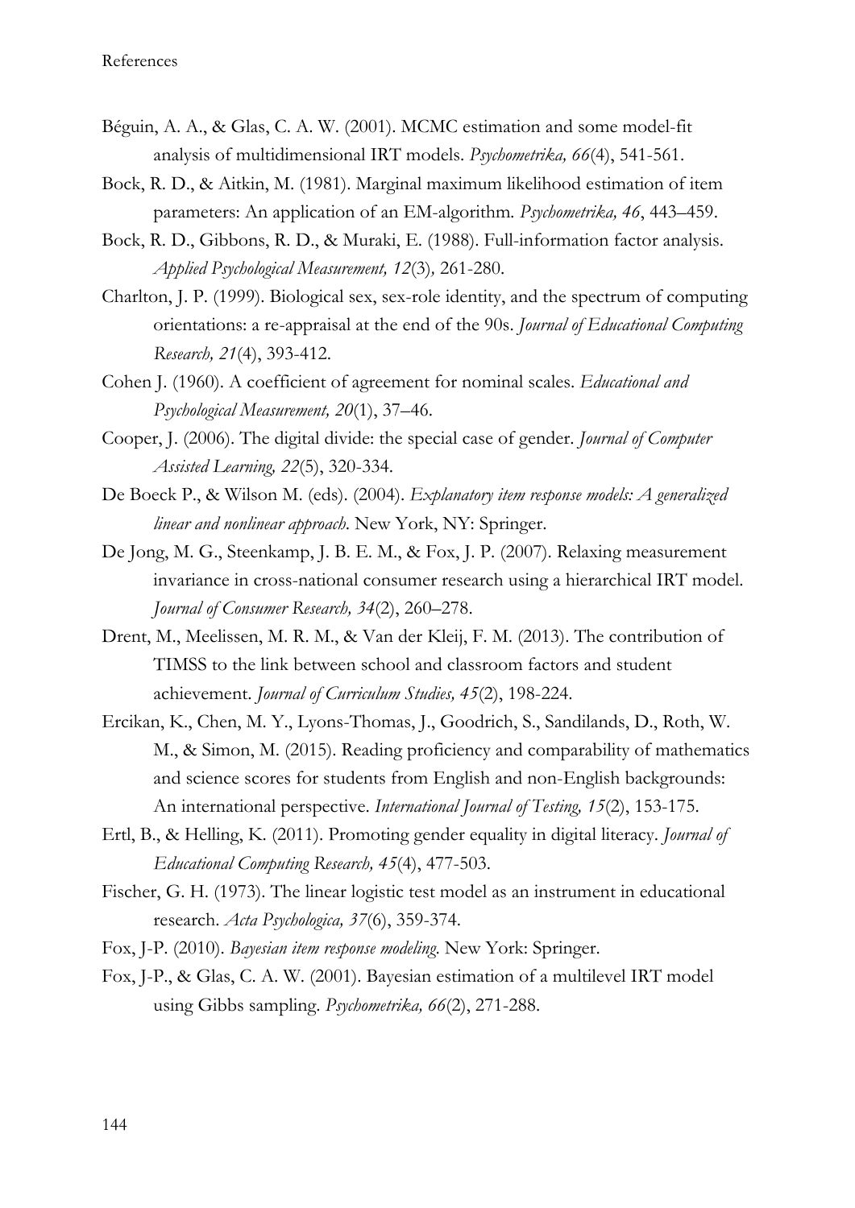Béguin, A. A., & Glas, C. A. W. (2001). MCMC estimation and some model-fit analysis of multidimensional IRT models. *Psychometrika, 66*(4), 541-561.

Bock, R. D., & Aitkin, M. (1981). Marginal maximum likelihood estimation of item parameters: An application of an EM-algorithm. *Psychometrika, 46*, 443–459.

Bock, R. D., Gibbons, R. D., & Muraki, E. (1988). Full-information factor analysis. *Applied Psychological Measurement, 12*(3), 261-280.

Charlton, J. P. (1999). Biological sex, sex-role identity, and the spectrum of computing orientations: a re-appraisal at the end of the 90s. *Journal of Educational Computing Research, 21*(4), 393-412.

Cohen J. (1960). A coefficient of agreement for nominal scales. *Educational and Psychological Measurement, 20*(1), 37–46.

Cooper, J. (2006). The digital divide: the special case of gender. *Journal of Computer Assisted Learning, 22*(5), 320-334.

De Boeck P., & Wilson M. (eds). (2004). *Explanatory item response models: A generalized linear and nonlinear approach*. New York, NY: Springer.

De Jong, M. G., Steenkamp, J. B. E. M., & Fox, J. P. (2007). Relaxing measurement invariance in cross-national consumer research using a hierarchical IRT model. *Journal of Consumer Research, 34*(2), 260–278.

Drent, M., Meelissen, M. R. M., & Van der Kleij, F. M. (2013). The contribution of TIMSS to the link between school and classroom factors and student achievement. *Journal of Curriculum Studies, 45*(2), 198-224.

Ercikan, K., Chen, M. Y., Lyons-Thomas, J., Goodrich, S., Sandilands, D., Roth, W. M., & Simon, M. (2015). Reading proficiency and comparability of mathematics and science scores for students from English and non-English backgrounds: An international perspective. *International Journal of Testing, 15*(2), 153-175.

Ertl, B., & Helling, K. (2011). Promoting gender equality in digital literacy. *Journal of Educational Computing Research, 45*(4), 477-503.

Fischer, G. H. (1973). The linear logistic test model as an instrument in educational research. *Acta Psychologica, 37*(6), 359-374.

Fox, J-P. (2010). *Bayesian item response modeling*. New York: Springer.

Fox, J-P., & Glas, C. A. W. (2001). Bayesian estimation of a multilevel IRT model using Gibbs sampling. *Psychometrika, 66*(2), 271-288.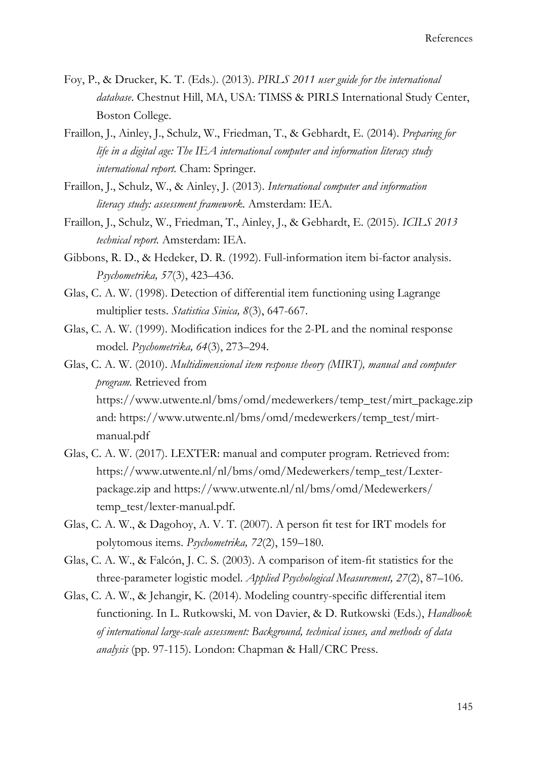Foy, P., & Drucker, K. T. (Eds.). (2013). *PIRLS 2011 user guide for the international database*. Chestnut Hill, MA, USA: TIMSS & PIRLS International Study Center, Boston College.

Fraillon, J., Ainley, J., Schulz, W., Friedman, T., & Gebhardt, E. (2014). *Preparing for life in a digital age: The IEA international computer and information literacy study international report.* Cham: Springer.

Fraillon, J., Schulz, W., & Ainley, J. (2013). *International computer and information literacy study: assessment framework.* Amsterdam: IEA.

Fraillon, J., Schulz, W., Friedman, T., Ainley, J., & Gebhardt, E. (2015). *ICILS 2013 technical report.* Amsterdam: IEA.

Gibbons, R. D., & Hedeker, D. R. (1992). Full-information item bi-factor analysis. *Psychometrika, 57*(3), 423–436.

Glas, C. A. W. (1998). Detection of differential item functioning using Lagrange multiplier tests. *Statistica Sinica, 8*(3), 647-667.

Glas, C. A. W. (1999). Modification indices for the 2-PL and the nominal response model. *Psychometrika, 64*(3), 273–294.

Glas, C. A. W. (2010). *Multidimensional item response theory (MIRT), manual and computer program.* Retrieved from https://www.utwente.nl/bms/omd/medewerkers/temp_test/mirt_package.zip and: https://www.utwente.nl/bms/omd/medewerkers/temp_test/mirt-manual.pdf

Glas, C. A. W. (2017). LEXTER: manual and computer program. Retrieved from: https://www.utwente.nl/nl/bms/omd/Medewerkers/temp_test/Lexter-package.zip and https://www.utwente.nl/nl/bms/omd/Medewerkers/temp_test/lexter-manual.pdf.

Glas, C. A. W., & Dagohoy, A. V. T. (2007). A person fit test for IRT models for polytomous items. *Psychometrika, 72*(2), 159–180.

Glas, C. A. W., & Falcón, J. C. S. (2003). A comparison of item-fit statistics for the three-parameter logistic model. *Applied Psychological Measurement, 27*(2), 87–106.

Glas, C. A. W., & Jehangir, K. (2014). Modeling country-specific differential item functioning. In L. Rutkowski, M. von Davier, & D. Rutkowski (Eds.), *Handbook of international large-scale assessment: Background, technical issues, and methods of data analysis* (pp. 97-115). London: Chapman & Hall/CRC Press.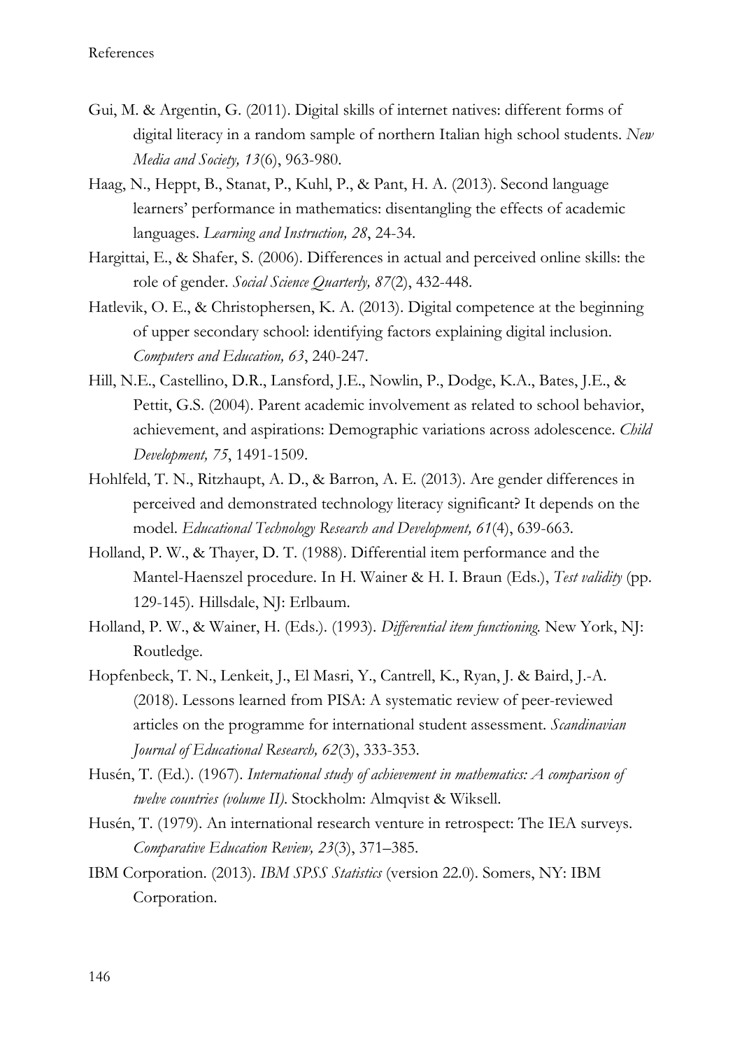Gui, M. & Argentin, G. (2011). Digital skills of internet natives: different forms of digital literacy in a random sample of northern Italian high school students. *New Media and Society, 13*(6), 963-980.

Haag, N., Heppt, B., Stanat, P., Kuhl, P., & Pant, H. A. (2013). Second language learners' performance in mathematics: disentangling the effects of academic languages. *Learning and Instruction, 28*, 24-34.

Hargittai, E., & Shafer, S. (2006). Differences in actual and perceived online skills: the role of gender. *Social Science Quarterly, 87*(2), 432-448.

Hatlevik, O. E., & Christophersen, K. A. (2013). Digital competence at the beginning of upper secondary school: identifying factors explaining digital inclusion. *Computers and Education, 63*, 240-247.

Hill, N.E., Castellino, D.R., Lansford, J.E., Nowlin, P., Dodge, K.A., Bates, J.E., & Pettit, G.S. (2004). Parent academic involvement as related to school behavior, achievement, and aspirations: Demographic variations across adolescence. *Child Development, 75*, 1491-1509.

Hohlfeld, T. N., Ritzhaupt, A. D., & Barron, A. E. (2013). Are gender differences in perceived and demonstrated technology literacy significant? It depends on the model. *Educational Technology Research and Development, 61*(4), 639-663.

Holland, P. W., & Thayer, D. T. (1988). Differential item performance and the Mantel-Haenszel procedure. In H. Wainer & H. I. Braun (Eds.), *Test validity* (pp. 129-145). Hillsdale, NJ: Erlbaum.

Holland, P. W., & Wainer, H. (Eds.). (1993). *Differential item functioning.* New York, NJ: Routledge.

Hopfenbeck, T. N., Lenkeit, J., El Masri, Y., Cantrell, K., Ryan, J. & Baird, J.-A. (2018). Lessons learned from PISA: A systematic review of peer-reviewed articles on the programme for international student assessment. *Scandinavian Journal of Educational Research, 62*(3), 333-353.

Husén, T. (Ed.). (1967). *International study of achievement in mathematics: A comparison of twelve countries (volume II).* Stockholm: Almqvist & Wiksell.

Husén, T. (1979). An international research venture in retrospect: The IEA surveys. *Comparative Education Review, 23*(3), 371–385.

IBM Corporation. (2013). *IBM SPSS Statistics* (version 22.0). Somers, NY: IBM Corporation.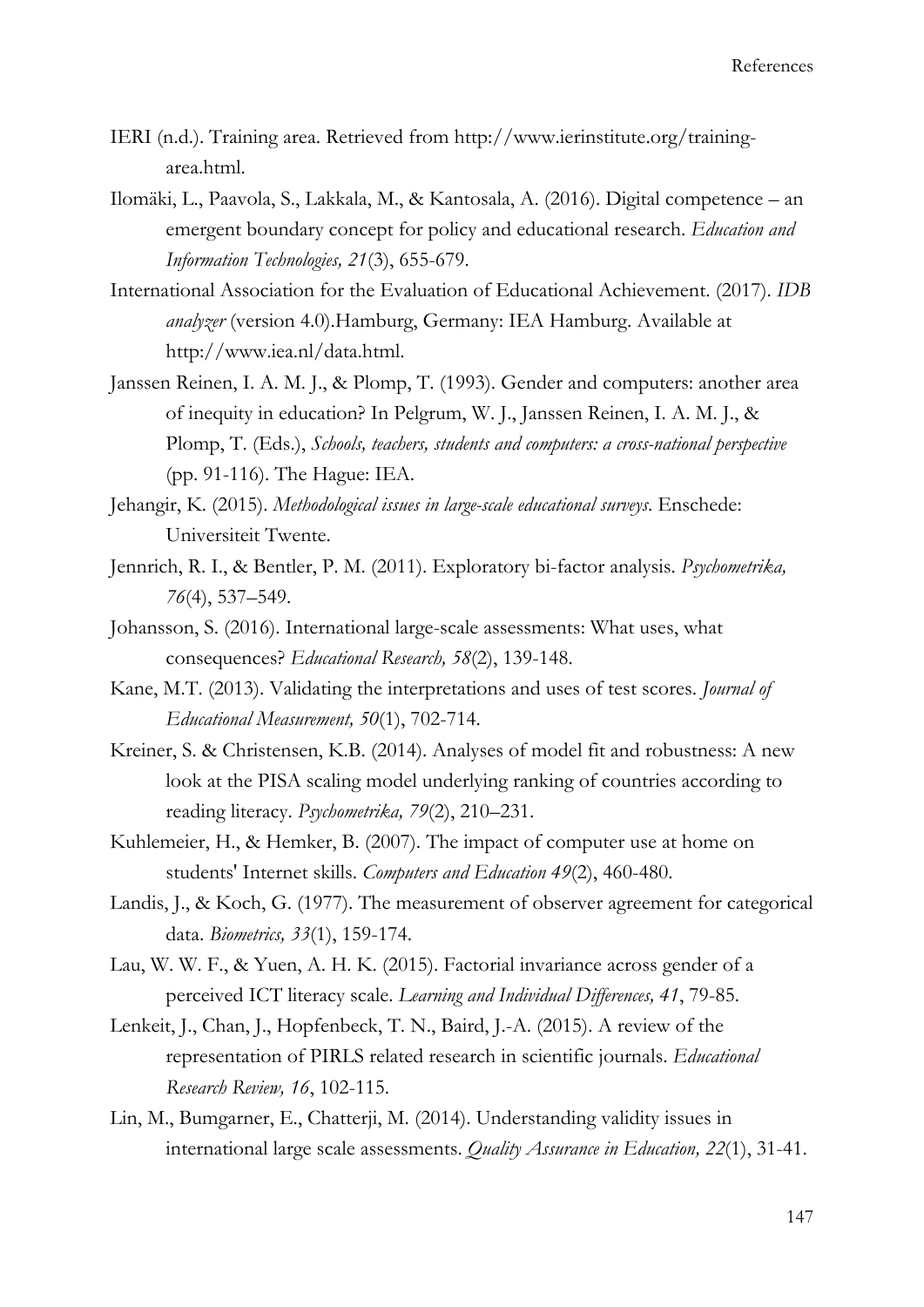IERI (n.d.). Training area. Retrieved from http://www.ierinstitute.org/training-area.html.

Ilomäki, L., Paavola, S., Lakkala, M., & Kantosala, A. (2016). Digital competence – an emergent boundary concept for policy and educational research. *Education and Information Technologies, 21*(3), 655-679.

International Association for the Evaluation of Educational Achievement. (2017). *IDB analyzer* (version 4.0).Hamburg, Germany: IEA Hamburg. Available at http://www.iea.nl/data.html.

Janssen Reinen, I. A. M. J., & Plomp, T. (1993). Gender and computers: another area of inequity in education? In Pelgrum, W. J., Janssen Reinen, I. A. M. J., & Plomp, T. (Eds.), *Schools, teachers, students and computers: a cross-national perspective* (pp. 91-116). The Hague: IEA.

Jehangir, K. (2015). *Methodological issues in large-scale educational surveys*. Enschede: Universiteit Twente.

Jennrich, R. I., & Bentler, P. M. (2011). Exploratory bi-factor analysis. *Psychometrika, 76*(4), 537–549.

Johansson, S. (2016). International large-scale assessments: What uses, what consequences? *Educational Research, 58*(2), 139-148.

Kane, M.T. (2013). Validating the interpretations and uses of test scores. *Journal of Educational Measurement, 50*(1), 702-714.

Kreiner, S. & Christensen, K.B. (2014). Analyses of model fit and robustness: A new look at the PISA scaling model underlying ranking of countries according to reading literacy. *Psychometrika, 79*(2), 210–231.

Kuhlemeier, H., & Hemker, B. (2007). The impact of computer use at home on students' Internet skills. *Computers and Education 49*(2), 460-480.

Landis, J., & Koch, G. (1977). The measurement of observer agreement for categorical data. *Biometrics, 33*(1), 159-174.

Lau, W. W. F., & Yuen, A. H. K. (2015). Factorial invariance across gender of a perceived ICT literacy scale. *Learning and Individual Differences, 41*, 79-85.

Lenkeit, J., Chan, J., Hopfenbeck, T. N., Baird, J.-A. (2015). A review of the representation of PIRLS related research in scientific journals. *Educational Research Review, 16*, 102-115.

Lin, M., Bumgarner, E., Chatterji, M. (2014). Understanding validity issues in international large scale assessments. *Quality Assurance in Education, 22*(1), 31-41.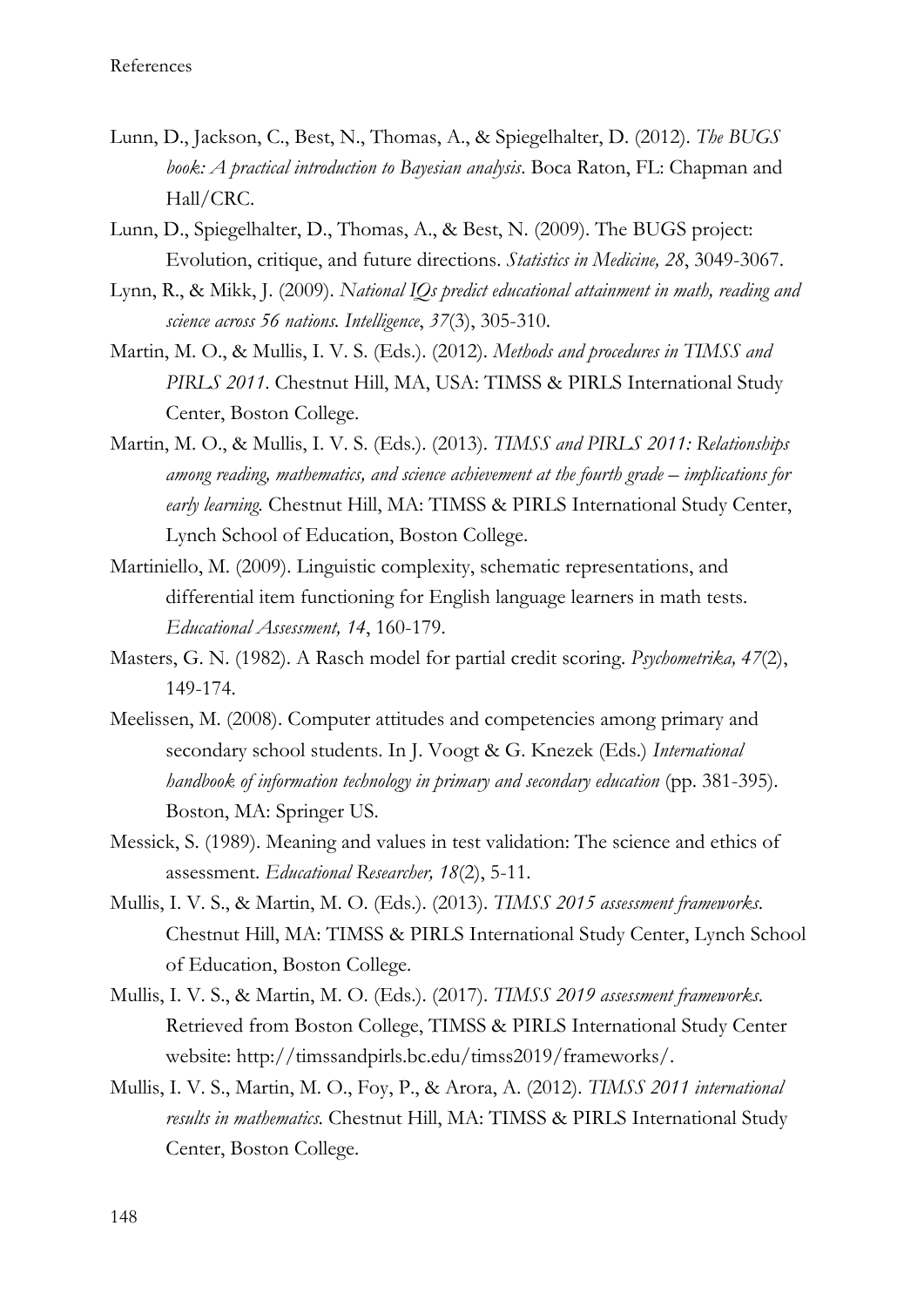Lunn, D., Jackson, C., Best, N., Thomas, A., & Spiegelhalter, D. (2012). *The BUGS book: A practical introduction to Bayesian analysis*. Boca Raton, FL: Chapman and Hall/CRC.

Lunn, D., Spiegelhalter, D., Thomas, A., & Best, N. (2009). The BUGS project: Evolution, critique, and future directions. *Statistics in Medicine, 28*, 3049-3067.

Lynn, R., & Mikk, J. (2009). *National IQs predict educational attainment in math, reading and science across 56 nations. Intelligence*, *37*(3), 305-310.

Martin, M. O., & Mullis, I. V. S. (Eds.). (2012). *Methods and procedures in TIMSS and PIRLS 2011*. Chestnut Hill, MA, USA: TIMSS & PIRLS International Study Center, Boston College.

Martin, M. O., & Mullis, I. V. S. (Eds.). (2013). *TIMSS and PIRLS 2011: Relationships among reading, mathematics, and science achievement at the fourth grade – implications for early learning.* Chestnut Hill, MA: TIMSS & PIRLS International Study Center, Lynch School of Education, Boston College.

Martiniello, M. (2009). Linguistic complexity, schematic representations, and differential item functioning for English language learners in math tests. *Educational Assessment, 14*, 160-179.

Masters, G. N. (1982). A Rasch model for partial credit scoring. *Psychometrika, 47*(2), 149-174.

Meelissen, M. (2008). Computer attitudes and competencies among primary and secondary school students. In J. Voogt & G. Knezek (Eds.) *International handbook of information technology in primary and secondary education* (pp. 381-395). Boston, MA: Springer US.

Messick, S. (1989). Meaning and values in test validation: The science and ethics of assessment. *Educational Researcher, 18*(2), 5-11.

Mullis, I. V. S., & Martin, M. O. (Eds.). (2013). *TIMSS 2015 assessment frameworks*. Chestnut Hill, MA: TIMSS & PIRLS International Study Center, Lynch School of Education, Boston College.

Mullis, I. V. S., & Martin, M. O. (Eds.). (2017). *TIMSS 2019 assessment frameworks*. Retrieved from Boston College, TIMSS & PIRLS International Study Center website: http://timssandpirls.bc.edu/timss2019/frameworks/.

Mullis, I. V. S., Martin, M. O., Foy, P., & Arora, A. (2012). *TIMSS 2011 international results in mathematics.* Chestnut Hill, MA: TIMSS & PIRLS International Study Center, Boston College.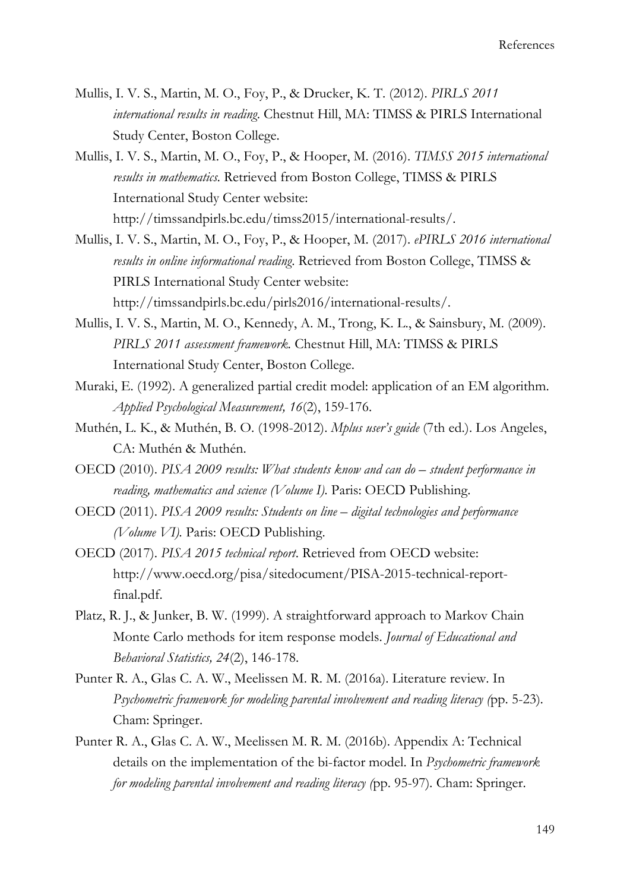Mullis, I. V. S., Martin, M. O., Foy, P., & Drucker, K. T. (2012). *PIRLS 2011 international results in reading.* Chestnut Hill, MA: TIMSS & PIRLS International Study Center, Boston College.

Mullis, I. V. S., Martin, M. O., Foy, P., & Hooper, M. (2016). *TIMSS 2015 international results in mathematics.* Retrieved from Boston College, TIMSS & PIRLS International Study Center website: http://timssandpirls.bc.edu/timss2015/international-results/.

Mullis, I. V. S., Martin, M. O., Foy, P., & Hooper, M. (2017). *ePIRLS 2016 international results in online informational reading.* Retrieved from Boston College, TIMSS & PIRLS International Study Center website: http://timssandpirls.bc.edu/pirls2016/international-results/.

Mullis, I. V. S., Martin, M. O., Kennedy, A. M., Trong, K. L., & Sainsbury, M. (2009). *PIRLS 2011 assessment framework.* Chestnut Hill, MA: TIMSS & PIRLS International Study Center, Boston College.

Muraki, E. (1992). A generalized partial credit model: application of an EM algorithm. *Applied Psychological Measurement, 16*(2), 159-176.

Muthén, L. K., & Muthén, B. O. (1998-2012). *Mplus user's guide* (7th ed.). Los Angeles, CA: Muthén & Muthén.

OECD (2010). *PISA 2009 results: What students know and can do – student performance in reading, mathematics and science (Volume I).* Paris: OECD Publishing.

OECD (2011). *PISA 2009 results: Students on line – digital technologies and performance (Volume VI).* Paris: OECD Publishing.

OECD (2017). *PISA 2015 technical report*. Retrieved from OECD website: http://www.oecd.org/pisa/sitedocument/PISA-2015-technical-report-final.pdf.

Platz, R. J., & Junker, B. W. (1999). A straightforward approach to Markov Chain Monte Carlo methods for item response models. *Journal of Educational and Behavioral Statistics, 24*(2), 146-178.

Punter R. A., Glas C. A. W., Meelissen M. R. M. (2016a). Literature review. In *Psychometric framework for modeling parental involvement and reading literacy (*pp. 5-23). Cham: Springer.

Punter R. A., Glas C. A. W., Meelissen M. R. M. (2016b). Appendix A: Technical details on the implementation of the bi-factor model. In *Psychometric framework for modeling parental involvement and reading literacy (*pp. 95-97). Cham: Springer.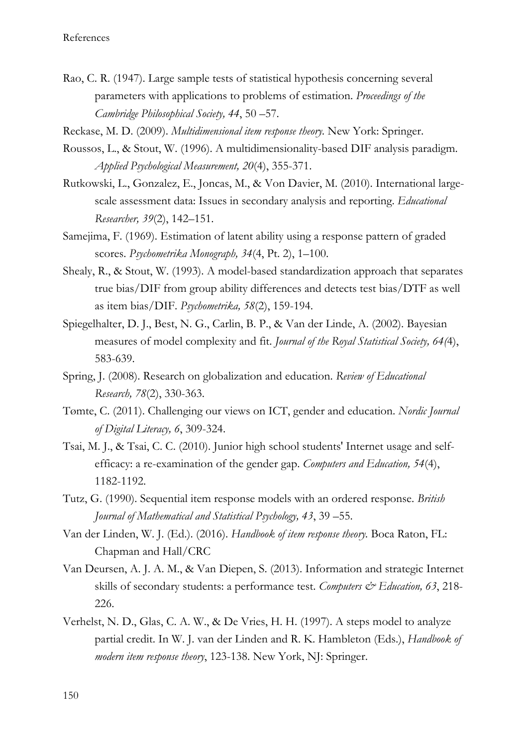Rao, C. R. (1947). Large sample tests of statistical hypothesis concerning several parameters with applications to problems of estimation. *Proceedings of the Cambridge Philosophical Society, 44*, 50 –57.

Reckase, M. D. (2009). *Multidimensional item response theory.* New York: Springer.

Roussos, L., & Stout, W. (1996). A multidimensionality-based DIF analysis paradigm. *Applied Psychological Measurement, 20*(4), 355-371.

Rutkowski, L., Gonzalez, E., Joncas, M., & Von Davier, M. (2010). International large-scale assessment data: Issues in secondary analysis and reporting. *Educational Researcher, 39*(2), 142–151.

Samejima, F. (1969). Estimation of latent ability using a response pattern of graded scores. *Psychometrika Monograph, 34*(4, Pt. 2), 1–100.

Shealy, R., & Stout, W. (1993). A model-based standardization approach that separates true bias/DIF from group ability differences and detects test bias/DTF as well as item bias/DIF. *Psychometrika, 58*(2), 159-194.

Spiegelhalter, D. J., Best, N. G., Carlin, B. P., & Van der Linde, A. (2002). Bayesian measures of model complexity and fit. *Journal of the Royal Statistical Society, 64(*4), 583-639.

Spring, J. (2008). Research on globalization and education. *Review of Educational Research, 78*(2), 330-363.

Tømte, C. (2011). Challenging our views on ICT, gender and education. *Nordic Journal of Digital Literacy, 6*, 309-324.

Tsai, M. J., & Tsai, C. C. (2010). Junior high school students' Internet usage and self-efficacy: a re-examination of the gender gap. *Computers and Education, 54*(4), 1182-1192.

Tutz, G. (1990). Sequential item response models with an ordered response. *British Journal of Mathematical and Statistical Psychology, 43*, 39 –55.

Van der Linden, W. J. (Ed.). (2016). *Handbook of item response theory.* Boca Raton, FL: Chapman and Hall/CRC

Van Deursen, A. J. A. M., & Van Diepen, S. (2013). Information and strategic Internet skills of secondary students: a performance test. *Computers & Education, 63*, 218-226.

Verhelst, N. D., Glas, C. A. W., & De Vries, H. H. (1997). A steps model to analyze partial credit. In W. J. van der Linden and R. K. Hambleton (Eds.), *Handbook of modern item response theory*, 123-138. New York, NJ: Springer.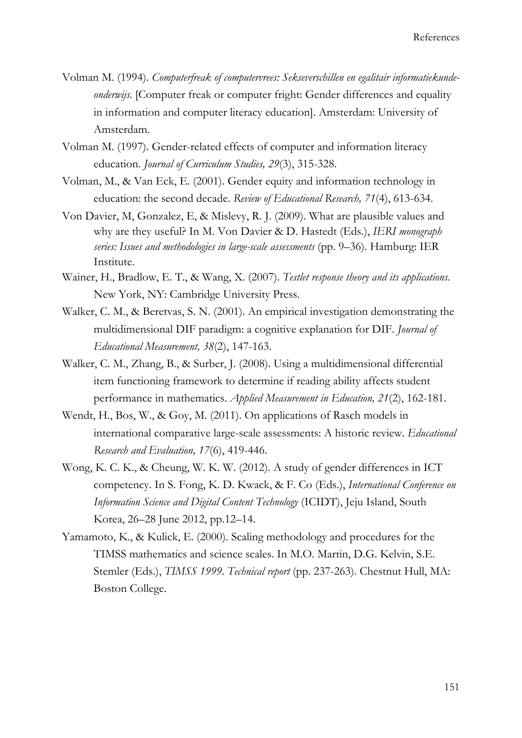Volman M. (1994). *Computerfreak of computervrees: Sekseverschillen en egalitair informatiekunde-onderwijs.* [Computer freak or computer fright: Gender differences and equality in information and computer literacy education]. Amsterdam: University of Amsterdam.

Volman M. (1997). Gender-related effects of computer and information literacy education. *Journal of Curriculum Studies, 29*(3), 315-328.

Volman, M., & Van Eck, E. (2001). Gender equity and information technology in education: the second decade. *Review of Educational Research, 71*(4), 613-634.

Von Davier, M, Gonzalez, E, & Mislevy, R. J. (2009). What are plausible values and why are they useful? In M. Von Davier & D. Hastedt (Eds.), *IERI monograph series: Issues and methodologies in large-scale assessments* (pp. 9–36). Hamburg: IER Institute.

Wainer, H., Bradlow, E. T., & Wang, X. (2007). *Testlet response theory and its applications.* New York, NY: Cambridge University Press.

Walker, C. M., & Beretvas, S. N. (2001). An empirical investigation demonstrating the multidimensional DIF paradigm: a cognitive explanation for DIF. *Journal of Educational Measurement, 38*(2), 147-163.

Walker, C. M., Zhang, B., & Surber, J. (2008). Using a multidimensional differential item functioning framework to determine if reading ability affects student performance in mathematics. *Applied Measurement in Education, 21*(2), 162-181.

Wendt, H., Bos, W., & Goy, M. (2011). On applications of Rasch models in international comparative large-scale assessments: A historic review. *Educational Research and Evaluation, 17*(6), 419-446.

Wong, K. C. K., & Cheung, W. K. W. (2012). A study of gender differences in ICT competency. In S. Fong, K. D. Kwack, & F. Co (Eds.), *International Conference on Information Science and Digital Content Technology* (ICIDT), Jeju Island, South Korea, 26–28 June 2012, pp.12–14.

Yamamoto, K., & Kulick, E. (2000). Scaling methodology and procedures for the TIMSS mathematics and science scales. In M.O. Martin, D.G. Kelvin, S.E. Stemler (Eds.), *TIMSS 1999. Technical report* (pp. 237-263). Chestnut Hull, MA: Boston College.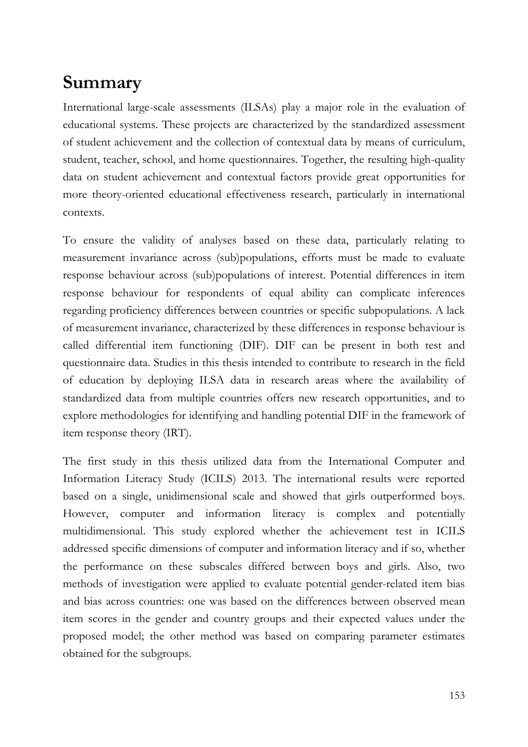# Summary

International large-scale assessments (ILSAs) play a major role in the evaluation of educational systems. These projects are characterized by the standardized assessment of student achievement and the collection of contextual data by means of curriculum, student, teacher, school, and home questionnaires. Together, the resulting high-quality data on student achievement and contextual factors provide great opportunities for more theory-oriented educational effectiveness research, particularly in international contexts.

To ensure the validity of analyses based on these data, particularly relating to measurement invariance across (sub)populations, efforts must be made to evaluate response behaviour across (sub)populations of interest. Potential differences in item response behaviour for respondents of equal ability can complicate inferences regarding proficiency differences between countries or specific subpopulations. A lack of measurement invariance, characterized by these differences in response behaviour is called differential item functioning (DIF). DIF can be present in both test and questionnaire data. Studies in this thesis intended to contribute to research in the field of education by deploying ILSA data in research areas where the availability of standardized data from multiple countries offers new research opportunities, and to explore methodologies for identifying and handling potential DIF in the framework of item response theory (IRT).

The first study in this thesis utilized data from the International Computer and Information Literacy Study (ICILS) 2013. The international results were reported based on a single, unidimensional scale and showed that girls outperformed boys. However, computer and information literacy is complex and potentially multidimensional. This study explored whether the achievement test in ICILS addressed specific dimensions of computer and information literacy and if so, whether the performance on these subscales differed between boys and girls. Also, two methods of investigation were applied to evaluate potential gender-related item bias and bias across countries: one was based on the differences between observed mean item scores in the gender and country groups and their expected values under the proposed model; the other method was based on comparing parameter estimates obtained for the subgroups.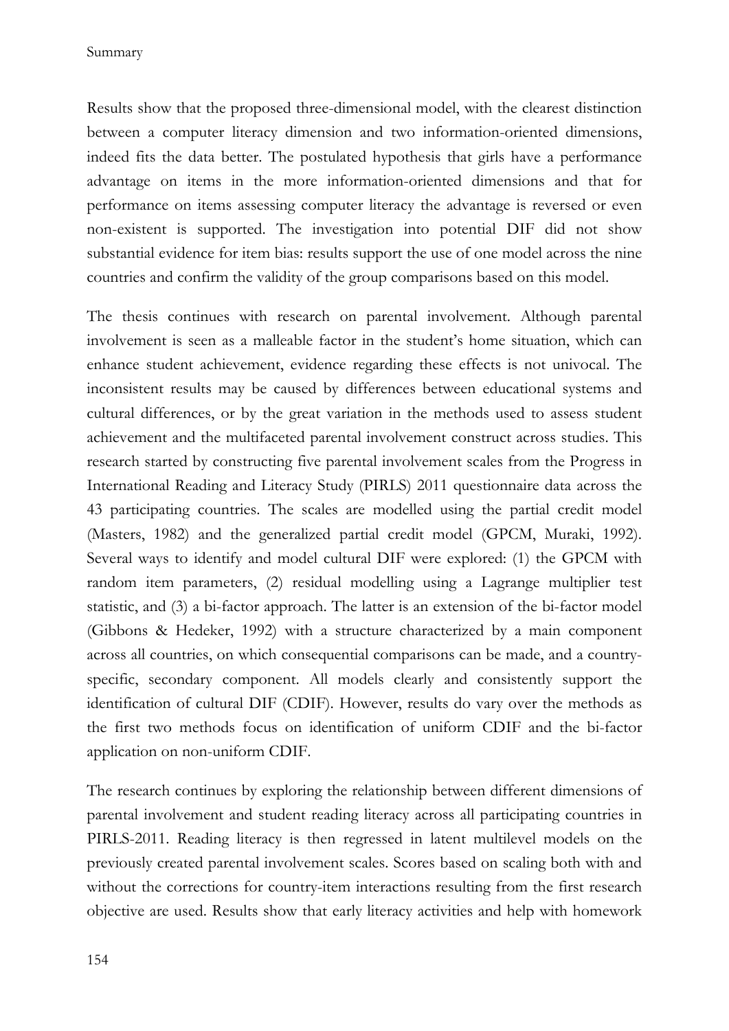Results show that the proposed three-dimensional model, with the clearest distinction between a computer literacy dimension and two information-oriented dimensions, indeed fits the data better. The postulated hypothesis that girls have a performance advantage on items in the more information-oriented dimensions and that for performance on items assessing computer literacy the advantage is reversed or even non-existent is supported. The investigation into potential DIF did not show substantial evidence for item bias: results support the use of one model across the nine countries and confirm the validity of the group comparisons based on this model.

The thesis continues with research on parental involvement. Although parental involvement is seen as a malleable factor in the student's home situation, which can enhance student achievement, evidence regarding these effects is not univocal. The inconsistent results may be caused by differences between educational systems and cultural differences, or by the great variation in the methods used to assess student achievement and the multifaceted parental involvement construct across studies. This research started by constructing five parental involvement scales from the Progress in International Reading and Literacy Study (PIRLS) 2011 questionnaire data across the 43 participating countries. The scales are modelled using the partial credit model (Masters, 1982) and the generalized partial credit model (GPCM, Muraki, 1992). Several ways to identify and model cultural DIF were explored: (1) the GPCM with random item parameters, (2) residual modelling using a Lagrange multiplier test statistic, and (3) a bi-factor approach. The latter is an extension of the bi-factor model (Gibbons & Hedeker, 1992) with a structure characterized by a main component across all countries, on which consequential comparisons can be made, and a country-specific, secondary component. All models clearly and consistently support the identification of cultural DIF (CDIF). However, results do vary over the methods as the first two methods focus on identification of uniform CDIF and the bi-factor application on non-uniform CDIF.

The research continues by exploring the relationship between different dimensions of parental involvement and student reading literacy across all participating countries in PIRLS-2011. Reading literacy is then regressed in latent multilevel models on the previously created parental involvement scales. Scores based on scaling both with and without the corrections for country-item interactions resulting from the first research objective are used. Results show that early literacy activities and help with homework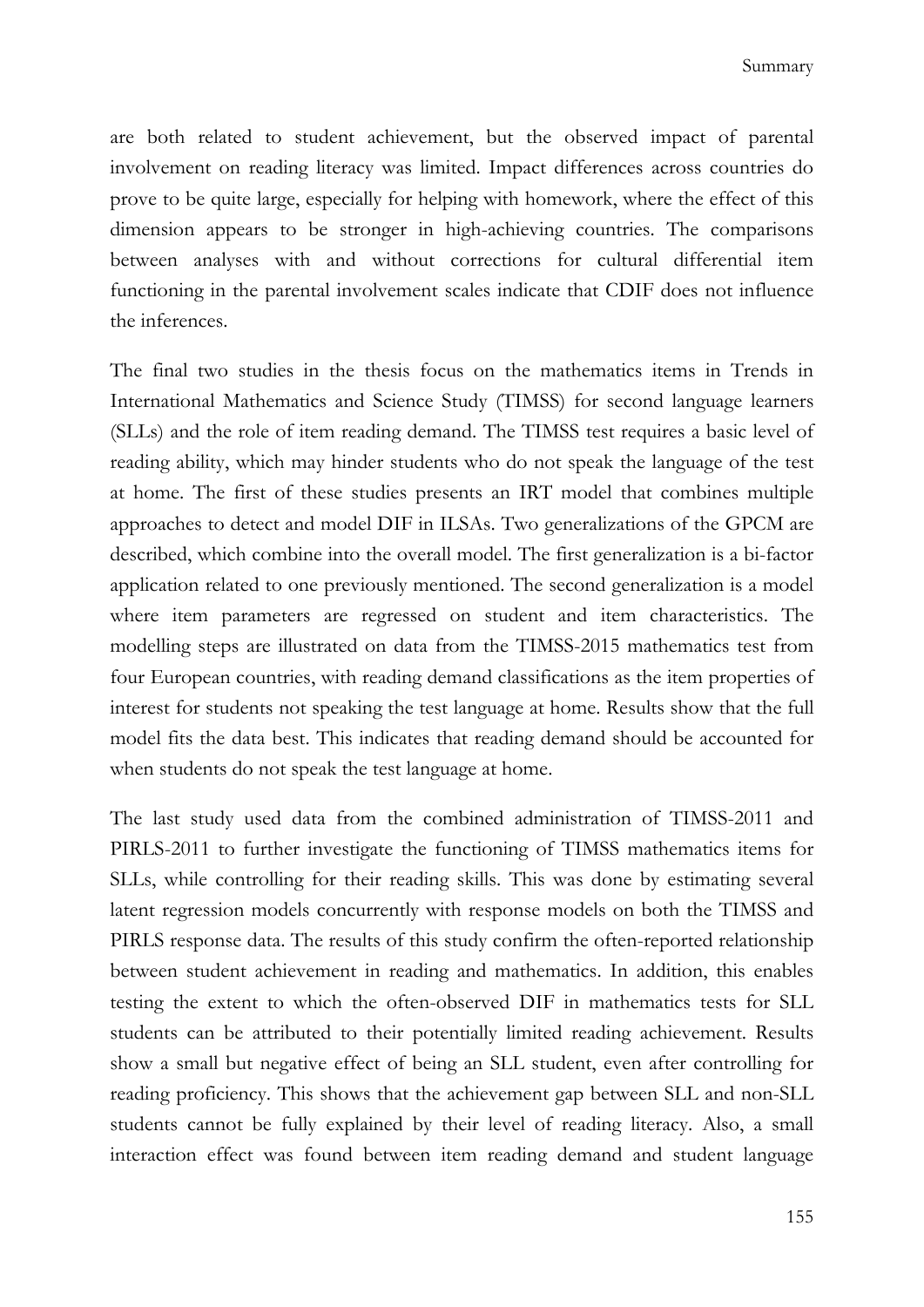are both related to student achievement, but the observed impact of parental involvement on reading literacy was limited. Impact differences across countries do prove to be quite large, especially for helping with homework, where the effect of this dimension appears to be stronger in high-achieving countries. The comparisons between analyses with and without corrections for cultural differential item functioning in the parental involvement scales indicate that CDIF does not influence the inferences.

The final two studies in the thesis focus on the mathematics items in Trends in International Mathematics and Science Study (TIMSS) for second language learners (SLLs) and the role of item reading demand. The TIMSS test requires a basic level of reading ability, which may hinder students who do not speak the language of the test at home. The first of these studies presents an IRT model that combines multiple approaches to detect and model DIF in ILSAs. Two generalizations of the GPCM are described, which combine into the overall model. The first generalization is a bi-factor application related to one previously mentioned. The second generalization is a model where item parameters are regressed on student and item characteristics. The modelling steps are illustrated on data from the TIMSS-2015 mathematics test from four European countries, with reading demand classifications as the item properties of interest for students not speaking the test language at home. Results show that the full model fits the data best. This indicates that reading demand should be accounted for when students do not speak the test language at home.

The last study used data from the combined administration of TIMSS-2011 and PIRLS-2011 to further investigate the functioning of TIMSS mathematics items for SLLs, while controlling for their reading skills. This was done by estimating several latent regression models concurrently with response models on both the TIMSS and PIRLS response data. The results of this study confirm the often-reported relationship between student achievement in reading and mathematics. In addition, this enables testing the extent to which the often-observed DIF in mathematics tests for SLL students can be attributed to their potentially limited reading achievement. Results show a small but negative effect of being an SLL student, even after controlling for reading proficiency. This shows that the achievement gap between SLL and non-SLL students cannot be fully explained by their level of reading literacy. Also, a small interaction effect was found between item reading demand and student language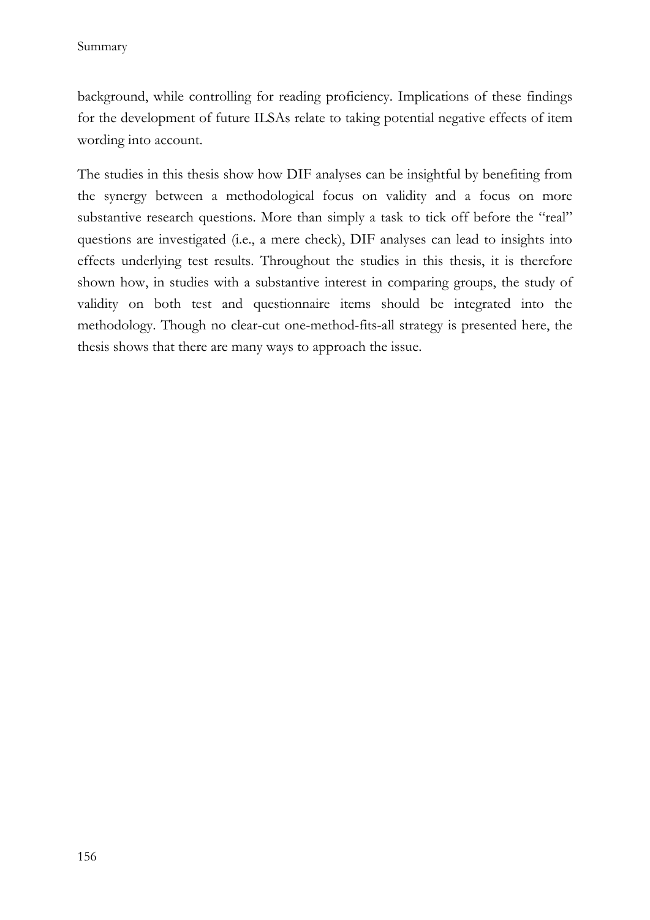background, while controlling for reading proficiency. Implications of these findings for the development of future ILSAs relate to taking potential negative effects of item wording into account.

The studies in this thesis show how DIF analyses can be insightful by benefiting from the synergy between a methodological focus on validity and a focus on more substantive research questions. More than simply a task to tick off before the "real" questions are investigated (i.e., a mere check), DIF analyses can lead to insights into effects underlying test results. Throughout the studies in this thesis, it is therefore shown how, in studies with a substantive interest in comparing groups, the study of validity on both test and questionnaire items should be integrated into the methodology. Though no clear-cut one-method-fits-all strategy is presented here, the thesis shows that there are many ways to approach the issue.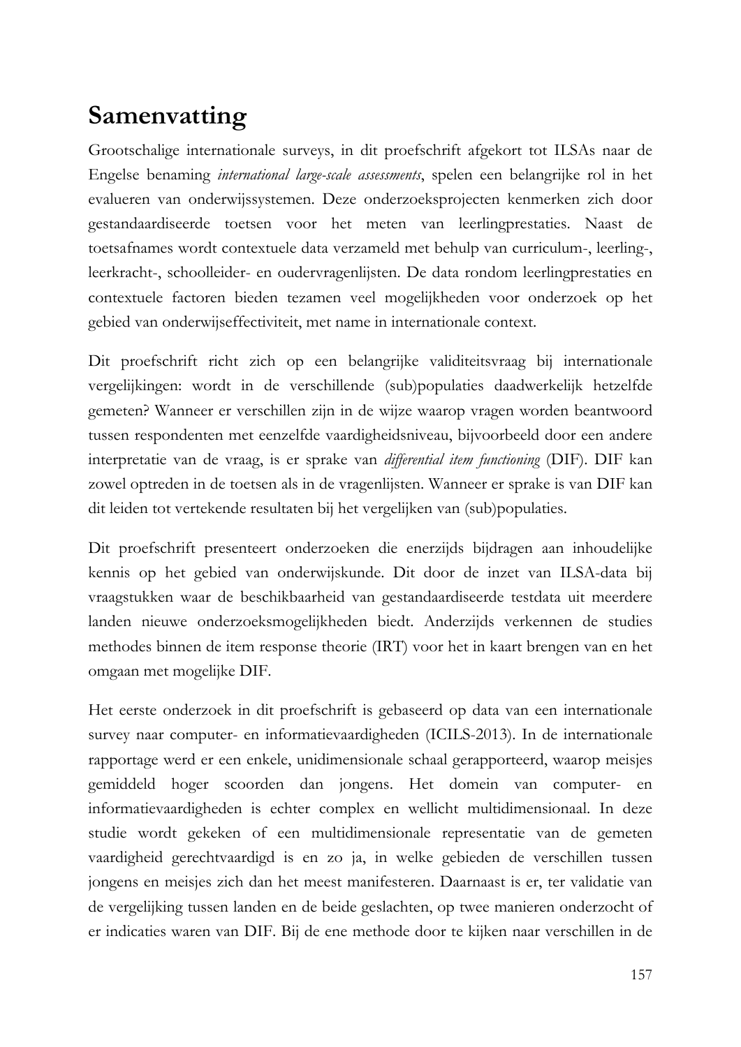# Samenvatting

Grootschalige internationale surveys, in dit proefschrift afgekort tot ILSAs naar de Engelse benaming *international large-scale assessments*, spelen een belangrijke rol in het evalueren van onderwijssystemen. Deze onderzoeksprojecten kenmerken zich door gestandaardiseerde toetsen voor het meten van leerlingprestaties. Naast de toetsafnames wordt contextuele data verzameld met behulp van curriculum-, leerling-, leerkracht-, schoolleider- en oudervragenlijsten. De data rondom leerlingprestaties en contextuele factoren bieden tezamen veel mogelijkheden voor onderzoek op het gebied van onderwijseffectiviteit, met name in internationale context.

Dit proefschrift richt zich op een belangrijke validiteitsvraag bij internationale vergelijkingen: wordt in de verschillende (sub)populaties daadwerkelijk hetzelfde gemeten? Wanneer er verschillen zijn in de wijze waarop vragen worden beantwoord tussen respondenten met eenzelfde vaardigheidsniveau, bijvoorbeeld door een andere interpretatie van de vraag, is er sprake van *differential item functioning* (DIF). DIF kan zowel optreden in de toetsen als in de vragenlijsten. Wanneer er sprake is van DIF kan dit leiden tot vertekende resultaten bij het vergelijken van (sub)populaties.

Dit proefschrift presenteert onderzoeken die enerzijds bijdragen aan inhoudelijke kennis op het gebied van onderwijskunde. Dit door de inzet van ILSA-data bij vraagstukken waar de beschikbaarheid van gestandaardiseerde testdata uit meerdere landen nieuwe onderzoeksmogelijkheden biedt. Anderzijds verkennen de studies methodes binnen de item response theorie (IRT) voor het in kaart brengen van en het omgaan met mogelijke DIF.

Het eerste onderzoek in dit proefschrift is gebaseerd op data van een internationale survey naar computer- en informatievaardigheden (ICILS-2013). In de internationale rapportage werd er een enkele, unidimensionale schaal gerapporteerd, waarop meisjes gemiddeld hoger scoorden dan jongens. Het domein van computer- en informatievaardigheden is echter complex en wellicht multidimensionaal. In deze studie wordt gekeken of een multidimensionale representatie van de gemeten vaardigheid gerechtvaardigd is en zo ja, in welke gebieden de verschillen tussen jongens en meisjes zich dan het meest manifesteren. Daarnaast is er, ter validatie van de vergelijking tussen landen en de beide geslachten, op twee manieren onderzocht of er indicaties waren van DIF. Bij de ene methode door te kijken naar verschillen in de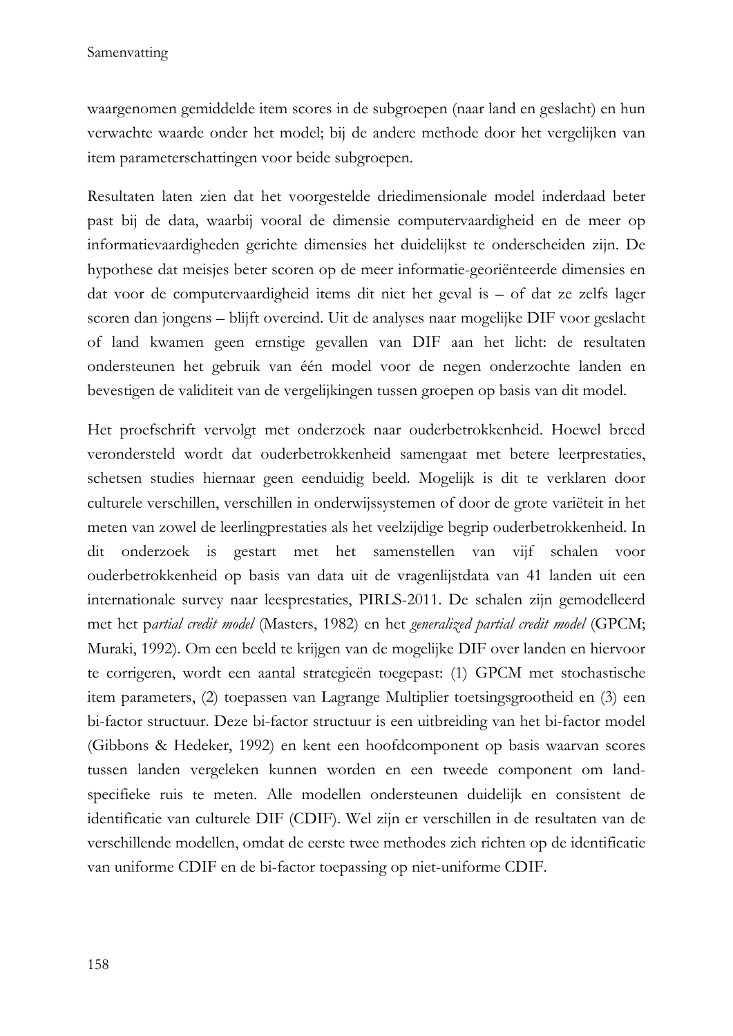waargenomen gemiddelde item scores in de subgroepen (naar land en geslacht) en hun verwachte waarde onder het model; bij de andere methode door het vergelijken van item parameterschattingen voor beide subgroepen.

Resultaten laten zien dat het voorgestelde driedimensionale model inderdaad beter past bij de data, waarbij vooral de dimensie computervaardigheid en de meer op informatievaardigheden gerichte dimensies het duidelijkst te onderscheiden zijn. De hypothese dat meisjes beter scoren op de meer informatie-georiënteerde dimensies en dat voor de computervaardigheid items dit niet het geval is – of dat ze zelfs lager scoren dan jongens – blijft overeind. Uit de analyses naar mogelijke DIF voor geslacht of land kwamen geen ernstige gevallen van DIF aan het licht: de resultaten ondersteunen het gebruik van één model voor de negen onderzochte landen en bevestigen de validiteit van de vergelijkingen tussen groepen op basis van dit model.

Het proefschrift vervolgt met onderzoek naar ouderbetrokkenheid. Hoewel breed verondersteld wordt dat ouderbetrokkenheid samengaat met betere leerprestaties, schetsen studies hiernaar geen eenduidig beeld. Mogelijk is dit te verklaren door culturele verschillen, verschillen in onderwijssystemen of door de grote variëteit in het meten van zowel de leerlingprestaties als het veelzijdige begrip ouderbetrokkenheid. In dit onderzoek is gestart met het samenstellen van vijf schalen voor ouderbetrokkenheid op basis van data uit de vragenlijstdata van 41 landen uit een internationale survey naar leesprestaties, PIRLS-2011. De schalen zijn gemodelleerd met het p*artial credit model* (Masters, 1982) en het *generalized partial credit model* (GPCM; Muraki, 1992). Om een beeld te krijgen van de mogelijke DIF over landen en hiervoor te corrigeren, wordt een aantal strategieën toegepast: (1) GPCM met stochastische item parameters, (2) toepassen van Lagrange Multiplier toetsingsgrootheid en (3) een bi-factor structuur. Deze bi-factor structuur is een uitbreiding van het bi-factor model (Gibbons & Hedeker, 1992) en kent een hoofdcomponent op basis waarvan scores tussen landen vergeleken kunnen worden en een tweede component om land-specifieke ruis te meten. Alle modellen ondersteunen duidelijk en consistent de identificatie van culturele DIF (CDIF). Wel zijn er verschillen in de resultaten van de verschillende modellen, omdat de eerste twee methodes zich richten op de identificatie van uniforme CDIF en de bi-factor toepassing op niet-uniforme CDIF.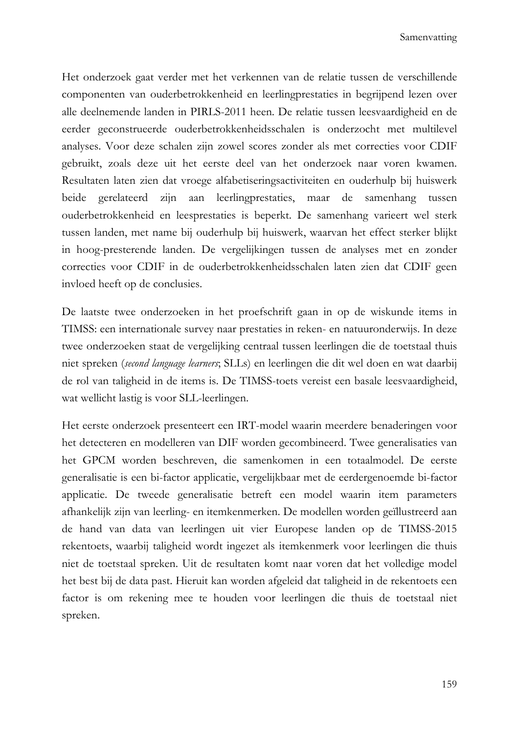Het onderzoek gaat verder met het verkennen van de relatie tussen de verschillende componenten van ouderbetrokkenheid en leerlingprestaties in begrijpend lezen over alle deelnemende landen in PIRLS-2011 heen. De relatie tussen leesvaardigheid en de eerder geconstrueerde ouderbetrokkenheidsschalen is onderzocht met multilevel analyses. Voor deze schalen zijn zowel scores zonder als met correcties voor CDIF gebruikt, zoals deze uit het eerste deel van het onderzoek naar voren kwamen. Resultaten laten zien dat vroege alfabetiseringsactiviteiten en ouderhulp bij huiswerk beide gerelateerd zijn aan leerlingprestaties, maar de samenhang tussen ouderbetrokkenheid en leesprestaties is beperkt. De samenhang varieert wel sterk tussen landen, met name bij ouderhulp bij huiswerk, waarvan het effect sterker blijkt in hoog-presterende landen. De vergelijkingen tussen de analyses met en zonder correcties voor CDIF in de ouderbetrokkenheidsschalen laten zien dat CDIF geen invloed heeft op de conclusies.

De laatste twee onderzoeken in het proefschrift gaan in op de wiskunde items in TIMSS: een internationale survey naar prestaties in reken- en natuuronderwijs. In deze twee onderzoeken staat de vergelijking centraal tussen leerlingen die de toetstaal thuis niet spreken (*second language learners*; SLLs) en leerlingen die dit wel doen en wat daarbij de rol van taligheid in de items is. De TIMSS-toets vereist een basale leesvaardigheid, wat wellicht lastig is voor SLL-leerlingen.

Het eerste onderzoek presenteert een IRT-model waarin meerdere benaderingen voor het detecteren en modelleren van DIF worden gecombineerd. Twee generalisaties van het GPCM worden beschreven, die samenkomen in een totaalmodel. De eerste generalisatie is een bi-factor applicatie, vergelijkbaar met de eerdergenoemde bi-factor applicatie. De tweede generalisatie betreft een model waarin item parameters afhankelijk zijn van leerling- en itemkenmerken. De modellen worden geïllustreerd aan de hand van data van leerlingen uit vier Europese landen op de TIMSS-2015 rekentoets, waarbij taligheid wordt ingezet als itemkenmerk voor leerlingen die thuis niet de toetstaal spreken. Uit de resultaten komt naar voren dat het volledige model het best bij de data past. Hieruit kan worden afgeleid dat taligheid in de rekentoets een factor is om rekening mee te houden voor leerlingen die thuis de toetstaal niet spreken.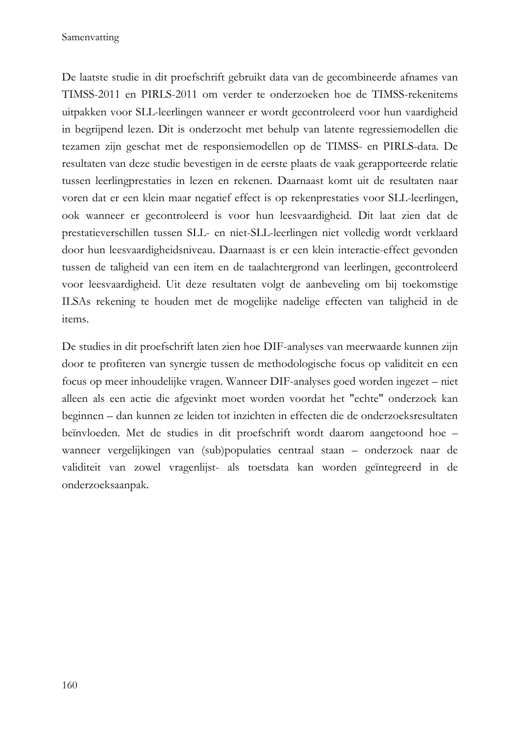De laatste studie in dit proefschrift gebruikt data van de gecombineerde afnames van TIMSS-2011 en PIRLS-2011 om verder te onderzoeken hoe de TIMSS-rekenitems uitpakken voor SLL-leerlingen wanneer er wordt gecontroleerd voor hun vaardigheid in begrijpend lezen. Dit is onderzocht met behulp van latente regressiemodellen die tezamen zijn geschat met de responsiemodellen op de TIMSS- en PIRLS-data. De resultaten van deze studie bevestigen in de eerste plaats de vaak gerapporteerde relatie tussen leerlingprestaties in lezen en rekenen. Daarnaast komt uit de resultaten naar voren dat er een klein maar negatief effect is op rekenprestaties voor SLL-leerlingen, ook wanneer er gecontroleerd is voor hun leesvaardigheid. Dit laat zien dat de prestatieverschillen tussen SLL- en niet-SLL-leerlingen niet volledig wordt verklaard door hun leesvaardigheidsniveau. Daarnaast is er een klein interactie-effect gevonden tussen de taligheid van een item en de taalachtergrond van leerlingen, gecontroleerd voor leesvaardigheid. Uit deze resultaten volgt de aanbeveling om bij toekomstige ILSAs rekening te houden met de mogelijke nadelige effecten van taligheid in de items.

De studies in dit proefschrift laten zien hoe DIF-analyses van meerwaarde kunnen zijn door te profiteren van synergie tussen de methodologische focus op validiteit en een focus op meer inhoudelijke vragen. Wanneer DIF-analyses goed worden ingezet – niet alleen als een actie die afgevinkt moet worden voordat het "echte" onderzoek kan beginnen – dan kunnen ze leiden tot inzichten in effecten die de onderzoeksresultaten beïnvloeden. Met de studies in dit proefschrift wordt daarom aangetoond hoe – wanneer vergelijkingen van (sub)populaties centraal staan – onderzoek naar de validiteit van zowel vragenlijst- als toetsdata kan worden geïntegreerd in de onderzoeksaanpak.